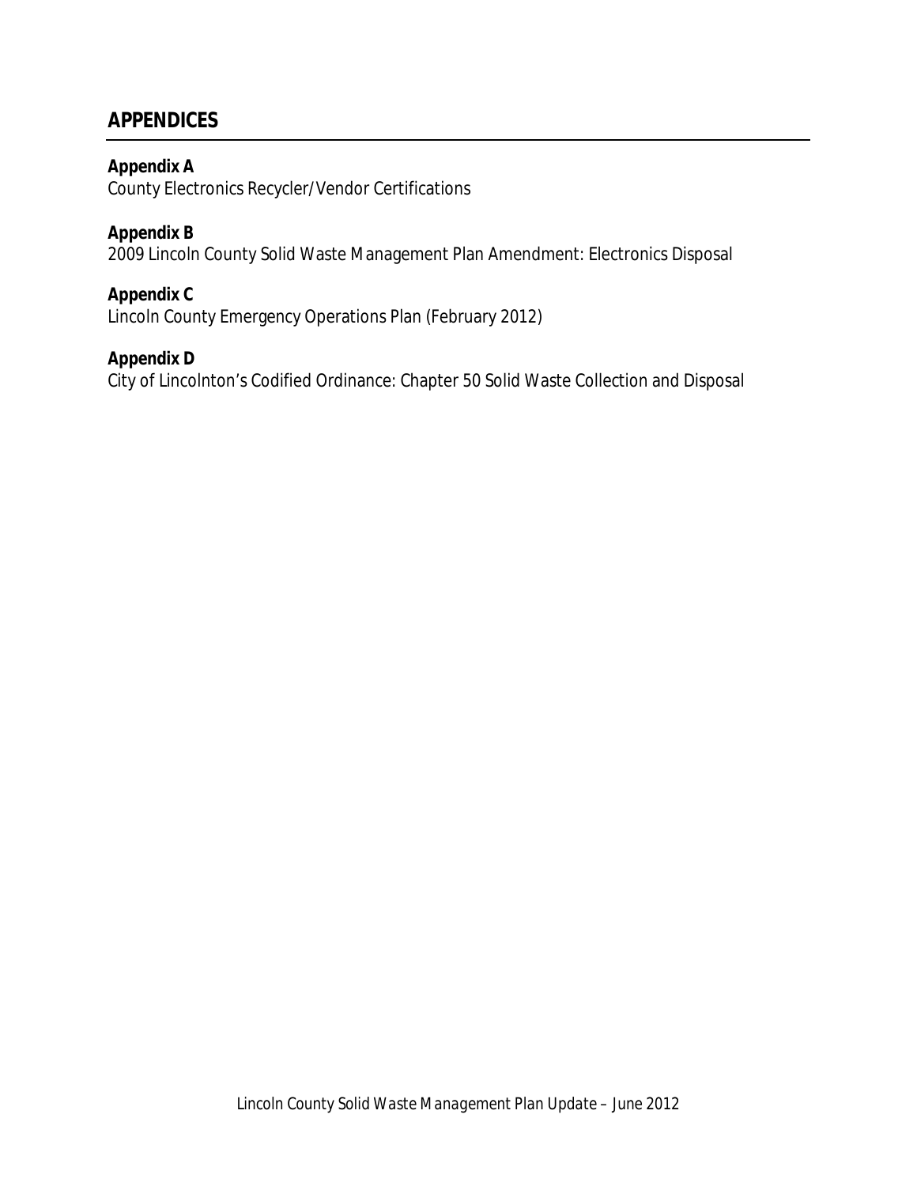## APPENDICES

**Appendix A**
County Electronics Recycler/Vendor Certifications

**Appendix B**
2009 Lincoln County Solid Waste Management Plan Amendment: Electronics Disposal

**Appendix C**
Lincoln County Emergency Operations Plan (February 2012)

**Appendix D**
City of Lincolnton's Codified Ordinance: Chapter 50 Solid Waste Collection and Disposal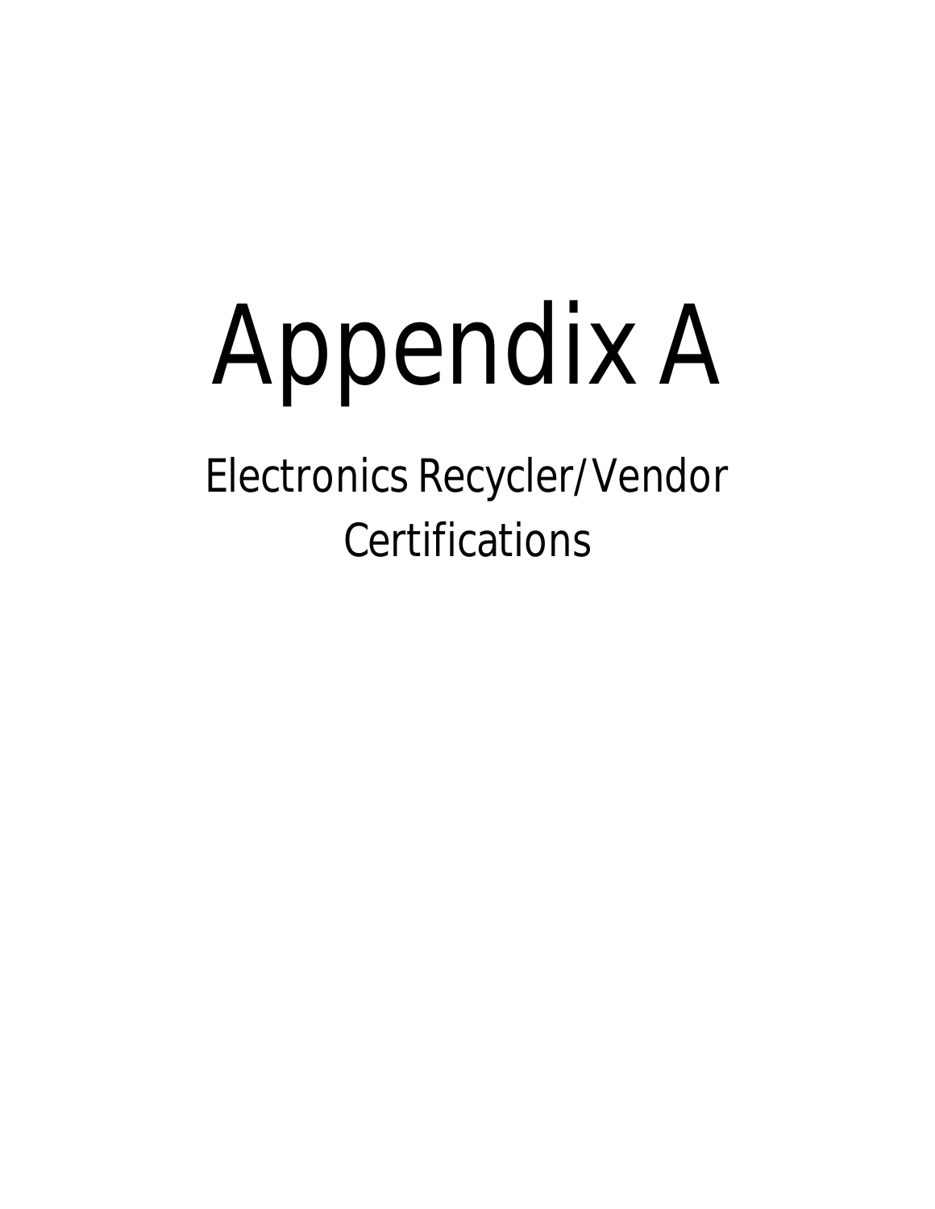# Appendix A

## Electronics Recycler/Vendor Certifications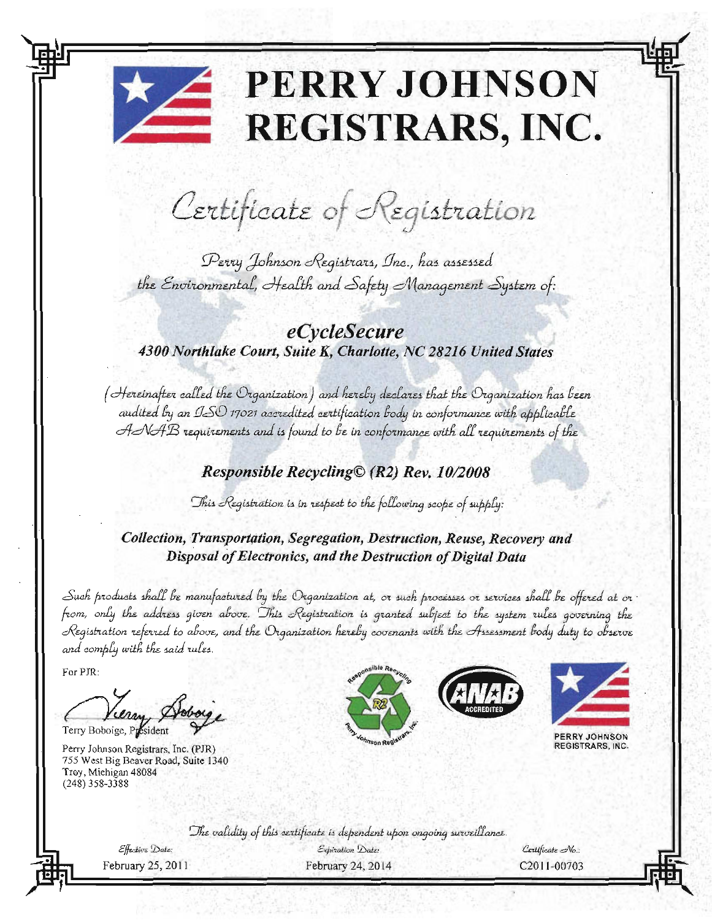# PERRY JOHNSON REGISTRARS, INC.

## Certificate of Registration

Perry Johnson Registrars, Inc., has assessed the Environmental, Health and Safety Management System of:

**eCycleSecure**
***4300 Northlake Court, Suite K, Charlotte, NC 28216 United States***

(Hereinafter called the Organization) and hereby declares that the Organization has been audited by an ISO 17021 accredited certification body in conformance with applicable ANAB requirements and is found to be in conformance with all requirements of the

***Responsible Recycling© (R2) Rev. 10/2008***

This Registration is in respect to the following scope of supply:

***Collection, Transportation, Segregation, Destruction, Reuse, Recovery and Disposal of Electronics, and the Destruction of Digital Data***

Such products shall be manufactured by the Organization at, or such processes or services shall be offered at or from, only the address given above. This Registration is granted subject to the system rules governing the Registration referred to above, and the Organization hereby covenants with the Assessment body duty to observe and comply with the said rules.

For PJR:

Terry Boboige, President

Perry Johnson Registrars, Inc. (PJR)
755 West Big Beaver Road, Suite 1340
Troy, Michigan 48084
(248) 358-3388

Responsible Recycling R2 Perry Johnson Registrars, Inc.

ANAB ACCREDITED

PERRY JOHNSON REGISTRARS, INC.

The validity of this certificate is dependent upon ongoing surveillance.

| Effective Date: | Expiration Date: | Certificate No.: |
| --- | --- | --- |
| February 25, 2011 | February 24, 2014 | C2011-00703 |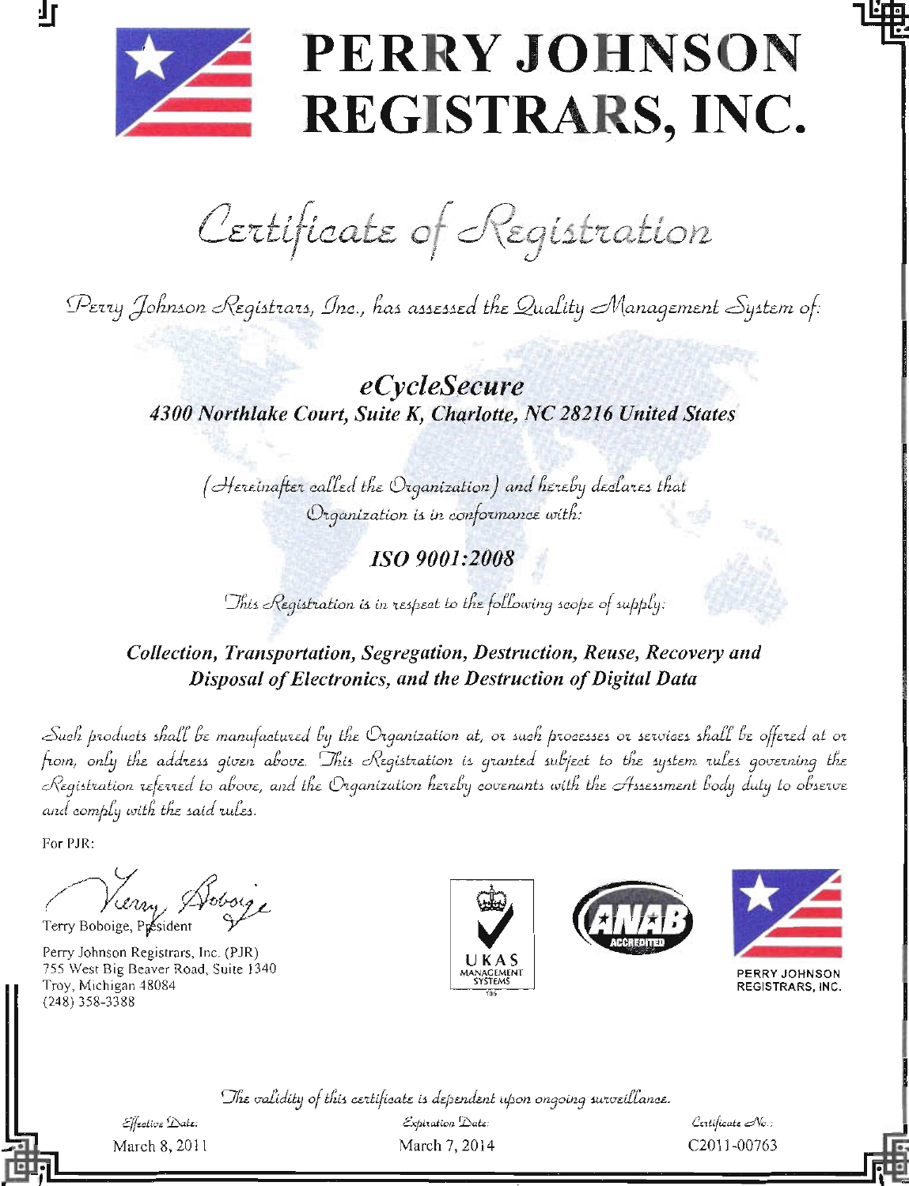# PERRY JOHNSON REGISTRARS, INC.

## Certificate of Registration

Perry Johnson Registrars, Inc., has assessed the Quality Management System of:

***eCycleSecure***
***4300 Northlake Court, Suite K, Charlotte, NC 28216 United States***

(Hereinafter called the Organization) and hereby declares that Organization is in conformance with:

***ISO 9001:2008***

This Registration is in respect to the following scope of supply:

***Collection, Transportation, Segregation, Destruction, Reuse, Recovery and Disposal of Electronics, and the Destruction of Digital Data***

Such products shall be manufactured by the Organization at, or such processes or services shall be offered at or from, only the address given above. This Registration is granted subject to the system rules governing the Registration referred to above, and the Organization hereby covenants with the Assessment body duty to observe and comply with the said rules.

For PJR:

Terry Boboige, President

Perry Johnson Registrars, Inc. (PJR)
755 West Big Beaver Road, Suite 1340
Troy, Michigan 48084
(248) 358-3388

UKAS MANAGEMENT SYSTEMS

ANAB ACCREDITED

PERRY JOHNSON REGISTRARS, INC.

The validity of this certificate is dependent upon ongoing surveillance.

| Effective Date: | Expiration Date: | Certificate No.: |
|---|---|---|
| March 8, 2011 | March 7, 2014 | C2011-00763 |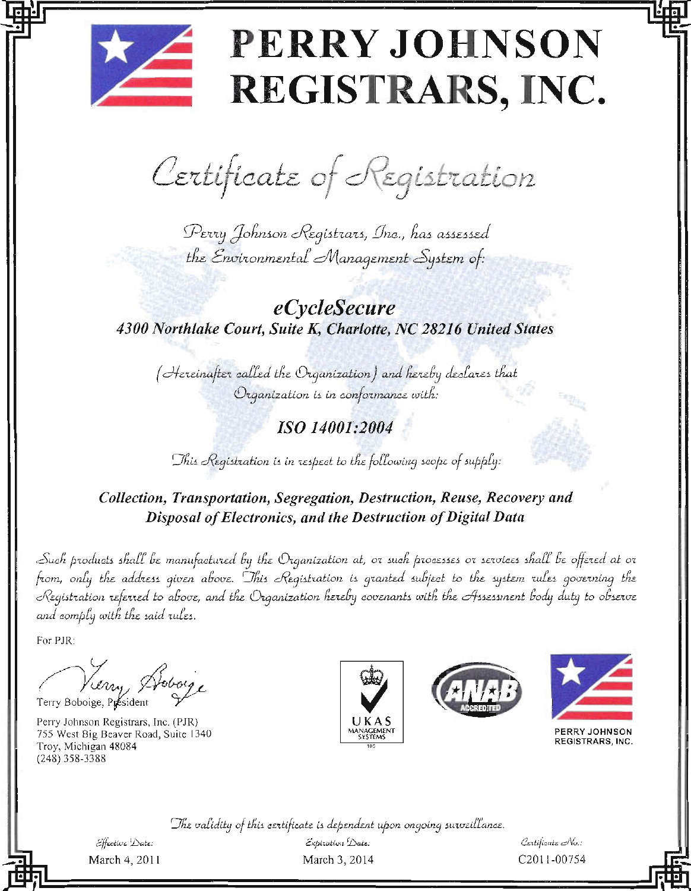# PERRY JOHNSON REGISTRARS, INC.

## Certificate of Registration

*Perry Johnson Registrars, Inc., has assessed the Environmental Management System of:*

***eCycleSecure***
***4300 Northlake Court, Suite K, Charlotte, NC 28216 United States***

*(Hereinafter called the Organization) and hereby declares that Organization is in conformance with:*

***ISO 14001:2004***

*This Registration is in respect to the following scope of supply:*

***Collection, Transportation, Segregation, Destruction, Reuse, Recovery and Disposal of Electronics, and the Destruction of Digital Data***

*Such products shall be manufactured by the Organization at, or such processes or services shall be offered at or from, only the address given above. This Registration is granted subject to the system rules governing the Registration referred to above, and the Organization hereby covenants with the Assessment body duty to observe and comply with the said rules.*

For PJR:

Terry Boboige, President

Perry Johnson Registrars, Inc. (PJR)
755 West Big Beaver Road, Suite 1340
Troy, Michigan 48084
(248) 358-3388

UKAS MANAGEMENT SYSTEMS 105

ANAB ACCREDITED

PERRY JOHNSON REGISTRARS, INC.

*The validity of this certificate is dependent upon ongoing surveillance.*

| Effective Date: | Expiration Date: | Certificate No.: |
|---|---|---|
| March 4, 2011 | March 3, 2014 | C2011-00754 |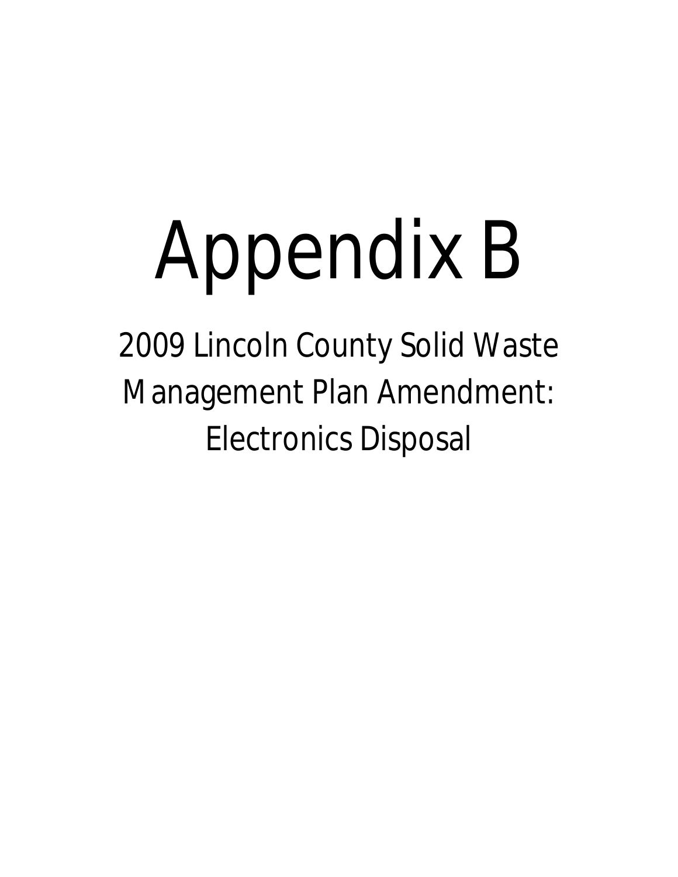# Appendix B

## 2009 Lincoln County Solid Waste Management Plan Amendment: Electronics Disposal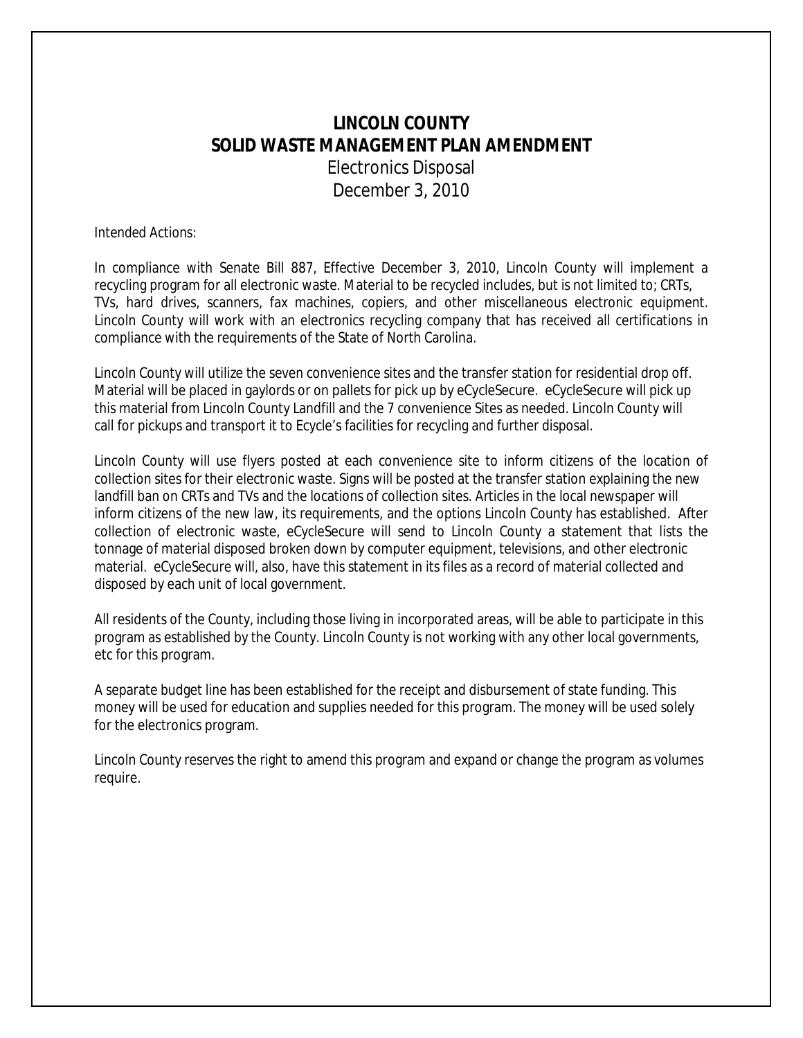# LINCOLN COUNTY
# SOLID WASTE MANAGEMENT PLAN AMENDMENT

Electronics Disposal

December 3, 2010

Intended Actions:

In compliance with Senate Bill 887, Effective December 3, 2010, Lincoln County will implement a recycling program for all electronic waste. Material to be recycled includes, but is not limited to; CRTs, TVs, hard drives, scanners, fax machines, copiers, and other miscellaneous electronic equipment. Lincoln County will work with an electronics recycling company that has received all certifications in compliance with the requirements of the State of North Carolina.

Lincoln County will utilize the seven convenience sites and the transfer station for residential drop off. Material will be placed in gaylords or on pallets for pick up by eCycleSecure. eCycleSecure will pick up this material from Lincoln County Landfill and the 7 convenience Sites as needed. Lincoln County will call for pickups and transport it to Ecycle's facilities for recycling and further disposal.

Lincoln County will use flyers posted at each convenience site to inform citizens of the location of collection sites for their electronic waste. Signs will be posted at the transfer station explaining the new landfill ban on CRTs and TVs and the locations of collection sites. Articles in the local newspaper will inform citizens of the new law, its requirements, and the options Lincoln County has established. After collection of electronic waste, eCycleSecure will send to Lincoln County a statement that lists the tonnage of material disposed broken down by computer equipment, televisions, and other electronic material. eCycleSecure will, also, have this statement in its files as a record of material collected and disposed by each unit of local government.

All residents of the County, including those living in incorporated areas, will be able to participate in this program as established by the County. Lincoln County is not working with any other local governments, etc for this program.

A separate budget line has been established for the receipt and disbursement of state funding. This money will be used for education and supplies needed for this program. The money will be used solely for the electronics program.

Lincoln County reserves the right to amend this program and expand or change the program as volumes require.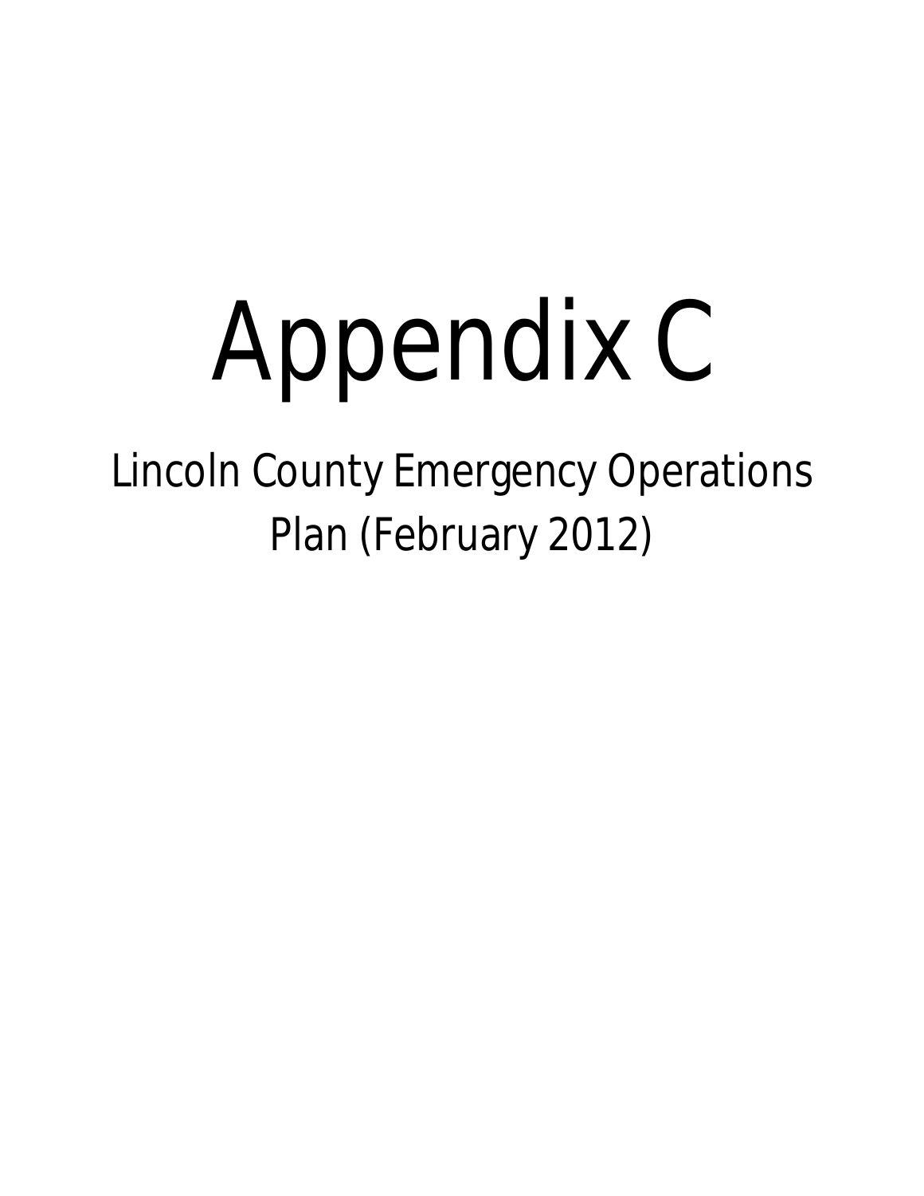# Appendix C

## Lincoln County Emergency Operations Plan (February 2012)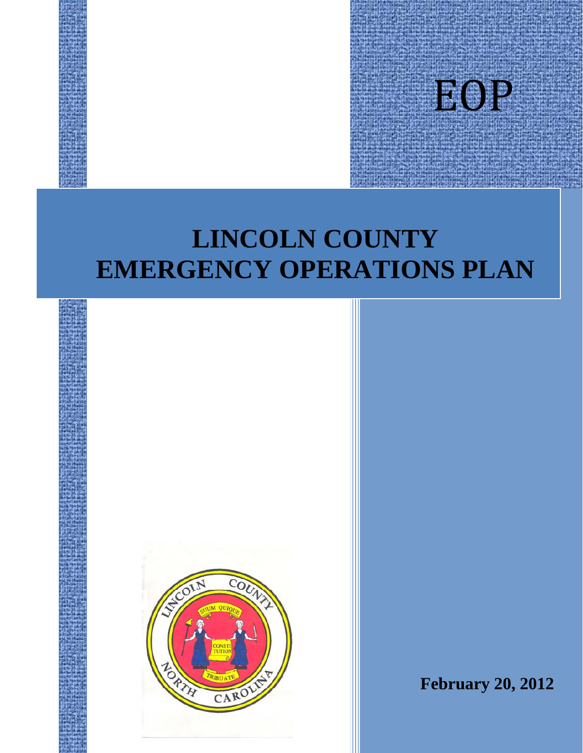# EOP

# LINCOLN COUNTY EMERGENCY OPERATIONS PLAN

**February 20, 2012**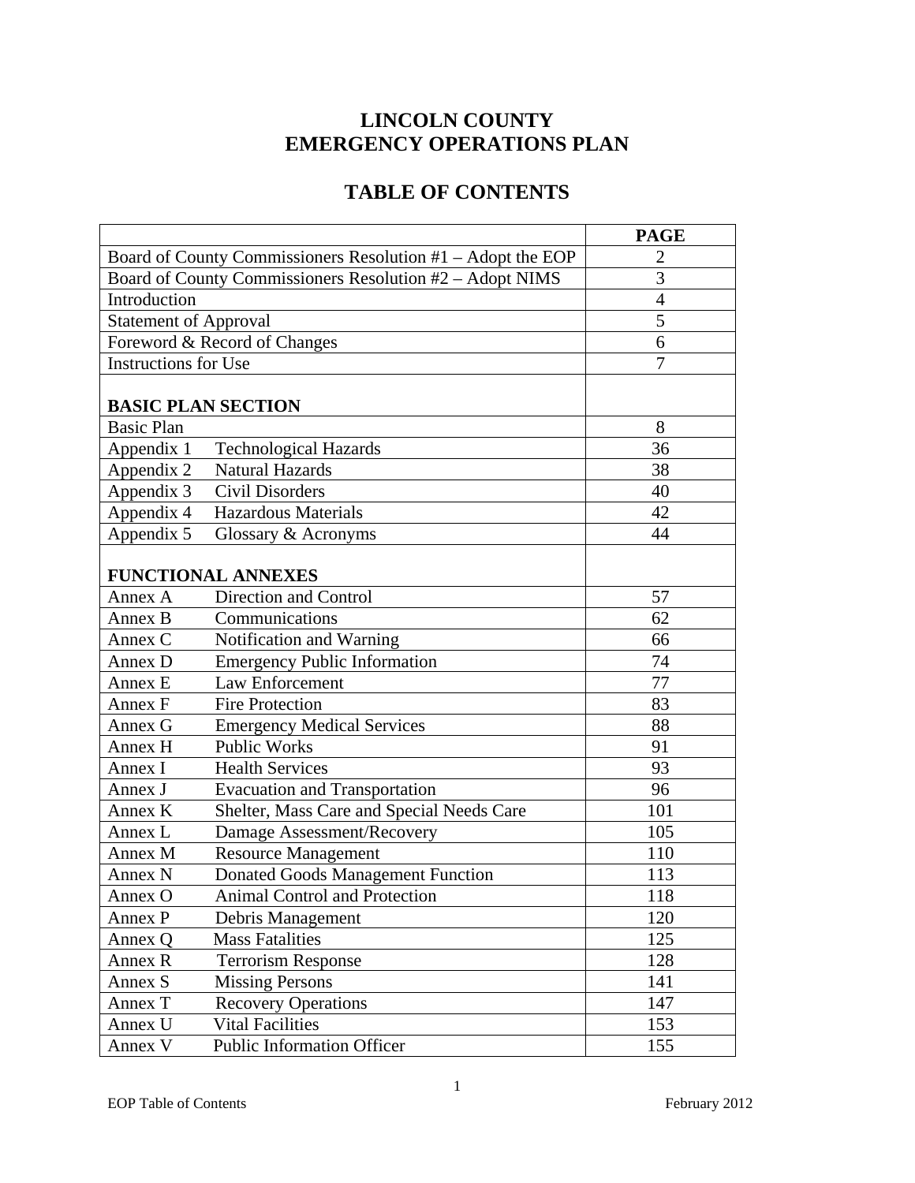# LINCOLN COUNTY
# EMERGENCY OPERATIONS PLAN

## TABLE OF CONTENTS

| | PAGE |
|---|---|
| Board of County Commissioners Resolution #1 – Adopt the EOP | 2 |
| Board of County Commissioners Resolution #2 – Adopt NIMS | 3 |
| Introduction | 4 |
| Statement of Approval | 5 |
| Foreword & Record of Changes | 6 |
| Instructions for Use | 7 |
| **BASIC PLAN SECTION** | |
| Basic Plan | 8 |
| Appendix 1 Technological Hazards | 36 |
| Appendix 2 Natural Hazards | 38 |
| Appendix 3 Civil Disorders | 40 |
| Appendix 4 Hazardous Materials | 42 |
| Appendix 5 Glossary & Acronyms | 44 |
| **FUNCTIONAL ANNEXES** | |
| Annex A Direction and Control | 57 |
| Annex B Communications | 62 |
| Annex C Notification and Warning | 66 |
| Annex D Emergency Public Information | 74 |
| Annex E Law Enforcement | 77 |
| Annex F Fire Protection | 83 |
| Annex G Emergency Medical Services | 88 |
| Annex H Public Works | 91 |
| Annex I Health Services | 93 |
| Annex J Evacuation and Transportation | 96 |
| Annex K Shelter, Mass Care and Special Needs Care | 101 |
| Annex L Damage Assessment/Recovery | 105 |
| Annex M Resource Management | 110 |
| Annex N Donated Goods Management Function | 113 |
| Annex O Animal Control and Protection | 118 |
| Annex P Debris Management | 120 |
| Annex Q Mass Fatalities | 125 |
| Annex R Terrorism Response | 128 |
| Annex S Missing Persons | 141 |
| Annex T Recovery Operations | 147 |
| Annex U Vital Facilities | 153 |
| Annex V Public Information Officer | 155 |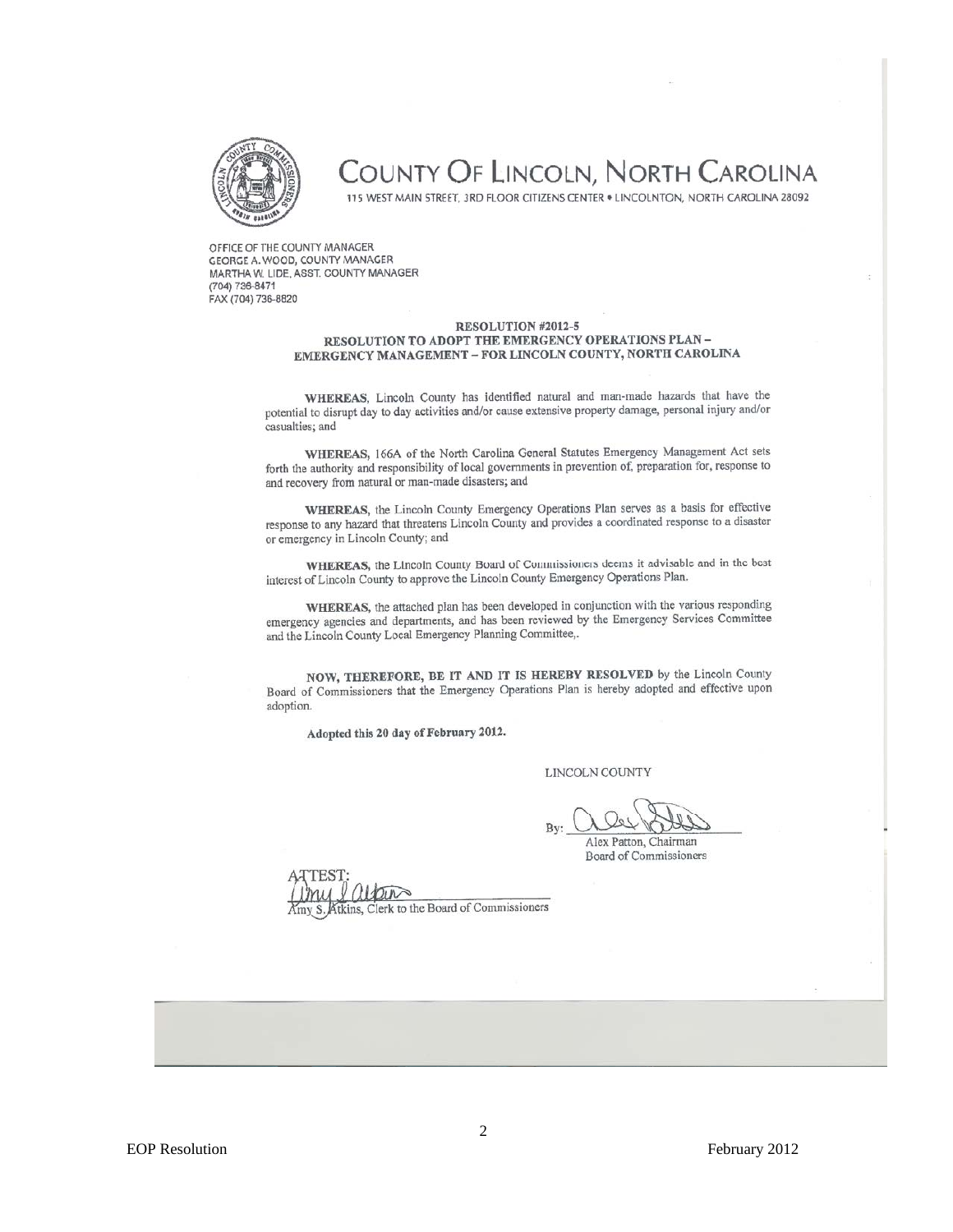# COUNTY OF LINCOLN, NORTH CAROLINA

115 WEST MAIN STREET, 3RD FLOOR CITIZENS CENTER • LINCOLNTON, NORTH CAROLINA 28092

OFFICE OF THE COUNTY MANAGER
GEORGE A. WOOD, COUNTY MANAGER
MARTHA W. LIDE, ASST. COUNTY MANAGER
(704) 736-8471
FAX (704) 736-8820

**RESOLUTION #2012-5**
**RESOLUTION TO ADOPT THE EMERGENCY OPERATIONS PLAN – EMERGENCY MANAGEMENT – FOR LINCOLN COUNTY, NORTH CAROLINA**

**WHEREAS**, Lincoln County has identified natural and man-made hazards that have the potential to disrupt day to day activities and/or cause extensive property damage, personal injury and/or casualties; and

**WHEREAS**, 166A of the North Carolina General Statutes Emergency Management Act sets forth the authority and responsibility of local governments in prevention of, preparation for, response to and recovery from natural or man-made disasters; and

**WHEREAS**, the Lincoln County Emergency Operations Plan serves as a basis for effective response to any hazard that threatens Lincoln County and provides a coordinated response to a disaster or emergency in Lincoln County; and

**WHEREAS**, the Lincoln County Board of Commissioners deems it advisable and in the best interest of Lincoln County to approve the Lincoln County Emergency Operations Plan.

**WHEREAS**, the attached plan has been developed in conjunction with the various responding emergency agencies and departments, and has been reviewed by the Emergency Services Committee and the Lincoln County Local Emergency Planning Committee,.

**NOW, THEREFORE, BE IT AND IT IS HEREBY RESOLVED** by the Lincoln County Board of Commissioners that the Emergency Operations Plan is hereby adopted and effective upon adoption.

**Adopted this 20 day of February 2012.**

LINCOLN COUNTY

By: ______________________
Alex Patton, Chairman
Board of Commissioners

ATTEST:
______________________
Amy S. Atkins, Clerk to the Board of Commissioners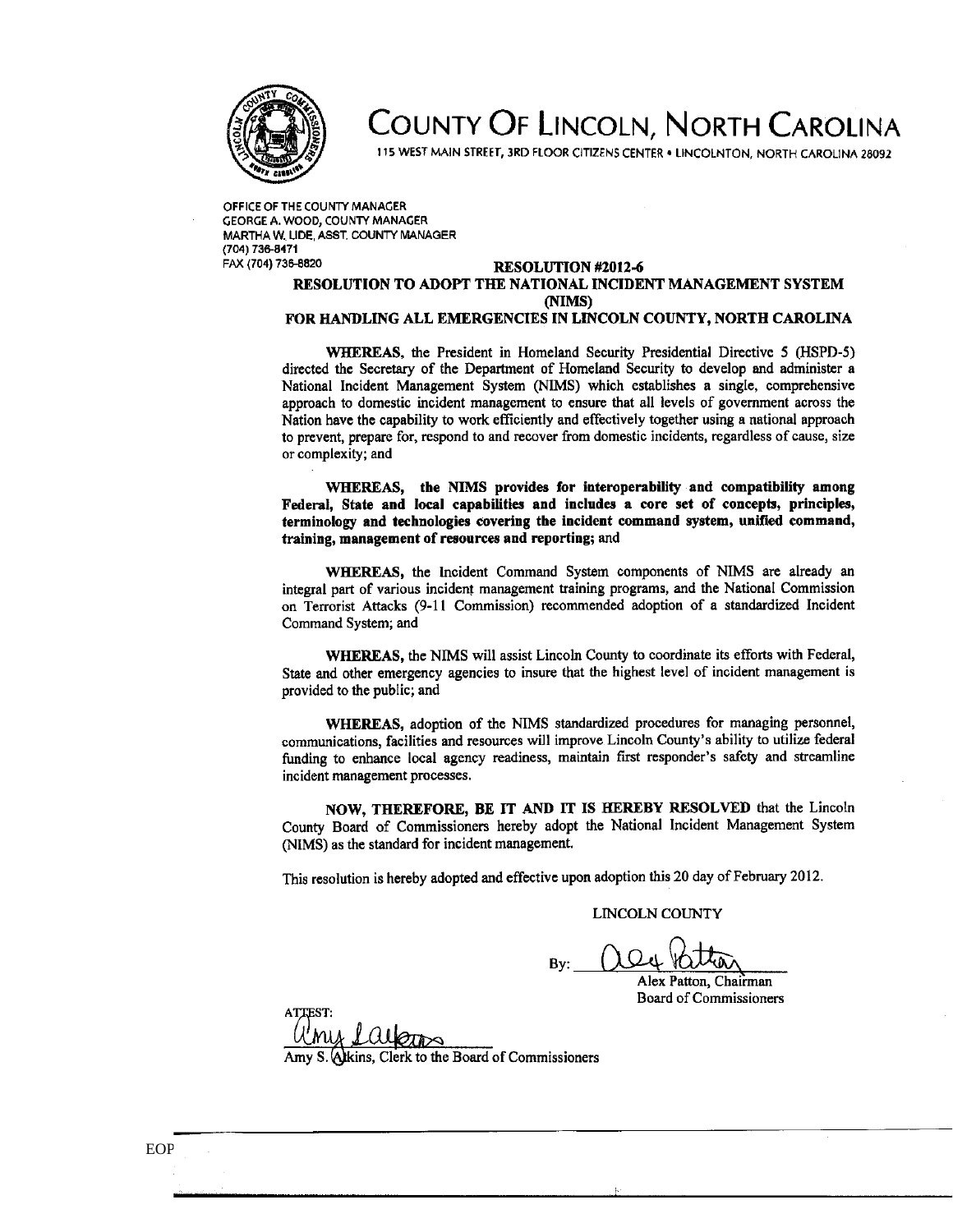# County Of Lincoln, North Carolina

115 WEST MAIN STREET, 3RD FLOOR CITIZENS CENTER • LINCOLNTON, NORTH CAROLINA 28092

OFFICE OF THE COUNTY MANAGER
GEORGE A. WOOD, COUNTY MANAGER
MARTHA W. LIDE, ASST. COUNTY MANAGER
(704) 736-8471
FAX (704) 736-8820

**RESOLUTION #2012-6**

**RESOLUTION TO ADOPT THE NATIONAL INCIDENT MANAGEMENT SYSTEM (NIMS)**

**FOR HANDLING ALL EMERGENCIES IN LINCOLN COUNTY, NORTH CAROLINA**

**WHEREAS**, the President in Homeland Security Presidential Directive 5 (HSPD-5) directed the Secretary of the Department of Homeland Security to develop and administer a National Incident Management System (NIMS) which establishes a single, comprehensive approach to domestic incident management to ensure that all levels of government across the Nation have the capability to work efficiently and effectively together using a national approach to prevent, prepare for, respond to and recover from domestic incidents, regardless of cause, size or complexity; and

**WHEREAS, the NIMS provides for interoperability and compatibility among Federal, State and local capabilities and includes a core set of concepts, principles, terminology and technologies covering the incident command system, unified command, training, management of resources and reporting;** and

**WHEREAS**, the Incident Command System components of NIMS are already an integral part of various incident management training programs, and the National Commission on Terrorist Attacks (9-11 Commission) recommended adoption of a standardized Incident Command System; and

**WHEREAS**, the NIMS will assist Lincoln County to coordinate its efforts with Federal, State and other emergency agencies to insure that the highest level of incident management is provided to the public; and

**WHEREAS**, adoption of the NIMS standardized procedures for managing personnel, communications, facilities and resources will improve Lincoln County's ability to utilize federal funding to enhance local agency readiness, maintain first responder's safety and streamline incident management processes.

**NOW, THEREFORE, BE IT AND IT IS HEREBY RESOLVED** that the Lincoln County Board of Commissioners hereby adopt the National Incident Management System (NIMS) as the standard for incident management.

This resolution is hereby adopted and effective upon adoption this 20 day of February 2012.

LINCOLN COUNTY

By: _______________________
Alex Patton, Chairman
Board of Commissioners

ATTEST:

_______________________
Amy S. Atkins, Clerk to the Board of Commissioners

EOP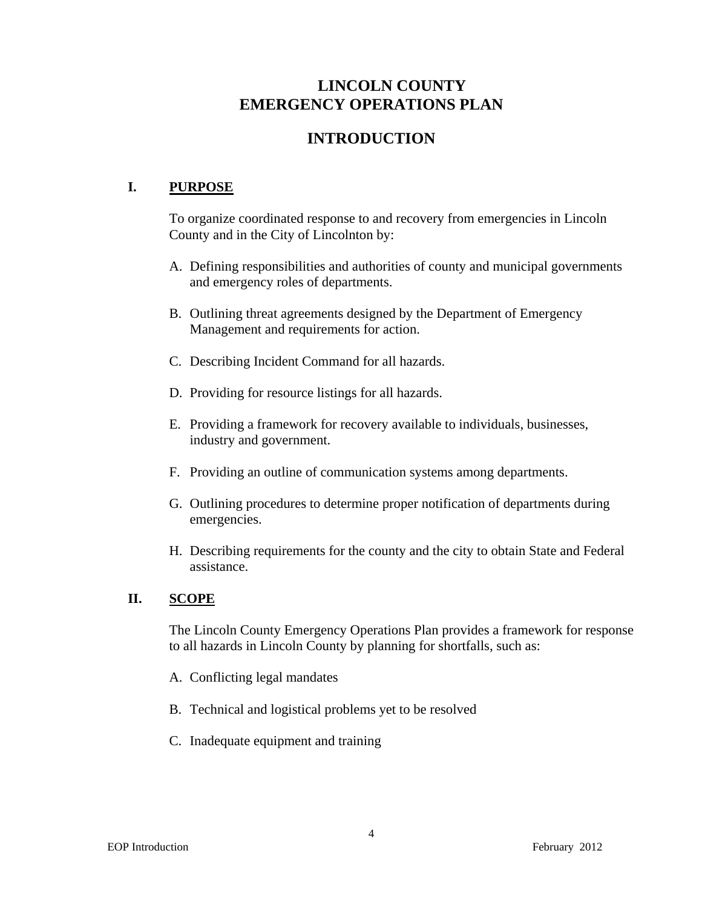# LINCOLN COUNTY
# EMERGENCY OPERATIONS PLAN

## INTRODUCTION

### I. PURPOSE

To organize coordinated response to and recovery from emergencies in Lincoln County and in the City of Lincolnton by:

A. Defining responsibilities and authorities of county and municipal governments and emergency roles of departments.

B. Outlining threat agreements designed by the Department of Emergency Management and requirements for action.

C. Describing Incident Command for all hazards.

D. Providing for resource listings for all hazards.

E. Providing a framework for recovery available to individuals, businesses, industry and government.

F. Providing an outline of communication systems among departments.

G. Outlining procedures to determine proper notification of departments during emergencies.

H. Describing requirements for the county and the city to obtain State and Federal assistance.

### II. SCOPE

The Lincoln County Emergency Operations Plan provides a framework for response to all hazards in Lincoln County by planning for shortfalls, such as:

A. Conflicting legal mandates

B. Technical and logistical problems yet to be resolved

C. Inadequate equipment and training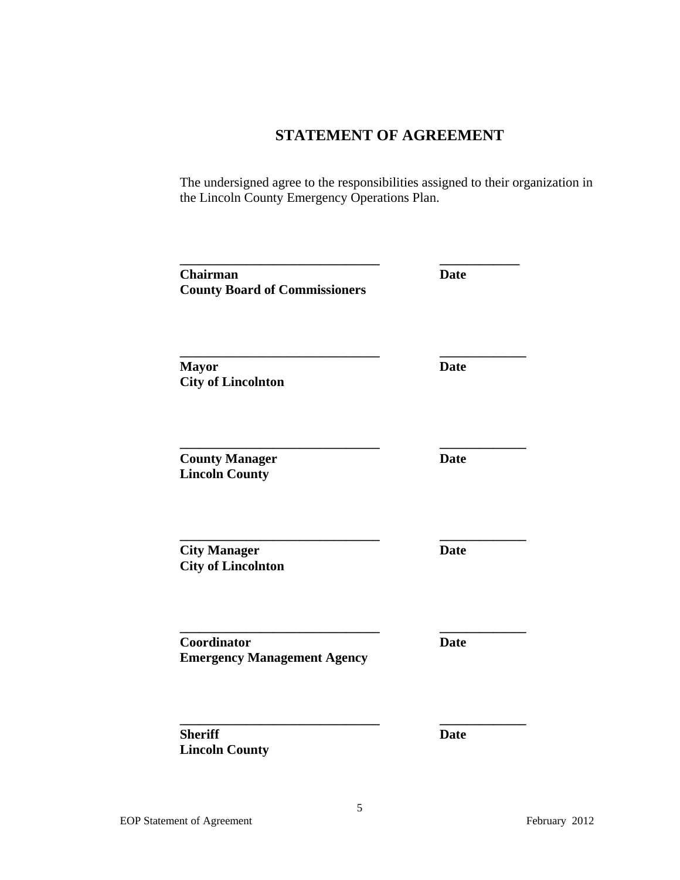# STATEMENT OF AGREEMENT

The undersigned agree to the responsibilities assigned to their organization in the Lincoln County Emergency Operations Plan.

______________________________ ____________

**Chairman** **Date**
**County Board of Commissioners**

______________________________ _____________

**Mayor** **Date**
**City of Lincolnton**

______________________________ _____________

**County Manager** **Date**
**Lincoln County**

______________________________ _____________

**City Manager** **Date**
**City of Lincolnton**

______________________________ _____________

**Coordinator** **Date**
**Emergency Management Agency**

______________________________ _____________

**Sheriff** **Date**
**Lincoln County**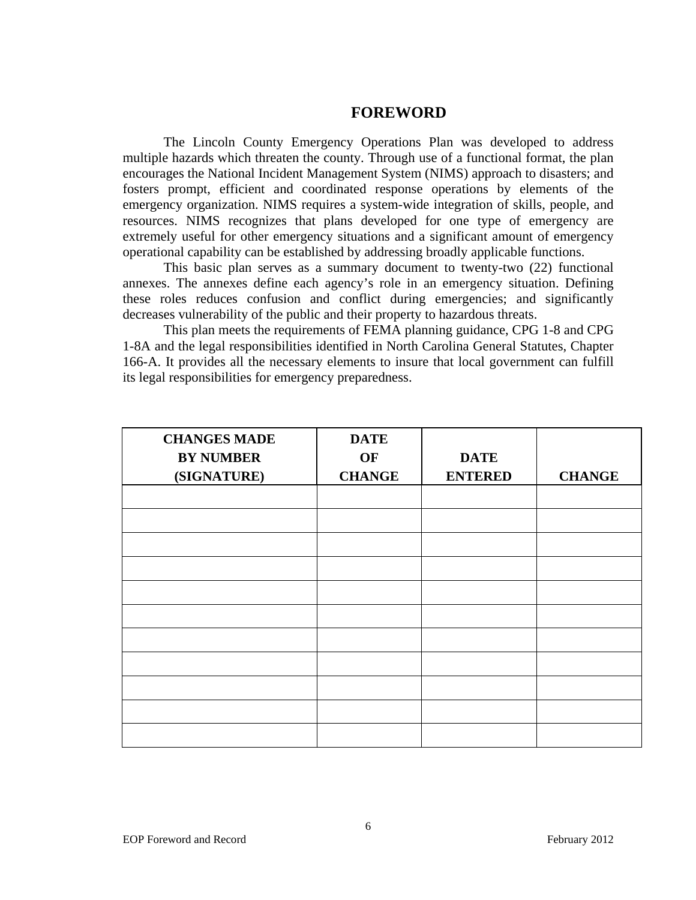# FOREWORD

The Lincoln County Emergency Operations Plan was developed to address multiple hazards which threaten the county. Through use of a functional format, the plan encourages the National Incident Management System (NIMS) approach to disasters; and fosters prompt, efficient and coordinated response operations by elements of the emergency organization. NIMS requires a system-wide integration of skills, people, and resources. NIMS recognizes that plans developed for one type of emergency are extremely useful for other emergency situations and a significant amount of emergency operational capability can be established by addressing broadly applicable functions.

This basic plan serves as a summary document to twenty-two (22) functional annexes. The annexes define each agency's role in an emergency situation. Defining these roles reduces confusion and conflict during emergencies; and significantly decreases vulnerability of the public and their property to hazardous threats.

This plan meets the requirements of FEMA planning guidance, CPG 1-8 and CPG 1-8A and the legal responsibilities identified in North Carolina General Statutes, Chapter 166-A. It provides all the necessary elements to insure that local government can fulfill its legal responsibilities for emergency preparedness.

| CHANGES MADE BY NUMBER (SIGNATURE) | DATE OF CHANGE | DATE ENTERED | CHANGE |
|---|---|---|---|
| | | | |
| | | | |
| | | | |
| | | | |
| | | | |
| | | | |
| | | | |
| | | | |
| | | | |
| | | | |
| | | | |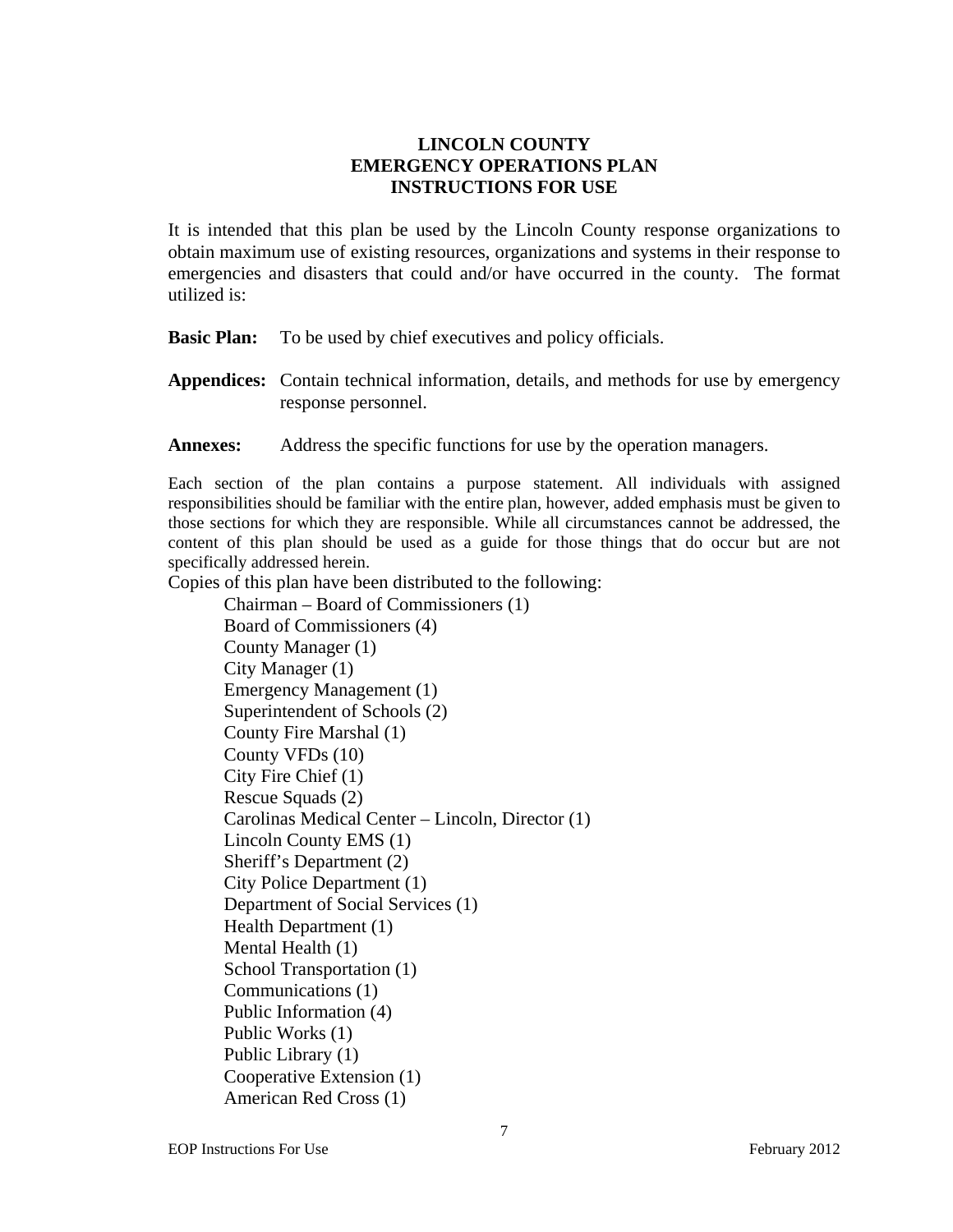# LINCOLN COUNTY
# EMERGENCY OPERATIONS PLAN
# INSTRUCTIONS FOR USE

It is intended that this plan be used by the Lincoln County response organizations to obtain maximum use of existing resources, organizations and systems in their response to emergencies and disasters that could and/or have occurred in the county. The format utilized is:

**Basic Plan:** To be used by chief executives and policy officials.

**Appendices:** Contain technical information, details, and methods for use by emergency response personnel.

**Annexes:** Address the specific functions for use by the operation managers.

Each section of the plan contains a purpose statement. All individuals with assigned responsibilities should be familiar with the entire plan, however, added emphasis must be given to those sections for which they are responsible. While all circumstances cannot be addressed, the content of this plan should be used as a guide for those things that do occur but are not specifically addressed herein.

Copies of this plan have been distributed to the following:

- Chairman – Board of Commissioners (1)
- Board of Commissioners (4)
- County Manager (1)
- City Manager (1)
- Emergency Management (1)
- Superintendent of Schools (2)
- County Fire Marshal (1)
- County VFDs (10)
- City Fire Chief (1)
- Rescue Squads (2)
- Carolinas Medical Center – Lincoln, Director (1)
- Lincoln County EMS (1)
- Sheriff's Department (2)
- City Police Department (1)
- Department of Social Services (1)
- Health Department (1)
- Mental Health (1)
- School Transportation (1)
- Communications (1)
- Public Information (4)
- Public Works (1)
- Public Library (1)
- Cooperative Extension (1)
- American Red Cross (1)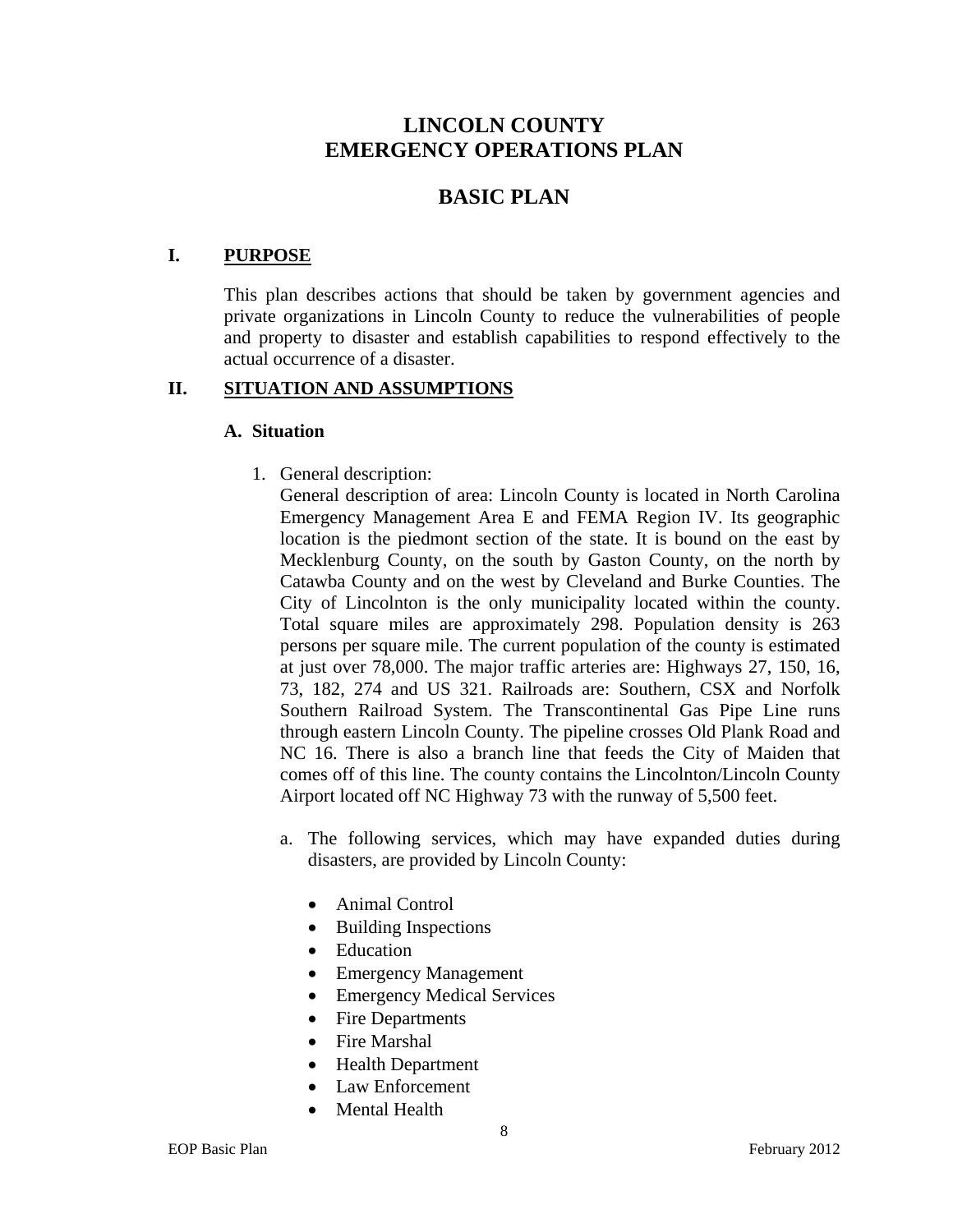# LINCOLN COUNTY EMERGENCY OPERATIONS PLAN

## BASIC PLAN

### I. PURPOSE

This plan describes actions that should be taken by government agencies and private organizations in Lincoln County to reduce the vulnerabilities of people and property to disaster and establish capabilities to respond effectively to the actual occurrence of a disaster.

### II. SITUATION AND ASSUMPTIONS

#### A. Situation

1. General description:
   General description of area: Lincoln County is located in North Carolina Emergency Management Area E and FEMA Region IV. Its geographic location is the piedmont section of the state. It is bound on the east by Mecklenburg County, on the south by Gaston County, on the north by Catawba County and on the west by Cleveland and Burke Counties. The City of Lincolnton is the only municipality located within the county. Total square miles are approximately 298. Population density is 263 persons per square mile. The current population of the county is estimated at just over 78,000. The major traffic arteries are: Highways 27, 150, 16, 73, 182, 274 and US 321. Railroads are: Southern, CSX and Norfolk Southern Railroad System. The Transcontinental Gas Pipe Line runs through eastern Lincoln County. The pipeline crosses Old Plank Road and NC 16. There is also a branch line that feeds the City of Maiden that comes off of this line. The county contains the Lincolnton/Lincoln County Airport located off NC Highway 73 with the runway of 5,500 feet.

   a. The following services, which may have expanded duties during disasters, are provided by Lincoln County:

      - Animal Control
      - Building Inspections
      - Education
      - Emergency Management
      - Emergency Medical Services
      - Fire Departments
      - Fire Marshal
      - Health Department
      - Law Enforcement
      - Mental Health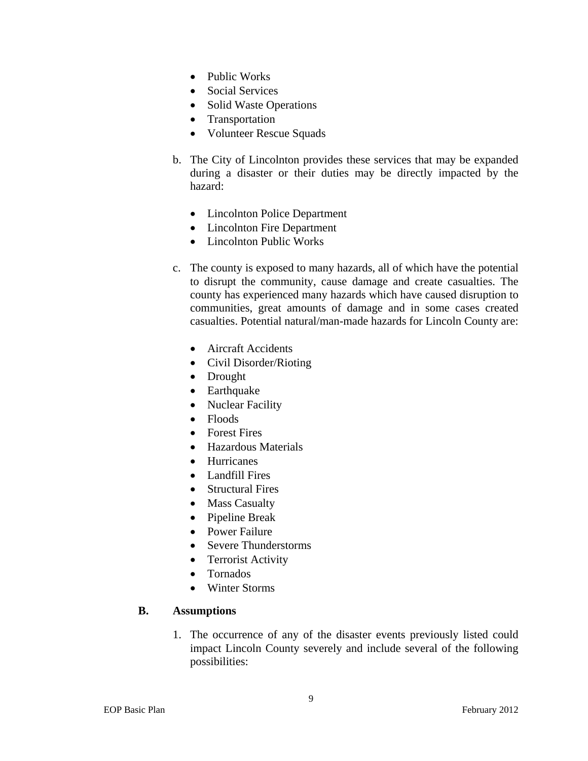- Public Works
- Social Services
- Solid Waste Operations
- Transportation
- Volunteer Rescue Squads

b. The City of Lincolnton provides these services that may be expanded during a disaster or their duties may be directly impacted by the hazard:

- Lincolnton Police Department
- Lincolnton Fire Department
- Lincolnton Public Works

c. The county is exposed to many hazards, all of which have the potential to disrupt the community, cause damage and create casualties. The county has experienced many hazards which have caused disruption to communities, great amounts of damage and in some cases created casualties. Potential natural/man-made hazards for Lincoln County are:

- Aircraft Accidents
- Civil Disorder/Rioting
- Drought
- Earthquake
- Nuclear Facility
- Floods
- Forest Fires
- Hazardous Materials
- Hurricanes
- Landfill Fires
- Structural Fires
- Mass Casualty
- Pipeline Break
- Power Failure
- Severe Thunderstorms
- Terrorist Activity
- Tornados
- Winter Storms

**B. Assumptions**

1. The occurrence of any of the disaster events previously listed could impact Lincoln County severely and include several of the following possibilities: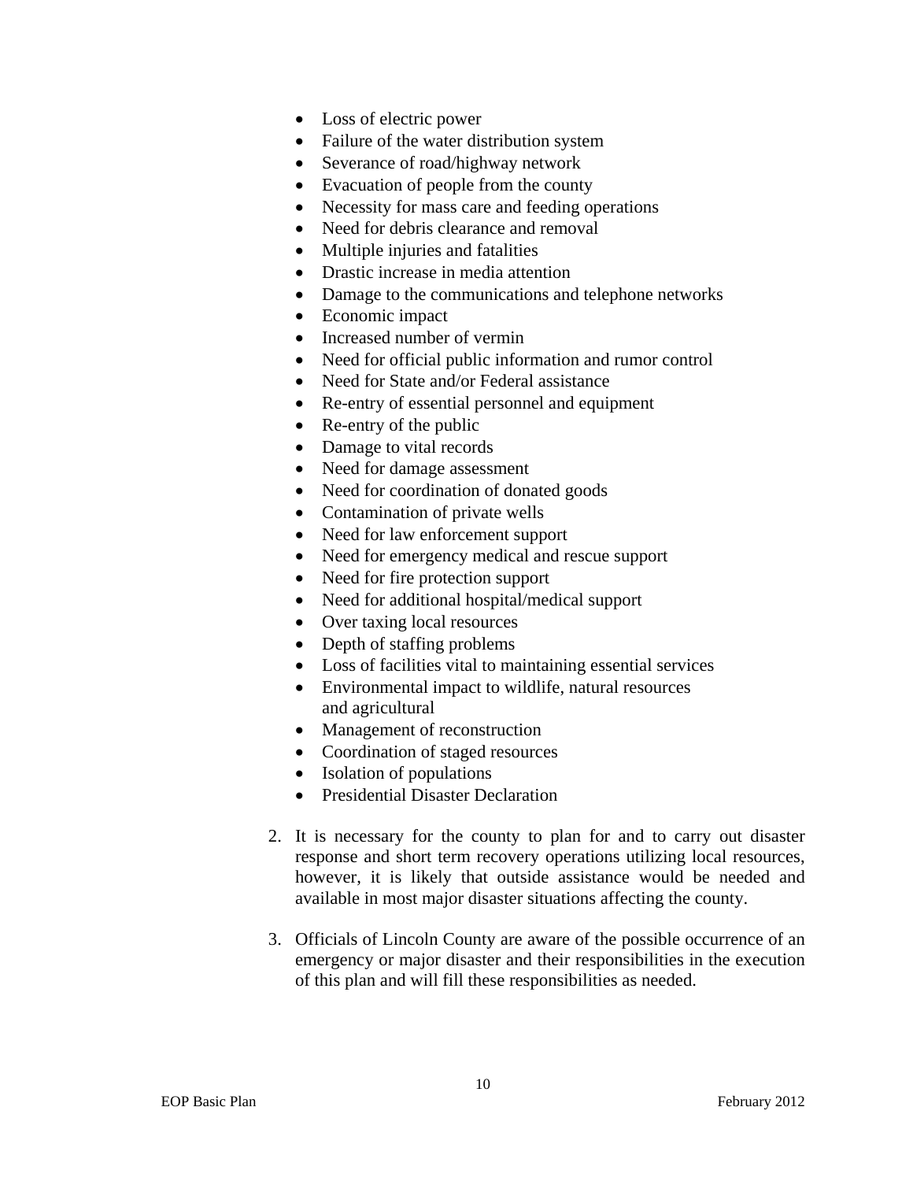- Loss of electric power
- Failure of the water distribution system
- Severance of road/highway network
- Evacuation of people from the county
- Necessity for mass care and feeding operations
- Need for debris clearance and removal
- Multiple injuries and fatalities
- Drastic increase in media attention
- Damage to the communications and telephone networks
- Economic impact
- Increased number of vermin
- Need for official public information and rumor control
- Need for State and/or Federal assistance
- Re-entry of essential personnel and equipment
- Re-entry of the public
- Damage to vital records
- Need for damage assessment
- Need for coordination of donated goods
- Contamination of private wells
- Need for law enforcement support
- Need for emergency medical and rescue support
- Need for fire protection support
- Need for additional hospital/medical support
- Over taxing local resources
- Depth of staffing problems
- Loss of facilities vital to maintaining essential services
- Environmental impact to wildlife, natural resources and agricultural
- Management of reconstruction
- Coordination of staged resources
- Isolation of populations
- Presidential Disaster Declaration

2. It is necessary for the county to plan for and to carry out disaster response and short term recovery operations utilizing local resources, however, it is likely that outside assistance would be needed and available in most major disaster situations affecting the county.

3. Officials of Lincoln County are aware of the possible occurrence of an emergency or major disaster and their responsibilities in the execution of this plan and will fill these responsibilities as needed.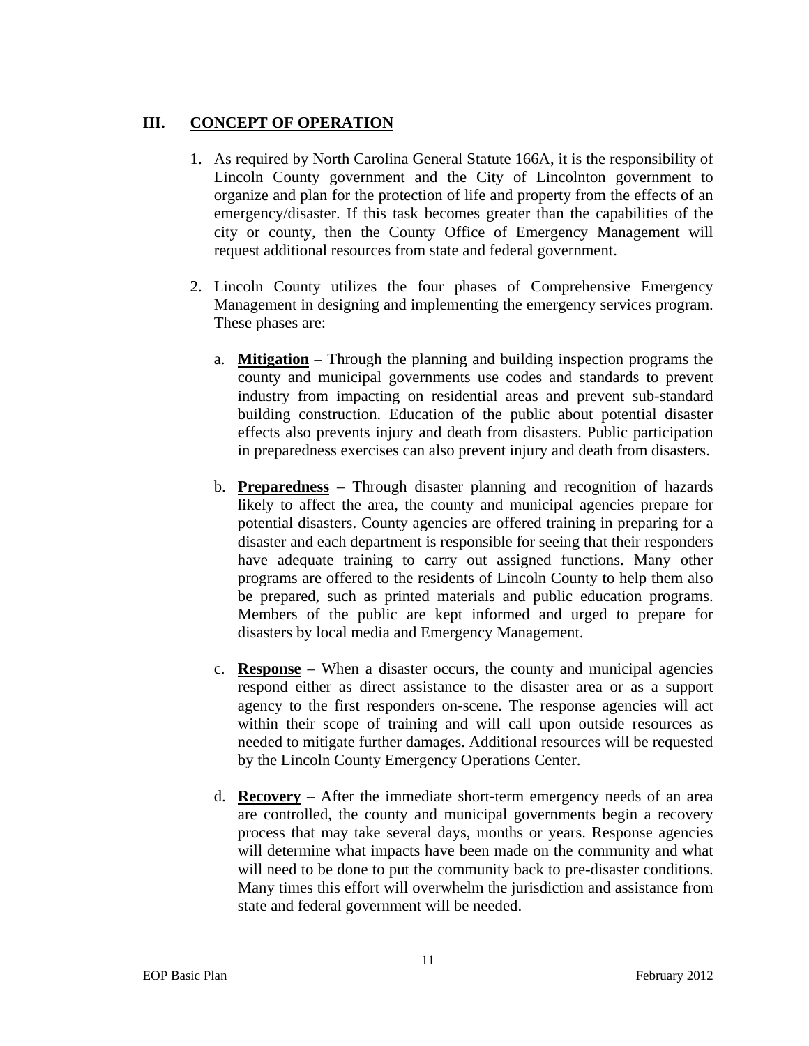## III. CONCEPT OF OPERATION

1. As required by North Carolina General Statute 166A, it is the responsibility of Lincoln County government and the City of Lincolnton government to organize and plan for the protection of life and property from the effects of an emergency/disaster. If this task becomes greater than the capabilities of the city or county, then the County Office of Emergency Management will request additional resources from state and federal government.

2. Lincoln County utilizes the four phases of Comprehensive Emergency Management in designing and implementing the emergency services program. These phases are:

   a. **Mitigation** – Through the planning and building inspection programs the county and municipal governments use codes and standards to prevent industry from impacting on residential areas and prevent sub-standard building construction. Education of the public about potential disaster effects also prevents injury and death from disasters. Public participation in preparedness exercises can also prevent injury and death from disasters.

   b. **Preparedness** – Through disaster planning and recognition of hazards likely to affect the area, the county and municipal agencies prepare for potential disasters. County agencies are offered training in preparing for a disaster and each department is responsible for seeing that their responders have adequate training to carry out assigned functions. Many other programs are offered to the residents of Lincoln County to help them also be prepared, such as printed materials and public education programs. Members of the public are kept informed and urged to prepare for disasters by local media and Emergency Management.

   c. **Response** – When a disaster occurs, the county and municipal agencies respond either as direct assistance to the disaster area or as a support agency to the first responders on-scene. The response agencies will act within their scope of training and will call upon outside resources as needed to mitigate further damages. Additional resources will be requested by the Lincoln County Emergency Operations Center.

   d. **Recovery** – After the immediate short-term emergency needs of an area are controlled, the county and municipal governments begin a recovery process that may take several days, months or years. Response agencies will determine what impacts have been made on the community and what will need to be done to put the community back to pre-disaster conditions. Many times this effort will overwhelm the jurisdiction and assistance from state and federal government will be needed.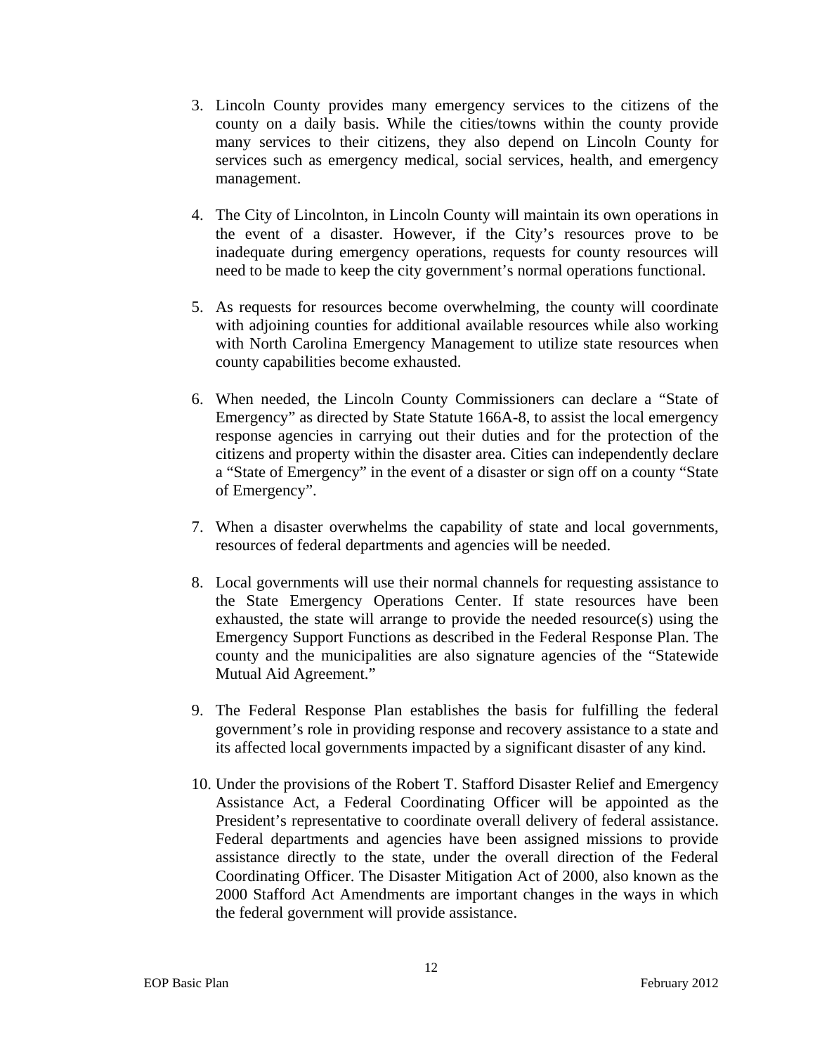3. Lincoln County provides many emergency services to the citizens of the county on a daily basis. While the cities/towns within the county provide many services to their citizens, they also depend on Lincoln County for services such as emergency medical, social services, health, and emergency management.

4. The City of Lincolnton, in Lincoln County will maintain its own operations in the event of a disaster. However, if the City's resources prove to be inadequate during emergency operations, requests for county resources will need to be made to keep the city government's normal operations functional.

5. As requests for resources become overwhelming, the county will coordinate with adjoining counties for additional available resources while also working with North Carolina Emergency Management to utilize state resources when county capabilities become exhausted.

6. When needed, the Lincoln County Commissioners can declare a "State of Emergency" as directed by State Statute 166A-8, to assist the local emergency response agencies in carrying out their duties and for the protection of the citizens and property within the disaster area. Cities can independently declare a "State of Emergency" in the event of a disaster or sign off on a county "State of Emergency".

7. When a disaster overwhelms the capability of state and local governments, resources of federal departments and agencies will be needed.

8. Local governments will use their normal channels for requesting assistance to the State Emergency Operations Center. If state resources have been exhausted, the state will arrange to provide the needed resource(s) using the Emergency Support Functions as described in the Federal Response Plan. The county and the municipalities are also signature agencies of the "Statewide Mutual Aid Agreement."

9. The Federal Response Plan establishes the basis for fulfilling the federal government's role in providing response and recovery assistance to a state and its affected local governments impacted by a significant disaster of any kind.

10. Under the provisions of the Robert T. Stafford Disaster Relief and Emergency Assistance Act, a Federal Coordinating Officer will be appointed as the President's representative to coordinate overall delivery of federal assistance. Federal departments and agencies have been assigned missions to provide assistance directly to the state, under the overall direction of the Federal Coordinating Officer. The Disaster Mitigation Act of 2000, also known as the 2000 Stafford Act Amendments are important changes in the ways in which the federal government will provide assistance.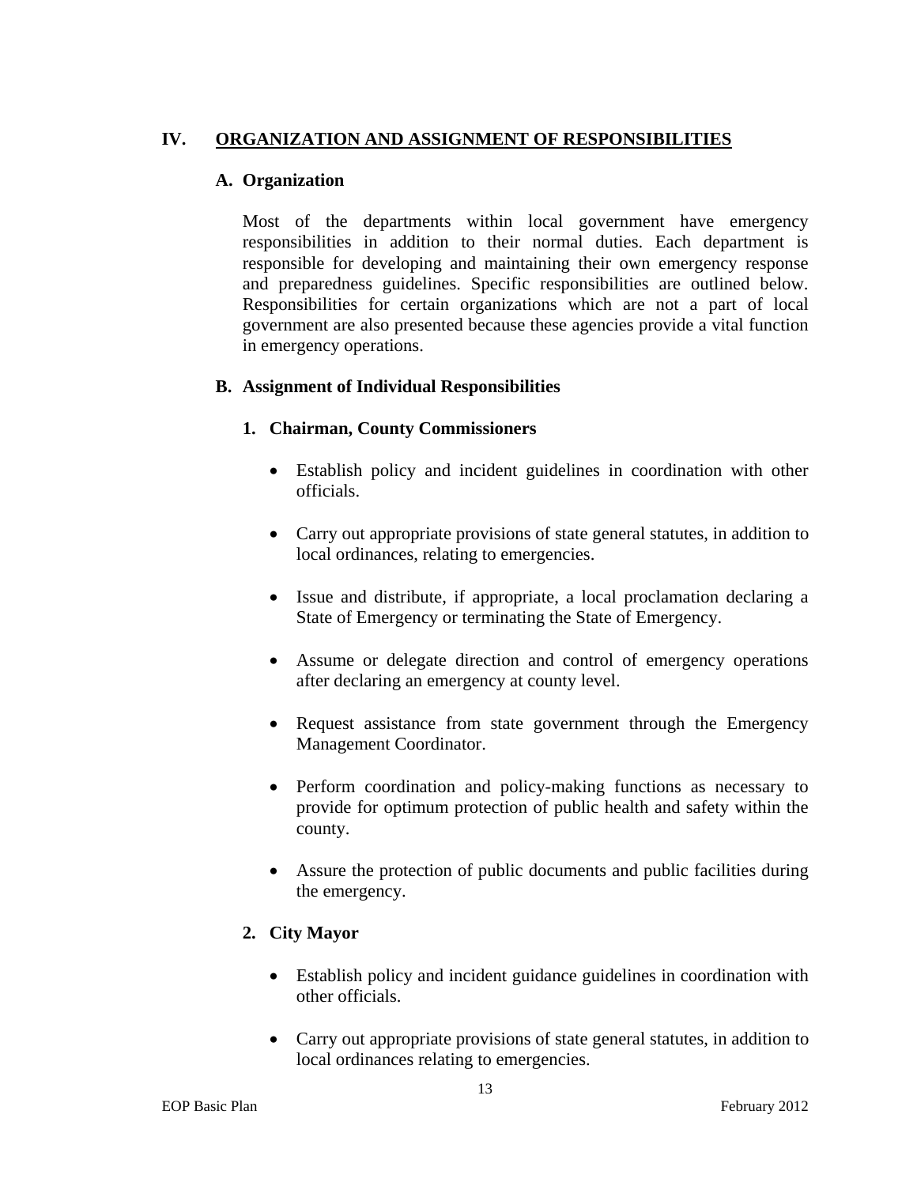# IV. ORGANIZATION AND ASSIGNMENT OF RESPONSIBILITIES

## A. Organization

Most of the departments within local government have emergency responsibilities in addition to their normal duties. Each department is responsible for developing and maintaining their own emergency response and preparedness guidelines. Specific responsibilities are outlined below. Responsibilities for certain organizations which are not a part of local government are also presented because these agencies provide a vital function in emergency operations.

## B. Assignment of Individual Responsibilities

### 1. Chairman, County Commissioners

- Establish policy and incident guidelines in coordination with other officials.
- Carry out appropriate provisions of state general statutes, in addition to local ordinances, relating to emergencies.
- Issue and distribute, if appropriate, a local proclamation declaring a State of Emergency or terminating the State of Emergency.
- Assume or delegate direction and control of emergency operations after declaring an emergency at county level.
- Request assistance from state government through the Emergency Management Coordinator.
- Perform coordination and policy-making functions as necessary to provide for optimum protection of public health and safety within the county.
- Assure the protection of public documents and public facilities during the emergency.

### 2. City Mayor

- Establish policy and incident guidance guidelines in coordination with other officials.
- Carry out appropriate provisions of state general statutes, in addition to local ordinances relating to emergencies.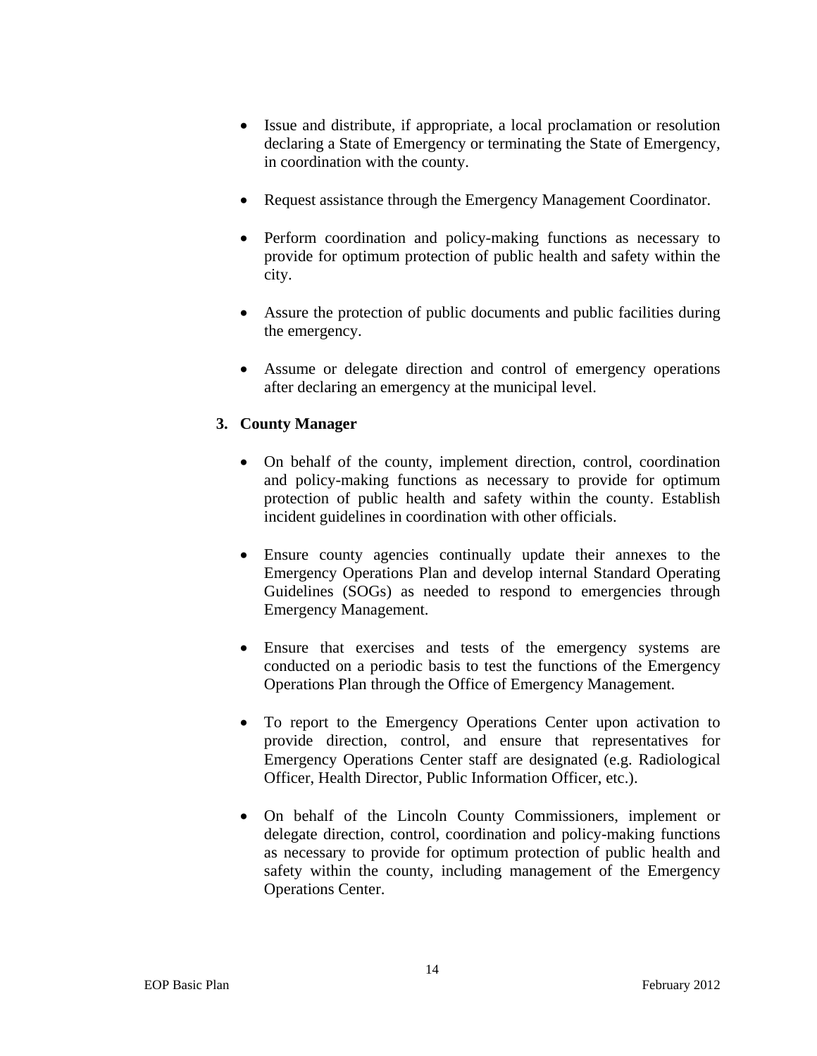- Issue and distribute, if appropriate, a local proclamation or resolution declaring a State of Emergency or terminating the State of Emergency, in coordination with the county.

- Request assistance through the Emergency Management Coordinator.

- Perform coordination and policy-making functions as necessary to provide for optimum protection of public health and safety within the city.

- Assure the protection of public documents and public facilities during the emergency.

- Assume or delegate direction and control of emergency operations after declaring an emergency at the municipal level.

**3. County Manager**

- On behalf of the county, implement direction, control, coordination and policy-making functions as necessary to provide for optimum protection of public health and safety within the county. Establish incident guidelines in coordination with other officials.

- Ensure county agencies continually update their annexes to the Emergency Operations Plan and develop internal Standard Operating Guidelines (SOGs) as needed to respond to emergencies through Emergency Management.

- Ensure that exercises and tests of the emergency systems are conducted on a periodic basis to test the functions of the Emergency Operations Plan through the Office of Emergency Management.

- To report to the Emergency Operations Center upon activation to provide direction, control, and ensure that representatives for Emergency Operations Center staff are designated (e.g. Radiological Officer, Health Director, Public Information Officer, etc.).

- On behalf of the Lincoln County Commissioners, implement or delegate direction, control, coordination and policy-making functions as necessary to provide for optimum protection of public health and safety within the county, including management of the Emergency Operations Center.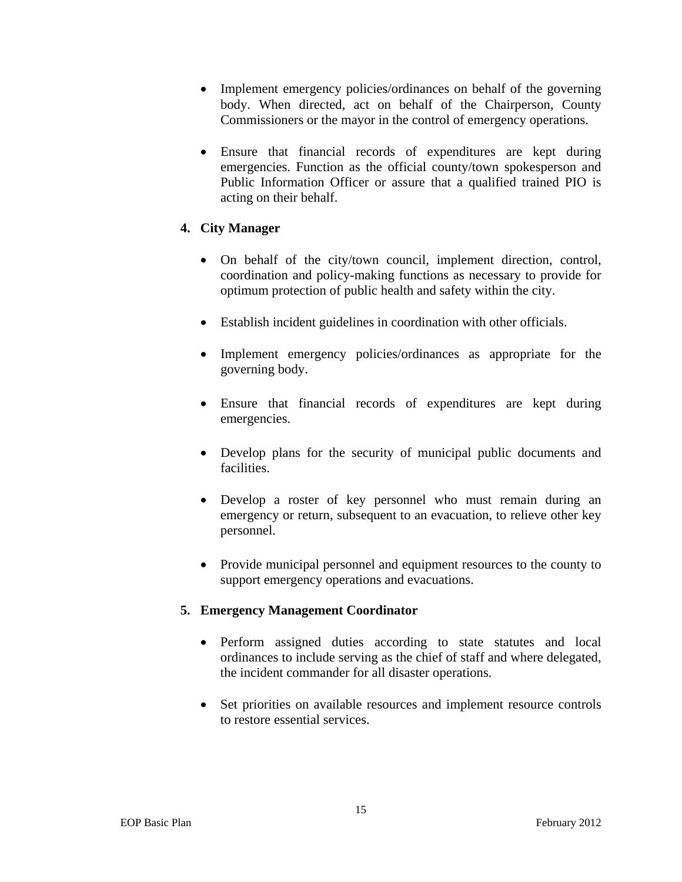- Implement emergency policies/ordinances on behalf of the governing body. When directed, act on behalf of the Chairperson, County Commissioners or the mayor in the control of emergency operations.

- Ensure that financial records of expenditures are kept during emergencies. Function as the official county/town spokesperson and Public Information Officer or assure that a qualified trained PIO is acting on their behalf.

**4. City Manager**

- On behalf of the city/town council, implement direction, control, coordination and policy-making functions as necessary to provide for optimum protection of public health and safety within the city.

- Establish incident guidelines in coordination with other officials.

- Implement emergency policies/ordinances as appropriate for the governing body.

- Ensure that financial records of expenditures are kept during emergencies.

- Develop plans for the security of municipal public documents and facilities.

- Develop a roster of key personnel who must remain during an emergency or return, subsequent to an evacuation, to relieve other key personnel.

- Provide municipal personnel and equipment resources to the county to support emergency operations and evacuations.

**5. Emergency Management Coordinator**

- Perform assigned duties according to state statutes and local ordinances to include serving as the chief of staff and where delegated, the incident commander for all disaster operations.

- Set priorities on available resources and implement resource controls to restore essential services.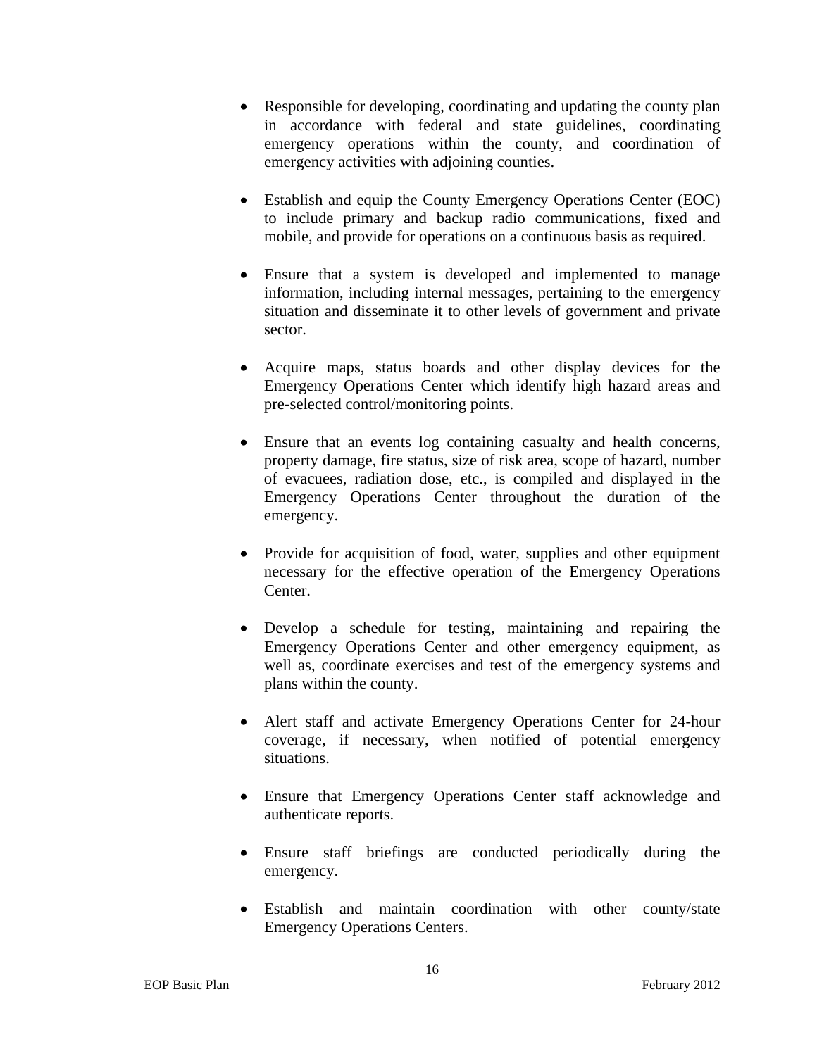- Responsible for developing, coordinating and updating the county plan in accordance with federal and state guidelines, coordinating emergency operations within the county, and coordination of emergency activities with adjoining counties.

- Establish and equip the County Emergency Operations Center (EOC) to include primary and backup radio communications, fixed and mobile, and provide for operations on a continuous basis as required.

- Ensure that a system is developed and implemented to manage information, including internal messages, pertaining to the emergency situation and disseminate it to other levels of government and private sector.

- Acquire maps, status boards and other display devices for the Emergency Operations Center which identify high hazard areas and pre-selected control/monitoring points.

- Ensure that an events log containing casualty and health concerns, property damage, fire status, size of risk area, scope of hazard, number of evacuees, radiation dose, etc., is compiled and displayed in the Emergency Operations Center throughout the duration of the emergency.

- Provide for acquisition of food, water, supplies and other equipment necessary for the effective operation of the Emergency Operations Center.

- Develop a schedule for testing, maintaining and repairing the Emergency Operations Center and other emergency equipment, as well as, coordinate exercises and test of the emergency systems and plans within the county.

- Alert staff and activate Emergency Operations Center for 24-hour coverage, if necessary, when notified of potential emergency situations.

- Ensure that Emergency Operations Center staff acknowledge and authenticate reports.

- Ensure staff briefings are conducted periodically during the emergency.

- Establish and maintain coordination with other county/state Emergency Operations Centers.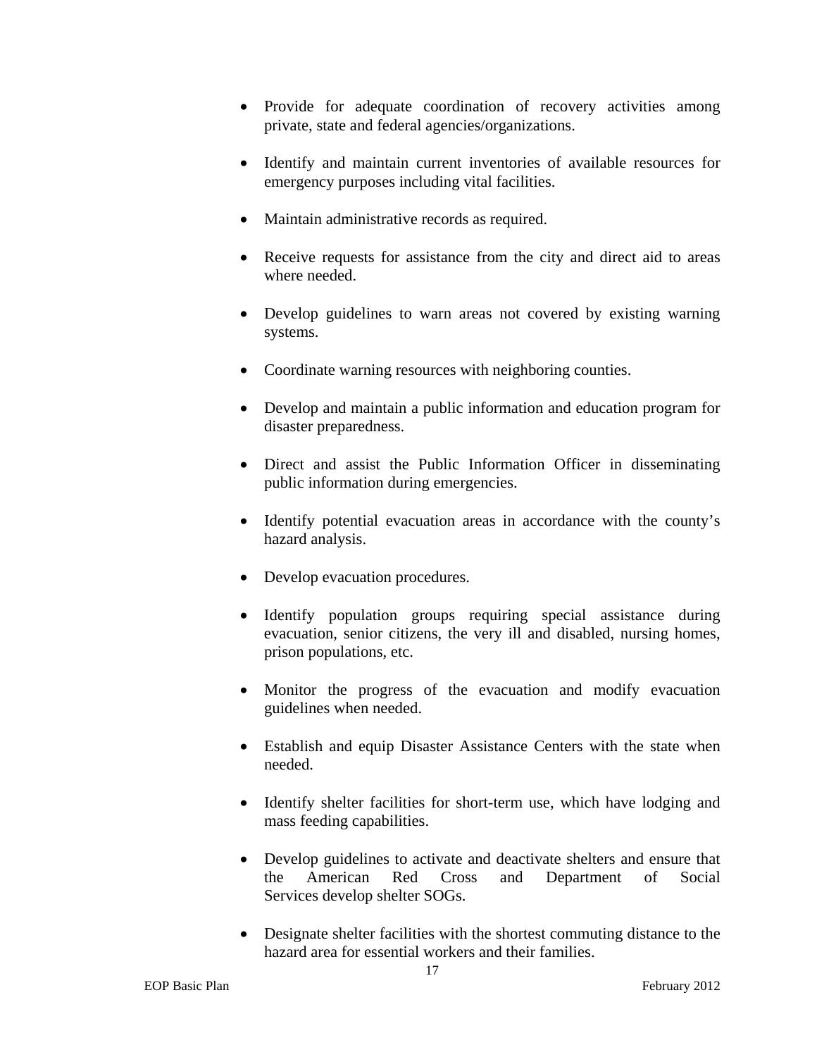- Provide for adequate coordination of recovery activities among private, state and federal agencies/organizations.

- Identify and maintain current inventories of available resources for emergency purposes including vital facilities.

- Maintain administrative records as required.

- Receive requests for assistance from the city and direct aid to areas where needed.

- Develop guidelines to warn areas not covered by existing warning systems.

- Coordinate warning resources with neighboring counties.

- Develop and maintain a public information and education program for disaster preparedness.

- Direct and assist the Public Information Officer in disseminating public information during emergencies.

- Identify potential evacuation areas in accordance with the county's hazard analysis.

- Develop evacuation procedures.

- Identify population groups requiring special assistance during evacuation, senior citizens, the very ill and disabled, nursing homes, prison populations, etc.

- Monitor the progress of the evacuation and modify evacuation guidelines when needed.

- Establish and equip Disaster Assistance Centers with the state when needed.

- Identify shelter facilities for short-term use, which have lodging and mass feeding capabilities.

- Develop guidelines to activate and deactivate shelters and ensure that the American Red Cross and Department of Social Services develop shelter SOGs.

- Designate shelter facilities with the shortest commuting distance to the hazard area for essential workers and their families.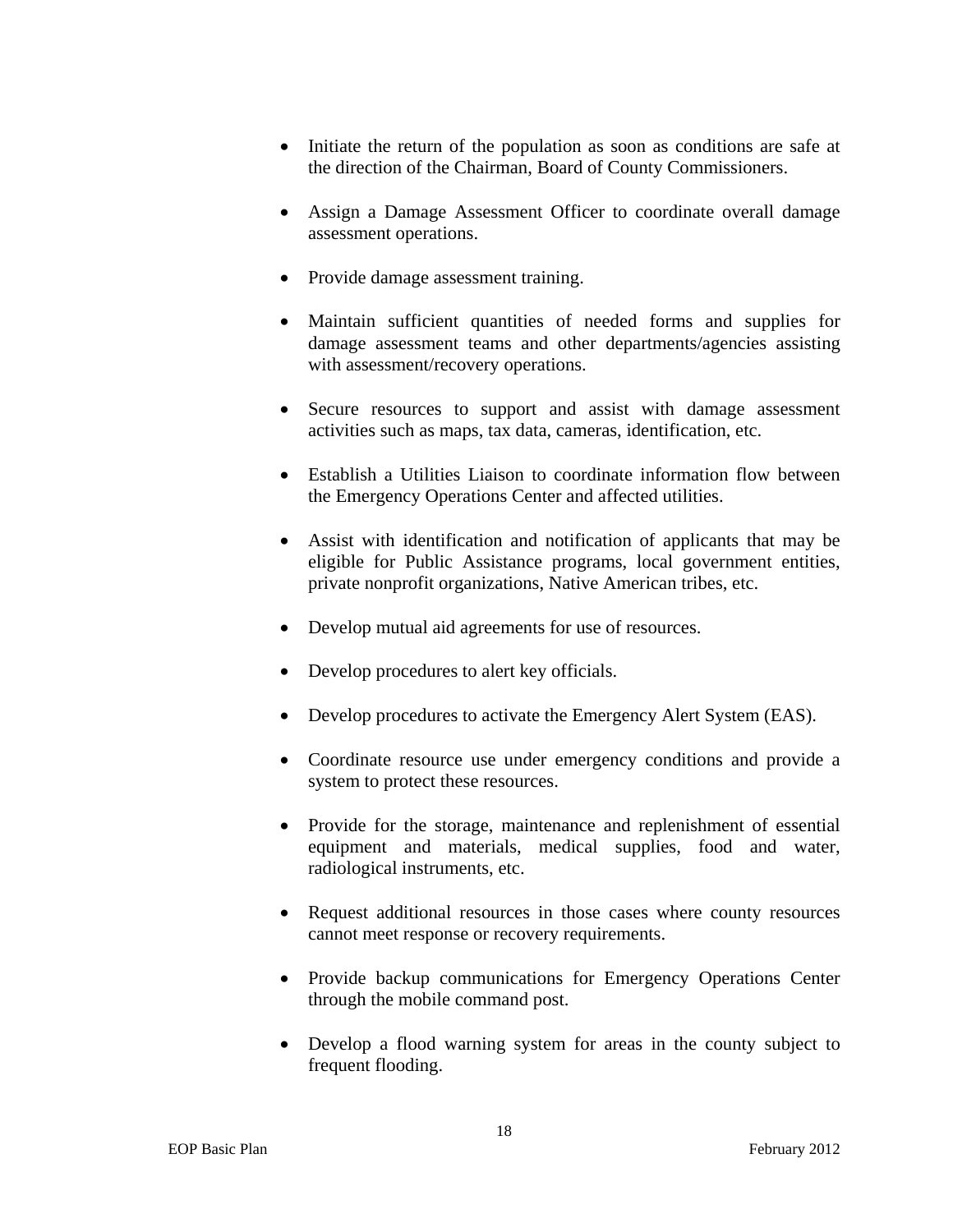- Initiate the return of the population as soon as conditions are safe at the direction of the Chairman, Board of County Commissioners.

- Assign a Damage Assessment Officer to coordinate overall damage assessment operations.

- Provide damage assessment training.

- Maintain sufficient quantities of needed forms and supplies for damage assessment teams and other departments/agencies assisting with assessment/recovery operations.

- Secure resources to support and assist with damage assessment activities such as maps, tax data, cameras, identification, etc.

- Establish a Utilities Liaison to coordinate information flow between the Emergency Operations Center and affected utilities.

- Assist with identification and notification of applicants that may be eligible for Public Assistance programs, local government entities, private nonprofit organizations, Native American tribes, etc.

- Develop mutual aid agreements for use of resources.

- Develop procedures to alert key officials.

- Develop procedures to activate the Emergency Alert System (EAS).

- Coordinate resource use under emergency conditions and provide a system to protect these resources.

- Provide for the storage, maintenance and replenishment of essential equipment and materials, medical supplies, food and water, radiological instruments, etc.

- Request additional resources in those cases where county resources cannot meet response or recovery requirements.

- Provide backup communications for Emergency Operations Center through the mobile command post.

- Develop a flood warning system for areas in the county subject to frequent flooding.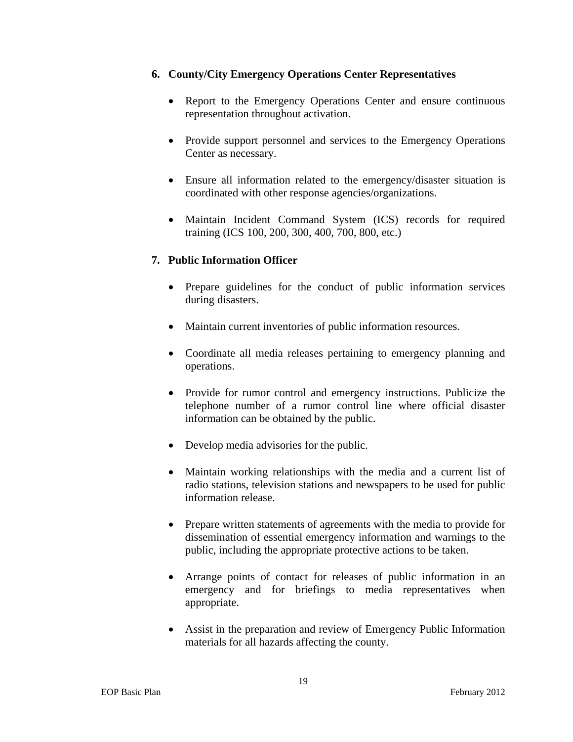6. **County/City Emergency Operations Center Representatives**

    - Report to the Emergency Operations Center and ensure continuous representation throughout activation.

    - Provide support personnel and services to the Emergency Operations Center as necessary.

    - Ensure all information related to the emergency/disaster situation is coordinated with other response agencies/organizations.

    - Maintain Incident Command System (ICS) records for required training (ICS 100, 200, 300, 400, 700, 800, etc.)

7. **Public Information Officer**

    - Prepare guidelines for the conduct of public information services during disasters.

    - Maintain current inventories of public information resources.

    - Coordinate all media releases pertaining to emergency planning and operations.

    - Provide for rumor control and emergency instructions. Publicize the telephone number of a rumor control line where official disaster information can be obtained by the public.

    - Develop media advisories for the public.

    - Maintain working relationships with the media and a current list of radio stations, television stations and newspapers to be used for public information release.

    - Prepare written statements of agreements with the media to provide for dissemination of essential emergency information and warnings to the public, including the appropriate protective actions to be taken.

    - Arrange points of contact for releases of public information in an emergency and for briefings to media representatives when appropriate.

    - Assist in the preparation and review of Emergency Public Information materials for all hazards affecting the county.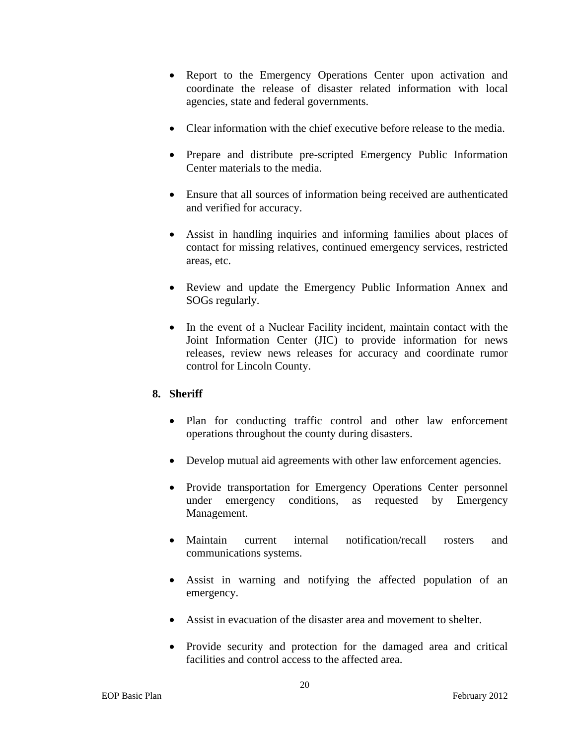- Report to the Emergency Operations Center upon activation and coordinate the release of disaster related information with local agencies, state and federal governments.

- Clear information with the chief executive before release to the media.

- Prepare and distribute pre-scripted Emergency Public Information Center materials to the media.

- Ensure that all sources of information being received are authenticated and verified for accuracy.

- Assist in handling inquiries and informing families about places of contact for missing relatives, continued emergency services, restricted areas, etc.

- Review and update the Emergency Public Information Annex and SOGs regularly.

- In the event of a Nuclear Facility incident, maintain contact with the Joint Information Center (JIC) to provide information for news releases, review news releases for accuracy and coordinate rumor control for Lincoln County.

**8. Sheriff**

- Plan for conducting traffic control and other law enforcement operations throughout the county during disasters.

- Develop mutual aid agreements with other law enforcement agencies.

- Provide transportation for Emergency Operations Center personnel under emergency conditions, as requested by Emergency Management.

- Maintain current internal notification/recall rosters and communications systems.

- Assist in warning and notifying the affected population of an emergency.

- Assist in evacuation of the disaster area and movement to shelter.

- Provide security and protection for the damaged area and critical facilities and control access to the affected area.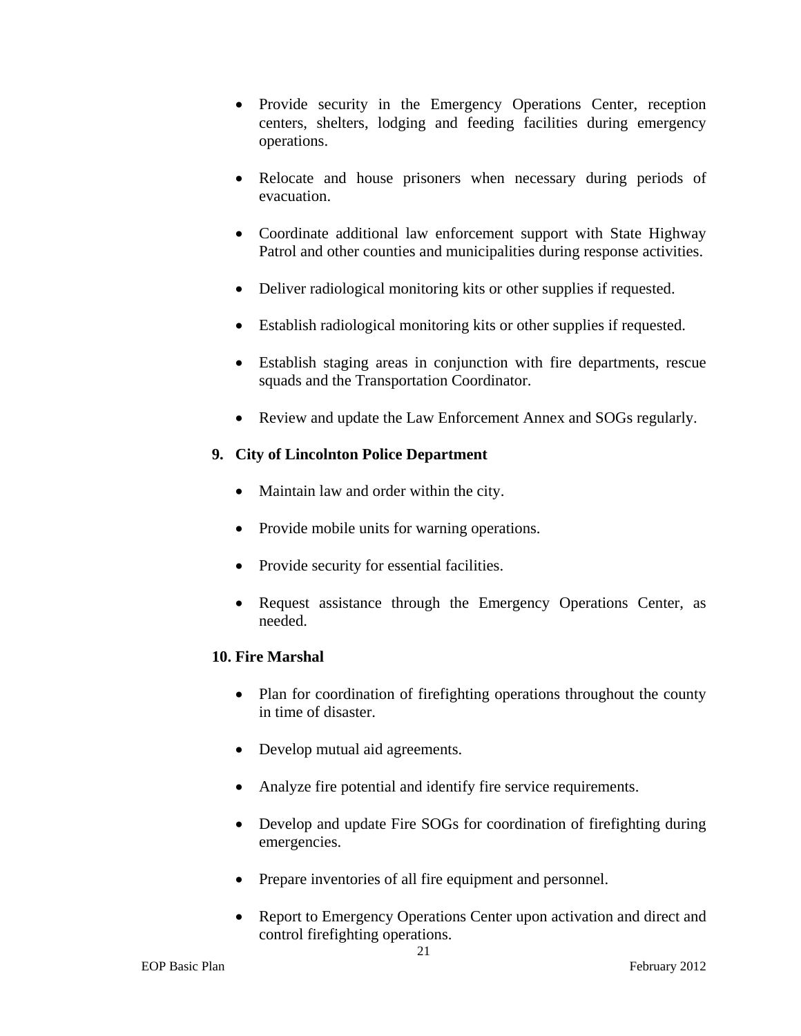- Provide security in the Emergency Operations Center, reception centers, shelters, lodging and feeding facilities during emergency operations.

- Relocate and house prisoners when necessary during periods of evacuation.

- Coordinate additional law enforcement support with State Highway Patrol and other counties and municipalities during response activities.

- Deliver radiological monitoring kits or other supplies if requested.

- Establish radiological monitoring kits or other supplies if requested.

- Establish staging areas in conjunction with fire departments, rescue squads and the Transportation Coordinator.

- Review and update the Law Enforcement Annex and SOGs regularly.

**9. City of Lincolnton Police Department**

- Maintain law and order within the city.

- Provide mobile units for warning operations.

- Provide security for essential facilities.

- Request assistance through the Emergency Operations Center, as needed.

**10. Fire Marshal**

- Plan for coordination of firefighting operations throughout the county in time of disaster.

- Develop mutual aid agreements.

- Analyze fire potential and identify fire service requirements.

- Develop and update Fire SOGs for coordination of firefighting during emergencies.

- Prepare inventories of all fire equipment and personnel.

- Report to Emergency Operations Center upon activation and direct and control firefighting operations.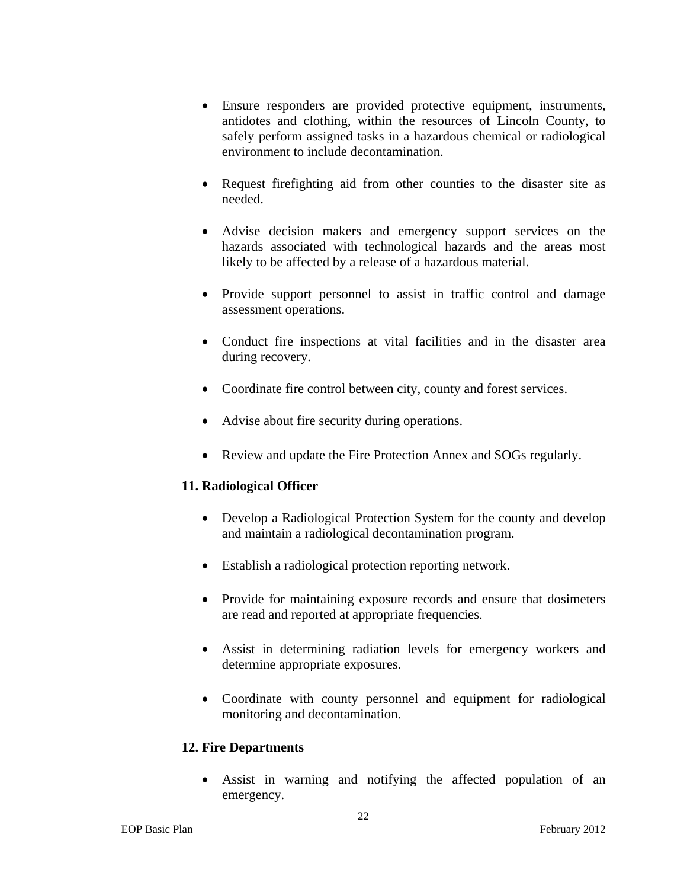- Ensure responders are provided protective equipment, instruments, antidotes and clothing, within the resources of Lincoln County, to safely perform assigned tasks in a hazardous chemical or radiological environment to include decontamination.

- Request firefighting aid from other counties to the disaster site as needed.

- Advise decision makers and emergency support services on the hazards associated with technological hazards and the areas most likely to be affected by a release of a hazardous material.

- Provide support personnel to assist in traffic control and damage assessment operations.

- Conduct fire inspections at vital facilities and in the disaster area during recovery.

- Coordinate fire control between city, county and forest services.

- Advise about fire security during operations.

- Review and update the Fire Protection Annex and SOGs regularly.

**11. Radiological Officer**

- Develop a Radiological Protection System for the county and develop and maintain a radiological decontamination program.

- Establish a radiological protection reporting network.

- Provide for maintaining exposure records and ensure that dosimeters are read and reported at appropriate frequencies.

- Assist in determining radiation levels for emergency workers and determine appropriate exposures.

- Coordinate with county personnel and equipment for radiological monitoring and decontamination.

**12. Fire Departments**

- Assist in warning and notifying the affected population of an emergency.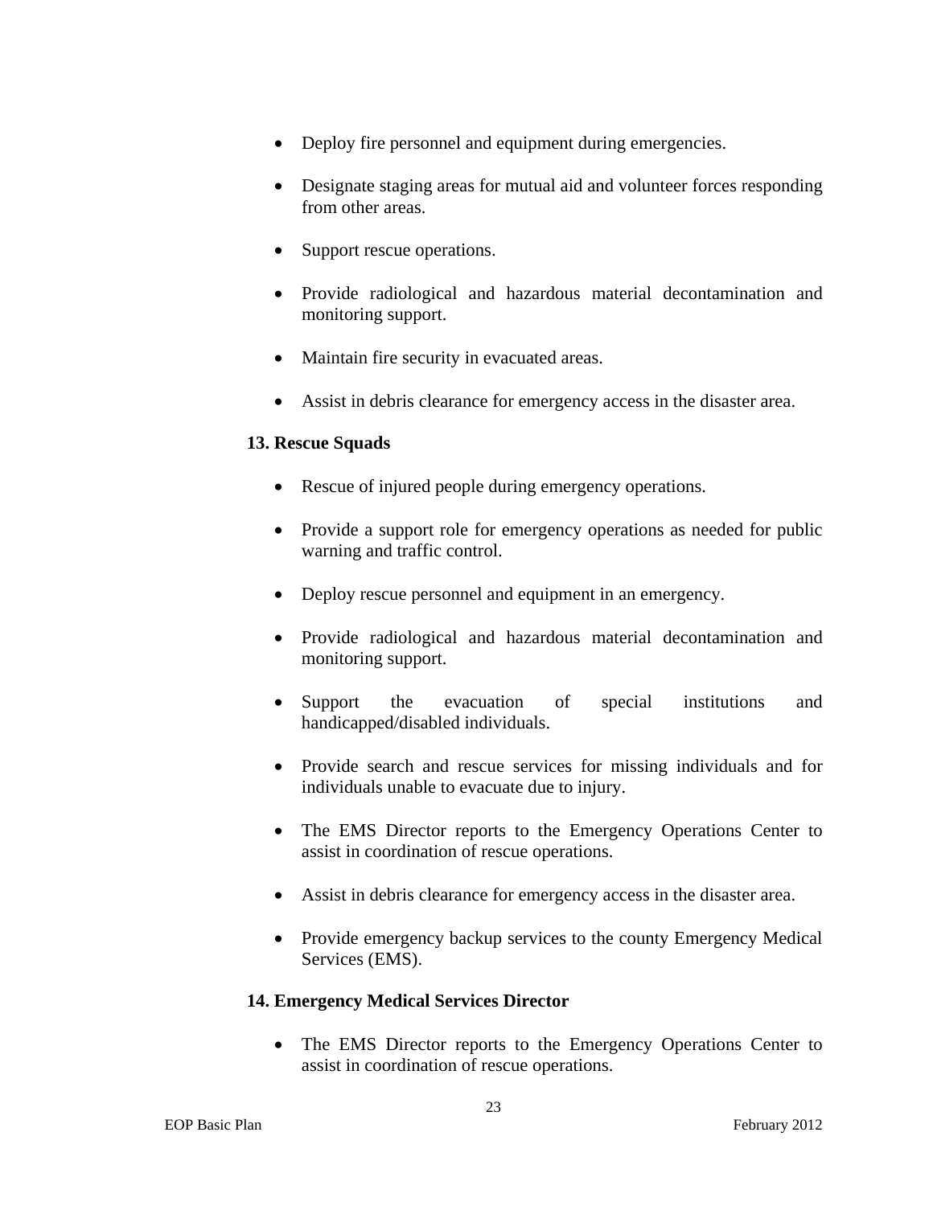- Deploy fire personnel and equipment during emergencies.

- Designate staging areas for mutual aid and volunteer forces responding from other areas.

- Support rescue operations.

- Provide radiological and hazardous material decontamination and monitoring support.

- Maintain fire security in evacuated areas.

- Assist in debris clearance for emergency access in the disaster area.

**13. Rescue Squads**

- Rescue of injured people during emergency operations.

- Provide a support role for emergency operations as needed for public warning and traffic control.

- Deploy rescue personnel and equipment in an emergency.

- Provide radiological and hazardous material decontamination and monitoring support.

- Support the evacuation of special institutions and handicapped/disabled individuals.

- Provide search and rescue services for missing individuals and for individuals unable to evacuate due to injury.

- The EMS Director reports to the Emergency Operations Center to assist in coordination of rescue operations.

- Assist in debris clearance for emergency access in the disaster area.

- Provide emergency backup services to the county Emergency Medical Services (EMS).

**14. Emergency Medical Services Director**

- The EMS Director reports to the Emergency Operations Center to assist in coordination of rescue operations.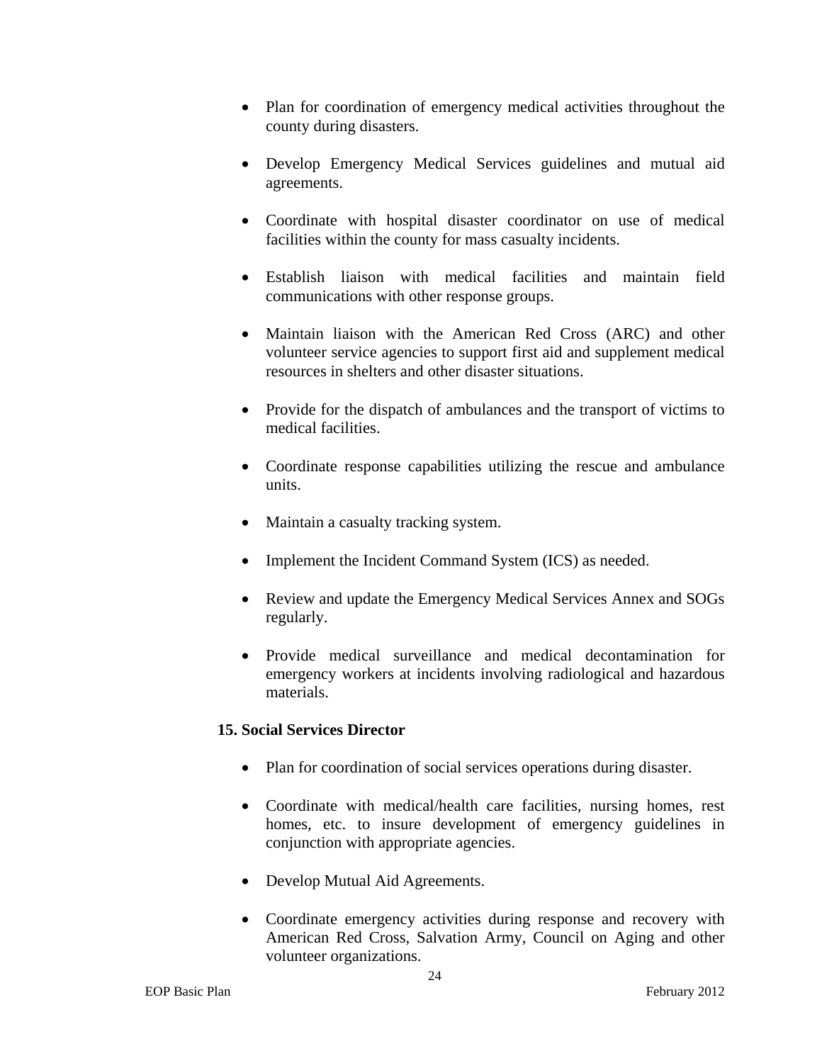- Plan for coordination of emergency medical activities throughout the county during disasters.

- Develop Emergency Medical Services guidelines and mutual aid agreements.

- Coordinate with hospital disaster coordinator on use of medical facilities within the county for mass casualty incidents.

- Establish liaison with medical facilities and maintain field communications with other response groups.

- Maintain liaison with the American Red Cross (ARC) and other volunteer service agencies to support first aid and supplement medical resources in shelters and other disaster situations.

- Provide for the dispatch of ambulances and the transport of victims to medical facilities.

- Coordinate response capabilities utilizing the rescue and ambulance units.

- Maintain a casualty tracking system.

- Implement the Incident Command System (ICS) as needed.

- Review and update the Emergency Medical Services Annex and SOGs regularly.

- Provide medical surveillance and medical decontamination for emergency workers at incidents involving radiological and hazardous materials.

**15. Social Services Director**

- Plan for coordination of social services operations during disaster.

- Coordinate with medical/health care facilities, nursing homes, rest homes, etc. to insure development of emergency guidelines in conjunction with appropriate agencies.

- Develop Mutual Aid Agreements.

- Coordinate emergency activities during response and recovery with American Red Cross, Salvation Army, Council on Aging and other volunteer organizations.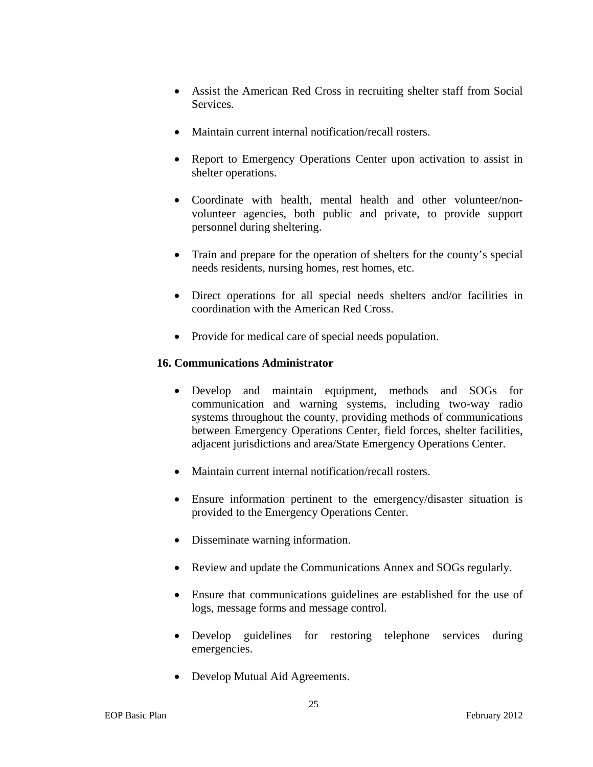- Assist the American Red Cross in recruiting shelter staff from Social Services.

- Maintain current internal notification/recall rosters.

- Report to Emergency Operations Center upon activation to assist in shelter operations.

- Coordinate with health, mental health and other volunteer/non-volunteer agencies, both public and private, to provide support personnel during sheltering.

- Train and prepare for the operation of shelters for the county's special needs residents, nursing homes, rest homes, etc.

- Direct operations for all special needs shelters and/or facilities in coordination with the American Red Cross.

- Provide for medical care of special needs population.

**16. Communications Administrator**

- Develop and maintain equipment, methods and SOGs for communication and warning systems, including two-way radio systems throughout the county, providing methods of communications between Emergency Operations Center, field forces, shelter facilities, adjacent jurisdictions and area/State Emergency Operations Center.

- Maintain current internal notification/recall rosters.

- Ensure information pertinent to the emergency/disaster situation is provided to the Emergency Operations Center.

- Disseminate warning information.

- Review and update the Communications Annex and SOGs regularly.

- Ensure that communications guidelines are established for the use of logs, message forms and message control.

- Develop guidelines for restoring telephone services during emergencies.

- Develop Mutual Aid Agreements.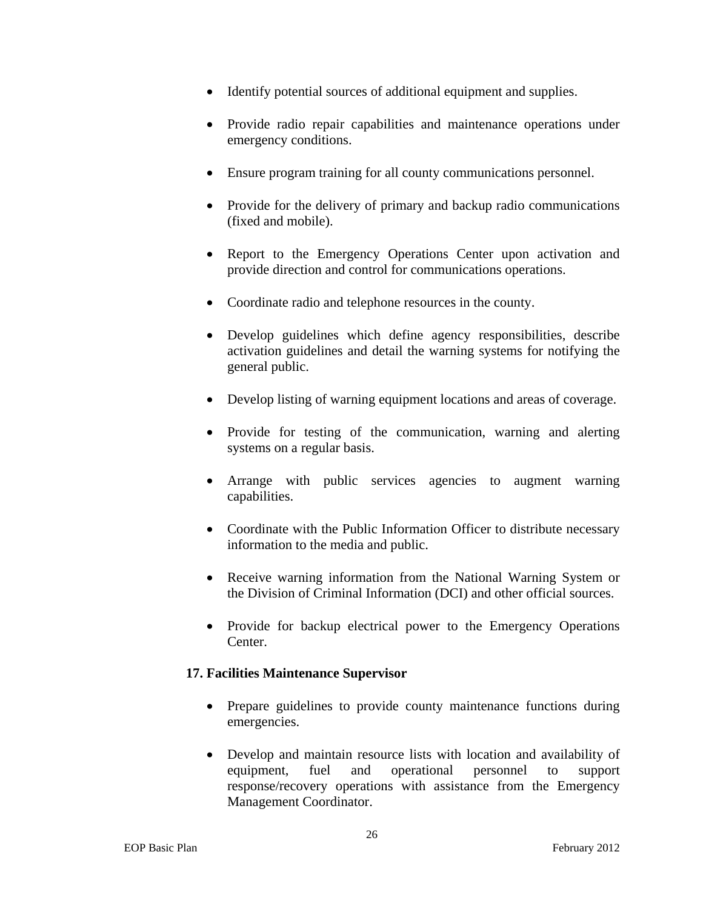- Identify potential sources of additional equipment and supplies.
- Provide radio repair capabilities and maintenance operations under emergency conditions.
- Ensure program training for all county communications personnel.
- Provide for the delivery of primary and backup radio communications (fixed and mobile).
- Report to the Emergency Operations Center upon activation and provide direction and control for communications operations.
- Coordinate radio and telephone resources in the county.
- Develop guidelines which define agency responsibilities, describe activation guidelines and detail the warning systems for notifying the general public.
- Develop listing of warning equipment locations and areas of coverage.
- Provide for testing of the communication, warning and alerting systems on a regular basis.
- Arrange with public services agencies to augment warning capabilities.
- Coordinate with the Public Information Officer to distribute necessary information to the media and public.
- Receive warning information from the National Warning System or the Division of Criminal Information (DCI) and other official sources.
- Provide for backup electrical power to the Emergency Operations Center.

**17. Facilities Maintenance Supervisor**

- Prepare guidelines to provide county maintenance functions during emergencies.
- Develop and maintain resource lists with location and availability of equipment, fuel and operational personnel to support response/recovery operations with assistance from the Emergency Management Coordinator.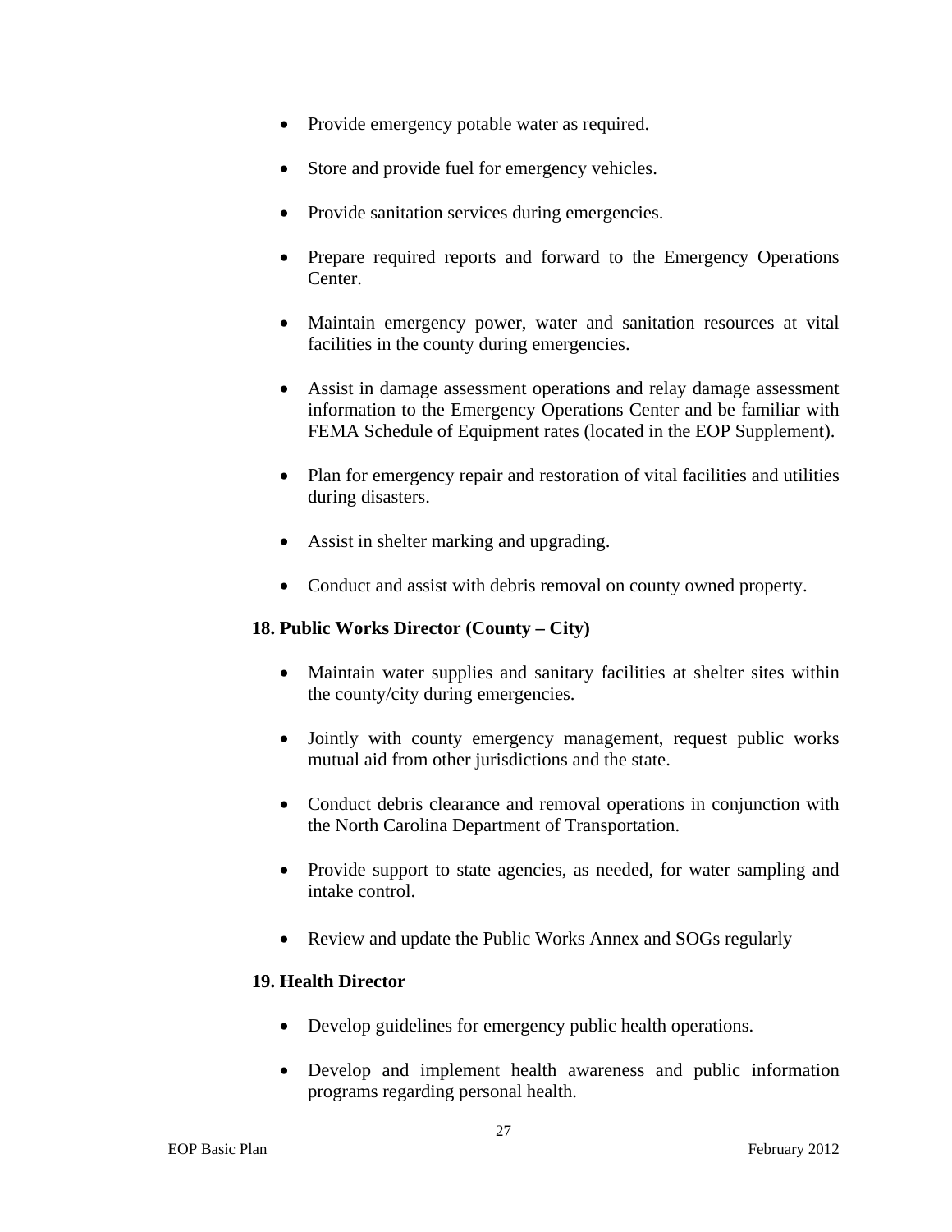- Provide emergency potable water as required.

- Store and provide fuel for emergency vehicles.

- Provide sanitation services during emergencies.

- Prepare required reports and forward to the Emergency Operations Center.

- Maintain emergency power, water and sanitation resources at vital facilities in the county during emergencies.

- Assist in damage assessment operations and relay damage assessment information to the Emergency Operations Center and be familiar with FEMA Schedule of Equipment rates (located in the EOP Supplement).

- Plan for emergency repair and restoration of vital facilities and utilities during disasters.

- Assist in shelter marking and upgrading.

- Conduct and assist with debris removal on county owned property.

**18. Public Works Director (County – City)**

- Maintain water supplies and sanitary facilities at shelter sites within the county/city during emergencies.

- Jointly with county emergency management, request public works mutual aid from other jurisdictions and the state.

- Conduct debris clearance and removal operations in conjunction with the North Carolina Department of Transportation.

- Provide support to state agencies, as needed, for water sampling and intake control.

- Review and update the Public Works Annex and SOGs regularly

**19. Health Director**

- Develop guidelines for emergency public health operations.

- Develop and implement health awareness and public information programs regarding personal health.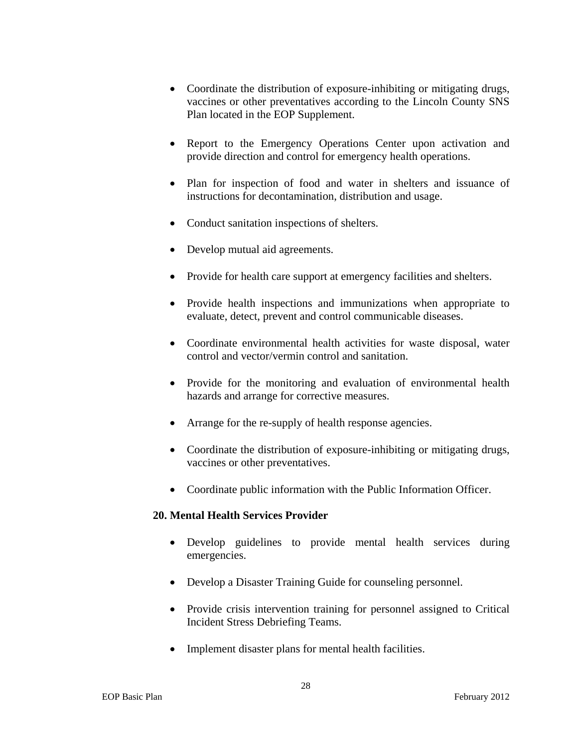- Coordinate the distribution of exposure-inhibiting or mitigating drugs, vaccines or other preventatives according to the Lincoln County SNS Plan located in the EOP Supplement.

- Report to the Emergency Operations Center upon activation and provide direction and control for emergency health operations.

- Plan for inspection of food and water in shelters and issuance of instructions for decontamination, distribution and usage.

- Conduct sanitation inspections of shelters.

- Develop mutual aid agreements.

- Provide for health care support at emergency facilities and shelters.

- Provide health inspections and immunizations when appropriate to evaluate, detect, prevent and control communicable diseases.

- Coordinate environmental health activities for waste disposal, water control and vector/vermin control and sanitation.

- Provide for the monitoring and evaluation of environmental health hazards and arrange for corrective measures.

- Arrange for the re-supply of health response agencies.

- Coordinate the distribution of exposure-inhibiting or mitigating drugs, vaccines or other preventatives.

- Coordinate public information with the Public Information Officer.

**20. Mental Health Services Provider**

- Develop guidelines to provide mental health services during emergencies.

- Develop a Disaster Training Guide for counseling personnel.

- Provide crisis intervention training for personnel assigned to Critical Incident Stress Debriefing Teams.

- Implement disaster plans for mental health facilities.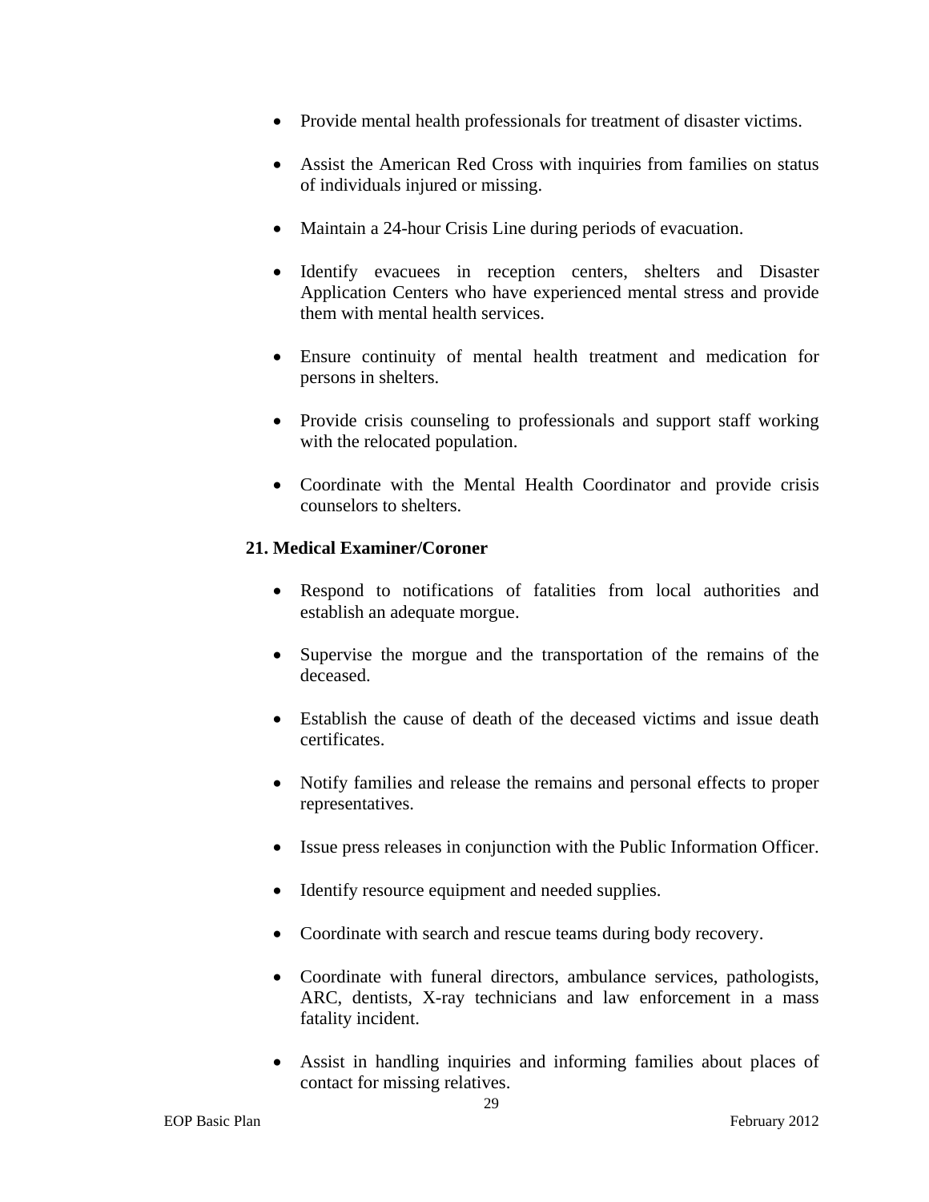- Provide mental health professionals for treatment of disaster victims.

- Assist the American Red Cross with inquiries from families on status of individuals injured or missing.

- Maintain a 24-hour Crisis Line during periods of evacuation.

- Identify evacuees in reception centers, shelters and Disaster Application Centers who have experienced mental stress and provide them with mental health services.

- Ensure continuity of mental health treatment and medication for persons in shelters.

- Provide crisis counseling to professionals and support staff working with the relocated population.

- Coordinate with the Mental Health Coordinator and provide crisis counselors to shelters.

**21. Medical Examiner/Coroner**

- Respond to notifications of fatalities from local authorities and establish an adequate morgue.

- Supervise the morgue and the transportation of the remains of the deceased.

- Establish the cause of death of the deceased victims and issue death certificates.

- Notify families and release the remains and personal effects to proper representatives.

- Issue press releases in conjunction with the Public Information Officer.

- Identify resource equipment and needed supplies.

- Coordinate with search and rescue teams during body recovery.

- Coordinate with funeral directors, ambulance services, pathologists, ARC, dentists, X-ray technicians and law enforcement in a mass fatality incident.

- Assist in handling inquiries and informing families about places of contact for missing relatives.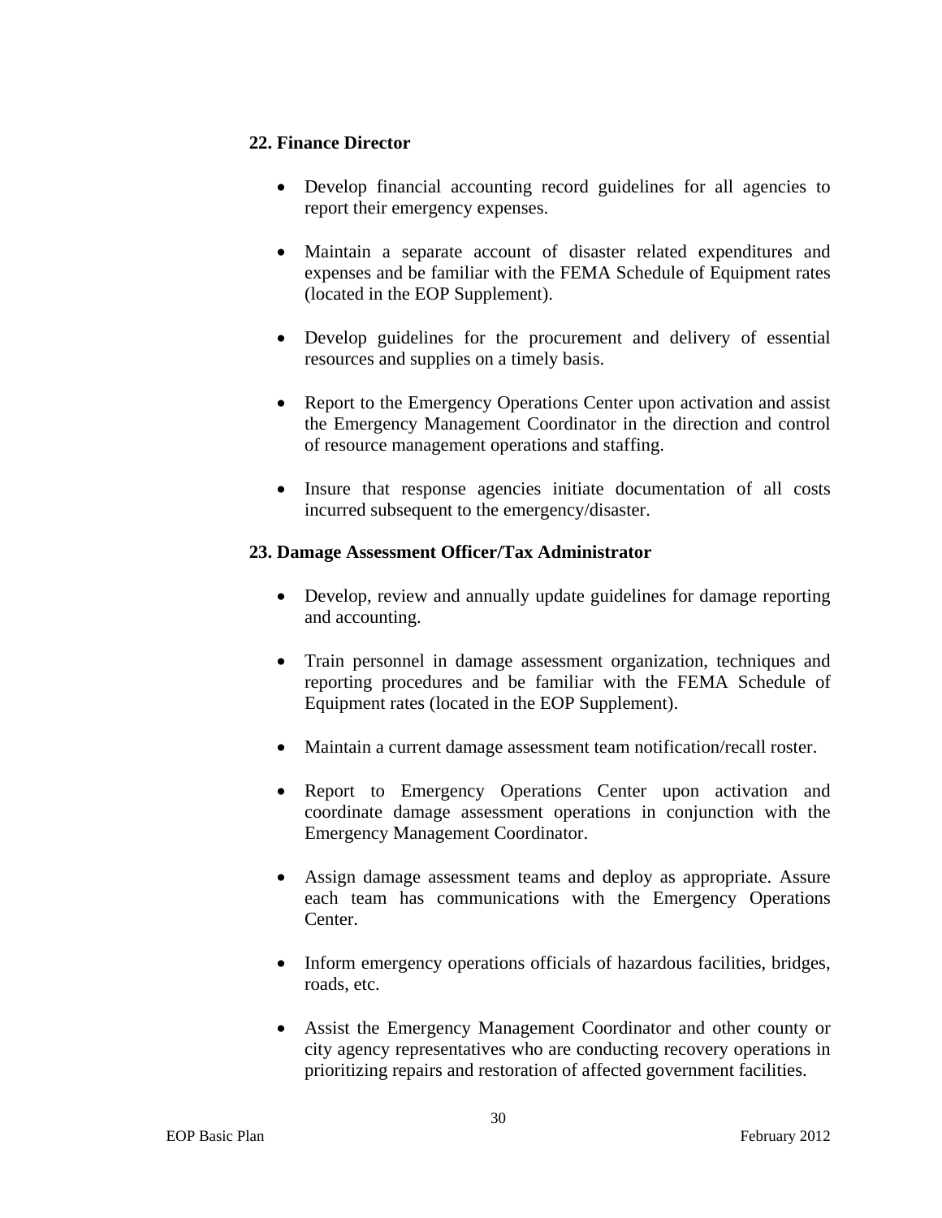**22. Finance Director**

- Develop financial accounting record guidelines for all agencies to report their emergency expenses.

- Maintain a separate account of disaster related expenditures and expenses and be familiar with the FEMA Schedule of Equipment rates (located in the EOP Supplement).

- Develop guidelines for the procurement and delivery of essential resources and supplies on a timely basis.

- Report to the Emergency Operations Center upon activation and assist the Emergency Management Coordinator in the direction and control of resource management operations and staffing.

- Insure that response agencies initiate documentation of all costs incurred subsequent to the emergency/disaster.

**23. Damage Assessment Officer/Tax Administrator**

- Develop, review and annually update guidelines for damage reporting and accounting.

- Train personnel in damage assessment organization, techniques and reporting procedures and be familiar with the FEMA Schedule of Equipment rates (located in the EOP Supplement).

- Maintain a current damage assessment team notification/recall roster.

- Report to Emergency Operations Center upon activation and coordinate damage assessment operations in conjunction with the Emergency Management Coordinator.

- Assign damage assessment teams and deploy as appropriate. Assure each team has communications with the Emergency Operations Center.

- Inform emergency operations officials of hazardous facilities, bridges, roads, etc.

- Assist the Emergency Management Coordinator and other county or city agency representatives who are conducting recovery operations in prioritizing repairs and restoration of affected government facilities.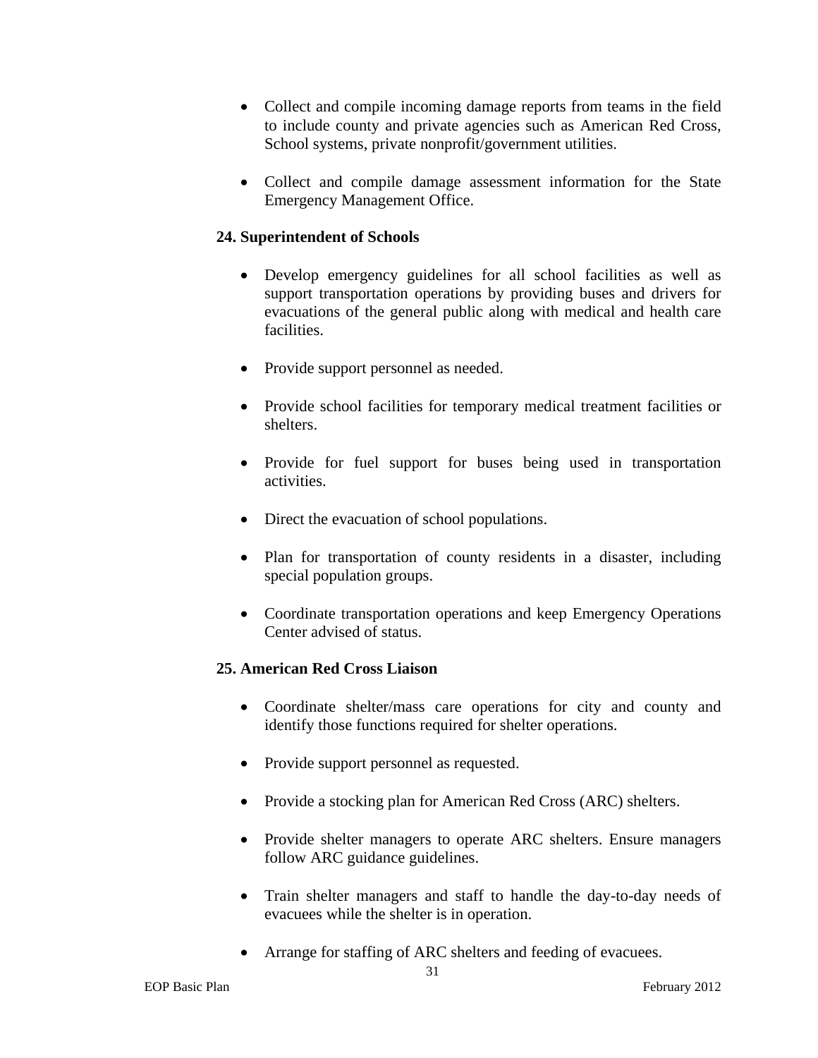- Collect and compile incoming damage reports from teams in the field to include county and private agencies such as American Red Cross, School systems, private nonprofit/government utilities.

- Collect and compile damage assessment information for the State Emergency Management Office.

**24. Superintendent of Schools**

- Develop emergency guidelines for all school facilities as well as support transportation operations by providing buses and drivers for evacuations of the general public along with medical and health care facilities.

- Provide support personnel as needed.

- Provide school facilities for temporary medical treatment facilities or shelters.

- Provide for fuel support for buses being used in transportation activities.

- Direct the evacuation of school populations.

- Plan for transportation of county residents in a disaster, including special population groups.

- Coordinate transportation operations and keep Emergency Operations Center advised of status.

**25. American Red Cross Liaison**

- Coordinate shelter/mass care operations for city and county and identify those functions required for shelter operations.

- Provide support personnel as requested.

- Provide a stocking plan for American Red Cross (ARC) shelters.

- Provide shelter managers to operate ARC shelters. Ensure managers follow ARC guidance guidelines.

- Train shelter managers and staff to handle the day-to-day needs of evacuees while the shelter is in operation.

- Arrange for staffing of ARC shelters and feeding of evacuees.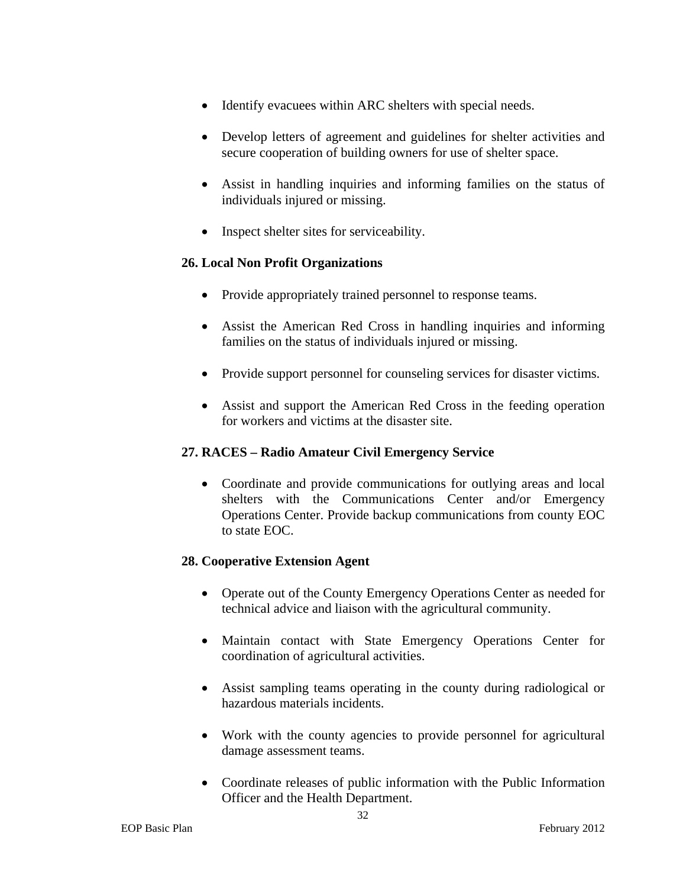- Identify evacuees within ARC shelters with special needs.

- Develop letters of agreement and guidelines for shelter activities and secure cooperation of building owners for use of shelter space.

- Assist in handling inquiries and informing families on the status of individuals injured or missing.

- Inspect shelter sites for serviceability.

**26. Local Non Profit Organizations**

- Provide appropriately trained personnel to response teams.

- Assist the American Red Cross in handling inquiries and informing families on the status of individuals injured or missing.

- Provide support personnel for counseling services for disaster victims.

- Assist and support the American Red Cross in the feeding operation for workers and victims at the disaster site.

**27. RACES – Radio Amateur Civil Emergency Service**

- Coordinate and provide communications for outlying areas and local shelters with the Communications Center and/or Emergency Operations Center. Provide backup communications from county EOC to state EOC.

**28. Cooperative Extension Agent**

- Operate out of the County Emergency Operations Center as needed for technical advice and liaison with the agricultural community.

- Maintain contact with State Emergency Operations Center for coordination of agricultural activities.

- Assist sampling teams operating in the county during radiological or hazardous materials incidents.

- Work with the county agencies to provide personnel for agricultural damage assessment teams.

- Coordinate releases of public information with the Public Information Officer and the Health Department.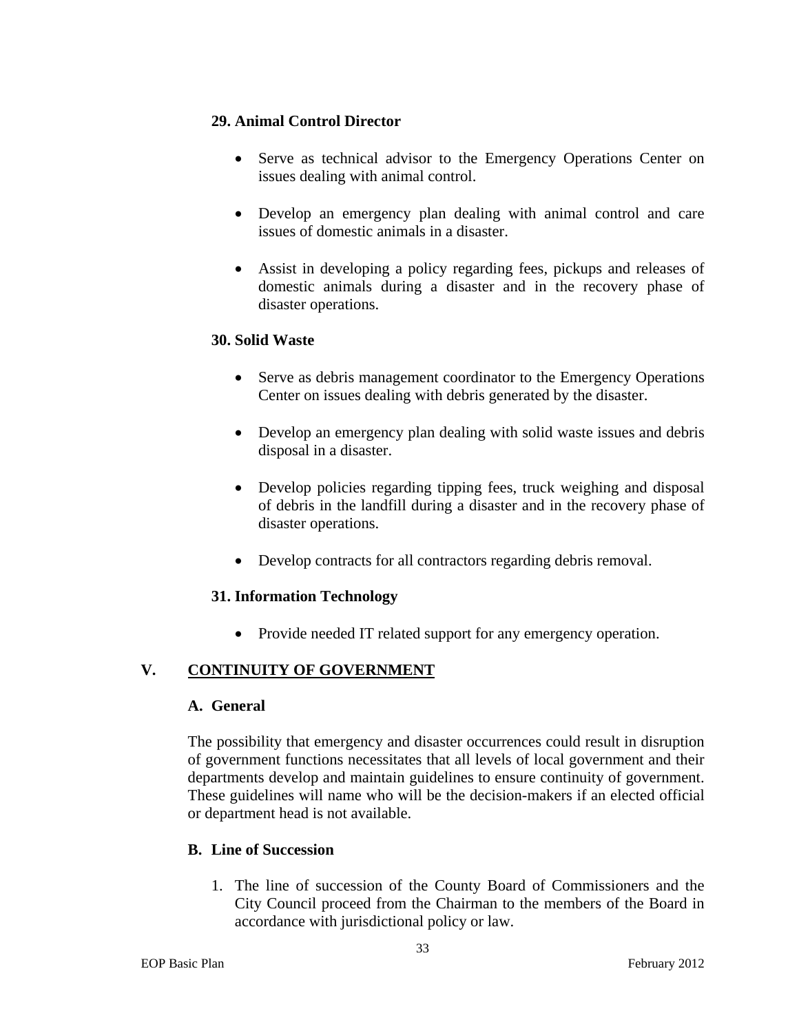### 29. Animal Control Director

- Serve as technical advisor to the Emergency Operations Center on issues dealing with animal control.
- Develop an emergency plan dealing with animal control and care issues of domestic animals in a disaster.
- Assist in developing a policy regarding fees, pickups and releases of domestic animals during a disaster and in the recovery phase of disaster operations.

### 30. Solid Waste

- Serve as debris management coordinator to the Emergency Operations Center on issues dealing with debris generated by the disaster.
- Develop an emergency plan dealing with solid waste issues and debris disposal in a disaster.
- Develop policies regarding tipping fees, truck weighing and disposal of debris in the landfill during a disaster and in the recovery phase of disaster operations.
- Develop contracts for all contractors regarding debris removal.

### 31. Information Technology

- Provide needed IT related support for any emergency operation.

## V. CONTINUITY OF GOVERNMENT

### A. General

The possibility that emergency and disaster occurrences could result in disruption of government functions necessitates that all levels of local government and their departments develop and maintain guidelines to ensure continuity of government. These guidelines will name who will be the decision-makers if an elected official or department head is not available.

### B. Line of Succession

1. The line of succession of the County Board of Commissioners and the City Council proceed from the Chairman to the members of the Board in accordance with jurisdictional policy or law.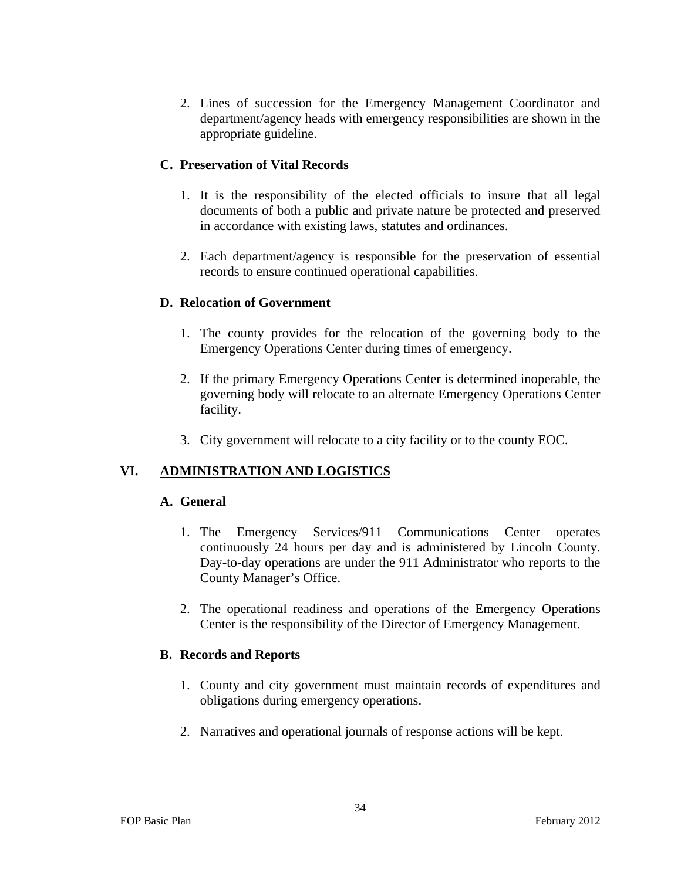2. Lines of succession for the Emergency Management Coordinator and department/agency heads with emergency responsibilities are shown in the appropriate guideline.

### C. Preservation of Vital Records

1. It is the responsibility of the elected officials to insure that all legal documents of both a public and private nature be protected and preserved in accordance with existing laws, statutes and ordinances.

2. Each department/agency is responsible for the preservation of essential records to ensure continued operational capabilities.

### D. Relocation of Government

1. The county provides for the relocation of the governing body to the Emergency Operations Center during times of emergency.

2. If the primary Emergency Operations Center is determined inoperable, the governing body will relocate to an alternate Emergency Operations Center facility.

3. City government will relocate to a city facility or to the county EOC.

## VI. ADMINISTRATION AND LOGISTICS

### A. General

1. The Emergency Services/911 Communications Center operates continuously 24 hours per day and is administered by Lincoln County. Day-to-day operations are under the 911 Administrator who reports to the County Manager's Office.

2. The operational readiness and operations of the Emergency Operations Center is the responsibility of the Director of Emergency Management.

### B. Records and Reports

1. County and city government must maintain records of expenditures and obligations during emergency operations.

2. Narratives and operational journals of response actions will be kept.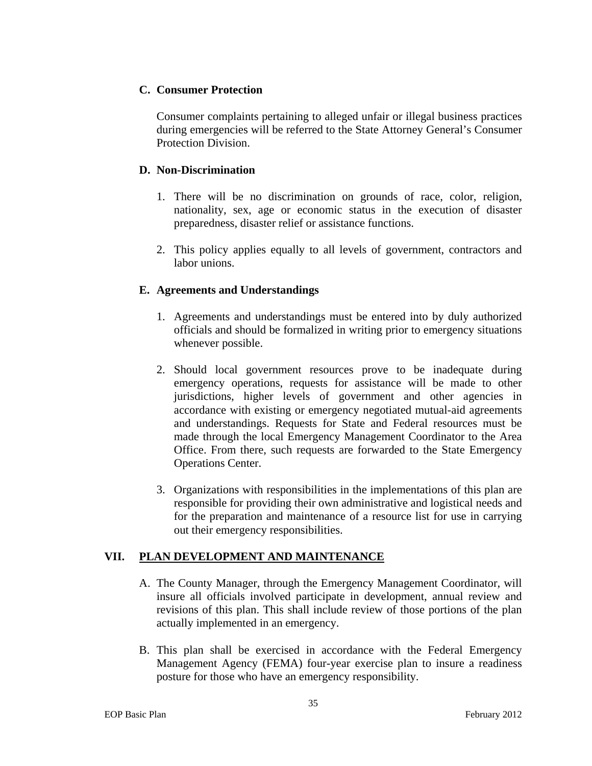### C. Consumer Protection

Consumer complaints pertaining to alleged unfair or illegal business practices during emergencies will be referred to the State Attorney General's Consumer Protection Division.

### D. Non-Discrimination

1. There will be no discrimination on grounds of race, color, religion, nationality, sex, age or economic status in the execution of disaster preparedness, disaster relief or assistance functions.

2. This policy applies equally to all levels of government, contractors and labor unions.

### E. Agreements and Understandings

1. Agreements and understandings must be entered into by duly authorized officials and should be formalized in writing prior to emergency situations whenever possible.

2. Should local government resources prove to be inadequate during emergency operations, requests for assistance will be made to other jurisdictions, higher levels of government and other agencies in accordance with existing or emergency negotiated mutual-aid agreements and understandings. Requests for State and Federal resources must be made through the local Emergency Management Coordinator to the Area Office. From there, such requests are forwarded to the State Emergency Operations Center.

3. Organizations with responsibilities in the implementations of this plan are responsible for providing their own administrative and logistical needs and for the preparation and maintenance of a resource list for use in carrying out their emergency responsibilities.

## VII. PLAN DEVELOPMENT AND MAINTENANCE

A. The County Manager, through the Emergency Management Coordinator, will insure all officials involved participate in development, annual review and revisions of this plan. This shall include review of those portions of the plan actually implemented in an emergency.

B. This plan shall be exercised in accordance with the Federal Emergency Management Agency (FEMA) four-year exercise plan to insure a readiness posture for those who have an emergency responsibility.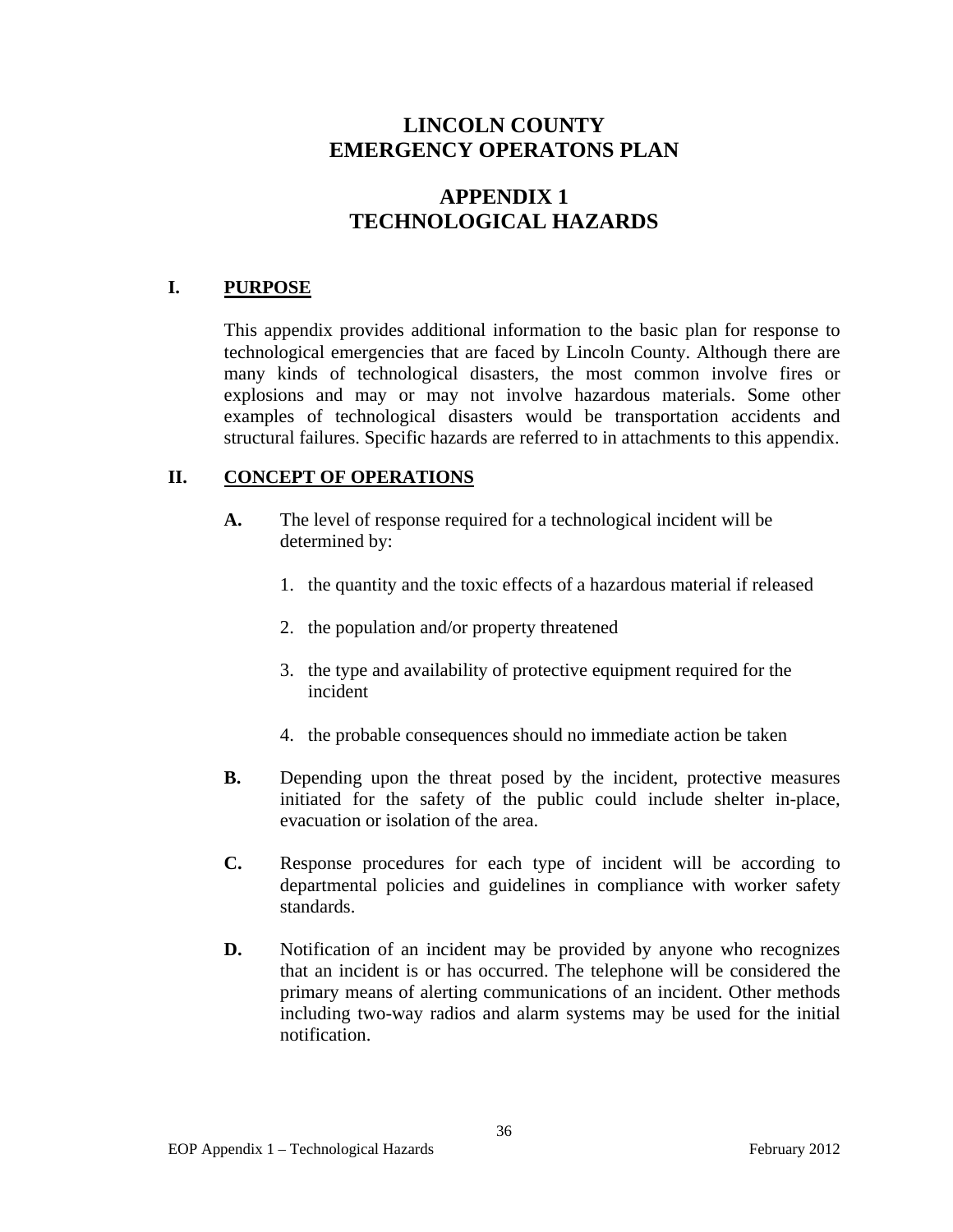# LINCOLN COUNTY
# EMERGENCY OPERATONS PLAN

## APPENDIX 1
## TECHNOLOGICAL HAZARDS

### I. PURPOSE

This appendix provides additional information to the basic plan for response to technological emergencies that are faced by Lincoln County. Although there are many kinds of technological disasters, the most common involve fires or explosions and may or may not involve hazardous materials. Some other examples of technological disasters would be transportation accidents and structural failures. Specific hazards are referred to in attachments to this appendix.

### II. CONCEPT OF OPERATIONS

**A.** The level of response required for a technological incident will be determined by:

1. the quantity and the toxic effects of a hazardous material if released
2. the population and/or property threatened
3. the type and availability of protective equipment required for the incident
4. the probable consequences should no immediate action be taken

**B.** Depending upon the threat posed by the incident, protective measures initiated for the safety of the public could include shelter in-place, evacuation or isolation of the area.

**C.** Response procedures for each type of incident will be according to departmental policies and guidelines in compliance with worker safety standards.

**D.** Notification of an incident may be provided by anyone who recognizes that an incident is or has occurred. The telephone will be considered the primary means of alerting communications of an incident. Other methods including two-way radios and alarm systems may be used for the initial notification.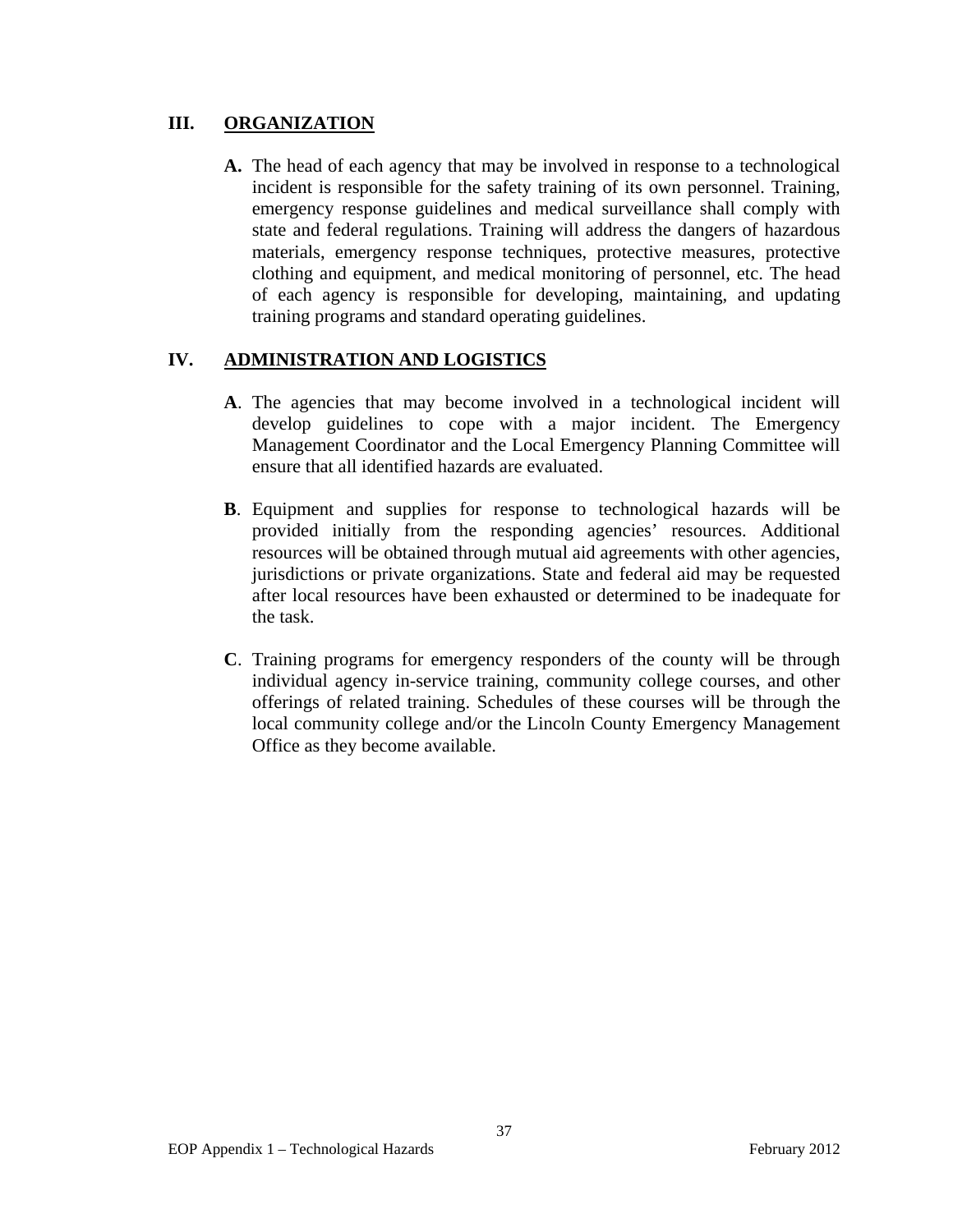## III. ORGANIZATION

**A.** The head of each agency that may be involved in response to a technological incident is responsible for the safety training of its own personnel. Training, emergency response guidelines and medical surveillance shall comply with state and federal regulations. Training will address the dangers of hazardous materials, emergency response techniques, protective measures, protective clothing and equipment, and medical monitoring of personnel, etc. The head of each agency is responsible for developing, maintaining, and updating training programs and standard operating guidelines.

## IV. ADMINISTRATION AND LOGISTICS

**A**. The agencies that may become involved in a technological incident will develop guidelines to cope with a major incident. The Emergency Management Coordinator and the Local Emergency Planning Committee will ensure that all identified hazards are evaluated.

**B**. Equipment and supplies for response to technological hazards will be provided initially from the responding agencies' resources. Additional resources will be obtained through mutual aid agreements with other agencies, jurisdictions or private organizations. State and federal aid may be requested after local resources have been exhausted or determined to be inadequate for the task.

**C**. Training programs for emergency responders of the county will be through individual agency in-service training, community college courses, and other offerings of related training. Schedules of these courses will be through the local community college and/or the Lincoln County Emergency Management Office as they become available.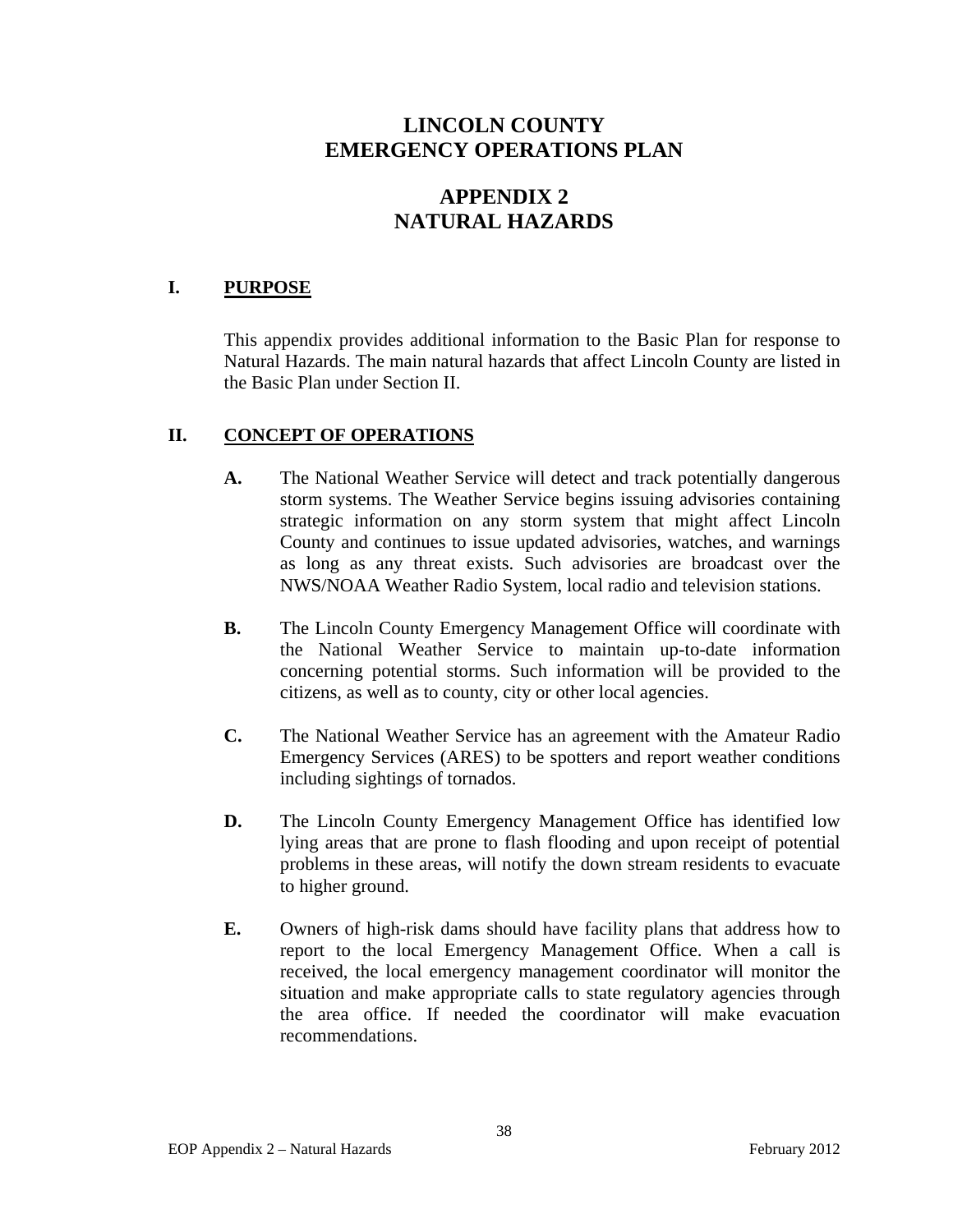# LINCOLN COUNTY
# EMERGENCY OPERATIONS PLAN

# APPENDIX 2
# NATURAL HAZARDS

## I. PURPOSE

This appendix provides additional information to the Basic Plan for response to Natural Hazards. The main natural hazards that affect Lincoln County are listed in the Basic Plan under Section II.

## II. CONCEPT OF OPERATIONS

**A.** The National Weather Service will detect and track potentially dangerous storm systems. The Weather Service begins issuing advisories containing strategic information on any storm system that might affect Lincoln County and continues to issue updated advisories, watches, and warnings as long as any threat exists. Such advisories are broadcast over the NWS/NOAA Weather Radio System, local radio and television stations.

**B.** The Lincoln County Emergency Management Office will coordinate with the National Weather Service to maintain up-to-date information concerning potential storms. Such information will be provided to the citizens, as well as to county, city or other local agencies.

**C.** The National Weather Service has an agreement with the Amateur Radio Emergency Services (ARES) to be spotters and report weather conditions including sightings of tornados.

**D.** The Lincoln County Emergency Management Office has identified low lying areas that are prone to flash flooding and upon receipt of potential problems in these areas, will notify the down stream residents to evacuate to higher ground.

**E.** Owners of high-risk dams should have facility plans that address how to report to the local Emergency Management Office. When a call is received, the local emergency management coordinator will monitor the situation and make appropriate calls to state regulatory agencies through the area office. If needed the coordinator will make evacuation recommendations.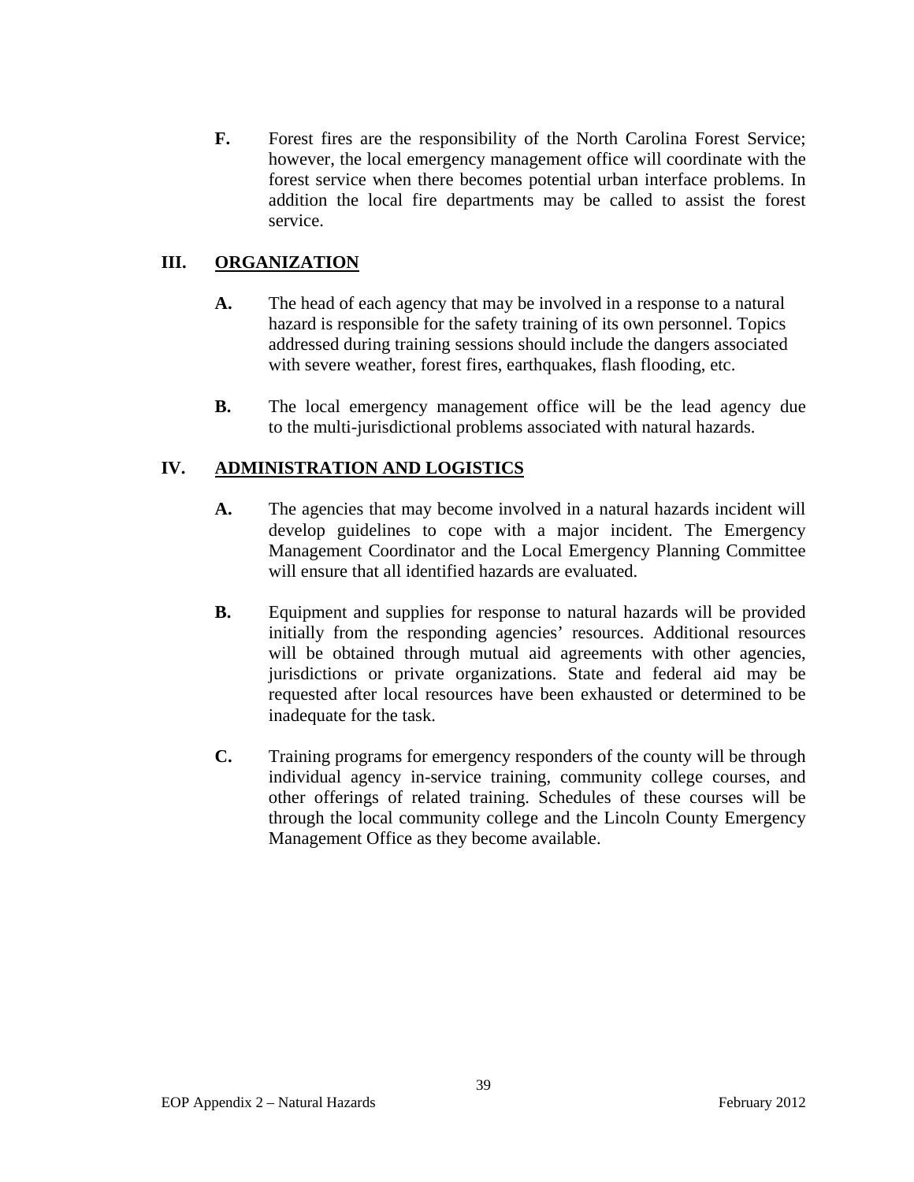**F.** Forest fires are the responsibility of the North Carolina Forest Service; however, the local emergency management office will coordinate with the forest service when there becomes potential urban interface problems. In addition the local fire departments may be called to assist the forest service.

## III. ORGANIZATION

**A.** The head of each agency that may be involved in a response to a natural hazard is responsible for the safety training of its own personnel. Topics addressed during training sessions should include the dangers associated with severe weather, forest fires, earthquakes, flash flooding, etc.

**B.** The local emergency management office will be the lead agency due to the multi-jurisdictional problems associated with natural hazards.

## IV. ADMINISTRATION AND LOGISTICS

**A.** The agencies that may become involved in a natural hazards incident will develop guidelines to cope with a major incident. The Emergency Management Coordinator and the Local Emergency Planning Committee will ensure that all identified hazards are evaluated.

**B.** Equipment and supplies for response to natural hazards will be provided initially from the responding agencies' resources. Additional resources will be obtained through mutual aid agreements with other agencies, jurisdictions or private organizations. State and federal aid may be requested after local resources have been exhausted or determined to be inadequate for the task.

**C.** Training programs for emergency responders of the county will be through individual agency in-service training, community college courses, and other offerings of related training. Schedules of these courses will be through the local community college and the Lincoln County Emergency Management Office as they become available.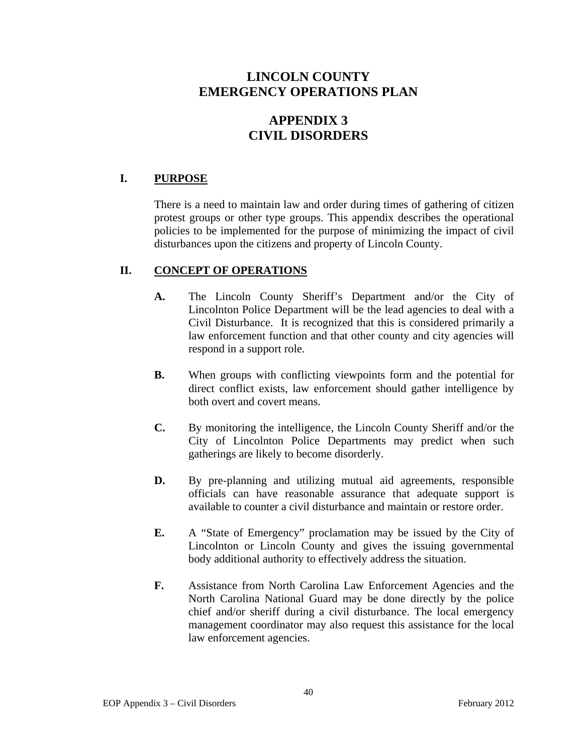# LINCOLN COUNTY
# EMERGENCY OPERATIONS PLAN

## APPENDIX 3
## CIVIL DISORDERS

### I. PURPOSE

There is a need to maintain law and order during times of gathering of citizen protest groups or other type groups. This appendix describes the operational policies to be implemented for the purpose of minimizing the impact of civil disturbances upon the citizens and property of Lincoln County.

### II. CONCEPT OF OPERATIONS

**A.** The Lincoln County Sheriff's Department and/or the City of Lincolnton Police Department will be the lead agencies to deal with a Civil Disturbance. It is recognized that this is considered primarily a law enforcement function and that other county and city agencies will respond in a support role.

**B.** When groups with conflicting viewpoints form and the potential for direct conflict exists, law enforcement should gather intelligence by both overt and covert means.

**C.** By monitoring the intelligence, the Lincoln County Sheriff and/or the City of Lincolnton Police Departments may predict when such gatherings are likely to become disorderly.

**D.** By pre-planning and utilizing mutual aid agreements, responsible officials can have reasonable assurance that adequate support is available to counter a civil disturbance and maintain or restore order.

**E.** A "State of Emergency" proclamation may be issued by the City of Lincolnton or Lincoln County and gives the issuing governmental body additional authority to effectively address the situation.

**F.** Assistance from North Carolina Law Enforcement Agencies and the North Carolina National Guard may be done directly by the police chief and/or sheriff during a civil disturbance. The local emergency management coordinator may also request this assistance for the local law enforcement agencies.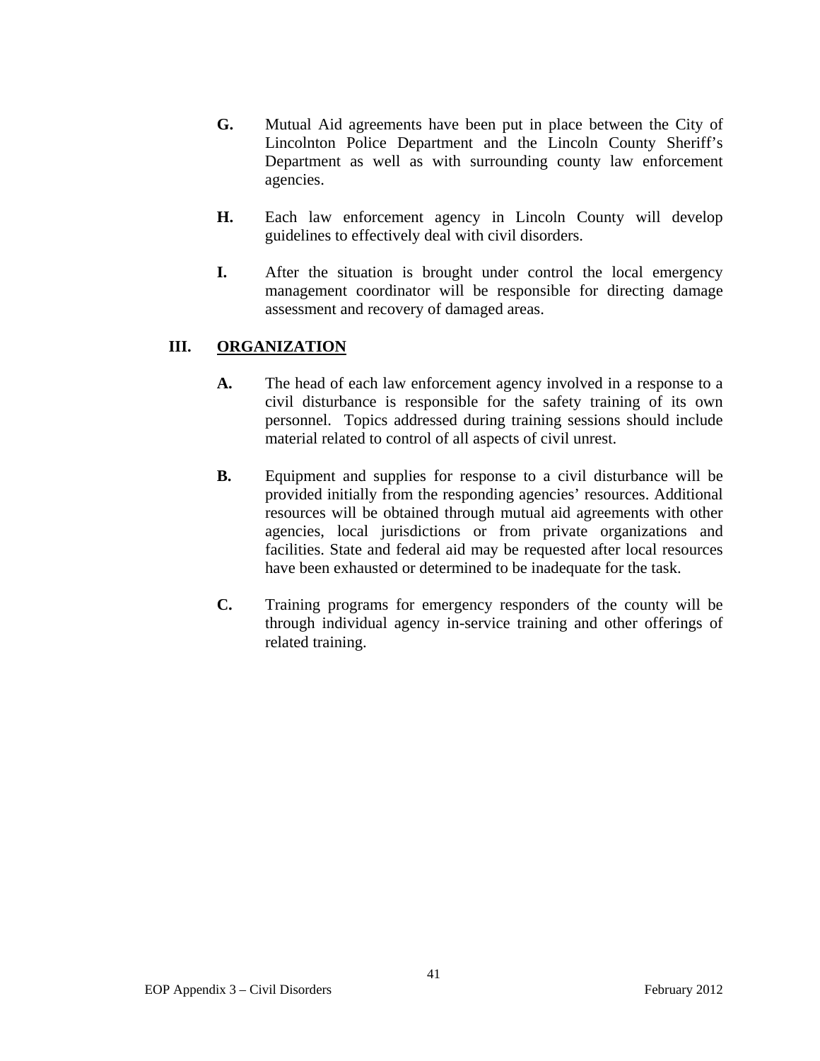**G.** Mutual Aid agreements have been put in place between the City of Lincolnton Police Department and the Lincoln County Sheriff's Department as well as with surrounding county law enforcement agencies.

**H.** Each law enforcement agency in Lincoln County will develop guidelines to effectively deal with civil disorders.

**I.** After the situation is brought under control the local emergency management coordinator will be responsible for directing damage assessment and recovery of damaged areas.

## III. ORGANIZATION

**A.** The head of each law enforcement agency involved in a response to a civil disturbance is responsible for the safety training of its own personnel. Topics addressed during training sessions should include material related to control of all aspects of civil unrest.

**B.** Equipment and supplies for response to a civil disturbance will be provided initially from the responding agencies' resources. Additional resources will be obtained through mutual aid agreements with other agencies, local jurisdictions or from private organizations and facilities. State and federal aid may be requested after local resources have been exhausted or determined to be inadequate for the task.

**C.** Training programs for emergency responders of the county will be through individual agency in-service training and other offerings of related training.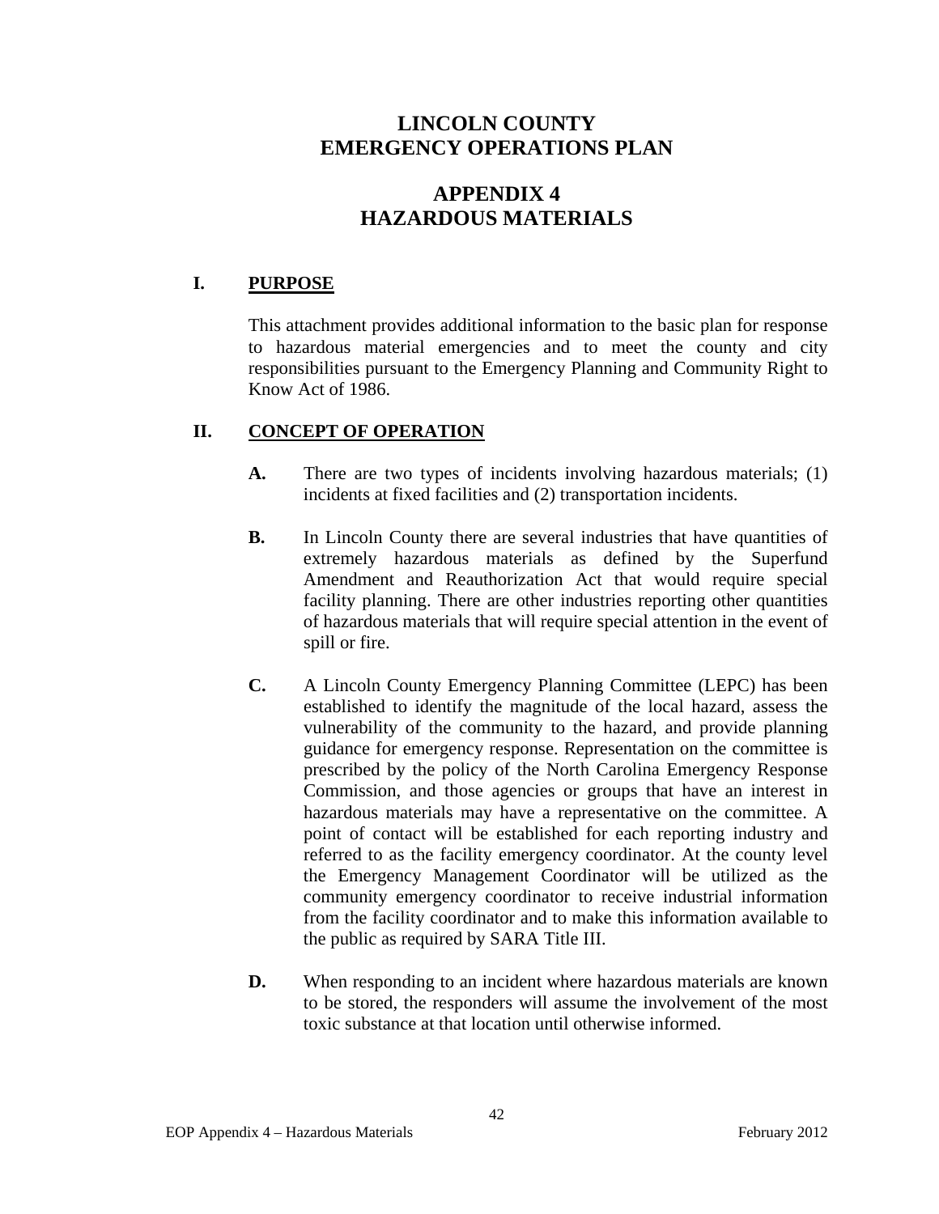# LINCOLN COUNTY
# EMERGENCY OPERATIONS PLAN

## APPENDIX 4
## HAZARDOUS MATERIALS

### I. PURPOSE

This attachment provides additional information to the basic plan for response to hazardous material emergencies and to meet the county and city responsibilities pursuant to the Emergency Planning and Community Right to Know Act of 1986.

### II. CONCEPT OF OPERATION

**A.** There are two types of incidents involving hazardous materials; (1) incidents at fixed facilities and (2) transportation incidents.

**B.** In Lincoln County there are several industries that have quantities of extremely hazardous materials as defined by the Superfund Amendment and Reauthorization Act that would require special facility planning. There are other industries reporting other quantities of hazardous materials that will require special attention in the event of spill or fire.

**C.** A Lincoln County Emergency Planning Committee (LEPC) has been established to identify the magnitude of the local hazard, assess the vulnerability of the community to the hazard, and provide planning guidance for emergency response. Representation on the committee is prescribed by the policy of the North Carolina Emergency Response Commission, and those agencies or groups that have an interest in hazardous materials may have a representative on the committee. A point of contact will be established for each reporting industry and referred to as the facility emergency coordinator. At the county level the Emergency Management Coordinator will be utilized as the community emergency coordinator to receive industrial information from the facility coordinator and to make this information available to the public as required by SARA Title III.

**D.** When responding to an incident where hazardous materials are known to be stored, the responders will assume the involvement of the most toxic substance at that location until otherwise informed.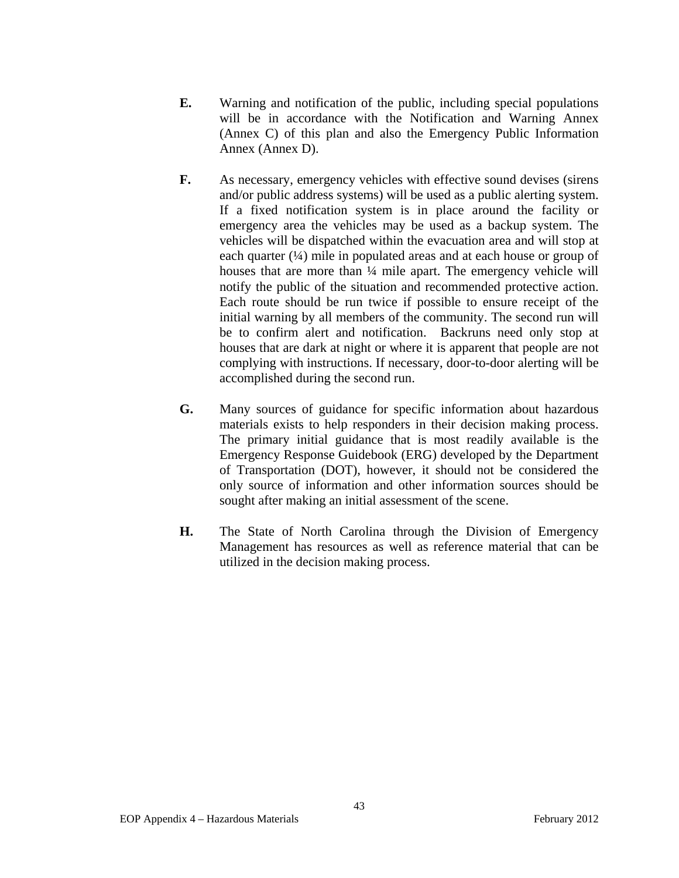**E.** Warning and notification of the public, including special populations will be in accordance with the Notification and Warning Annex (Annex C) of this plan and also the Emergency Public Information Annex (Annex D).

**F.** As necessary, emergency vehicles with effective sound devises (sirens and/or public address systems) will be used as a public alerting system. If a fixed notification system is in place around the facility or emergency area the vehicles may be used as a backup system. The vehicles will be dispatched within the evacuation area and will stop at each quarter (¼) mile in populated areas and at each house or group of houses that are more than ¼ mile apart. The emergency vehicle will notify the public of the situation and recommended protective action. Each route should be run twice if possible to ensure receipt of the initial warning by all members of the community. The second run will be to confirm alert and notification. Backruns need only stop at houses that are dark at night or where it is apparent that people are not complying with instructions. If necessary, door-to-door alerting will be accomplished during the second run.

**G.** Many sources of guidance for specific information about hazardous materials exists to help responders in their decision making process. The primary initial guidance that is most readily available is the Emergency Response Guidebook (ERG) developed by the Department of Transportation (DOT), however, it should not be considered the only source of information and other information sources should be sought after making an initial assessment of the scene.

**H.** The State of North Carolina through the Division of Emergency Management has resources as well as reference material that can be utilized in the decision making process.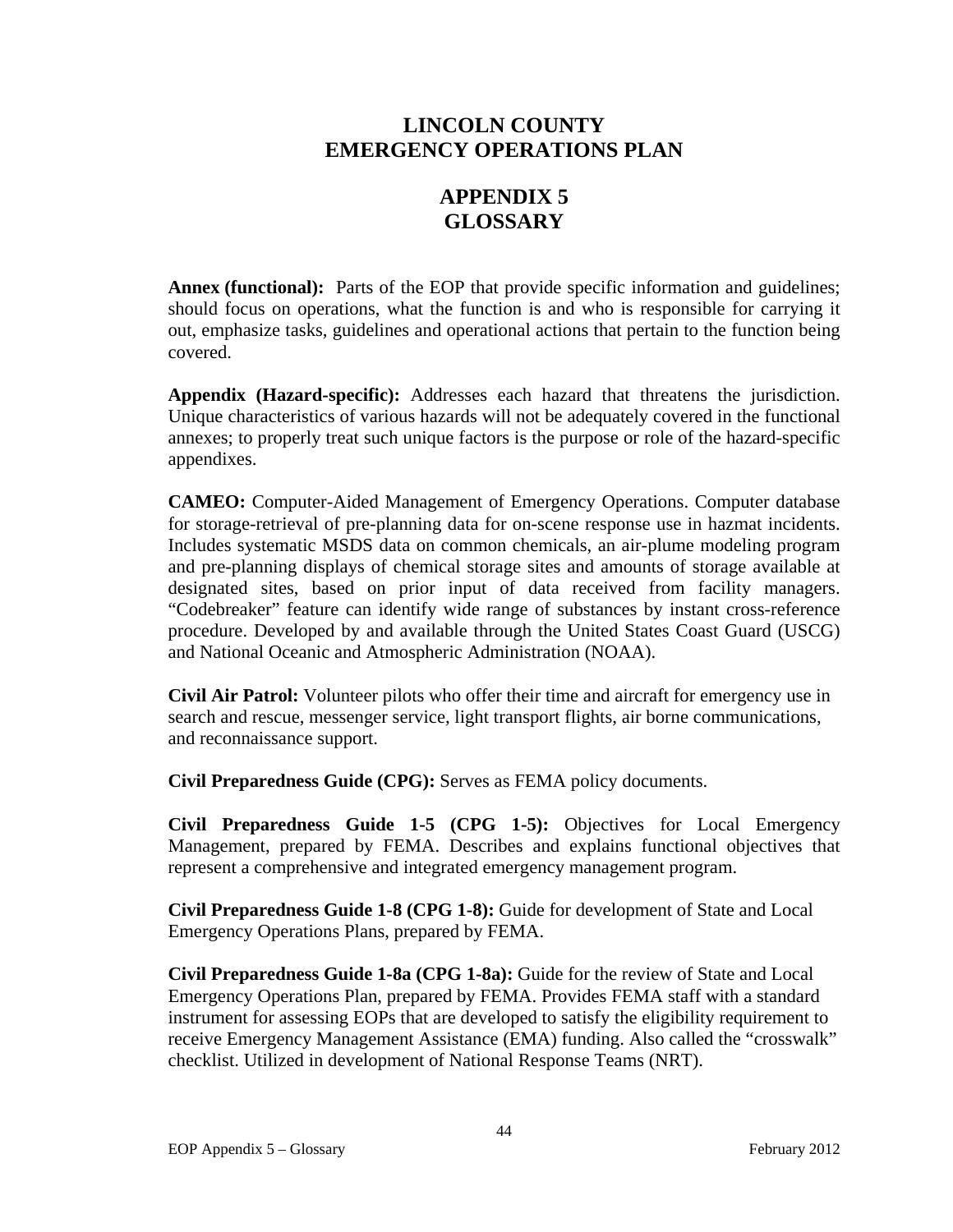# LINCOLN COUNTY
# EMERGENCY OPERATIONS PLAN

## APPENDIX 5
## GLOSSARY

**Annex (functional):** Parts of the EOP that provide specific information and guidelines; should focus on operations, what the function is and who is responsible for carrying it out, emphasize tasks, guidelines and operational actions that pertain to the function being covered.

**Appendix (Hazard-specific):** Addresses each hazard that threatens the jurisdiction. Unique characteristics of various hazards will not be adequately covered in the functional annexes; to properly treat such unique factors is the purpose or role of the hazard-specific appendixes.

**CAMEO:** Computer-Aided Management of Emergency Operations. Computer database for storage-retrieval of pre-planning data for on-scene response use in hazmat incidents. Includes systematic MSDS data on common chemicals, an air-plume modeling program and pre-planning displays of chemical storage sites and amounts of storage available at designated sites, based on prior input of data received from facility managers. "Codebreaker" feature can identify wide range of substances by instant cross-reference procedure. Developed by and available through the United States Coast Guard (USCG) and National Oceanic and Atmospheric Administration (NOAA).

**Civil Air Patrol:** Volunteer pilots who offer their time and aircraft for emergency use in search and rescue, messenger service, light transport flights, air borne communications, and reconnaissance support.

**Civil Preparedness Guide (CPG):** Serves as FEMA policy documents.

**Civil Preparedness Guide 1-5 (CPG 1-5):** Objectives for Local Emergency Management, prepared by FEMA. Describes and explains functional objectives that represent a comprehensive and integrated emergency management program.

**Civil Preparedness Guide 1-8 (CPG 1-8):** Guide for development of State and Local Emergency Operations Plans, prepared by FEMA.

**Civil Preparedness Guide 1-8a (CPG 1-8a):** Guide for the review of State and Local Emergency Operations Plan, prepared by FEMA. Provides FEMA staff with a standard instrument for assessing EOPs that are developed to satisfy the eligibility requirement to receive Emergency Management Assistance (EMA) funding. Also called the "crosswalk" checklist. Utilized in development of National Response Teams (NRT).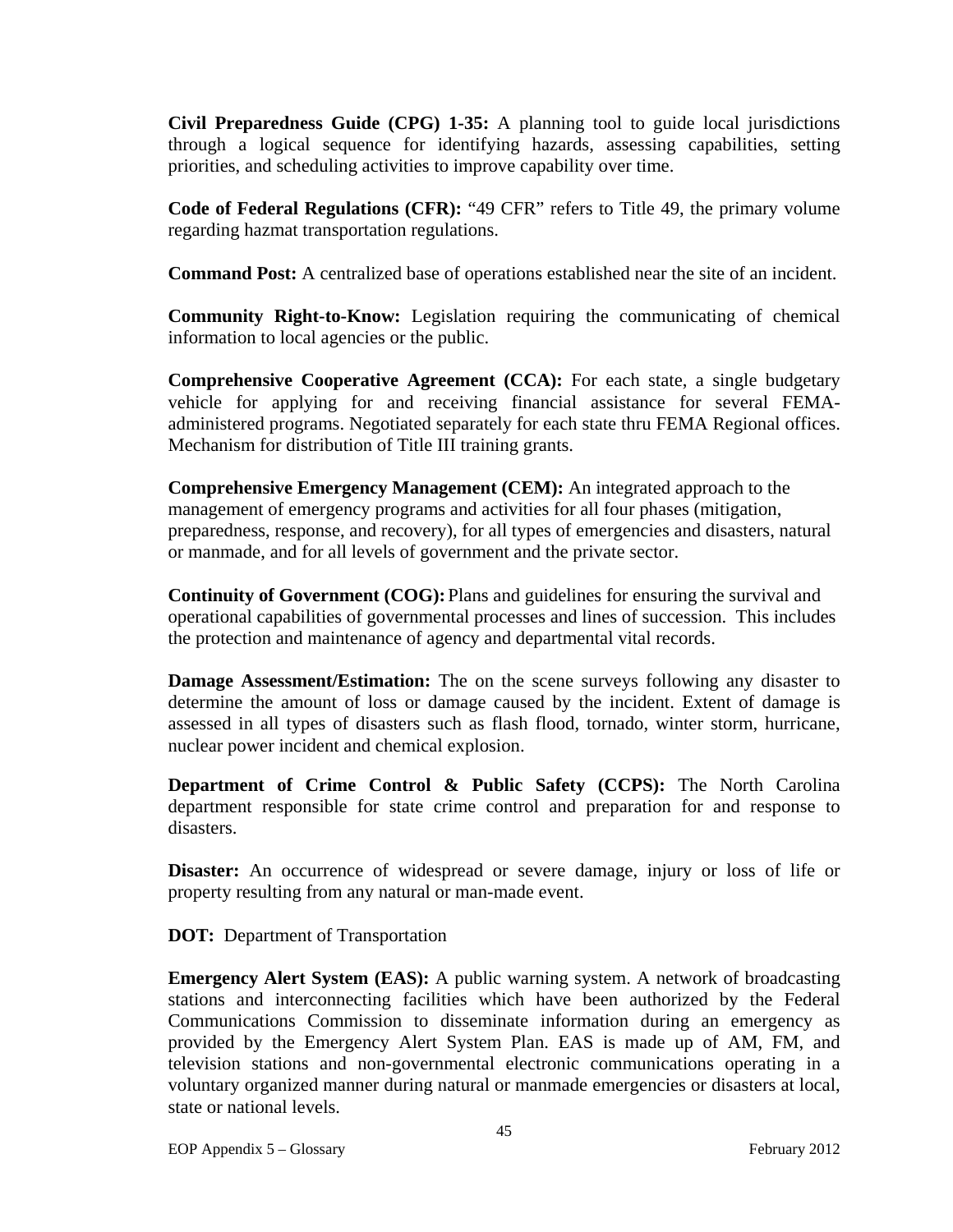**Civil Preparedness Guide (CPG) 1-35:** A planning tool to guide local jurisdictions through a logical sequence for identifying hazards, assessing capabilities, setting priorities, and scheduling activities to improve capability over time.

**Code of Federal Regulations (CFR):** "49 CFR" refers to Title 49, the primary volume regarding hazmat transportation regulations.

**Command Post:** A centralized base of operations established near the site of an incident.

**Community Right-to-Know:** Legislation requiring the communicating of chemical information to local agencies or the public.

**Comprehensive Cooperative Agreement (CCA):** For each state, a single budgetary vehicle for applying for and receiving financial assistance for several FEMA-administered programs. Negotiated separately for each state thru FEMA Regional offices. Mechanism for distribution of Title III training grants.

**Comprehensive Emergency Management (CEM):** An integrated approach to the management of emergency programs and activities for all four phases (mitigation, preparedness, response, and recovery), for all types of emergencies and disasters, natural or manmade, and for all levels of government and the private sector.

**Continuity of Government (COG):** Plans and guidelines for ensuring the survival and operational capabilities of governmental processes and lines of succession. This includes the protection and maintenance of agency and departmental vital records.

**Damage Assessment/Estimation:** The on the scene surveys following any disaster to determine the amount of loss or damage caused by the incident. Extent of damage is assessed in all types of disasters such as flash flood, tornado, winter storm, hurricane, nuclear power incident and chemical explosion.

**Department of Crime Control & Public Safety (CCPS):** The North Carolina department responsible for state crime control and preparation for and response to disasters.

**Disaster:** An occurrence of widespread or severe damage, injury or loss of life or property resulting from any natural or man-made event.

**DOT:** Department of Transportation

**Emergency Alert System (EAS):** A public warning system. A network of broadcasting stations and interconnecting facilities which have been authorized by the Federal Communications Commission to disseminate information during an emergency as provided by the Emergency Alert System Plan. EAS is made up of AM, FM, and television stations and non-governmental electronic communications operating in a voluntary organized manner during natural or manmade emergencies or disasters at local, state or national levels.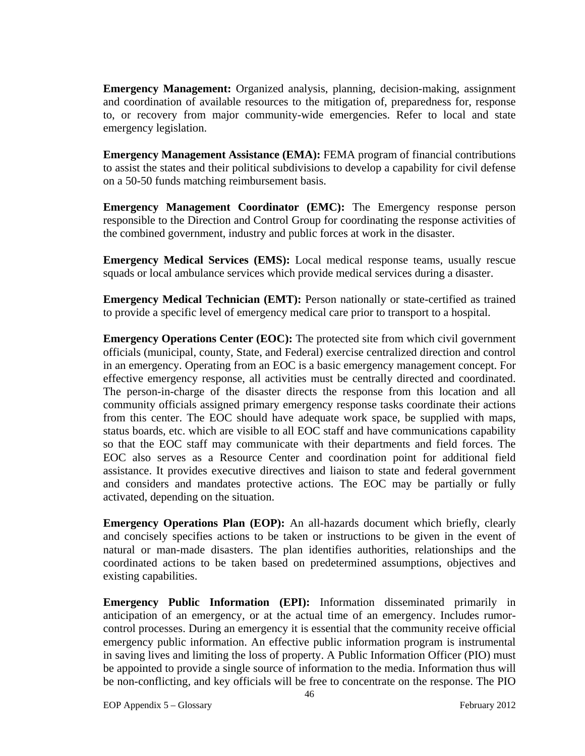**Emergency Management:** Organized analysis, planning, decision-making, assignment and coordination of available resources to the mitigation of, preparedness for, response to, or recovery from major community-wide emergencies. Refer to local and state emergency legislation.

**Emergency Management Assistance (EMA):** FEMA program of financial contributions to assist the states and their political subdivisions to develop a capability for civil defense on a 50-50 funds matching reimbursement basis.

**Emergency Management Coordinator (EMC):** The Emergency response person responsible to the Direction and Control Group for coordinating the response activities of the combined government, industry and public forces at work in the disaster.

**Emergency Medical Services (EMS):** Local medical response teams, usually rescue squads or local ambulance services which provide medical services during a disaster.

**Emergency Medical Technician (EMT):** Person nationally or state-certified as trained to provide a specific level of emergency medical care prior to transport to a hospital.

**Emergency Operations Center (EOC):** The protected site from which civil government officials (municipal, county, State, and Federal) exercise centralized direction and control in an emergency. Operating from an EOC is a basic emergency management concept. For effective emergency response, all activities must be centrally directed and coordinated. The person-in-charge of the disaster directs the response from this location and all community officials assigned primary emergency response tasks coordinate their actions from this center. The EOC should have adequate work space, be supplied with maps, status boards, etc. which are visible to all EOC staff and have communications capability so that the EOC staff may communicate with their departments and field forces. The EOC also serves as a Resource Center and coordination point for additional field assistance. It provides executive directives and liaison to state and federal government and considers and mandates protective actions. The EOC may be partially or fully activated, depending on the situation.

**Emergency Operations Plan (EOP):** An all-hazards document which briefly, clearly and concisely specifies actions to be taken or instructions to be given in the event of natural or man-made disasters. The plan identifies authorities, relationships and the coordinated actions to be taken based on predetermined assumptions, objectives and existing capabilities.

**Emergency Public Information (EPI):** Information disseminated primarily in anticipation of an emergency, or at the actual time of an emergency. Includes rumor-control processes. During an emergency it is essential that the community receive official emergency public information. An effective public information program is instrumental in saving lives and limiting the loss of property. A Public Information Officer (PIO) must be appointed to provide a single source of information to the media. Information thus will be non-conflicting, and key officials will be free to concentrate on the response. The PIO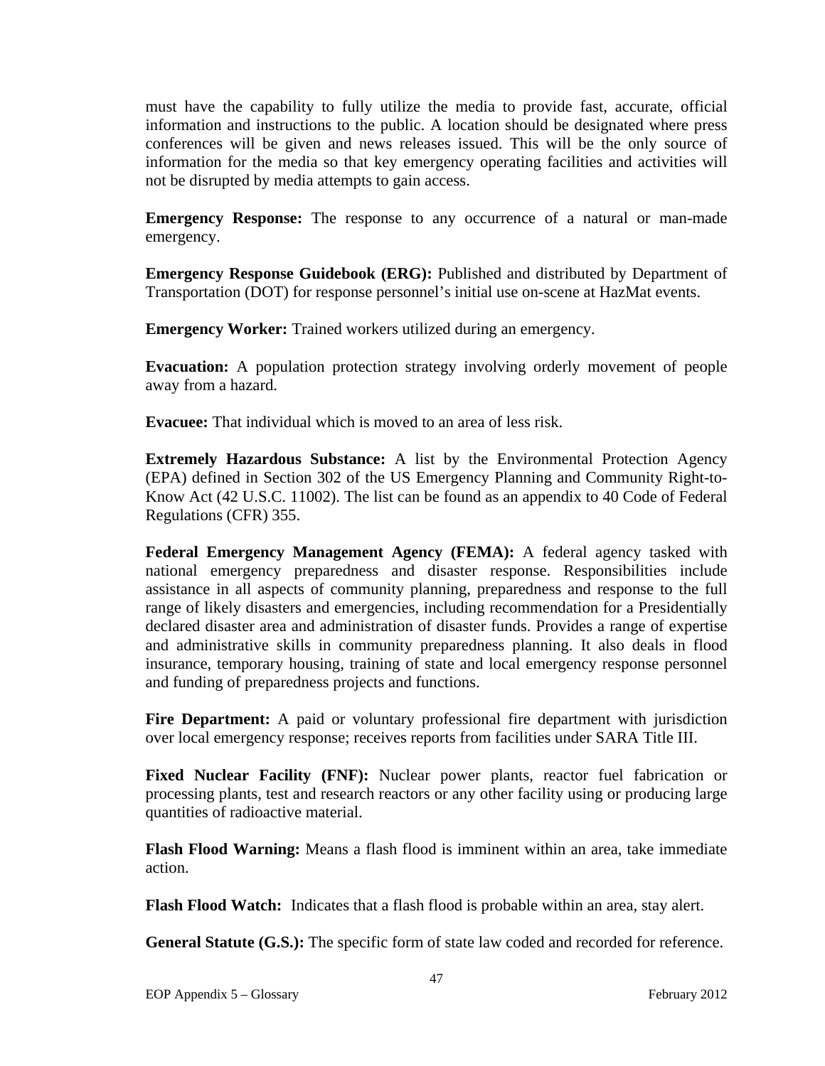must have the capability to fully utilize the media to provide fast, accurate, official information and instructions to the public. A location should be designated where press conferences will be given and news releases issued. This will be the only source of information for the media so that key emergency operating facilities and activities will not be disrupted by media attempts to gain access.

**Emergency Response:** The response to any occurrence of a natural or man-made emergency.

**Emergency Response Guidebook (ERG):** Published and distributed by Department of Transportation (DOT) for response personnel's initial use on-scene at HazMat events.

**Emergency Worker:** Trained workers utilized during an emergency.

**Evacuation:** A population protection strategy involving orderly movement of people away from a hazard.

**Evacuee:** That individual which is moved to an area of less risk.

**Extremely Hazardous Substance:** A list by the Environmental Protection Agency (EPA) defined in Section 302 of the US Emergency Planning and Community Right-to-Know Act (42 U.S.C. 11002). The list can be found as an appendix to 40 Code of Federal Regulations (CFR) 355.

**Federal Emergency Management Agency (FEMA):** A federal agency tasked with national emergency preparedness and disaster response. Responsibilities include assistance in all aspects of community planning, preparedness and response to the full range of likely disasters and emergencies, including recommendation for a Presidentially declared disaster area and administration of disaster funds. Provides a range of expertise and administrative skills in community preparedness planning. It also deals in flood insurance, temporary housing, training of state and local emergency response personnel and funding of preparedness projects and functions.

**Fire Department:** A paid or voluntary professional fire department with jurisdiction over local emergency response; receives reports from facilities under SARA Title III.

**Fixed Nuclear Facility (FNF):** Nuclear power plants, reactor fuel fabrication or processing plants, test and research reactors or any other facility using or producing large quantities of radioactive material.

**Flash Flood Warning:** Means a flash flood is imminent within an area, take immediate action.

**Flash Flood Watch:** Indicates that a flash flood is probable within an area, stay alert.

**General Statute (G.S.):** The specific form of state law coded and recorded for reference.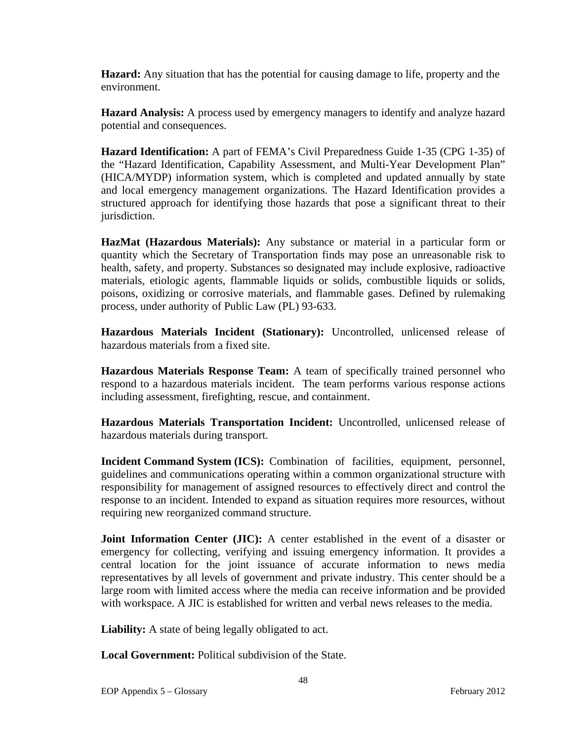**Hazard:** Any situation that has the potential for causing damage to life, property and the environment.

**Hazard Analysis:** A process used by emergency managers to identify and analyze hazard potential and consequences.

**Hazard Identification:** A part of FEMA's Civil Preparedness Guide 1-35 (CPG 1-35) of the "Hazard Identification, Capability Assessment, and Multi-Year Development Plan" (HICA/MYDP) information system, which is completed and updated annually by state and local emergency management organizations. The Hazard Identification provides a structured approach for identifying those hazards that pose a significant threat to their jurisdiction.

**HazMat (Hazardous Materials):** Any substance or material in a particular form or quantity which the Secretary of Transportation finds may pose an unreasonable risk to health, safety, and property. Substances so designated may include explosive, radioactive materials, etiologic agents, flammable liquids or solids, combustible liquids or solids, poisons, oxidizing or corrosive materials, and flammable gases. Defined by rulemaking process, under authority of Public Law (PL) 93-633.

**Hazardous Materials Incident (Stationary):** Uncontrolled, unlicensed release of hazardous materials from a fixed site.

**Hazardous Materials Response Team:** A team of specifically trained personnel who respond to a hazardous materials incident. The team performs various response actions including assessment, firefighting, rescue, and containment.

**Hazardous Materials Transportation Incident:** Uncontrolled, unlicensed release of hazardous materials during transport.

**Incident Command System (ICS):** Combination of facilities, equipment, personnel, guidelines and communications operating within a common organizational structure with responsibility for management of assigned resources to effectively direct and control the response to an incident. Intended to expand as situation requires more resources, without requiring new reorganized command structure.

**Joint Information Center (JIC):** A center established in the event of a disaster or emergency for collecting, verifying and issuing emergency information. It provides a central location for the joint issuance of accurate information to news media representatives by all levels of government and private industry. This center should be a large room with limited access where the media can receive information and be provided with workspace. A JIC is established for written and verbal news releases to the media.

**Liability:** A state of being legally obligated to act.

**Local Government:** Political subdivision of the State.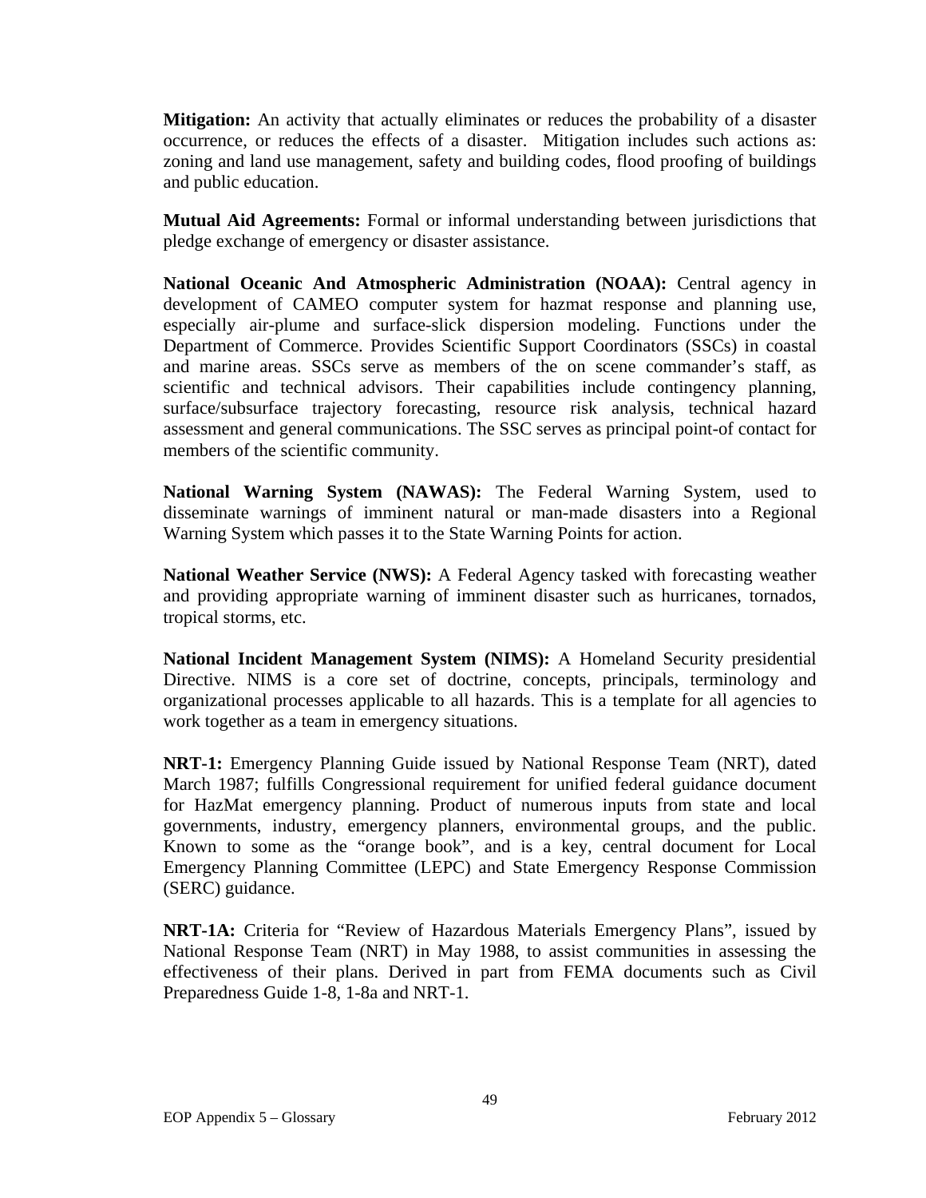**Mitigation:** An activity that actually eliminates or reduces the probability of a disaster occurrence, or reduces the effects of a disaster. Mitigation includes such actions as: zoning and land use management, safety and building codes, flood proofing of buildings and public education.

**Mutual Aid Agreements:** Formal or informal understanding between jurisdictions that pledge exchange of emergency or disaster assistance.

**National Oceanic And Atmospheric Administration (NOAA):** Central agency in development of CAMEO computer system for hazmat response and planning use, especially air-plume and surface-slick dispersion modeling. Functions under the Department of Commerce. Provides Scientific Support Coordinators (SSCs) in coastal and marine areas. SSCs serve as members of the on scene commander's staff, as scientific and technical advisors. Their capabilities include contingency planning, surface/subsurface trajectory forecasting, resource risk analysis, technical hazard assessment and general communications. The SSC serves as principal point-of contact for members of the scientific community.

**National Warning System (NAWAS):** The Federal Warning System, used to disseminate warnings of imminent natural or man-made disasters into a Regional Warning System which passes it to the State Warning Points for action.

**National Weather Service (NWS):** A Federal Agency tasked with forecasting weather and providing appropriate warning of imminent disaster such as hurricanes, tornados, tropical storms, etc.

**National Incident Management System (NIMS):** A Homeland Security presidential Directive. NIMS is a core set of doctrine, concepts, principals, terminology and organizational processes applicable to all hazards. This is a template for all agencies to work together as a team in emergency situations.

**NRT-1:** Emergency Planning Guide issued by National Response Team (NRT), dated March 1987; fulfills Congressional requirement for unified federal guidance document for HazMat emergency planning. Product of numerous inputs from state and local governments, industry, emergency planners, environmental groups, and the public. Known to some as the "orange book", and is a key, central document for Local Emergency Planning Committee (LEPC) and State Emergency Response Commission (SERC) guidance.

**NRT-1A:** Criteria for "Review of Hazardous Materials Emergency Plans", issued by National Response Team (NRT) in May 1988, to assist communities in assessing the effectiveness of their plans. Derived in part from FEMA documents such as Civil Preparedness Guide 1-8, 1-8a and NRT-1.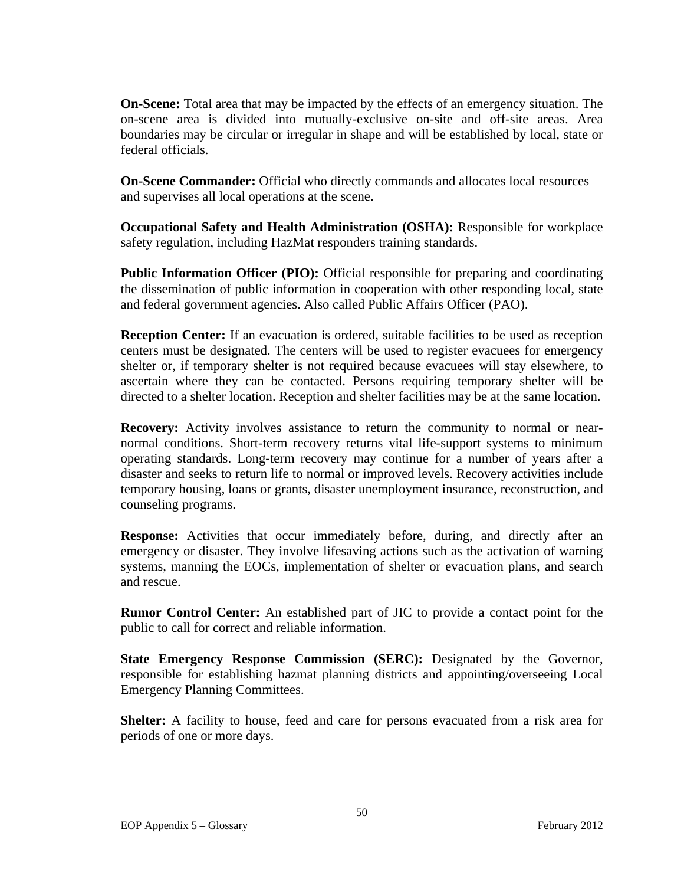**On-Scene:** Total area that may be impacted by the effects of an emergency situation. The on-scene area is divided into mutually-exclusive on-site and off-site areas. Area boundaries may be circular or irregular in shape and will be established by local, state or federal officials.

**On-Scene Commander:** Official who directly commands and allocates local resources and supervises all local operations at the scene.

**Occupational Safety and Health Administration (OSHA):** Responsible for workplace safety regulation, including HazMat responders training standards.

**Public Information Officer (PIO):** Official responsible for preparing and coordinating the dissemination of public information in cooperation with other responding local, state and federal government agencies. Also called Public Affairs Officer (PAO).

**Reception Center:** If an evacuation is ordered, suitable facilities to be used as reception centers must be designated. The centers will be used to register evacuees for emergency shelter or, if temporary shelter is not required because evacuees will stay elsewhere, to ascertain where they can be contacted. Persons requiring temporary shelter will be directed to a shelter location. Reception and shelter facilities may be at the same location.

**Recovery:** Activity involves assistance to return the community to normal or near-normal conditions. Short-term recovery returns vital life-support systems to minimum operating standards. Long-term recovery may continue for a number of years after a disaster and seeks to return life to normal or improved levels. Recovery activities include temporary housing, loans or grants, disaster unemployment insurance, reconstruction, and counseling programs.

**Response:** Activities that occur immediately before, during, and directly after an emergency or disaster. They involve lifesaving actions such as the activation of warning systems, manning the EOCs, implementation of shelter or evacuation plans, and search and rescue.

**Rumor Control Center:** An established part of JIC to provide a contact point for the public to call for correct and reliable information.

**State Emergency Response Commission (SERC):** Designated by the Governor, responsible for establishing hazmat planning districts and appointing/overseeing Local Emergency Planning Committees.

**Shelter:** A facility to house, feed and care for persons evacuated from a risk area for periods of one or more days.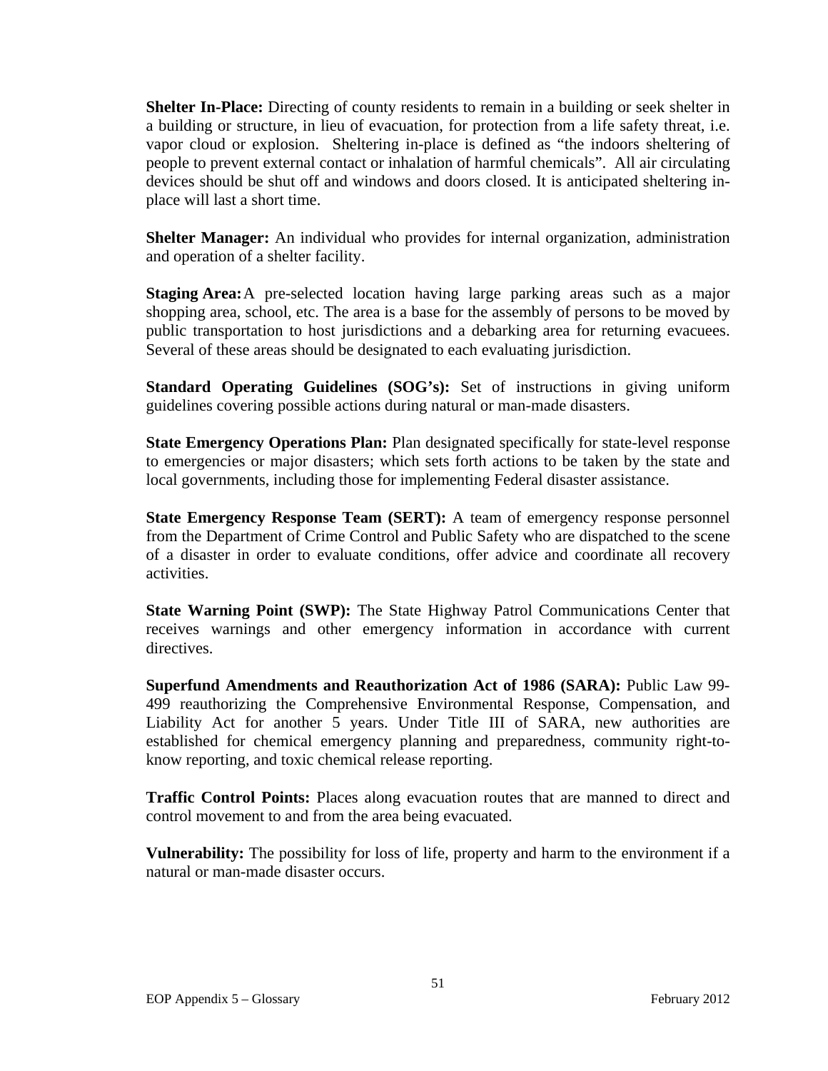**Shelter In-Place:** Directing of county residents to remain in a building or seek shelter in a building or structure, in lieu of evacuation, for protection from a life safety threat, i.e. vapor cloud or explosion. Sheltering in-place is defined as "the indoors sheltering of people to prevent external contact or inhalation of harmful chemicals". All air circulating devices should be shut off and windows and doors closed. It is anticipated sheltering in-place will last a short time.

**Shelter Manager:** An individual who provides for internal organization, administration and operation of a shelter facility.

**Staging Area:** A pre-selected location having large parking areas such as a major shopping area, school, etc. The area is a base for the assembly of persons to be moved by public transportation to host jurisdictions and a debarking area for returning evacuees. Several of these areas should be designated to each evaluating jurisdiction.

**Standard Operating Guidelines (SOG's):** Set of instructions in giving uniform guidelines covering possible actions during natural or man-made disasters.

**State Emergency Operations Plan:** Plan designated specifically for state-level response to emergencies or major disasters; which sets forth actions to be taken by the state and local governments, including those for implementing Federal disaster assistance.

**State Emergency Response Team (SERT):** A team of emergency response personnel from the Department of Crime Control and Public Safety who are dispatched to the scene of a disaster in order to evaluate conditions, offer advice and coordinate all recovery activities.

**State Warning Point (SWP):** The State Highway Patrol Communications Center that receives warnings and other emergency information in accordance with current directives.

**Superfund Amendments and Reauthorization Act of 1986 (SARA):** Public Law 99-499 reauthorizing the Comprehensive Environmental Response, Compensation, and Liability Act for another 5 years. Under Title III of SARA, new authorities are established for chemical emergency planning and preparedness, community right-to-know reporting, and toxic chemical release reporting.

**Traffic Control Points:** Places along evacuation routes that are manned to direct and control movement to and from the area being evacuated.

**Vulnerability:** The possibility for loss of life, property and harm to the environment if a natural or man-made disaster occurs.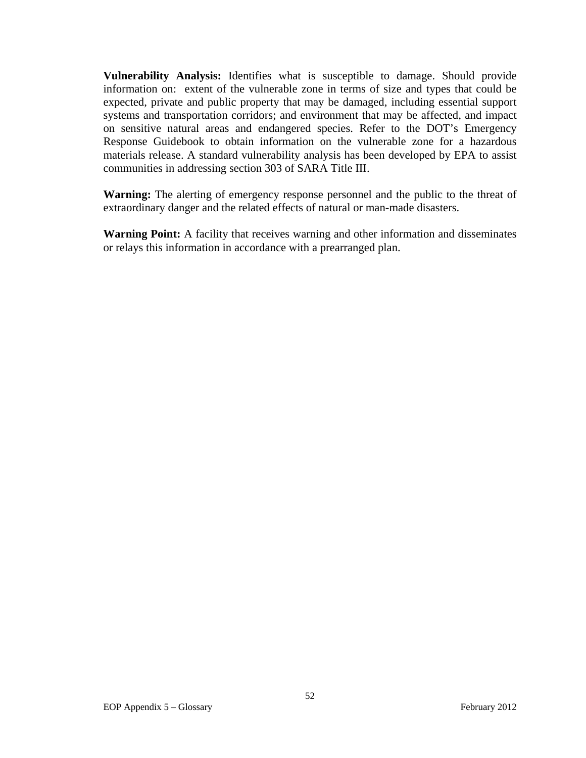**Vulnerability Analysis:** Identifies what is susceptible to damage. Should provide information on: extent of the vulnerable zone in terms of size and types that could be expected, private and public property that may be damaged, including essential support systems and transportation corridors; and environment that may be affected, and impact on sensitive natural areas and endangered species. Refer to the DOT's Emergency Response Guidebook to obtain information on the vulnerable zone for a hazardous materials release. A standard vulnerability analysis has been developed by EPA to assist communities in addressing section 303 of SARA Title III.

**Warning:** The alerting of emergency response personnel and the public to the threat of extraordinary danger and the related effects of natural or man-made disasters.

**Warning Point:** A facility that receives warning and other information and disseminates or relays this information in accordance with a prearranged plan.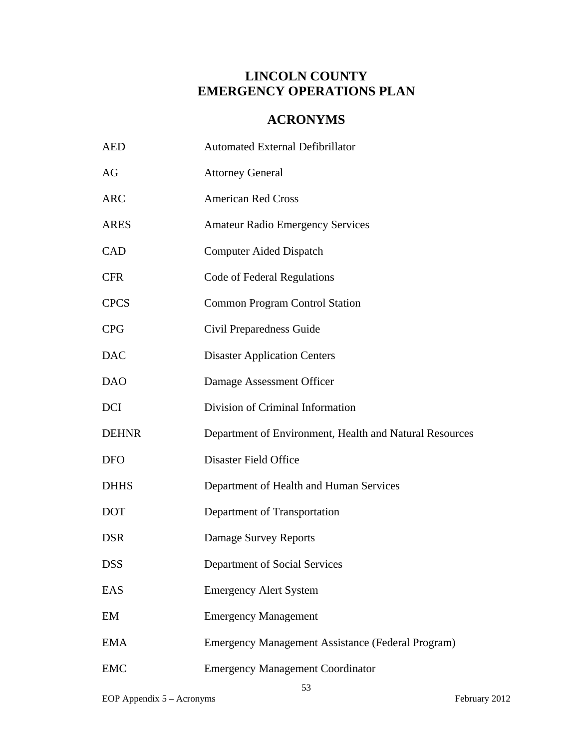# LINCOLN COUNTY
# EMERGENCY OPERATIONS PLAN

## ACRONYMS

| | |
|---|---|
| AED | Automated External Defibrillator |
| AG | Attorney General |
| ARC | American Red Cross |
| ARES | Amateur Radio Emergency Services |
| CAD | Computer Aided Dispatch |
| CFR | Code of Federal Regulations |
| CPCS | Common Program Control Station |
| CPG | Civil Preparedness Guide |
| DAC | Disaster Application Centers |
| DAO | Damage Assessment Officer |
| DCI | Division of Criminal Information |
| DEHNR | Department of Environment, Health and Natural Resources |
| DFO | Disaster Field Office |
| DHHS | Department of Health and Human Services |
| DOT | Department of Transportation |
| DSR | Damage Survey Reports |
| DSS | Department of Social Services |
| EAS | Emergency Alert System |
| EM | Emergency Management |
| EMA | Emergency Management Assistance (Federal Program) |
| EMC | Emergency Management Coordinator |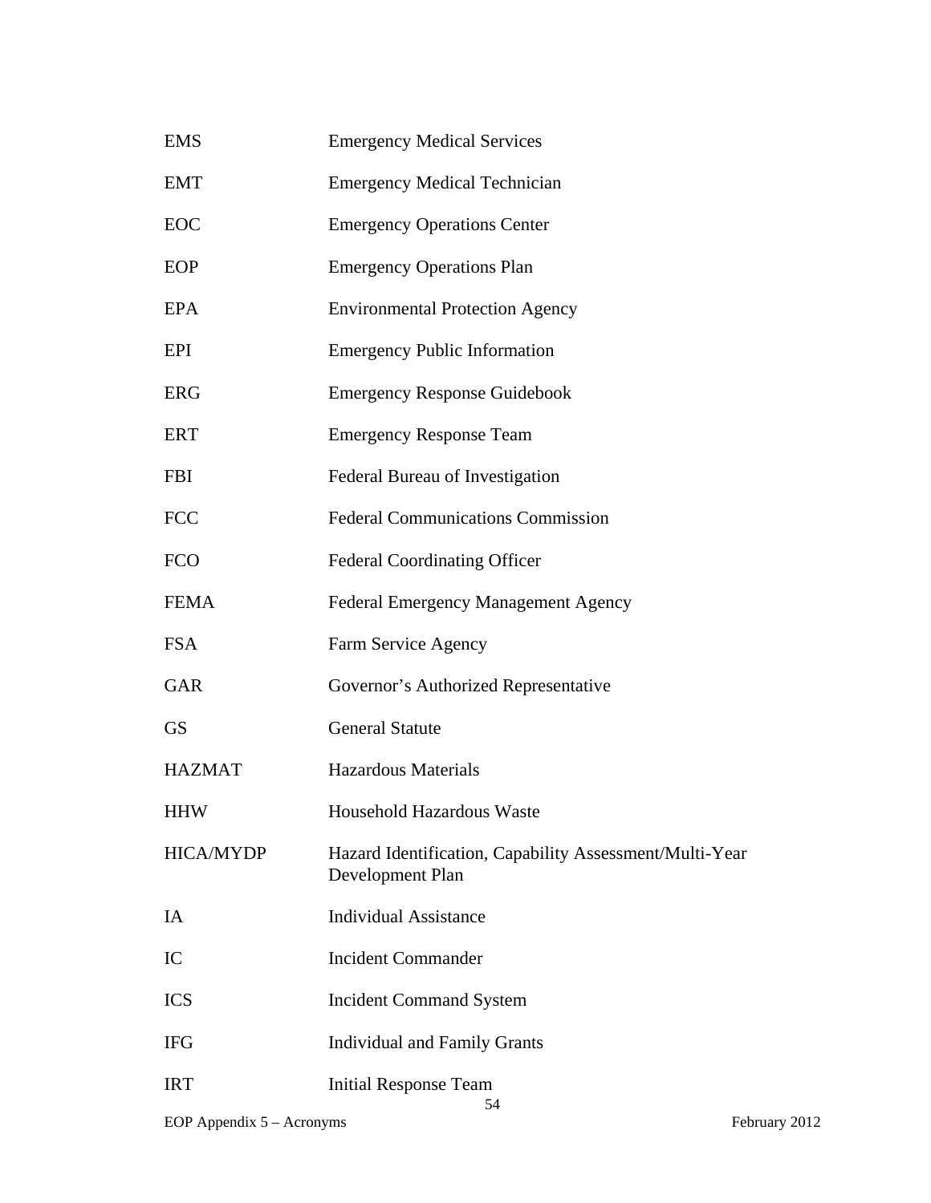| | |
|---|---|
| EMS | Emergency Medical Services |
| EMT | Emergency Medical Technician |
| EOC | Emergency Operations Center |
| EOP | Emergency Operations Plan |
| EPA | Environmental Protection Agency |
| EPI | Emergency Public Information |
| ERG | Emergency Response Guidebook |
| ERT | Emergency Response Team |
| FBI | Federal Bureau of Investigation |
| FCC | Federal Communications Commission |
| FCO | Federal Coordinating Officer |
| FEMA | Federal Emergency Management Agency |
| FSA | Farm Service Agency |
| GAR | Governor's Authorized Representative |
| GS | General Statute |
| HAZMAT | Hazardous Materials |
| HHW | Household Hazardous Waste |
| HICA/MYDP | Hazard Identification, Capability Assessment/Multi-Year Development Plan |
| IA | Individual Assistance |
| IC | Incident Commander |
| ICS | Incident Command System |
| IFG | Individual and Family Grants |
| IRT | Initial Response Team |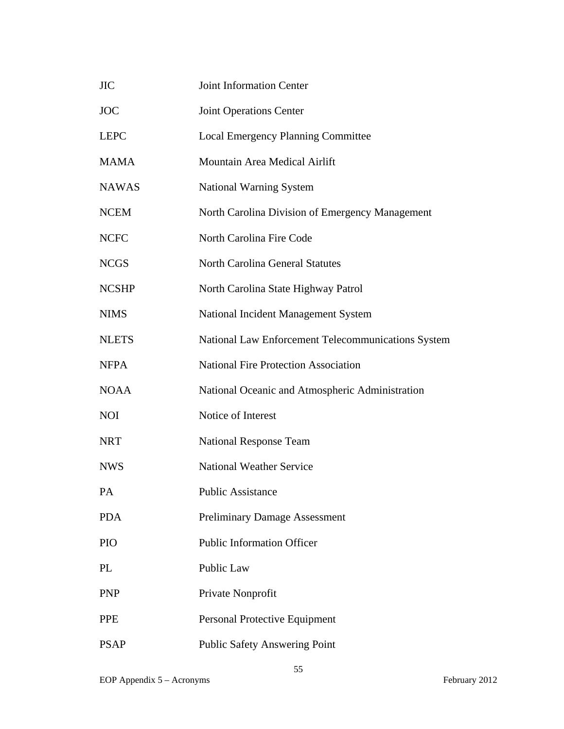| | |
|---|---|
| JIC | Joint Information Center |
| JOC | Joint Operations Center |
| LEPC | Local Emergency Planning Committee |
| MAMA | Mountain Area Medical Airlift |
| NAWAS | National Warning System |
| NCEM | North Carolina Division of Emergency Management |
| NCFC | North Carolina Fire Code |
| NCGS | North Carolina General Statutes |
| NCSHP | North Carolina State Highway Patrol |
| NIMS | National Incident Management System |
| NLETS | National Law Enforcement Telecommunications System |
| NFPA | National Fire Protection Association |
| NOAA | National Oceanic and Atmospheric Administration |
| NOI | Notice of Interest |
| NRT | National Response Team |
| NWS | National Weather Service |
| PA | Public Assistance |
| PDA | Preliminary Damage Assessment |
| PIO | Public Information Officer |
| PL | Public Law |
| PNP | Private Nonprofit |
| PPE | Personal Protective Equipment |
| PSAP | Public Safety Answering Point |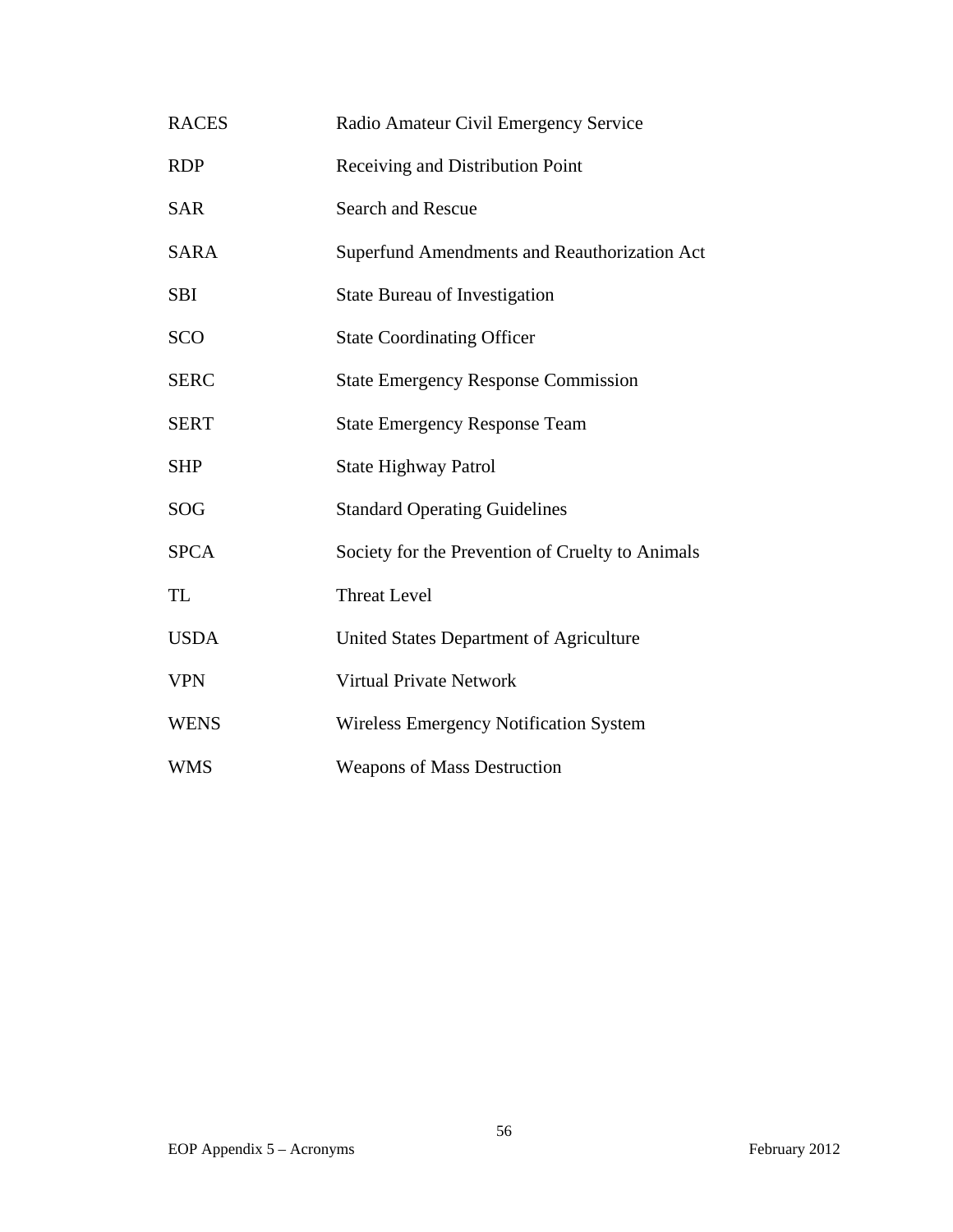| | |
|---|---|
| RACES | Radio Amateur Civil Emergency Service |
| RDP | Receiving and Distribution Point |
| SAR | Search and Rescue |
| SARA | Superfund Amendments and Reauthorization Act |
| SBI | State Bureau of Investigation |
| SCO | State Coordinating Officer |
| SERC | State Emergency Response Commission |
| SERT | State Emergency Response Team |
| SHP | State Highway Patrol |
| SOG | Standard Operating Guidelines |
| SPCA | Society for the Prevention of Cruelty to Animals |
| TL | Threat Level |
| USDA | United States Department of Agriculture |
| VPN | Virtual Private Network |
| WENS | Wireless Emergency Notification System |
| WMS | Weapons of Mass Destruction |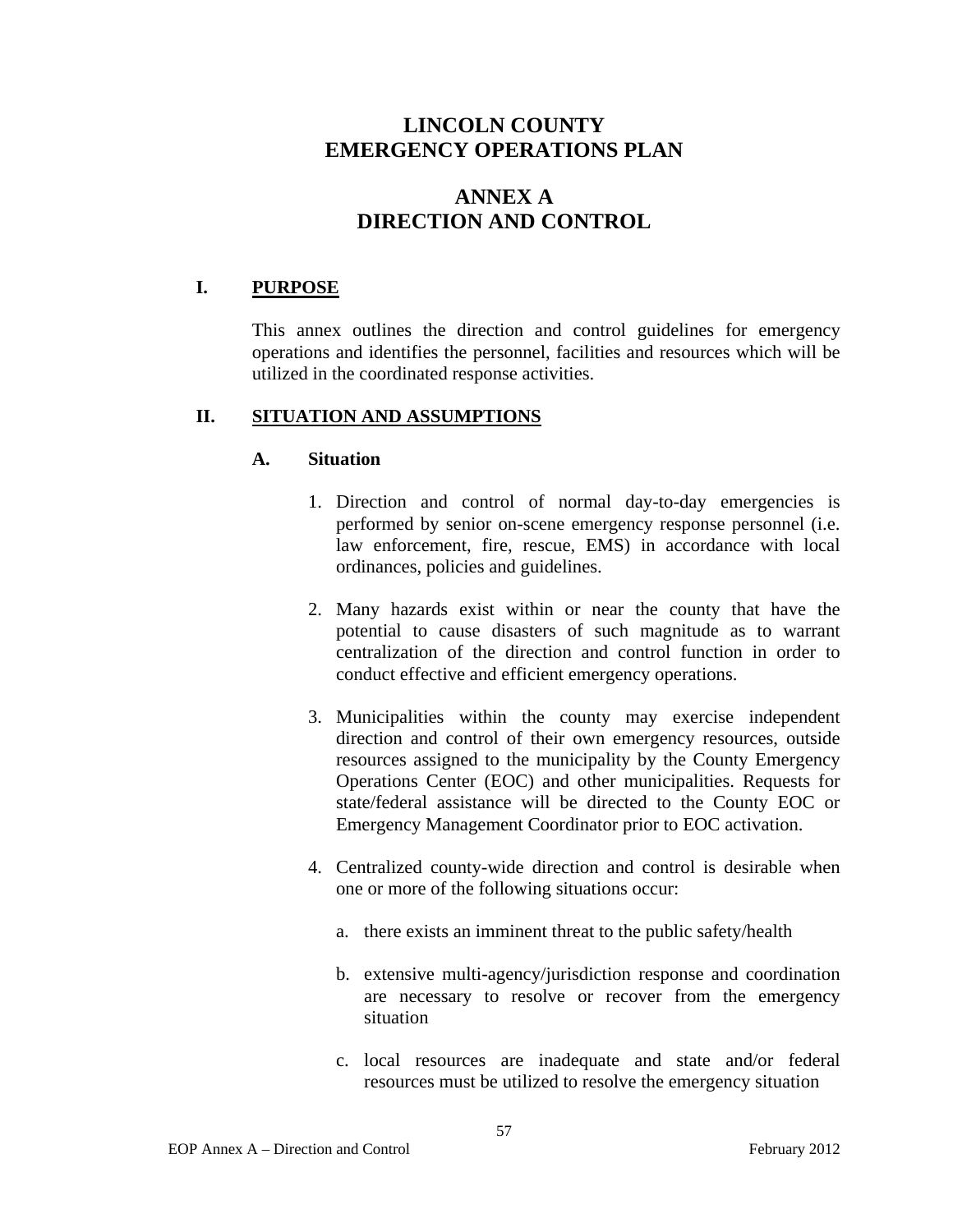# LINCOLN COUNTY
# EMERGENCY OPERATIONS PLAN

## ANNEX A
## DIRECTION AND CONTROL

### I. PURPOSE

This annex outlines the direction and control guidelines for emergency operations and identifies the personnel, facilities and resources which will be utilized in the coordinated response activities.

### II. SITUATION AND ASSUMPTIONS

#### A. Situation

1. Direction and control of normal day-to-day emergencies is performed by senior on-scene emergency response personnel (i.e. law enforcement, fire, rescue, EMS) in accordance with local ordinances, policies and guidelines.

2. Many hazards exist within or near the county that have the potential to cause disasters of such magnitude as to warrant centralization of the direction and control function in order to conduct effective and efficient emergency operations.

3. Municipalities within the county may exercise independent direction and control of their own emergency resources, outside resources assigned to the municipality by the County Emergency Operations Center (EOC) and other municipalities. Requests for state/federal assistance will be directed to the County EOC or Emergency Management Coordinator prior to EOC activation.

4. Centralized county-wide direction and control is desirable when one or more of the following situations occur:

   a. there exists an imminent threat to the public safety/health

   b. extensive multi-agency/jurisdiction response and coordination are necessary to resolve or recover from the emergency situation

   c. local resources are inadequate and state and/or federal resources must be utilized to resolve the emergency situation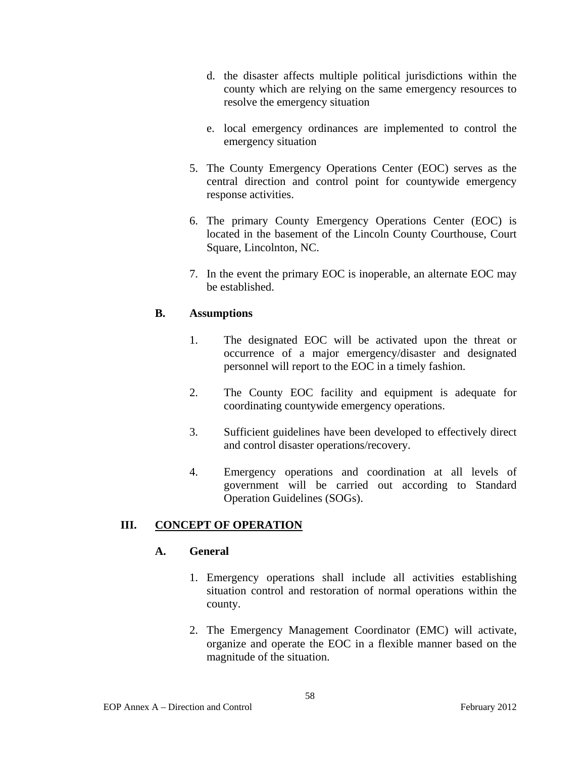d. the disaster affects multiple political jurisdictions within the county which are relying on the same emergency resources to resolve the emergency situation

   e. local emergency ordinances are implemented to control the emergency situation

5. The County Emergency Operations Center (EOC) serves as the central direction and control point for countywide emergency response activities.

6. The primary County Emergency Operations Center (EOC) is located in the basement of the Lincoln County Courthouse, Court Square, Lincolnton, NC.

7. In the event the primary EOC is inoperable, an alternate EOC may be established.

**B. Assumptions**

1. The designated EOC will be activated upon the threat or occurrence of a major emergency/disaster and designated personnel will report to the EOC in a timely fashion.

2. The County EOC facility and equipment is adequate for coordinating countywide emergency operations.

3. Sufficient guidelines have been developed to effectively direct and control disaster operations/recovery.

4. Emergency operations and coordination at all levels of government will be carried out according to Standard Operation Guidelines (SOGs).

## III. CONCEPT OF OPERATION

**A. General**

1. Emergency operations shall include all activities establishing situation control and restoration of normal operations within the county.

2. The Emergency Management Coordinator (EMC) will activate, organize and operate the EOC in a flexible manner based on the magnitude of the situation.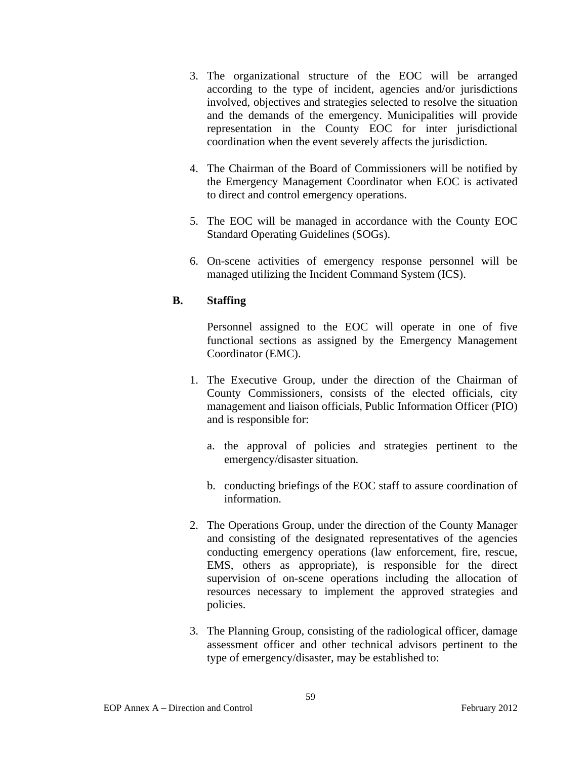3. The organizational structure of the EOC will be arranged according to the type of incident, agencies and/or jurisdictions involved, objectives and strategies selected to resolve the situation and the demands of the emergency. Municipalities will provide representation in the County EOC for inter jurisdictional coordination when the event severely affects the jurisdiction.

4. The Chairman of the Board of Commissioners will be notified by the Emergency Management Coordinator when EOC is activated to direct and control emergency operations.

5. The EOC will be managed in accordance with the County EOC Standard Operating Guidelines (SOGs).

6. On-scene activities of emergency response personnel will be managed utilizing the Incident Command System (ICS).

**B. Staffing**

Personnel assigned to the EOC will operate in one of five functional sections as assigned by the Emergency Management Coordinator (EMC).

1. The Executive Group, under the direction of the Chairman of County Commissioners, consists of the elected officials, city management and liaison officials, Public Information Officer (PIO) and is responsible for:

   a. the approval of policies and strategies pertinent to the emergency/disaster situation.

   b. conducting briefings of the EOC staff to assure coordination of information.

2. The Operations Group, under the direction of the County Manager and consisting of the designated representatives of the agencies conducting emergency operations (law enforcement, fire, rescue, EMS, others as appropriate), is responsible for the direct supervision of on-scene operations including the allocation of resources necessary to implement the approved strategies and policies.

3. The Planning Group, consisting of the radiological officer, damage assessment officer and other technical advisors pertinent to the type of emergency/disaster, may be established to: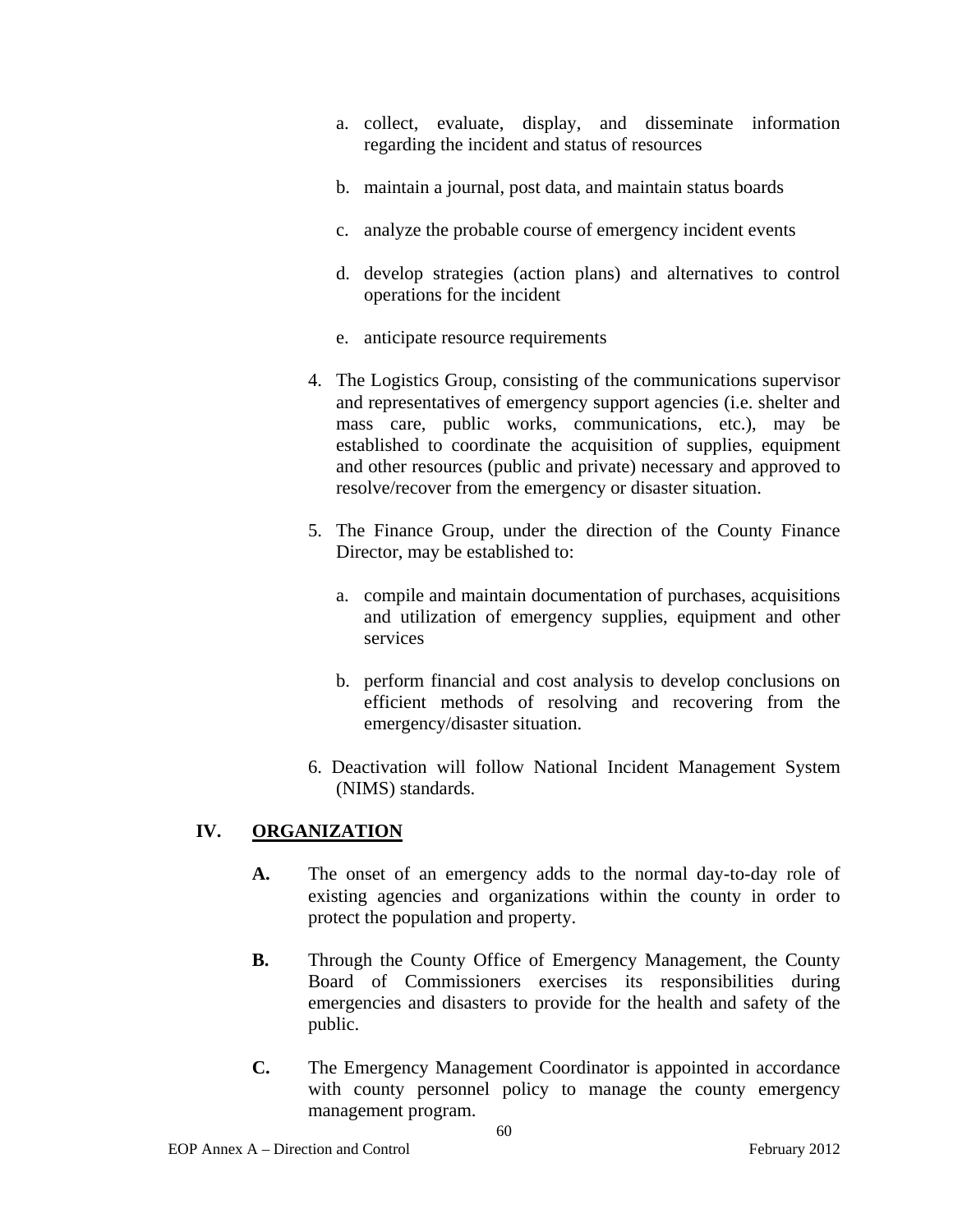a. collect, evaluate, display, and disseminate information regarding the incident and status of resources

b. maintain a journal, post data, and maintain status boards

c. analyze the probable course of emergency incident events

d. develop strategies (action plans) and alternatives to control operations for the incident

e. anticipate resource requirements

4. The Logistics Group, consisting of the communications supervisor and representatives of emergency support agencies (i.e. shelter and mass care, public works, communications, etc.), may be established to coordinate the acquisition of supplies, equipment and other resources (public and private) necessary and approved to resolve/recover from the emergency or disaster situation.

5. The Finance Group, under the direction of the County Finance Director, may be established to:

   a. compile and maintain documentation of purchases, acquisitions and utilization of emergency supplies, equipment and other services

   b. perform financial and cost analysis to develop conclusions on efficient methods of resolving and recovering from the emergency/disaster situation.

6. Deactivation will follow National Incident Management System (NIMS) standards.

## IV. ORGANIZATION

**A.** The onset of an emergency adds to the normal day-to-day role of existing agencies and organizations within the county in order to protect the population and property.

**B.** Through the County Office of Emergency Management, the County Board of Commissioners exercises its responsibilities during emergencies and disasters to provide for the health and safety of the public.

**C.** The Emergency Management Coordinator is appointed in accordance with county personnel policy to manage the county emergency management program.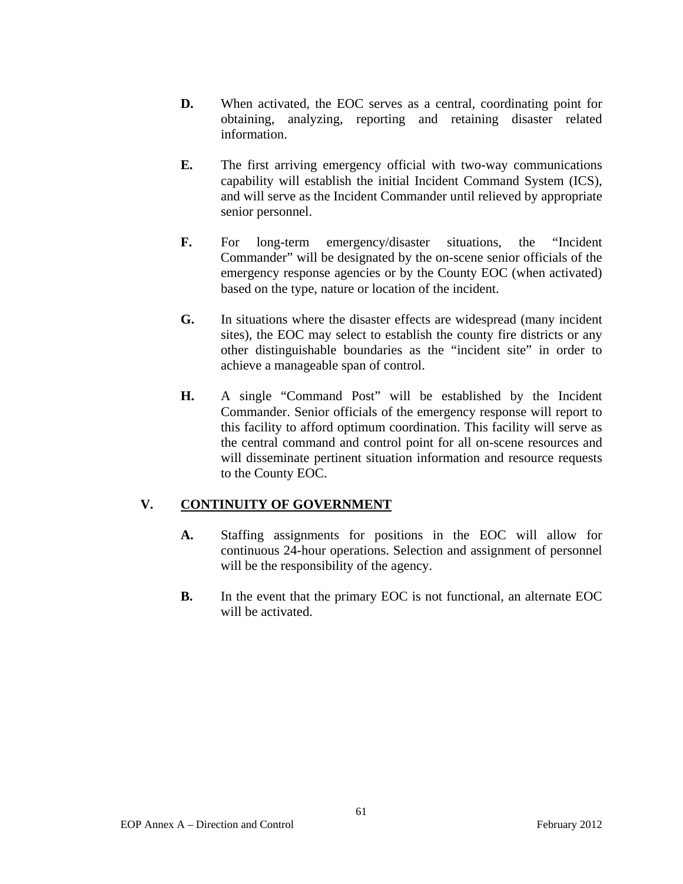**D.** When activated, the EOC serves as a central, coordinating point for obtaining, analyzing, reporting and retaining disaster related information.

**E.** The first arriving emergency official with two-way communications capability will establish the initial Incident Command System (ICS), and will serve as the Incident Commander until relieved by appropriate senior personnel.

**F.** For long-term emergency/disaster situations, the "Incident Commander" will be designated by the on-scene senior officials of the emergency response agencies or by the County EOC (when activated) based on the type, nature or location of the incident.

**G.** In situations where the disaster effects are widespread (many incident sites), the EOC may select to establish the county fire districts or any other distinguishable boundaries as the "incident site" in order to achieve a manageable span of control.

**H.** A single "Command Post" will be established by the Incident Commander. Senior officials of the emergency response will report to this facility to afford optimum coordination. This facility will serve as the central command and control point for all on-scene resources and will disseminate pertinent situation information and resource requests to the County EOC.

## V. <u>CONTINUITY OF GOVERNMENT</u>

**A.** Staffing assignments for positions in the EOC will allow for continuous 24-hour operations. Selection and assignment of personnel will be the responsibility of the agency.

**B.** In the event that the primary EOC is not functional, an alternate EOC will be activated.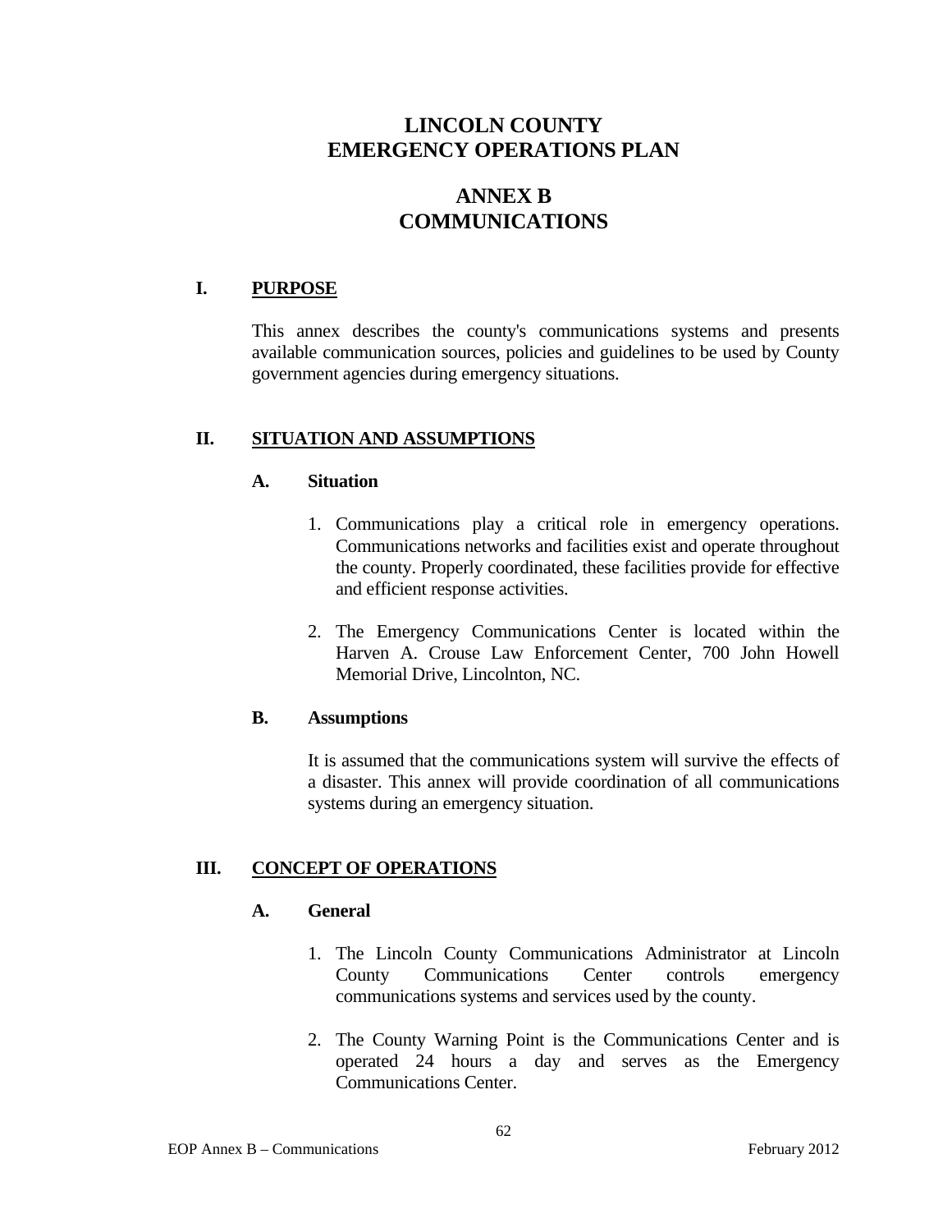# LINCOLN COUNTY
# EMERGENCY OPERATIONS PLAN

## ANNEX B
## COMMUNICATIONS

### I. PURPOSE

This annex describes the county's communications systems and presents available communication sources, policies and guidelines to be used by County government agencies during emergency situations.

### II. SITUATION AND ASSUMPTIONS

#### A. Situation

1. Communications play a critical role in emergency operations. Communications networks and facilities exist and operate throughout the county. Properly coordinated, these facilities provide for effective and efficient response activities.

2. The Emergency Communications Center is located within the Harven A. Crouse Law Enforcement Center, 700 John Howell Memorial Drive, Lincolnton, NC.

#### B. Assumptions

It is assumed that the communications system will survive the effects of a disaster. This annex will provide coordination of all communications systems during an emergency situation.

### III. CONCEPT OF OPERATIONS

#### A. General

1. The Lincoln County Communications Administrator at Lincoln County Communications Center controls emergency communications systems and services used by the county.

2. The County Warning Point is the Communications Center and is operated 24 hours a day and serves as the Emergency Communications Center.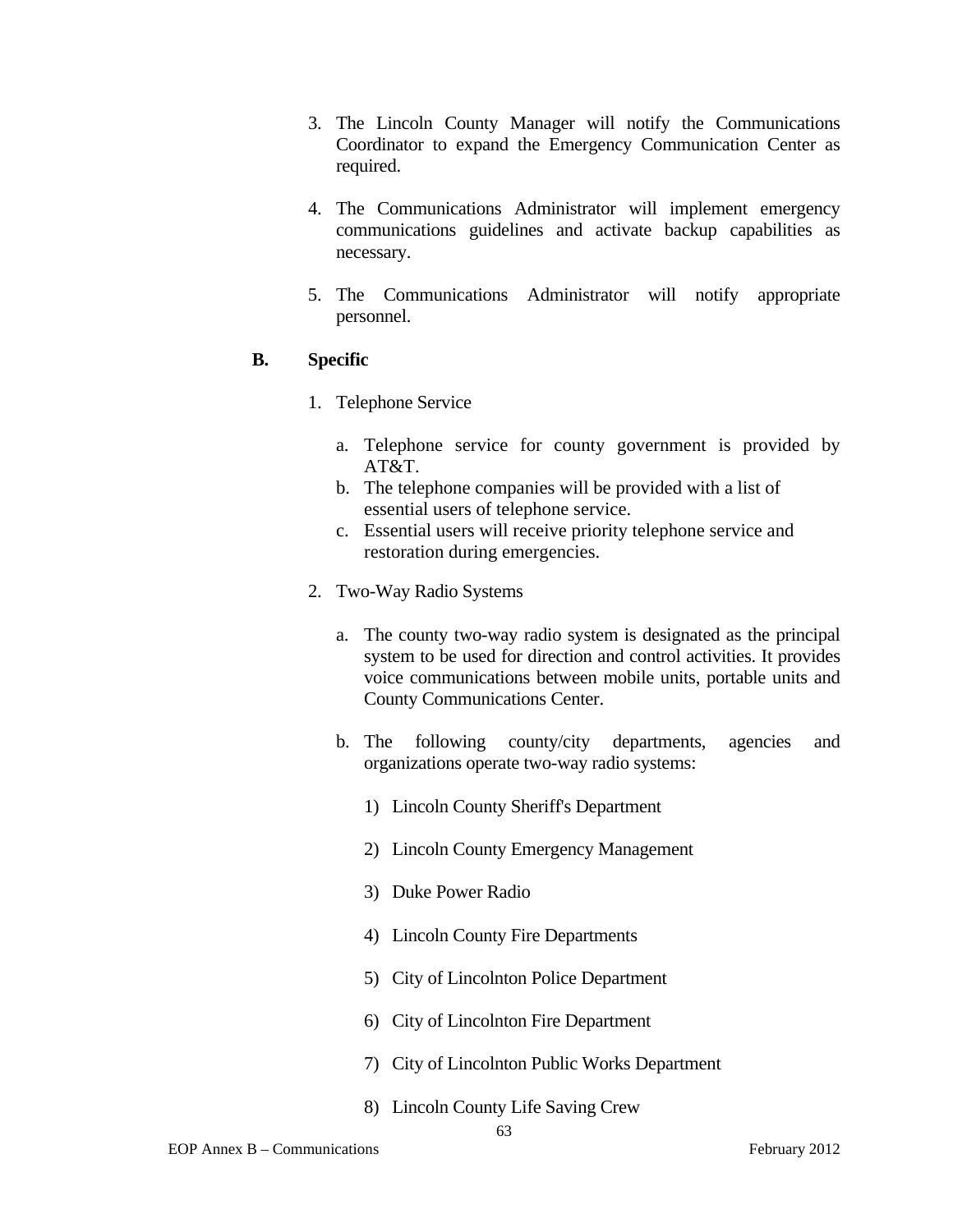3. The Lincoln County Manager will notify the Communications Coordinator to expand the Emergency Communication Center as required.

4. The Communications Administrator will implement emergency communications guidelines and activate backup capabilities as necessary.

5. The Communications Administrator will notify appropriate personnel.

**B. Specific**

1. Telephone Service

   a. Telephone service for county government is provided by AT&T.
   b. The telephone companies will be provided with a list of essential users of telephone service.
   c. Essential users will receive priority telephone service and restoration during emergencies.

2. Two-Way Radio Systems

   a. The county two-way radio system is designated as the principal system to be used for direction and control activities. It provides voice communications between mobile units, portable units and County Communications Center.

   b. The following county/city departments, agencies and organizations operate two-way radio systems:

      1) Lincoln County Sheriff's Department

      2) Lincoln County Emergency Management

      3) Duke Power Radio

      4) Lincoln County Fire Departments

      5) City of Lincolnton Police Department

      6) City of Lincolnton Fire Department

      7) City of Lincolnton Public Works Department

      8) Lincoln County Life Saving Crew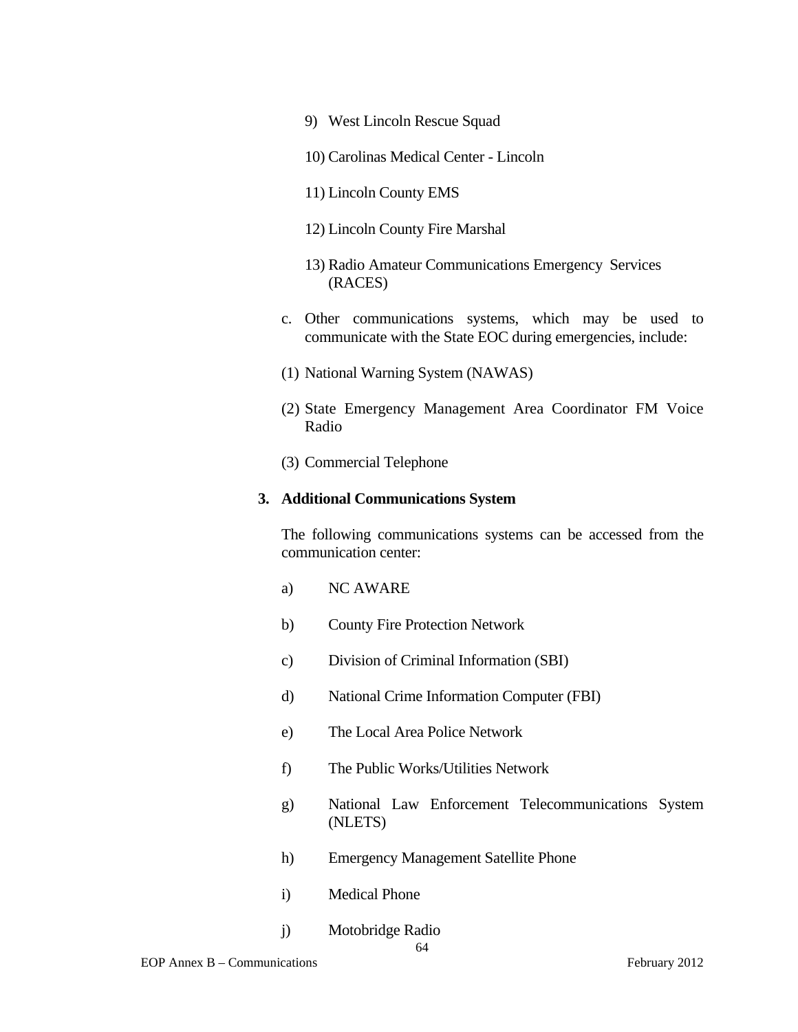9) West Lincoln Rescue Squad

10) Carolinas Medical Center - Lincoln

11) Lincoln County EMS

12) Lincoln County Fire Marshal

13) Radio Amateur Communications Emergency Services (RACES)

c. Other communications systems, which may be used to communicate with the State EOC during emergencies, include:

(1) National Warning System (NAWAS)

(2) State Emergency Management Area Coordinator FM Voice Radio

(3) Commercial Telephone

**3. Additional Communications System**

The following communications systems can be accessed from the communication center:

a) NC AWARE

b) County Fire Protection Network

c) Division of Criminal Information (SBI)

d) National Crime Information Computer (FBI)

e) The Local Area Police Network

f) The Public Works/Utilities Network

g) National Law Enforcement Telecommunications System (NLETS)

h) Emergency Management Satellite Phone

i) Medical Phone

j) Motobridge Radio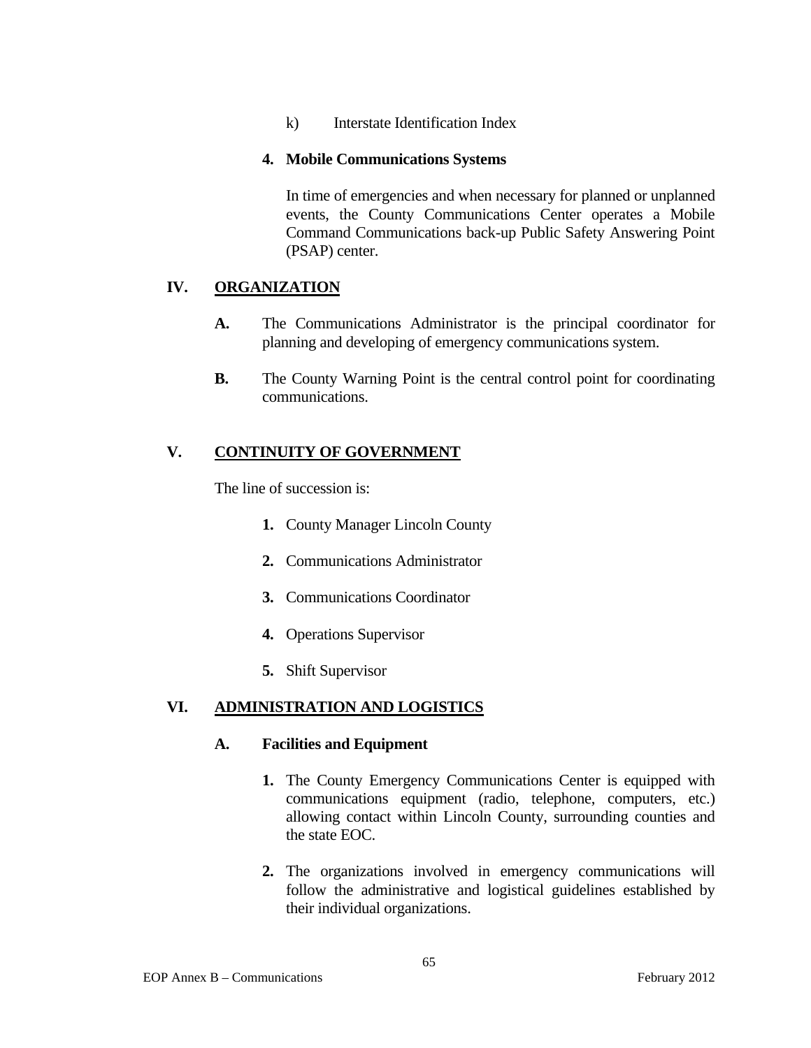k) Interstate Identification Index

**4. Mobile Communications Systems**

In time of emergencies and when necessary for planned or unplanned events, the County Communications Center operates a Mobile Command Communications back-up Public Safety Answering Point (PSAP) center.

## IV. ORGANIZATION

**A.** The Communications Administrator is the principal coordinator for planning and developing of emergency communications system.

**B.** The County Warning Point is the central control point for coordinating communications.

## V. CONTINUITY OF GOVERNMENT

The line of succession is:

1. County Manager Lincoln County
2. Communications Administrator
3. Communications Coordinator
4. Operations Supervisor
5. Shift Supervisor

## VI. ADMINISTRATION AND LOGISTICS

### A. Facilities and Equipment

1. The County Emergency Communications Center is equipped with communications equipment (radio, telephone, computers, etc.) allowing contact within Lincoln County, surrounding counties and the state EOC.
2. The organizations involved in emergency communications will follow the administrative and logistical guidelines established by their individual organizations.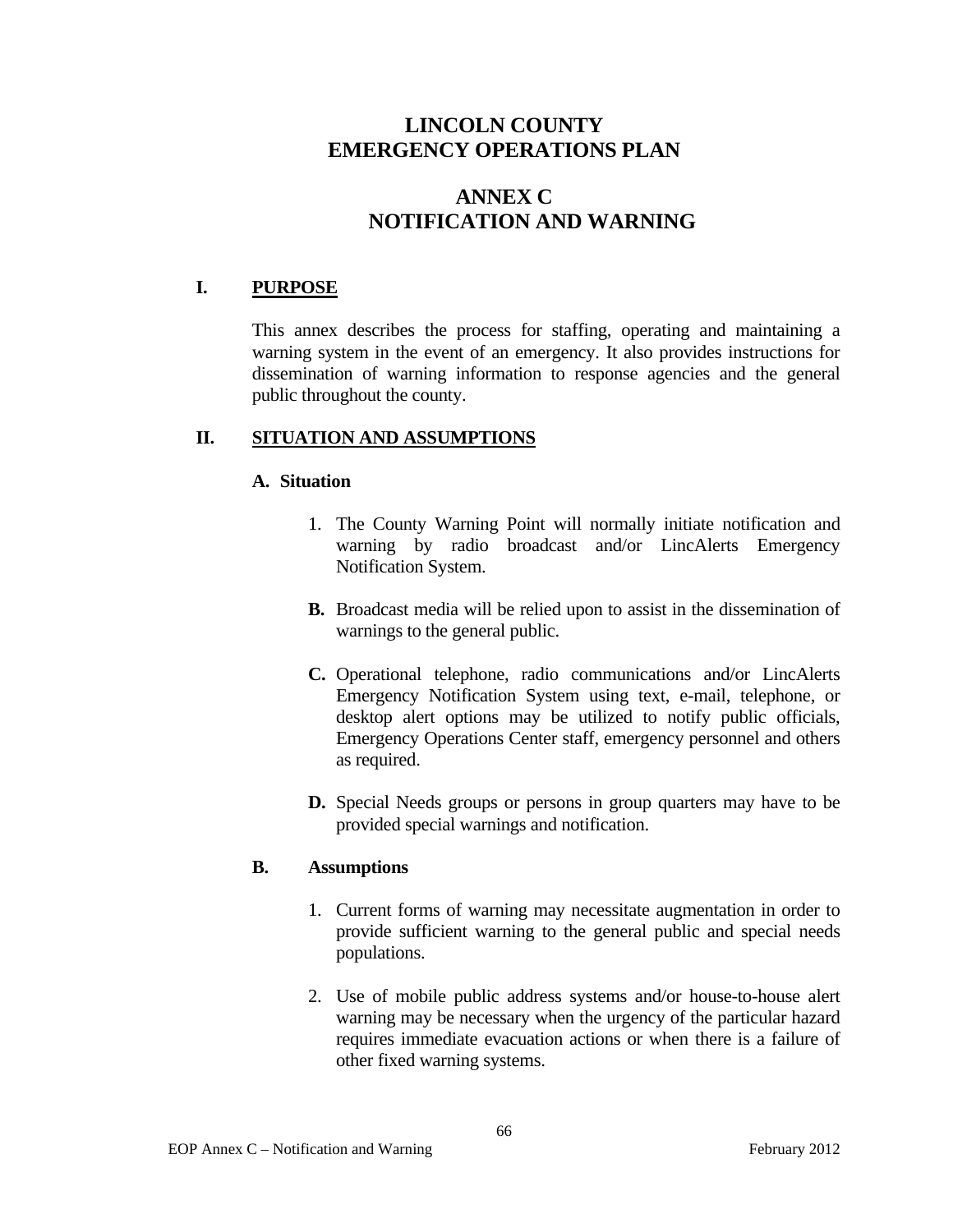# LINCOLN COUNTY
# EMERGENCY OPERATIONS PLAN

## ANNEX C
## NOTIFICATION AND WARNING

## I. PURPOSE

This annex describes the process for staffing, operating and maintaining a warning system in the event of an emergency. It also provides instructions for dissemination of warning information to response agencies and the general public throughout the county.

## II. SITUATION AND ASSUMPTIONS

### A. Situation

1. The County Warning Point will normally initiate notification and warning by radio broadcast and/or LincAlerts Emergency Notification System.

**B.** Broadcast media will be relied upon to assist in the dissemination of warnings to the general public.

**C.** Operational telephone, radio communications and/or LincAlerts Emergency Notification System using text, e-mail, telephone, or desktop alert options may be utilized to notify public officials, Emergency Operations Center staff, emergency personnel and others as required.

**D.** Special Needs groups or persons in group quarters may have to be provided special warnings and notification.

### B. Assumptions

1. Current forms of warning may necessitate augmentation in order to provide sufficient warning to the general public and special needs populations.

2. Use of mobile public address systems and/or house-to-house alert warning may be necessary when the urgency of the particular hazard requires immediate evacuation actions or when there is a failure of other fixed warning systems.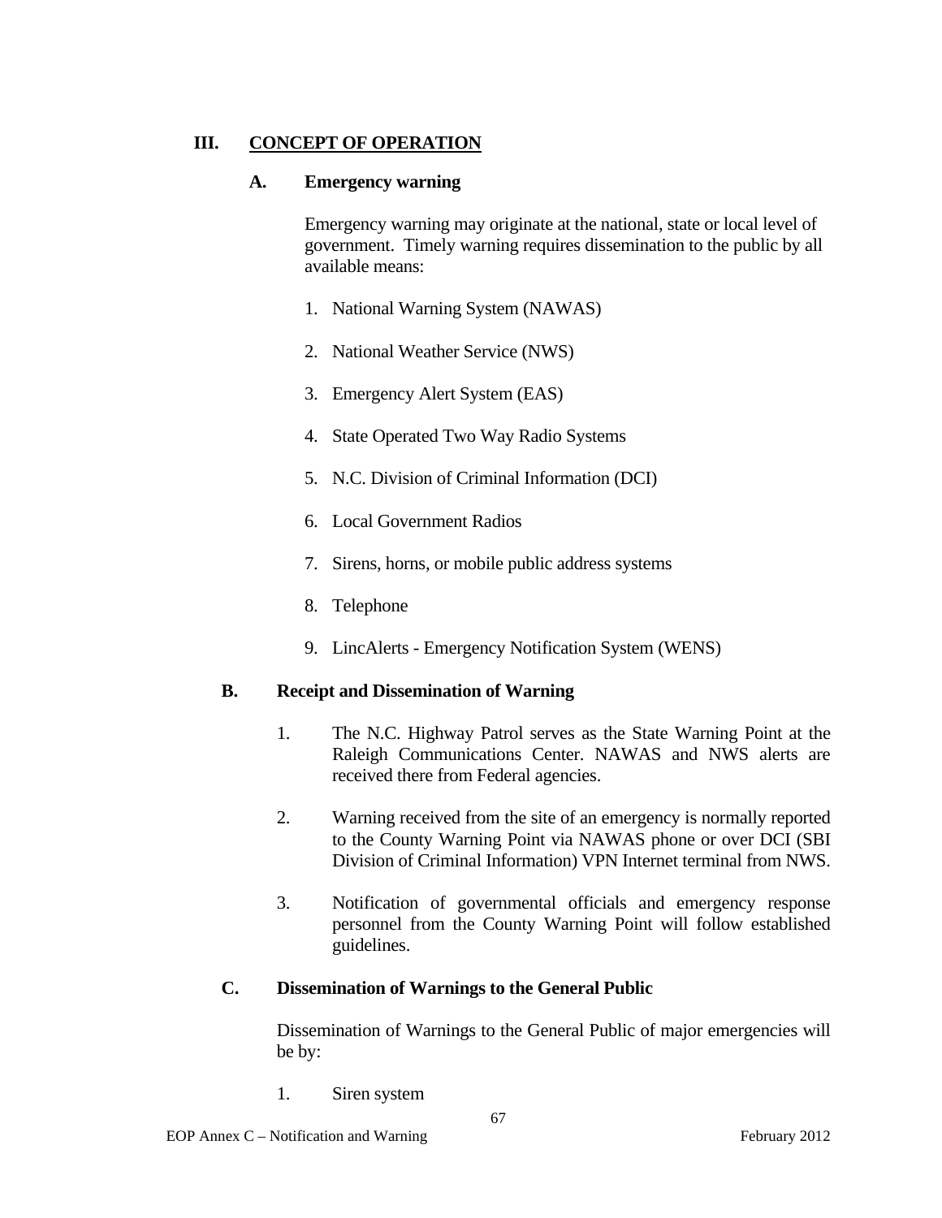## III. CONCEPT OF OPERATION

### A. Emergency warning

Emergency warning may originate at the national, state or local level of government. Timely warning requires dissemination to the public by all available means:

1. National Warning System (NAWAS)
2. National Weather Service (NWS)
3. Emergency Alert System (EAS)
4. State Operated Two Way Radio Systems
5. N.C. Division of Criminal Information (DCI)
6. Local Government Radios
7. Sirens, horns, or mobile public address systems
8. Telephone
9. LincAlerts - Emergency Notification System (WENS)

### B. Receipt and Dissemination of Warning

1. The N.C. Highway Patrol serves as the State Warning Point at the Raleigh Communications Center. NAWAS and NWS alerts are received there from Federal agencies.
2. Warning received from the site of an emergency is normally reported to the County Warning Point via NAWAS phone or over DCI (SBI Division of Criminal Information) VPN Internet terminal from NWS.
3. Notification of governmental officials and emergency response personnel from the County Warning Point will follow established guidelines.

### C. Dissemination of Warnings to the General Public

Dissemination of Warnings to the General Public of major emergencies will be by:

1. Siren system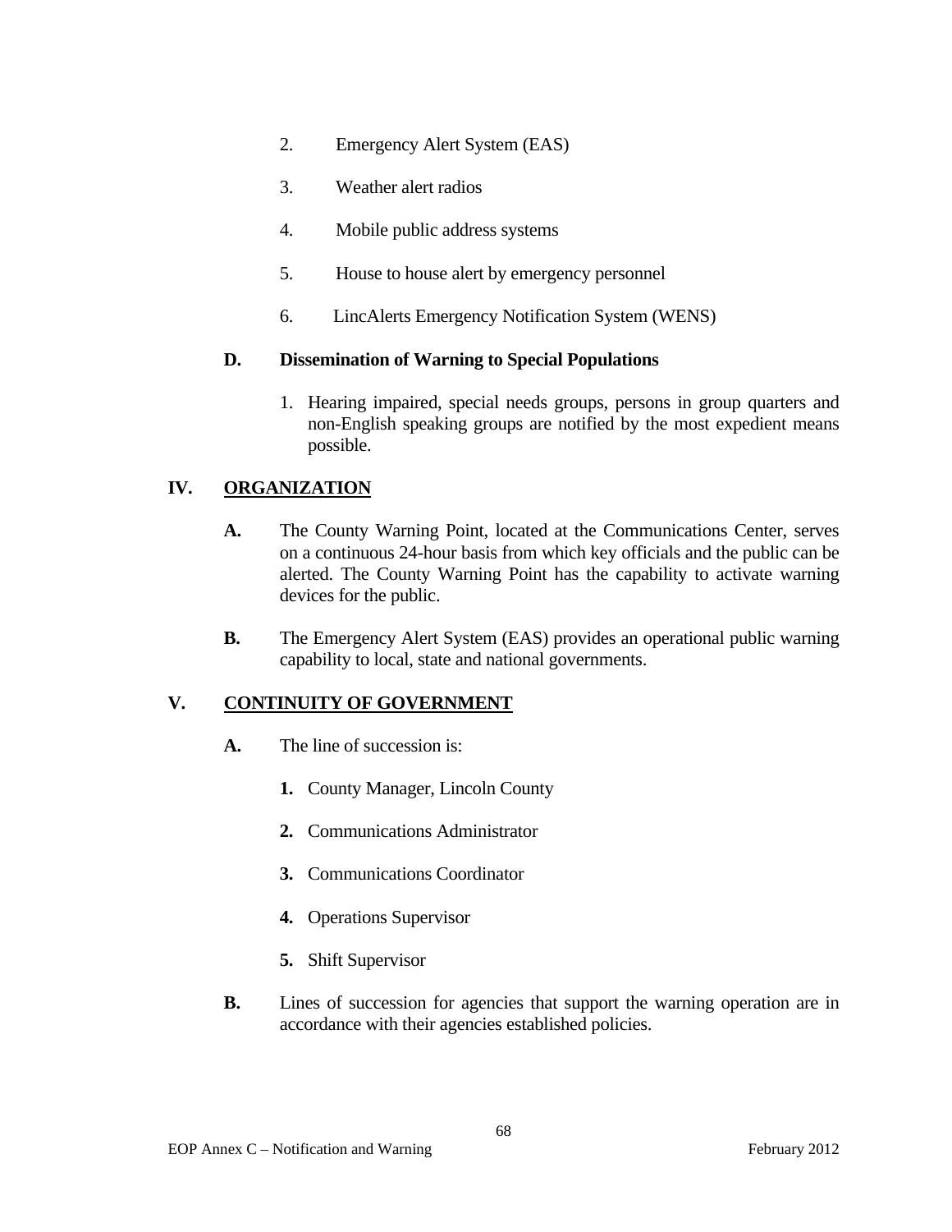2. Emergency Alert System (EAS)

3. Weather alert radios

4. Mobile public address systems

5. House to house alert by emergency personnel

6. LincAlerts Emergency Notification System (WENS)

**D. Dissemination of Warning to Special Populations**

1. Hearing impaired, special needs groups, persons in group quarters and non-English speaking groups are notified by the most expedient means possible.

## IV. ORGANIZATION

**A.** The County Warning Point, located at the Communications Center, serves on a continuous 24-hour basis from which key officials and the public can be alerted. The County Warning Point has the capability to activate warning devices for the public.

**B.** The Emergency Alert System (EAS) provides an operational public warning capability to local, state and national governments.

## V. CONTINUITY OF GOVERNMENT

**A.** The line of succession is:

**1.** County Manager, Lincoln County

**2.** Communications Administrator

**3.** Communications Coordinator

**4.** Operations Supervisor

**5.** Shift Supervisor

**B.** Lines of succession for agencies that support the warning operation are in accordance with their agencies established policies.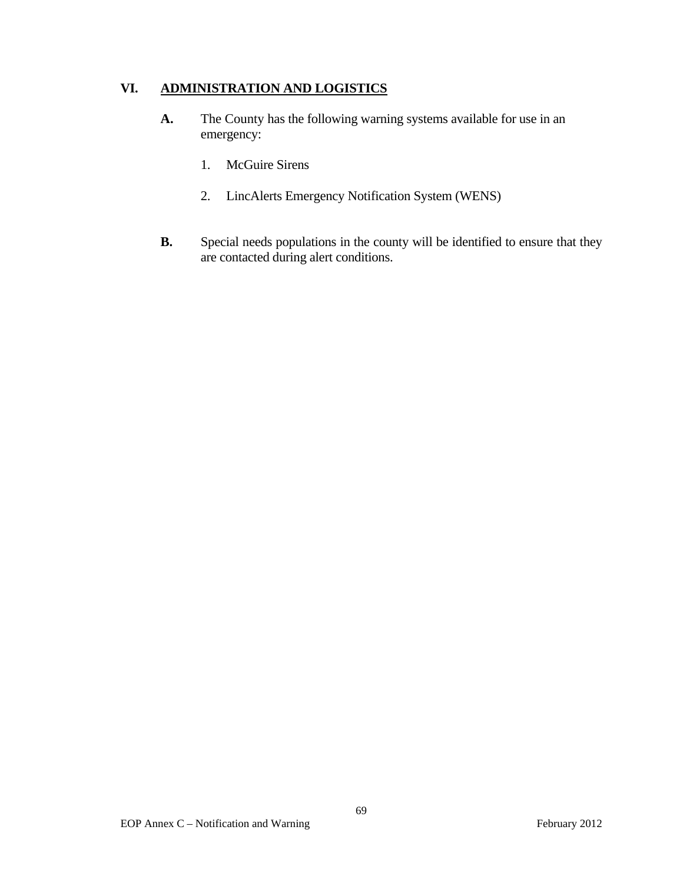## VI. ADMINISTRATION AND LOGISTICS

**A.** The County has the following warning systems available for use in an emergency:

1. McGuire Sirens

2. LincAlerts Emergency Notification System (WENS)

**B.** Special needs populations in the county will be identified to ensure that they are contacted during alert conditions.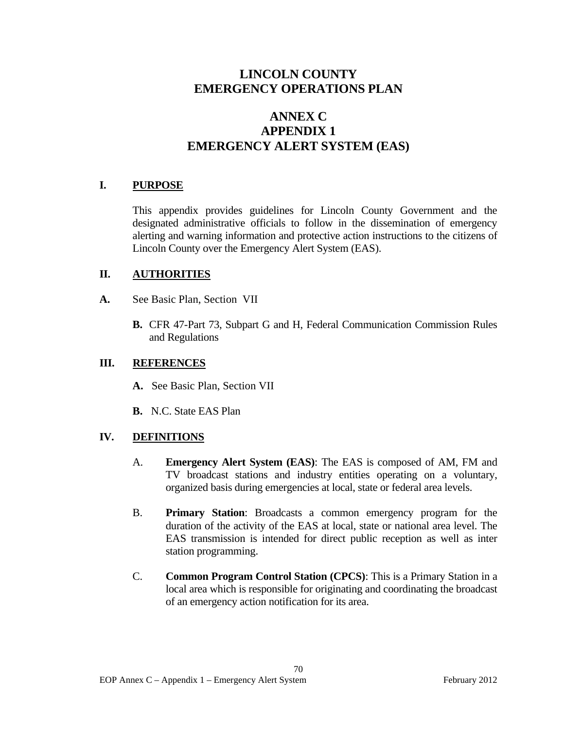# LINCOLN COUNTY
# EMERGENCY OPERATIONS PLAN

## ANNEX C
## APPENDIX 1
## EMERGENCY ALERT SYSTEM (EAS)

### I. PURPOSE

This appendix provides guidelines for Lincoln County Government and the designated administrative officials to follow in the dissemination of emergency alerting and warning information and protective action instructions to the citizens of Lincoln County over the Emergency Alert System (EAS).

### II. AUTHORITIES

**A.** See Basic Plan, Section VII

**B.** CFR 47-Part 73, Subpart G and H, Federal Communication Commission Rules and Regulations

### III. REFERENCES

**A.** See Basic Plan, Section VII

**B.** N.C. State EAS Plan

### IV. DEFINITIONS

A. **Emergency Alert System (EAS)**: The EAS is composed of AM, FM and TV broadcast stations and industry entities operating on a voluntary, organized basis during emergencies at local, state or federal area levels.

B. **Primary Station**: Broadcasts a common emergency program for the duration of the activity of the EAS at local, state or national area level. The EAS transmission is intended for direct public reception as well as inter station programming.

C. **Common Program Control Station (CPCS)**: This is a Primary Station in a local area which is responsible for originating and coordinating the broadcast of an emergency action notification for its area.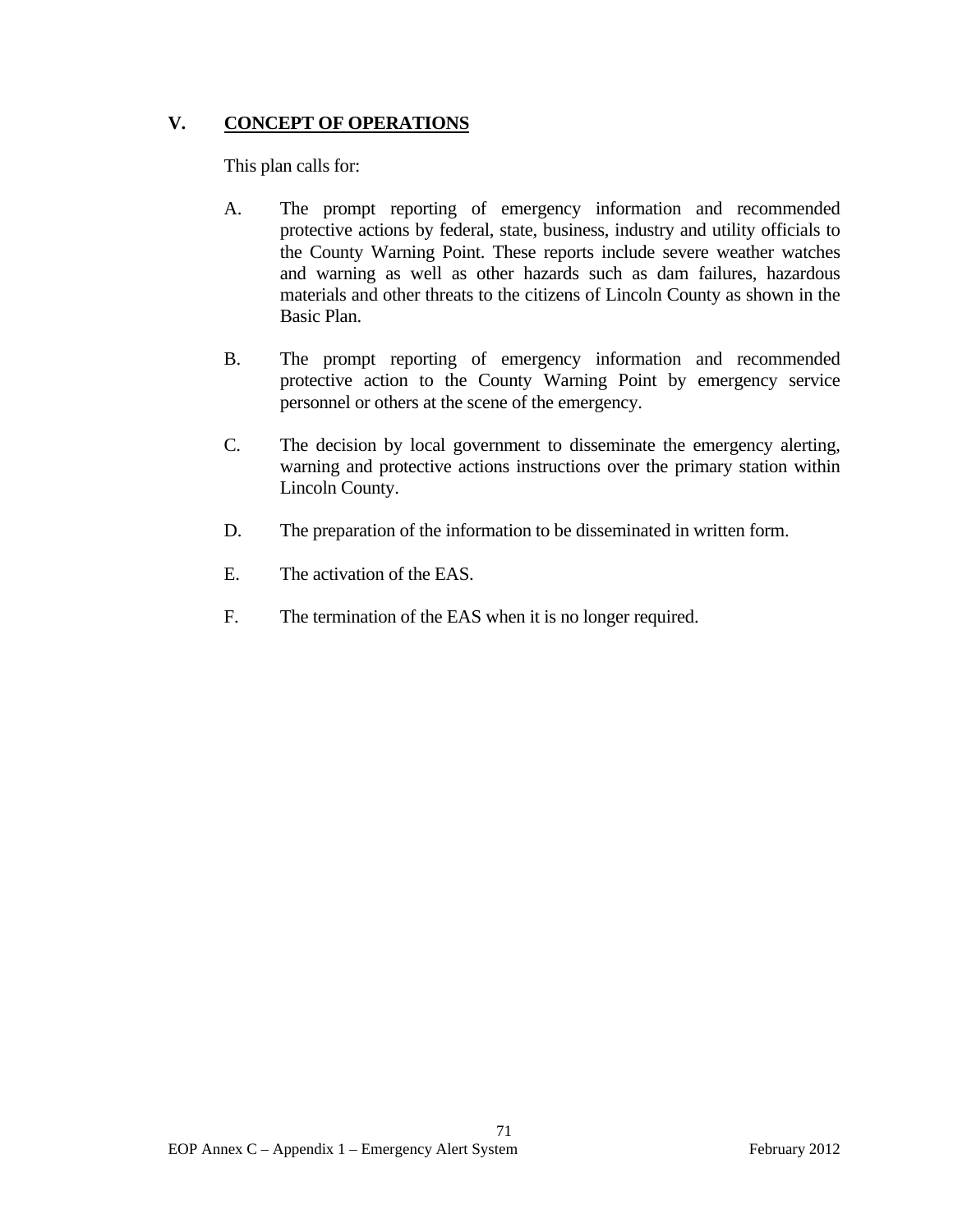## V. CONCEPT OF OPERATIONS

This plan calls for:

A. The prompt reporting of emergency information and recommended protective actions by federal, state, business, industry and utility officials to the County Warning Point. These reports include severe weather watches and warning as well as other hazards such as dam failures, hazardous materials and other threats to the citizens of Lincoln County as shown in the Basic Plan.

B. The prompt reporting of emergency information and recommended protective action to the County Warning Point by emergency service personnel or others at the scene of the emergency.

C. The decision by local government to disseminate the emergency alerting, warning and protective actions instructions over the primary station within Lincoln County.

D. The preparation of the information to be disseminated in written form.

E. The activation of the EAS.

F. The termination of the EAS when it is no longer required.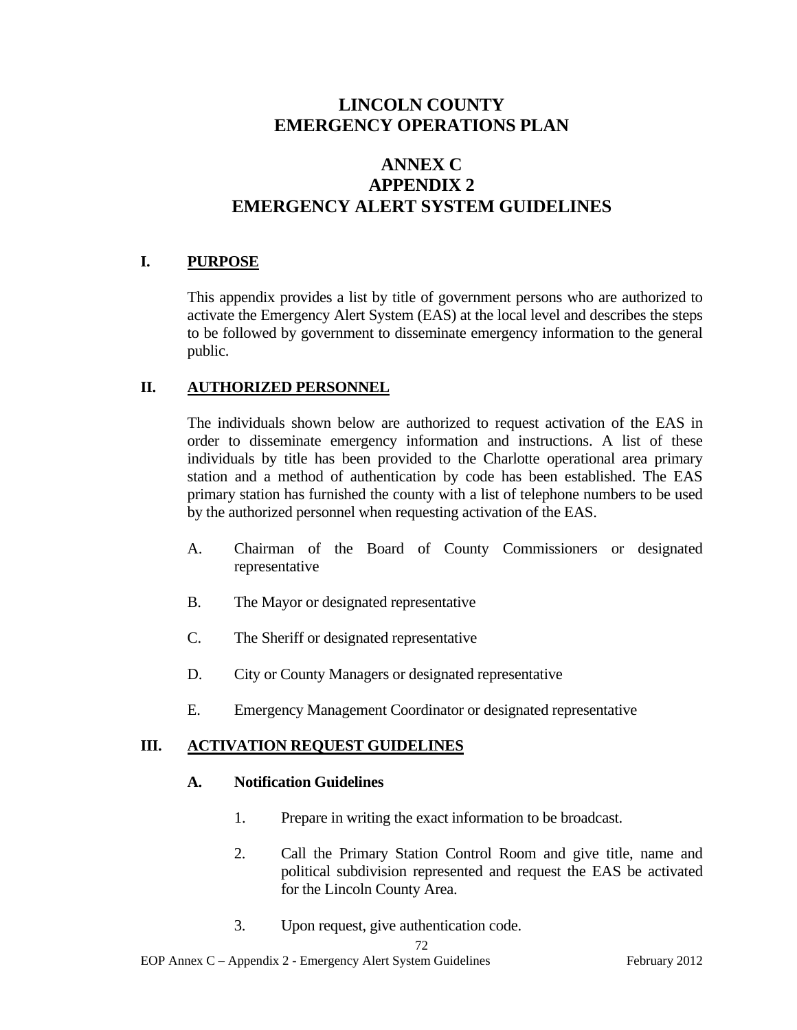# LINCOLN COUNTY
# EMERGENCY OPERATIONS PLAN

## ANNEX C
## APPENDIX 2
## EMERGENCY ALERT SYSTEM GUIDELINES

### I. PURPOSE

This appendix provides a list by title of government persons who are authorized to activate the Emergency Alert System (EAS) at the local level and describes the steps to be followed by government to disseminate emergency information to the general public.

### II. AUTHORIZED PERSONNEL

The individuals shown below are authorized to request activation of the EAS in order to disseminate emergency information and instructions. A list of these individuals by title has been provided to the Charlotte operational area primary station and a method of authentication by code has been established. The EAS primary station has furnished the county with a list of telephone numbers to be used by the authorized personnel when requesting activation of the EAS.

A. Chairman of the Board of County Commissioners or designated representative

B. The Mayor or designated representative

C. The Sheriff or designated representative

D. City or County Managers or designated representative

E. Emergency Management Coordinator or designated representative

### III. ACTIVATION REQUEST GUIDELINES

**A. Notification Guidelines**

1. Prepare in writing the exact information to be broadcast.

2. Call the Primary Station Control Room and give title, name and political subdivision represented and request the EAS be activated for the Lincoln County Area.

3. Upon request, give authentication code.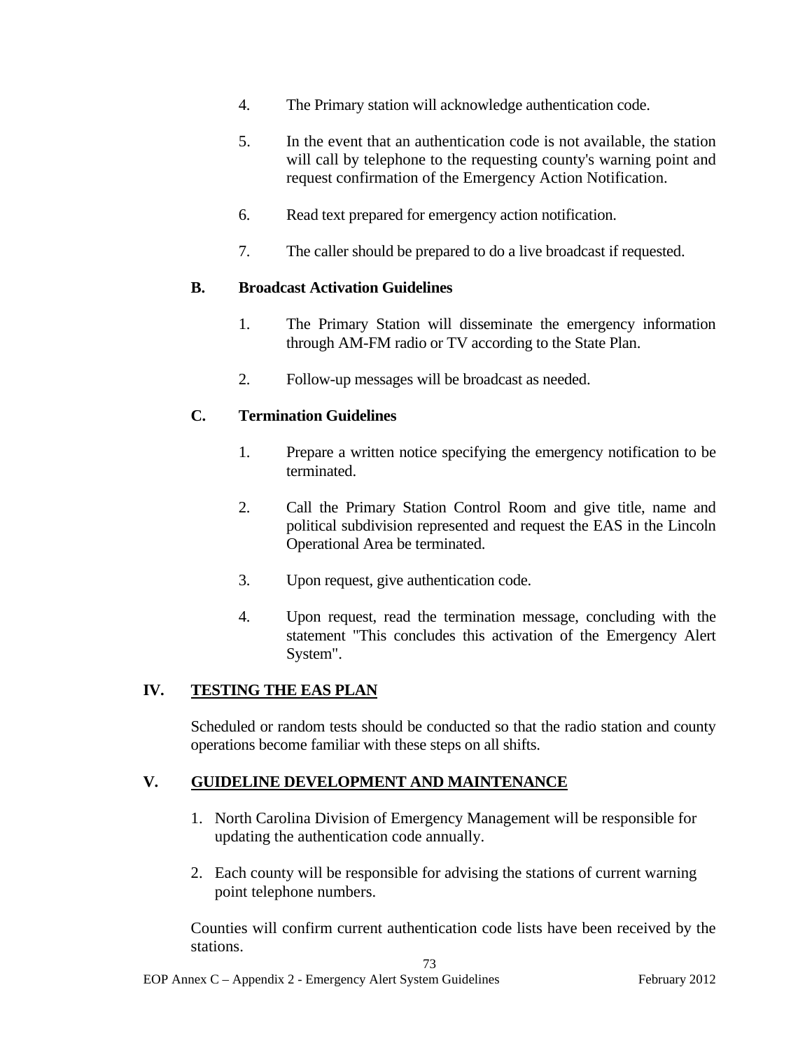4. The Primary station will acknowledge authentication code.

5. In the event that an authentication code is not available, the station will call by telephone to the requesting county's warning point and request confirmation of the Emergency Action Notification.

6. Read text prepared for emergency action notification.

7. The caller should be prepared to do a live broadcast if requested.

**B. Broadcast Activation Guidelines**

1. The Primary Station will disseminate the emergency information through AM-FM radio or TV according to the State Plan.

2. Follow-up messages will be broadcast as needed.

**C. Termination Guidelines**

1. Prepare a written notice specifying the emergency notification to be terminated.

2. Call the Primary Station Control Room and give title, name and political subdivision represented and request the EAS in the Lincoln Operational Area be terminated.

3. Upon request, give authentication code.

4. Upon request, read the termination message, concluding with the statement "This concludes this activation of the Emergency Alert System".

## IV. TESTING THE EAS PLAN

Scheduled or random tests should be conducted so that the radio station and county operations become familiar with these steps on all shifts.

## V. GUIDELINE DEVELOPMENT AND MAINTENANCE

1. North Carolina Division of Emergency Management will be responsible for updating the authentication code annually.

2. Each county will be responsible for advising the stations of current warning point telephone numbers.

Counties will confirm current authentication code lists have been received by the stations.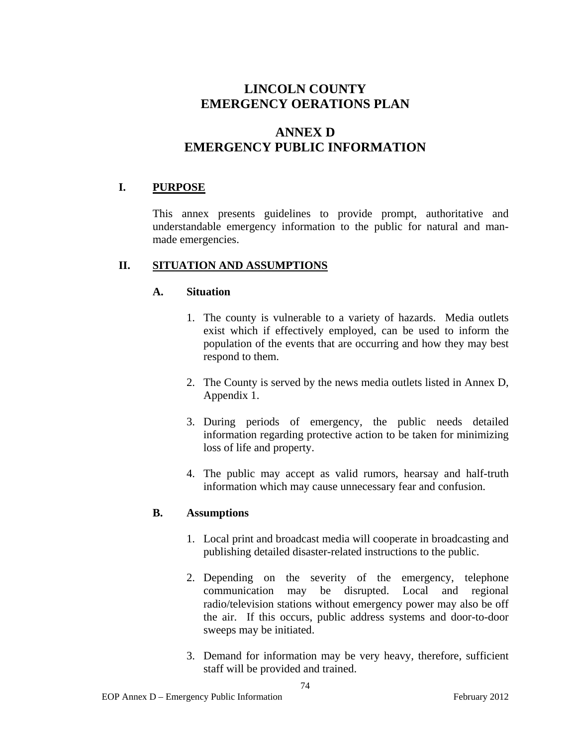# LINCOLN COUNTY
# EMERGENCY OERATIONS PLAN

# ANNEX D
# EMERGENCY PUBLIC INFORMATION

## I. PURPOSE

This annex presents guidelines to provide prompt, authoritative and understandable emergency information to the public for natural and man-made emergencies.

## II. SITUATION AND ASSUMPTIONS

### A. Situation

1. The county is vulnerable to a variety of hazards. Media outlets exist which if effectively employed, can be used to inform the population of the events that are occurring and how they may best respond to them.

2. The County is served by the news media outlets listed in Annex D, Appendix 1.

3. During periods of emergency, the public needs detailed information regarding protective action to be taken for minimizing loss of life and property.

4. The public may accept as valid rumors, hearsay and half-truth information which may cause unnecessary fear and confusion.

### B. Assumptions

1. Local print and broadcast media will cooperate in broadcasting and publishing detailed disaster-related instructions to the public.

2. Depending on the severity of the emergency, telephone communication may be disrupted. Local and regional radio/television stations without emergency power may also be off the air. If this occurs, public address systems and door-to-door sweeps may be initiated.

3. Demand for information may be very heavy, therefore, sufficient staff will be provided and trained.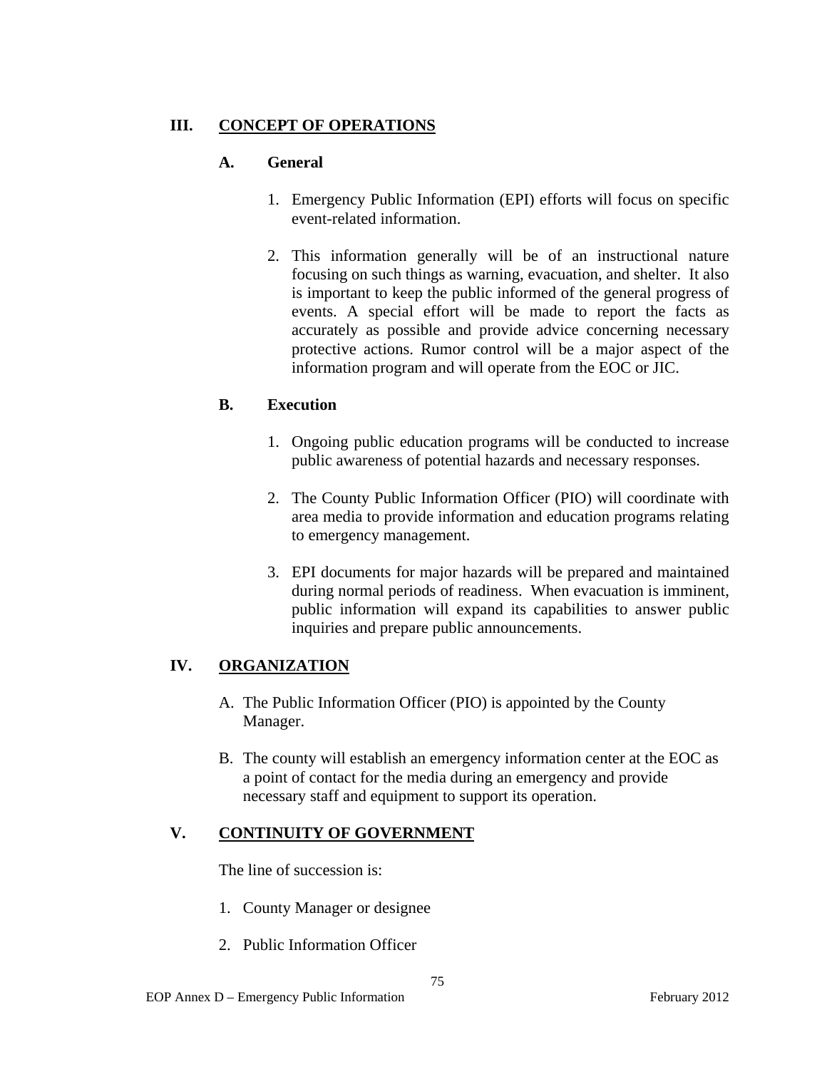## III. CONCEPT OF OPERATIONS

### A. General

1. Emergency Public Information (EPI) efforts will focus on specific event-related information.

2. This information generally will be of an instructional nature focusing on such things as warning, evacuation, and shelter. It also is important to keep the public informed of the general progress of events. A special effort will be made to report the facts as accurately as possible and provide advice concerning necessary protective actions. Rumor control will be a major aspect of the information program and will operate from the EOC or JIC.

### B. Execution

1. Ongoing public education programs will be conducted to increase public awareness of potential hazards and necessary responses.

2. The County Public Information Officer (PIO) will coordinate with area media to provide information and education programs relating to emergency management.

3. EPI documents for major hazards will be prepared and maintained during normal periods of readiness. When evacuation is imminent, public information will expand its capabilities to answer public inquiries and prepare public announcements.

## IV. ORGANIZATION

A. The Public Information Officer (PIO) is appointed by the County Manager.

B. The county will establish an emergency information center at the EOC as a point of contact for the media during an emergency and provide necessary staff and equipment to support its operation.

## V. CONTINUITY OF GOVERNMENT

The line of succession is:

1. County Manager or designee

2. Public Information Officer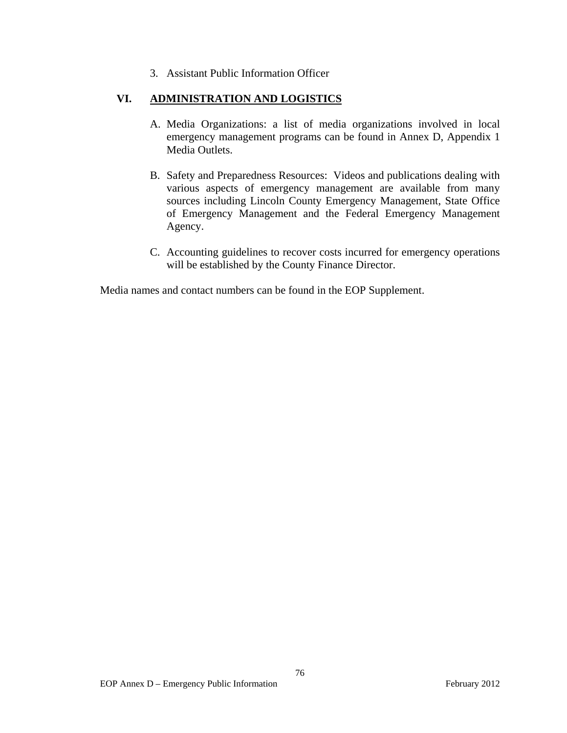3. Assistant Public Information Officer

## VI. ADMINISTRATION AND LOGISTICS

A. Media Organizations: a list of media organizations involved in local emergency management programs can be found in Annex D, Appendix 1 Media Outlets.

B. Safety and Preparedness Resources: Videos and publications dealing with various aspects of emergency management are available from many sources including Lincoln County Emergency Management, State Office of Emergency Management and the Federal Emergency Management Agency.

C. Accounting guidelines to recover costs incurred for emergency operations will be established by the County Finance Director.

Media names and contact numbers can be found in the EOP Supplement.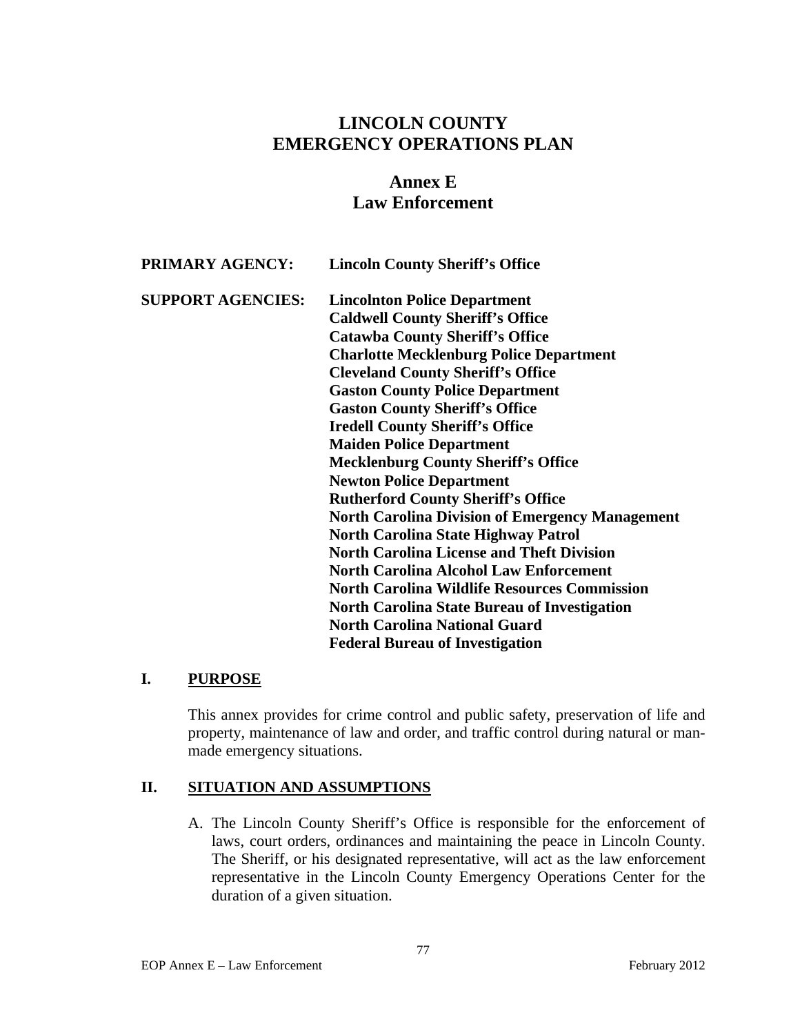# LINCOLN COUNTY EMERGENCY OPERATIONS PLAN

## Annex E
## Law Enforcement

**PRIMARY AGENCY:** **Lincoln County Sheriff's Office**

**SUPPORT AGENCIES:**
**Lincolnton Police Department**
**Caldwell County Sheriff's Office**
**Catawba County Sheriff's Office**
**Charlotte Mecklenburg Police Department**
**Cleveland County Sheriff's Office**
**Gaston County Police Department**
**Gaston County Sheriff's Office**
**Iredell County Sheriff's Office**
**Maiden Police Department**
**Mecklenburg County Sheriff's Office**
**Newton Police Department**
**Rutherford County Sheriff's Office**
**North Carolina Division of Emergency Management**
**North Carolina State Highway Patrol**
**North Carolina License and Theft Division**
**North Carolina Alcohol Law Enforcement**
**North Carolina Wildlife Resources Commission**
**North Carolina State Bureau of Investigation**
**North Carolina National Guard**
**Federal Bureau of Investigation**

### I. PURPOSE

This annex provides for crime control and public safety, preservation of life and property, maintenance of law and order, and traffic control during natural or man-made emergency situations.

### II. SITUATION AND ASSUMPTIONS

A. The Lincoln County Sheriff's Office is responsible for the enforcement of laws, court orders, ordinances and maintaining the peace in Lincoln County. The Sheriff, or his designated representative, will act as the law enforcement representative in the Lincoln County Emergency Operations Center for the duration of a given situation.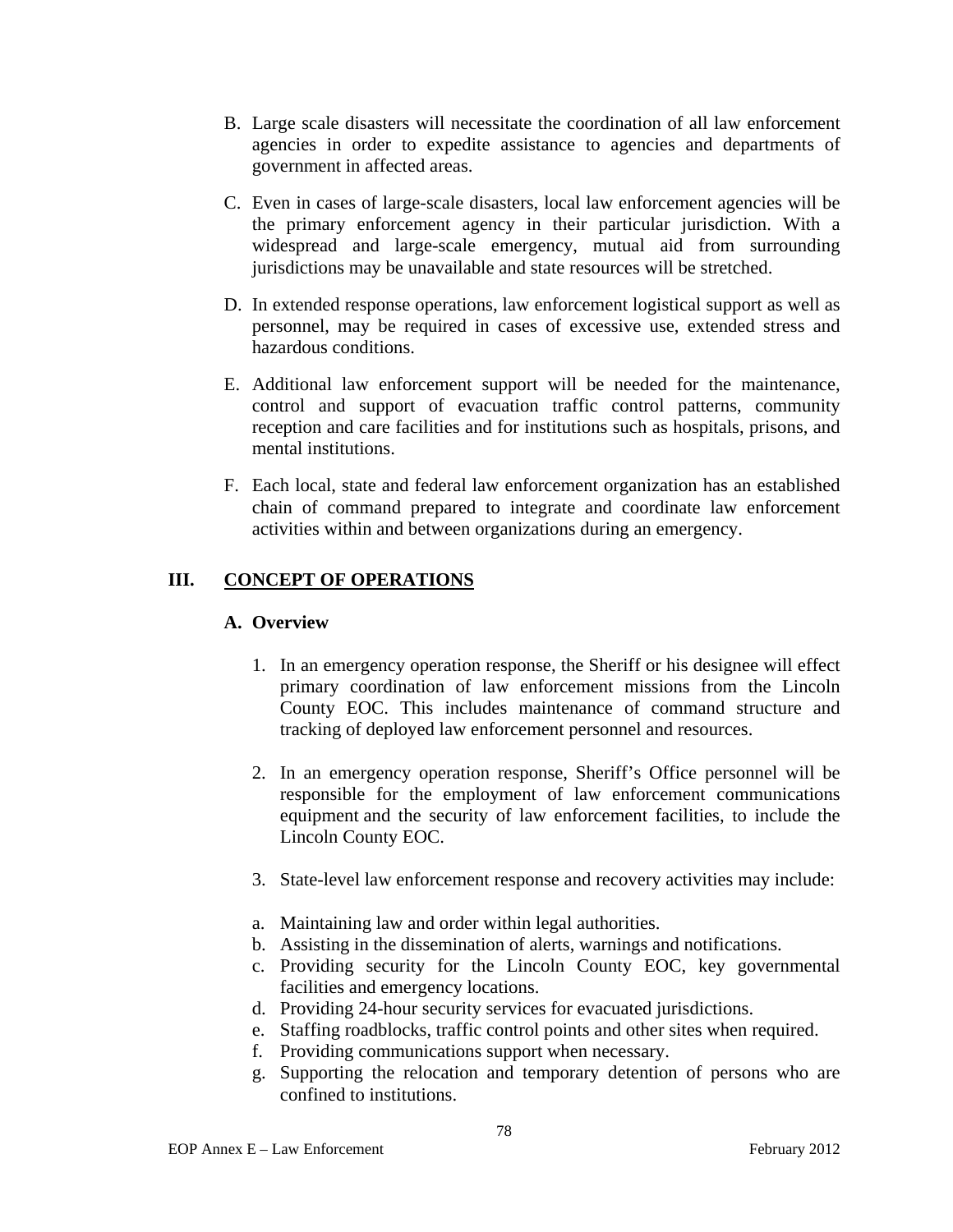B. Large scale disasters will necessitate the coordination of all law enforcement agencies in order to expedite assistance to agencies and departments of government in affected areas.

C. Even in cases of large-scale disasters, local law enforcement agencies will be the primary enforcement agency in their particular jurisdiction. With a widespread and large-scale emergency, mutual aid from surrounding jurisdictions may be unavailable and state resources will be stretched.

D. In extended response operations, law enforcement logistical support as well as personnel, may be required in cases of excessive use, extended stress and hazardous conditions.

E. Additional law enforcement support will be needed for the maintenance, control and support of evacuation traffic control patterns, community reception and care facilities and for institutions such as hospitals, prisons, and mental institutions.

F. Each local, state and federal law enforcement organization has an established chain of command prepared to integrate and coordinate law enforcement activities within and between organizations during an emergency.

## III. CONCEPT OF OPERATIONS

### A. Overview

1. In an emergency operation response, the Sheriff or his designee will effect primary coordination of law enforcement missions from the Lincoln County EOC. This includes maintenance of command structure and tracking of deployed law enforcement personnel and resources.

2. In an emergency operation response, Sheriff's Office personnel will be responsible for the employment of law enforcement communications equipment and the security of law enforcement facilities, to include the Lincoln County EOC.

3. State-level law enforcement response and recovery activities may include:

a. Maintaining law and order within legal authorities.
b. Assisting in the dissemination of alerts, warnings and notifications.
c. Providing security for the Lincoln County EOC, key governmental facilities and emergency locations.
d. Providing 24-hour security services for evacuated jurisdictions.
e. Staffing roadblocks, traffic control points and other sites when required.
f. Providing communications support when necessary.
g. Supporting the relocation and temporary detention of persons who are confined to institutions.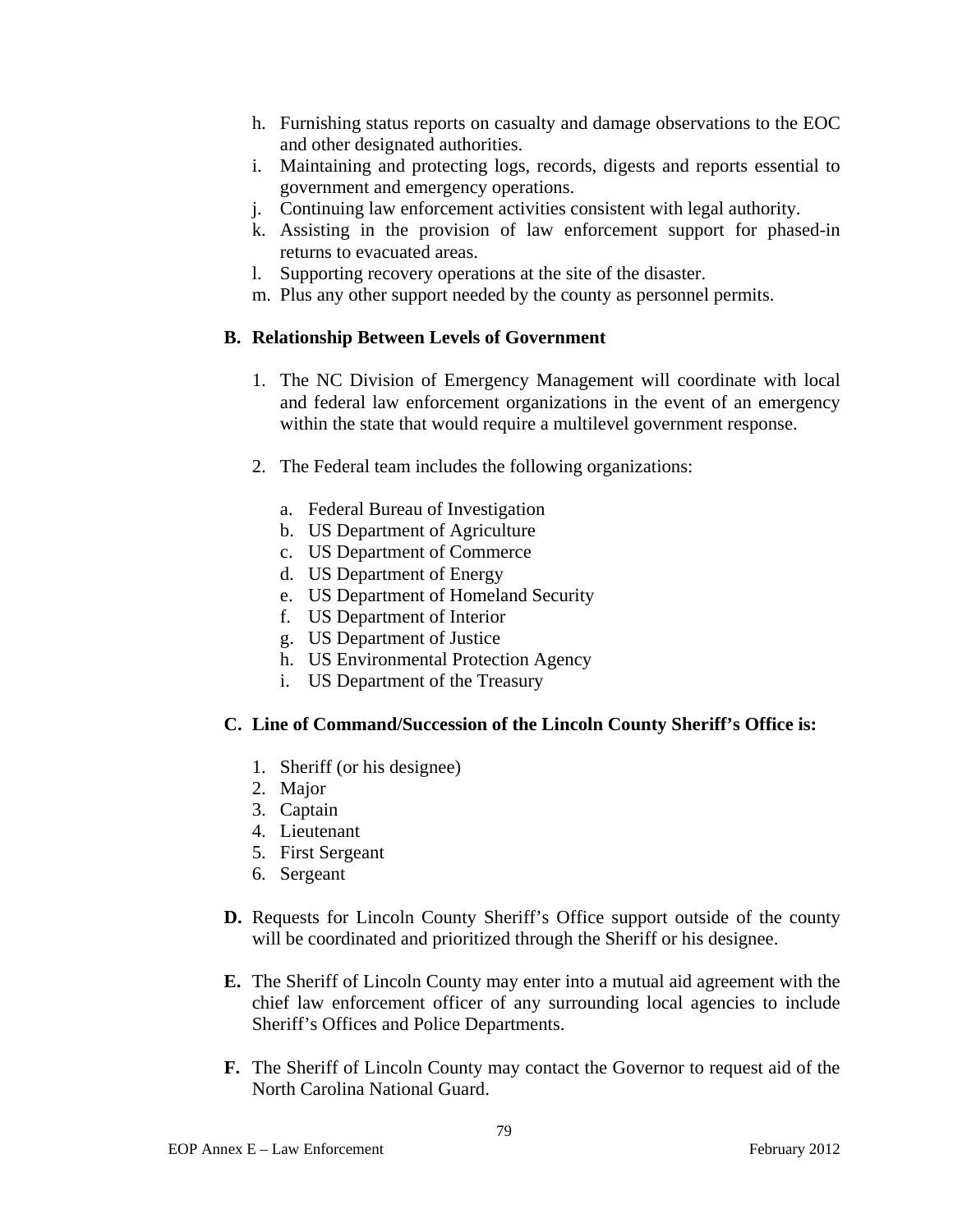h. Furnishing status reports on casualty and damage observations to the EOC and other designated authorities.
i. Maintaining and protecting logs, records, digests and reports essential to government and emergency operations.
j. Continuing law enforcement activities consistent with legal authority.
k. Assisting in the provision of law enforcement support for phased-in returns to evacuated areas.
l. Supporting recovery operations at the site of the disaster.
m. Plus any other support needed by the county as personnel permits.

**B. Relationship Between Levels of Government**

1. The NC Division of Emergency Management will coordinate with local and federal law enforcement organizations in the event of an emergency within the state that would require a multilevel government response.

2. The Federal team includes the following organizations:

   a. Federal Bureau of Investigation
   b. US Department of Agriculture
   c. US Department of Commerce
   d. US Department of Energy
   e. US Department of Homeland Security
   f. US Department of Interior
   g. US Department of Justice
   h. US Environmental Protection Agency
   i. US Department of the Treasury

**C. Line of Command/Succession of the Lincoln County Sheriff's Office is:**

1. Sheriff (or his designee)
2. Major
3. Captain
4. Lieutenant
5. First Sergeant
6. Sergeant

**D.** Requests for Lincoln County Sheriff's Office support outside of the county will be coordinated and prioritized through the Sheriff or his designee.

**E.** The Sheriff of Lincoln County may enter into a mutual aid agreement with the chief law enforcement officer of any surrounding local agencies to include Sheriff's Offices and Police Departments.

**F.** The Sheriff of Lincoln County may contact the Governor to request aid of the North Carolina National Guard.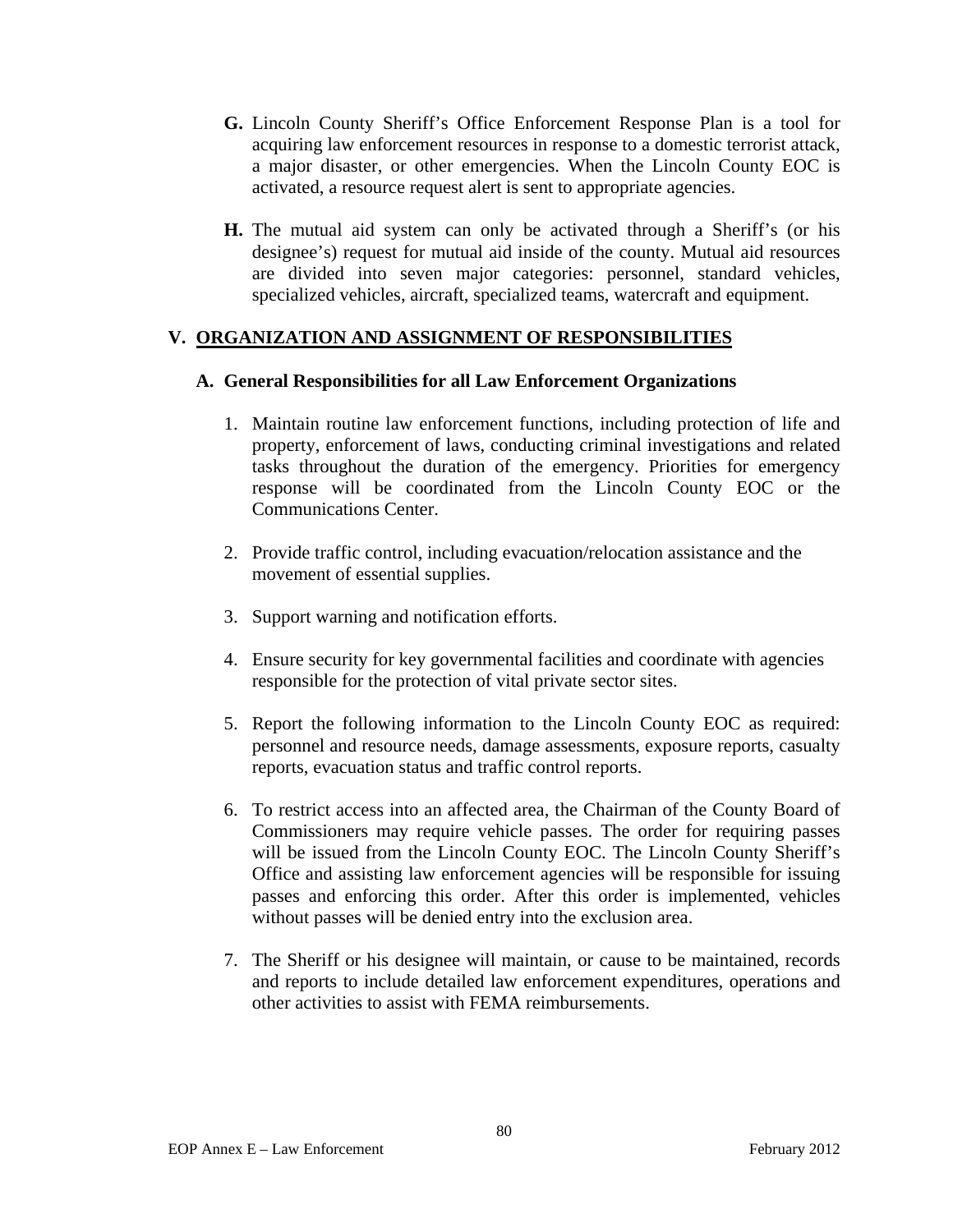**G.** Lincoln County Sheriff's Office Enforcement Response Plan is a tool for acquiring law enforcement resources in response to a domestic terrorist attack, a major disaster, or other emergencies. When the Lincoln County EOC is activated, a resource request alert is sent to appropriate agencies.

**H.** The mutual aid system can only be activated through a Sheriff's (or his designee's) request for mutual aid inside of the county. Mutual aid resources are divided into seven major categories: personnel, standard vehicles, specialized vehicles, aircraft, specialized teams, watercraft and equipment.

## V. ORGANIZATION AND ASSIGNMENT OF RESPONSIBILITIES

### A. General Responsibilities for all Law Enforcement Organizations

1. Maintain routine law enforcement functions, including protection of life and property, enforcement of laws, conducting criminal investigations and related tasks throughout the duration of the emergency. Priorities for emergency response will be coordinated from the Lincoln County EOC or the Communications Center.

2. Provide traffic control, including evacuation/relocation assistance and the movement of essential supplies.

3. Support warning and notification efforts.

4. Ensure security for key governmental facilities and coordinate with agencies responsible for the protection of vital private sector sites.

5. Report the following information to the Lincoln County EOC as required: personnel and resource needs, damage assessments, exposure reports, casualty reports, evacuation status and traffic control reports.

6. To restrict access into an affected area, the Chairman of the County Board of Commissioners may require vehicle passes. The order for requiring passes will be issued from the Lincoln County EOC. The Lincoln County Sheriff's Office and assisting law enforcement agencies will be responsible for issuing passes and enforcing this order. After this order is implemented, vehicles without passes will be denied entry into the exclusion area.

7. The Sheriff or his designee will maintain, or cause to be maintained, records and reports to include detailed law enforcement expenditures, operations and other activities to assist with FEMA reimbursements.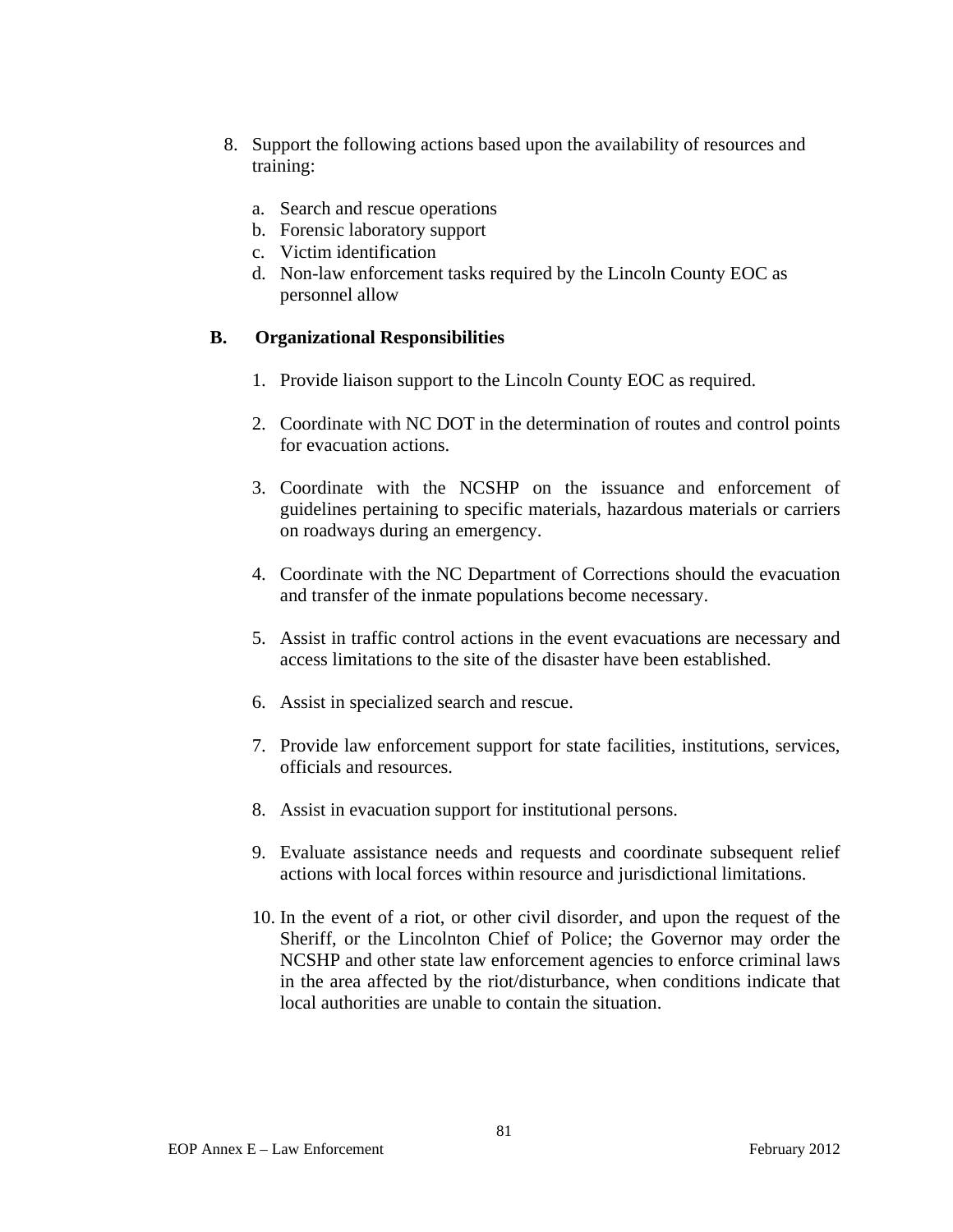8. Support the following actions based upon the availability of resources and training:

    a. Search and rescue operations
    b. Forensic laboratory support
    c. Victim identification
    d. Non-law enforcement tasks required by the Lincoln County EOC as personnel allow

### B. Organizational Responsibilities

1. Provide liaison support to the Lincoln County EOC as required.

2. Coordinate with NC DOT in the determination of routes and control points for evacuation actions.

3. Coordinate with the NCSHP on the issuance and enforcement of guidelines pertaining to specific materials, hazardous materials or carriers on roadways during an emergency.

4. Coordinate with the NC Department of Corrections should the evacuation and transfer of the inmate populations become necessary.

5. Assist in traffic control actions in the event evacuations are necessary and access limitations to the site of the disaster have been established.

6. Assist in specialized search and rescue.

7. Provide law enforcement support for state facilities, institutions, services, officials and resources.

8. Assist in evacuation support for institutional persons.

9. Evaluate assistance needs and requests and coordinate subsequent relief actions with local forces within resource and jurisdictional limitations.

10. In the event of a riot, or other civil disorder, and upon the request of the Sheriff, or the Lincolnton Chief of Police; the Governor may order the NCSHP and other state law enforcement agencies to enforce criminal laws in the area affected by the riot/disturbance, when conditions indicate that local authorities are unable to contain the situation.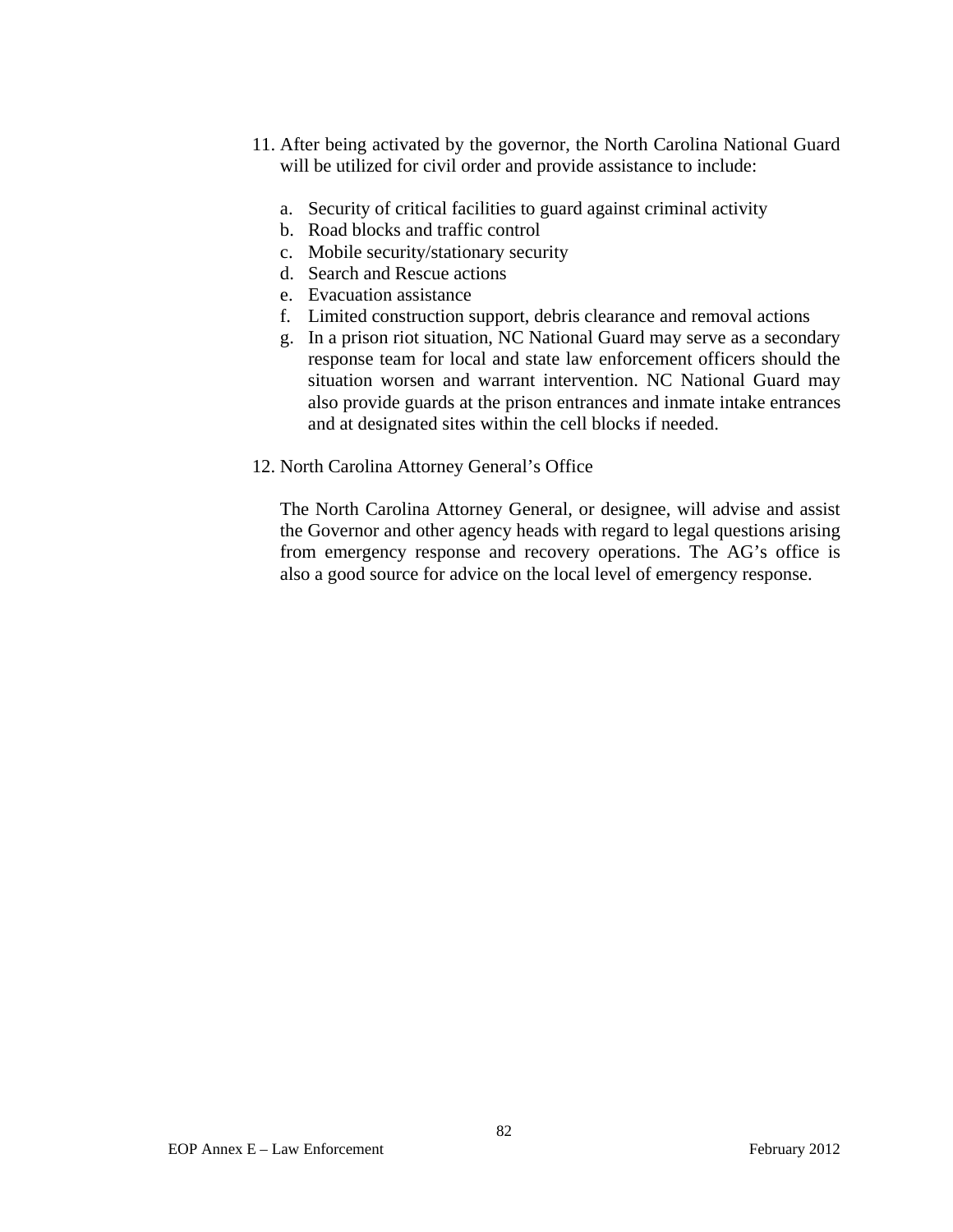11. After being activated by the governor, the North Carolina National Guard will be utilized for civil order and provide assistance to include:

    a. Security of critical facilities to guard against criminal activity
    b. Road blocks and traffic control
    c. Mobile security/stationary security
    d. Search and Rescue actions
    e. Evacuation assistance
    f. Limited construction support, debris clearance and removal actions
    g. In a prison riot situation, NC National Guard may serve as a secondary response team for local and state law enforcement officers should the situation worsen and warrant intervention. NC National Guard may also provide guards at the prison entrances and inmate intake entrances and at designated sites within the cell blocks if needed.

12. North Carolina Attorney General's Office

    The North Carolina Attorney General, or designee, will advise and assist the Governor and other agency heads with regard to legal questions arising from emergency response and recovery operations. The AG's office is also a good source for advice on the local level of emergency response.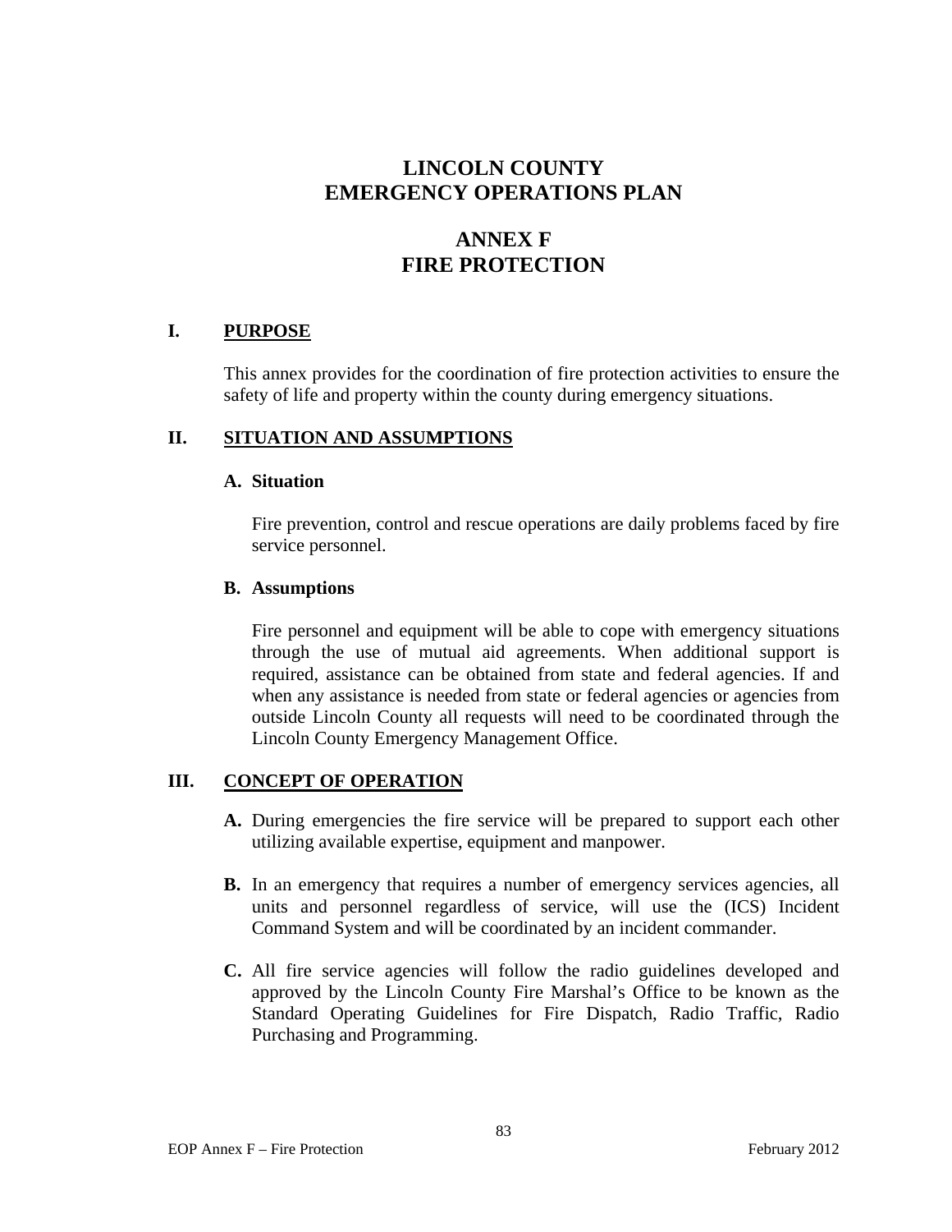# LINCOLN COUNTY EMERGENCY OPERATIONS PLAN

# ANNEX F FIRE PROTECTION

## I. PURPOSE

This annex provides for the coordination of fire protection activities to ensure the safety of life and property within the county during emergency situations.

## II. SITUATION AND ASSUMPTIONS

### A. Situation

Fire prevention, control and rescue operations are daily problems faced by fire service personnel.

### B. Assumptions

Fire personnel and equipment will be able to cope with emergency situations through the use of mutual aid agreements. When additional support is required, assistance can be obtained from state and federal agencies. If and when any assistance is needed from state or federal agencies or agencies from outside Lincoln County all requests will need to be coordinated through the Lincoln County Emergency Management Office.

## III. CONCEPT OF OPERATION

**A.** During emergencies the fire service will be prepared to support each other utilizing available expertise, equipment and manpower.

**B.** In an emergency that requires a number of emergency services agencies, all units and personnel regardless of service, will use the (ICS) Incident Command System and will be coordinated by an incident commander.

**C.** All fire service agencies will follow the radio guidelines developed and approved by the Lincoln County Fire Marshal's Office to be known as the Standard Operating Guidelines for Fire Dispatch, Radio Traffic, Radio Purchasing and Programming.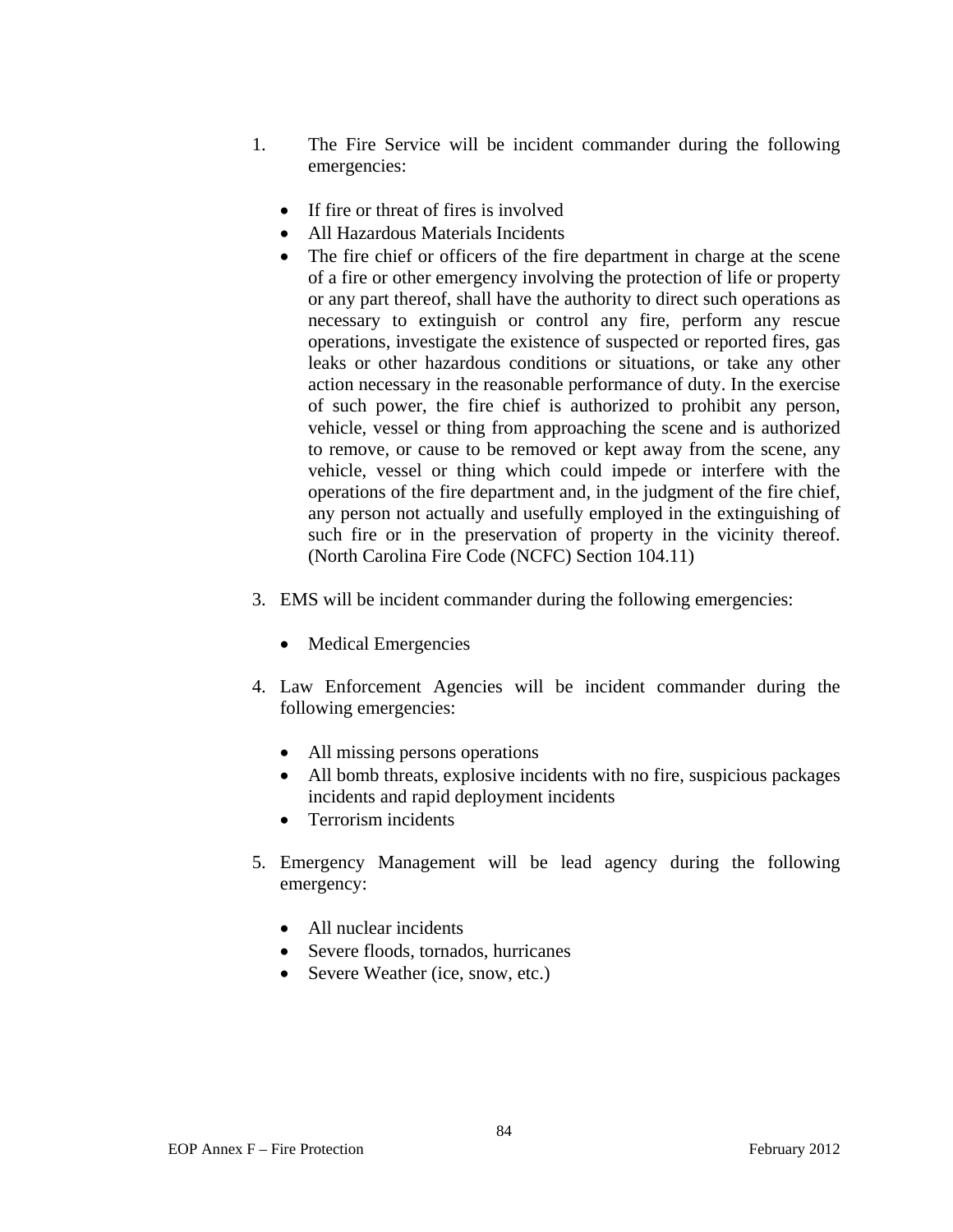1. The Fire Service will be incident commander during the following emergencies:

   - If fire or threat of fires is involved
   - All Hazardous Materials Incidents
   - The fire chief or officers of the fire department in charge at the scene of a fire or other emergency involving the protection of life or property or any part thereof, shall have the authority to direct such operations as necessary to extinguish or control any fire, perform any rescue operations, investigate the existence of suspected or reported fires, gas leaks or other hazardous conditions or situations, or take any other action necessary in the reasonable performance of duty. In the exercise of such power, the fire chief is authorized to prohibit any person, vehicle, vessel or thing from approaching the scene and is authorized to remove, or cause to be removed or kept away from the scene, any vehicle, vessel or thing which could impede or interfere with the operations of the fire department and, in the judgment of the fire chief, any person not actually and usefully employed in the extinguishing of such fire or in the preservation of property in the vicinity thereof. (North Carolina Fire Code (NCFC) Section 104.11)

3. EMS will be incident commander during the following emergencies:

   - Medical Emergencies

4. Law Enforcement Agencies will be incident commander during the following emergencies:

   - All missing persons operations
   - All bomb threats, explosive incidents with no fire, suspicious packages incidents and rapid deployment incidents
   - Terrorism incidents

5. Emergency Management will be lead agency during the following emergency:

   - All nuclear incidents
   - Severe floods, tornados, hurricanes
   - Severe Weather (ice, snow, etc.)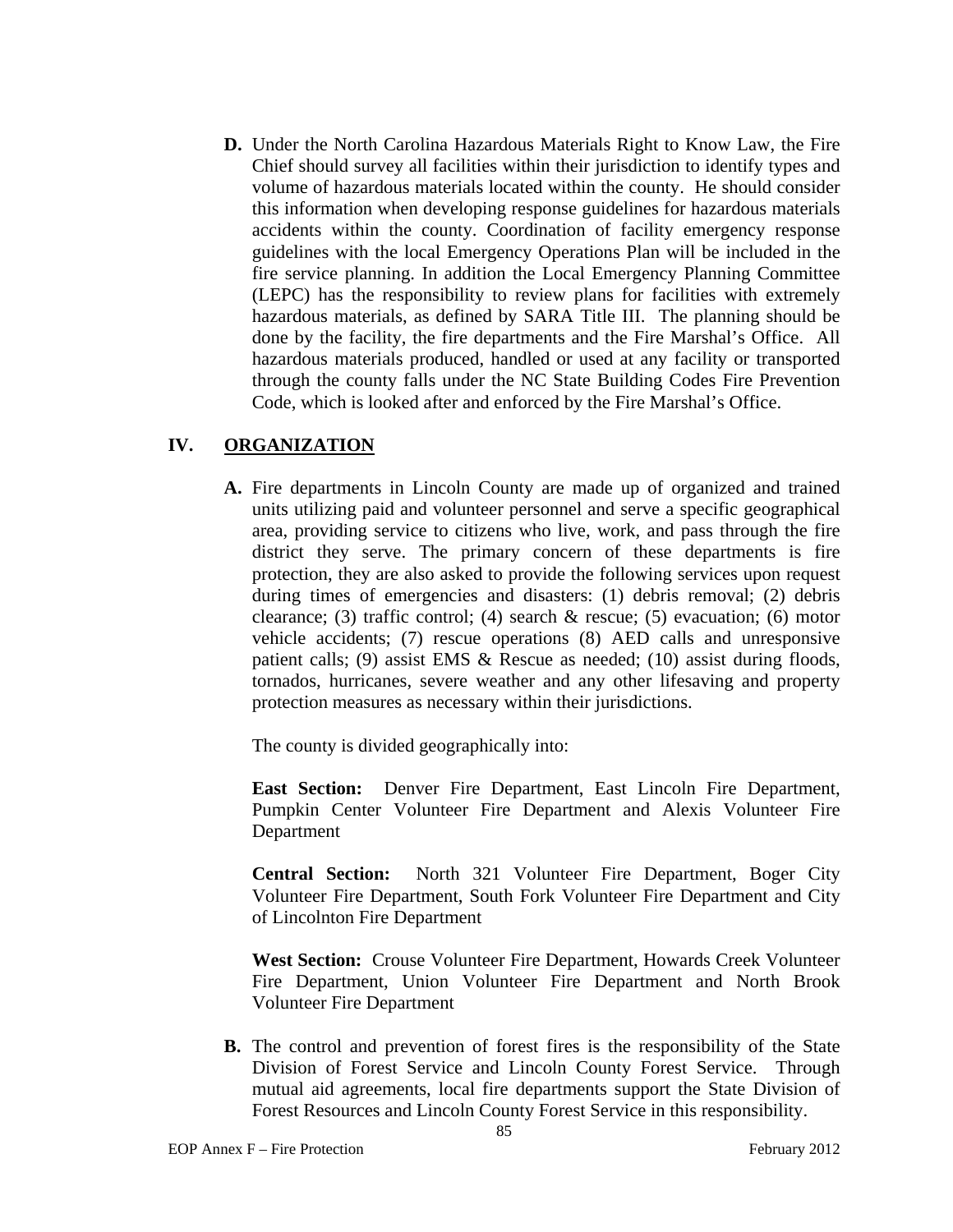**D.** Under the North Carolina Hazardous Materials Right to Know Law, the Fire Chief should survey all facilities within their jurisdiction to identify types and volume of hazardous materials located within the county. He should consider this information when developing response guidelines for hazardous materials accidents within the county. Coordination of facility emergency response guidelines with the local Emergency Operations Plan will be included in the fire service planning. In addition the Local Emergency Planning Committee (LEPC) has the responsibility to review plans for facilities with extremely hazardous materials, as defined by SARA Title III. The planning should be done by the facility, the fire departments and the Fire Marshal's Office. All hazardous materials produced, handled or used at any facility or transported through the county falls under the NC State Building Codes Fire Prevention Code, which is looked after and enforced by the Fire Marshal's Office.

## IV. ORGANIZATION

**A.** Fire departments in Lincoln County are made up of organized and trained units utilizing paid and volunteer personnel and serve a specific geographical area, providing service to citizens who live, work, and pass through the fire district they serve. The primary concern of these departments is fire protection, they are also asked to provide the following services upon request during times of emergencies and disasters: (1) debris removal; (2) debris clearance; (3) traffic control; (4) search & rescue; (5) evacuation; (6) motor vehicle accidents; (7) rescue operations (8) AED calls and unresponsive patient calls; (9) assist EMS & Rescue as needed; (10) assist during floods, tornados, hurricanes, severe weather and any other lifesaving and property protection measures as necessary within their jurisdictions.

The county is divided geographically into:

**East Section:** Denver Fire Department, East Lincoln Fire Department, Pumpkin Center Volunteer Fire Department and Alexis Volunteer Fire Department

**Central Section:** North 321 Volunteer Fire Department, Boger City Volunteer Fire Department, South Fork Volunteer Fire Department and City of Lincolnton Fire Department

**West Section:** Crouse Volunteer Fire Department, Howards Creek Volunteer Fire Department, Union Volunteer Fire Department and North Brook Volunteer Fire Department

**B.** The control and prevention of forest fires is the responsibility of the State Division of Forest Service and Lincoln County Forest Service. Through mutual aid agreements, local fire departments support the State Division of Forest Resources and Lincoln County Forest Service in this responsibility.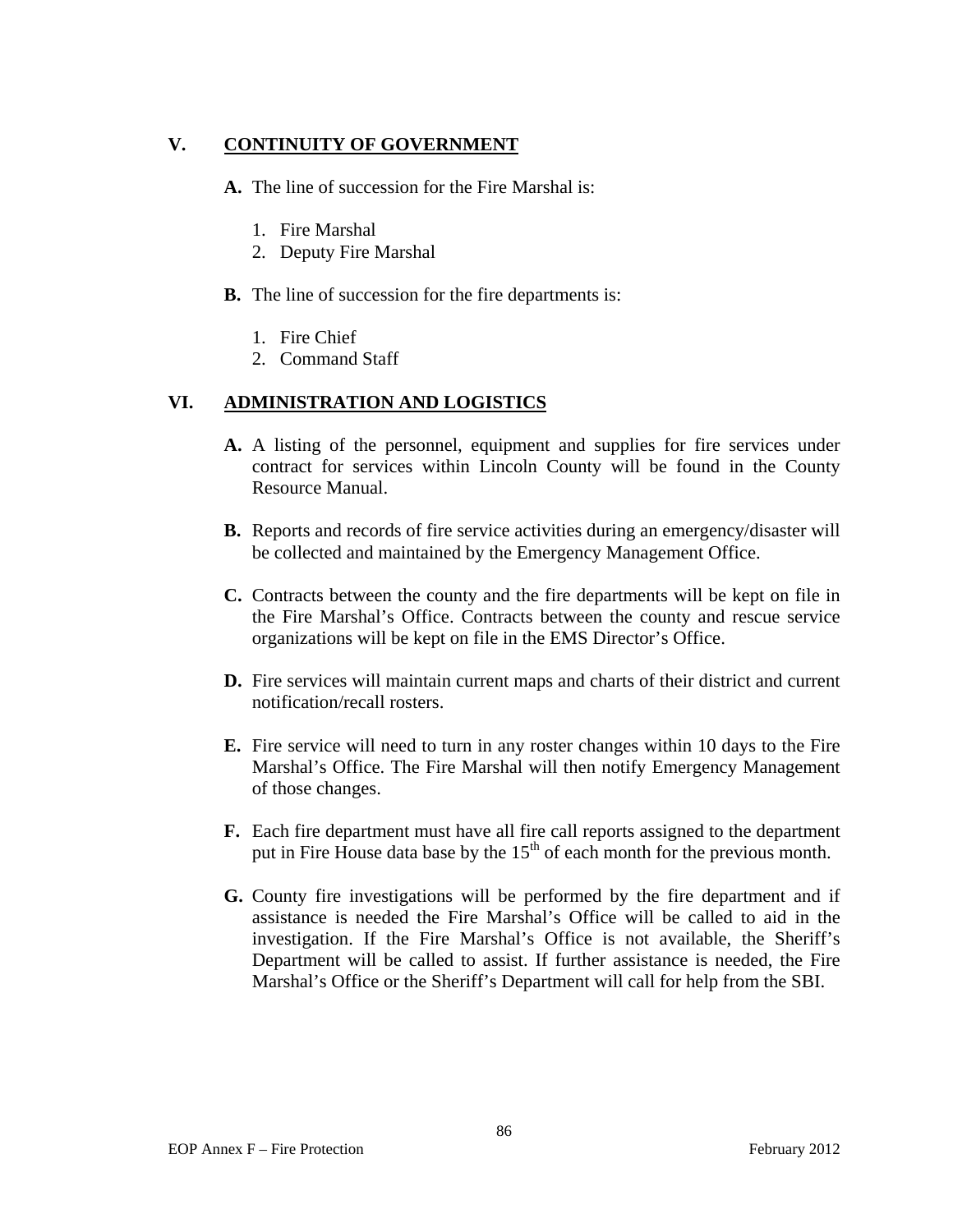## V. CONTINUITY OF GOVERNMENT

**A.** The line of succession for the Fire Marshal is:

1. Fire Marshal
2. Deputy Fire Marshal

**B.** The line of succession for the fire departments is:

1. Fire Chief
2. Command Staff

## VI. ADMINISTRATION AND LOGISTICS

**A.** A listing of the personnel, equipment and supplies for fire services under contract for services within Lincoln County will be found in the County Resource Manual.

**B.** Reports and records of fire service activities during an emergency/disaster will be collected and maintained by the Emergency Management Office.

**C.** Contracts between the county and the fire departments will be kept on file in the Fire Marshal's Office. Contracts between the county and rescue service organizations will be kept on file in the EMS Director's Office.

**D.** Fire services will maintain current maps and charts of their district and current notification/recall rosters.

**E.** Fire service will need to turn in any roster changes within 10 days to the Fire Marshal's Office. The Fire Marshal will then notify Emergency Management of those changes.

**F.** Each fire department must have all fire call reports assigned to the department put in Fire House data base by the 15th of each month for the previous month.

**G.** County fire investigations will be performed by the fire department and if assistance is needed the Fire Marshal's Office will be called to aid in the investigation. If the Fire Marshal's Office is not available, the Sheriff's Department will be called to assist. If further assistance is needed, the Fire Marshal's Office or the Sheriff's Department will call for help from the SBI.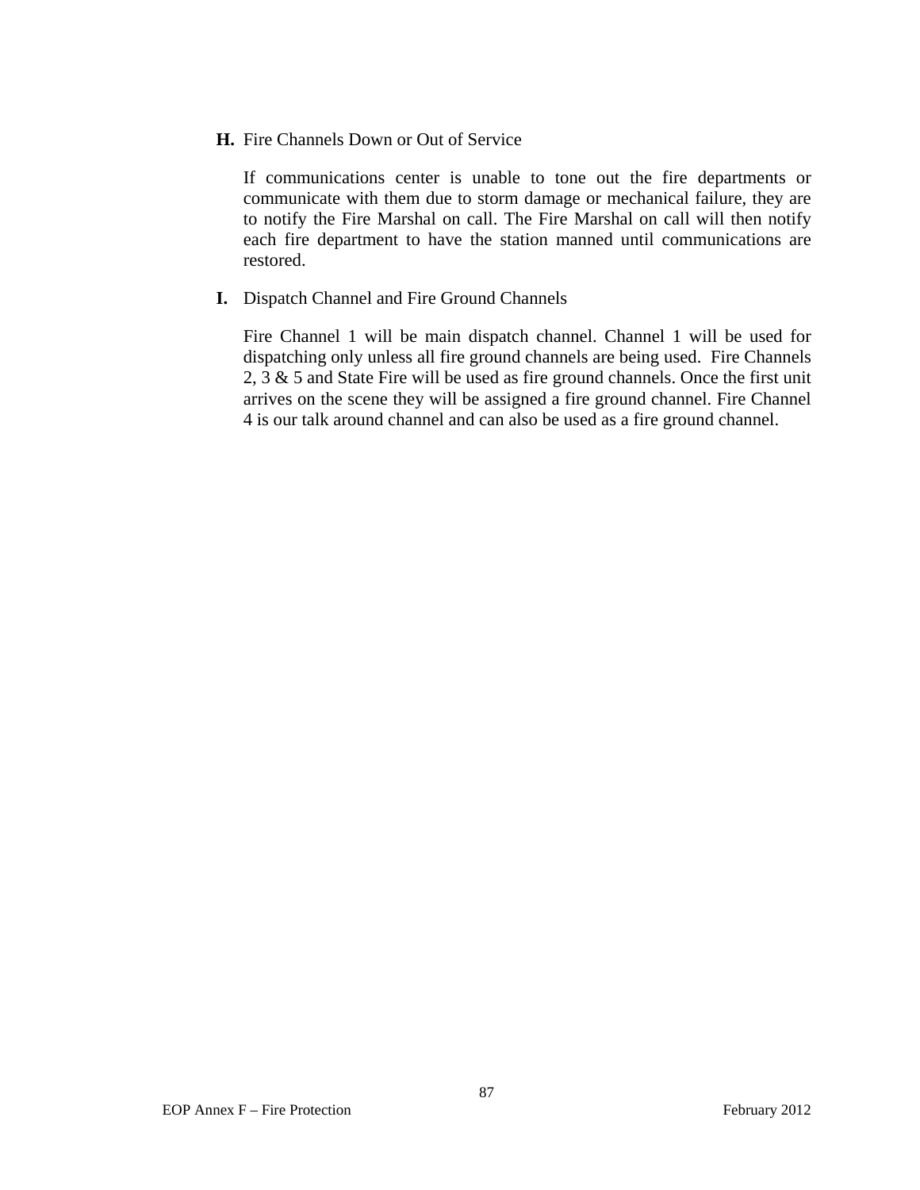**H.** Fire Channels Down or Out of Service

If communications center is unable to tone out the fire departments or communicate with them due to storm damage or mechanical failure, they are to notify the Fire Marshal on call. The Fire Marshal on call will then notify each fire department to have the station manned until communications are restored.

**I.** Dispatch Channel and Fire Ground Channels

Fire Channel 1 will be main dispatch channel. Channel 1 will be used for dispatching only unless all fire ground channels are being used. Fire Channels 2, 3 & 5 and State Fire will be used as fire ground channels. Once the first unit arrives on the scene they will be assigned a fire ground channel. Fire Channel 4 is our talk around channel and can also be used as a fire ground channel.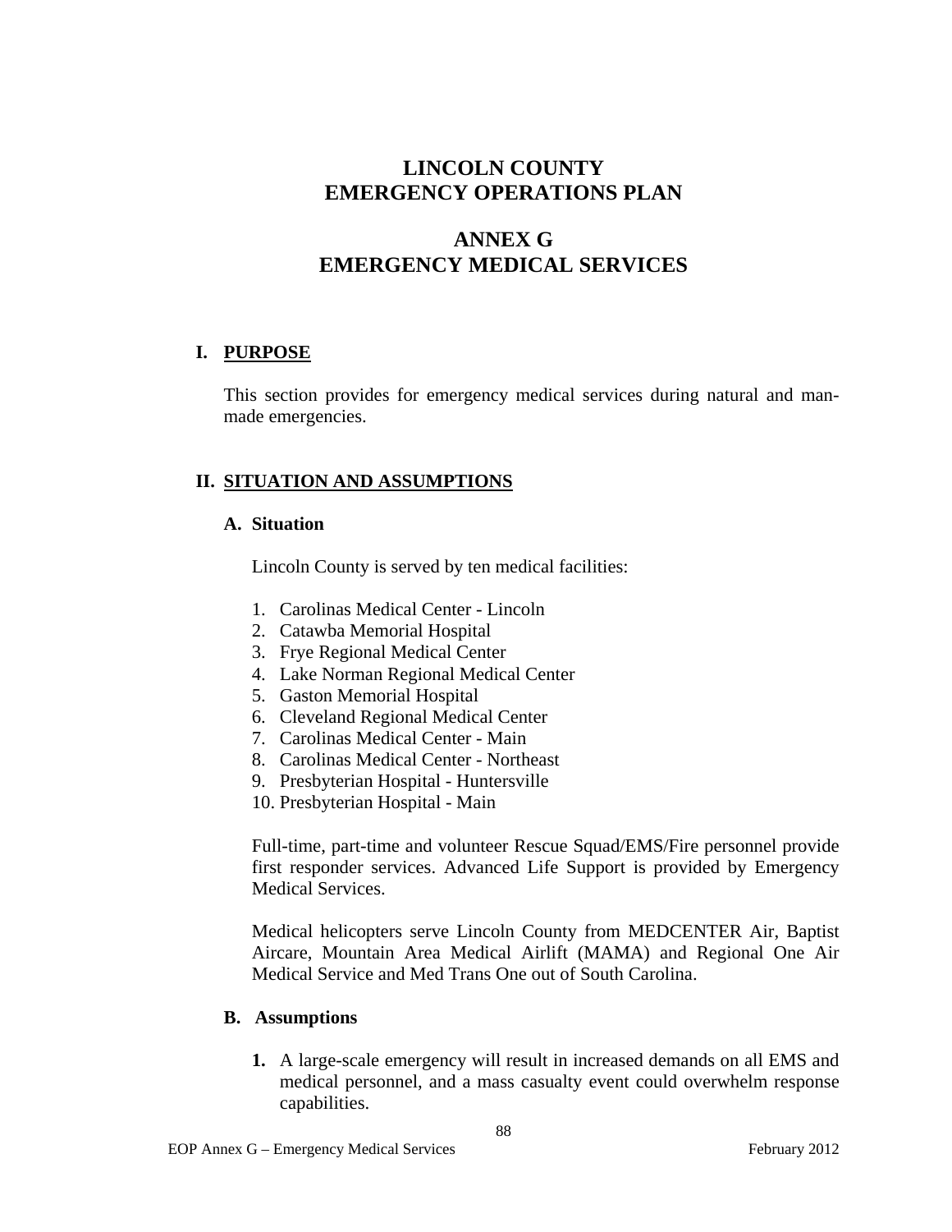# LINCOLN COUNTY
# EMERGENCY OPERATIONS PLAN

# ANNEX G
# EMERGENCY MEDICAL SERVICES

## I. PURPOSE

This section provides for emergency medical services during natural and man-made emergencies.

## II. SITUATION AND ASSUMPTIONS

### A. Situation

Lincoln County is served by ten medical facilities:

1. Carolinas Medical Center - Lincoln
2. Catawba Memorial Hospital
3. Frye Regional Medical Center
4. Lake Norman Regional Medical Center
5. Gaston Memorial Hospital
6. Cleveland Regional Medical Center
7. Carolinas Medical Center - Main
8. Carolinas Medical Center - Northeast
9. Presbyterian Hospital - Huntersville
10. Presbyterian Hospital - Main

Full-time, part-time and volunteer Rescue Squad/EMS/Fire personnel provide first responder services. Advanced Life Support is provided by Emergency Medical Services.

Medical helicopters serve Lincoln County from MEDCENTER Air, Baptist Aircare, Mountain Area Medical Airlift (MAMA) and Regional One Air Medical Service and Med Trans One out of South Carolina.

### B. Assumptions

1. A large-scale emergency will result in increased demands on all EMS and medical personnel, and a mass casualty event could overwhelm response capabilities.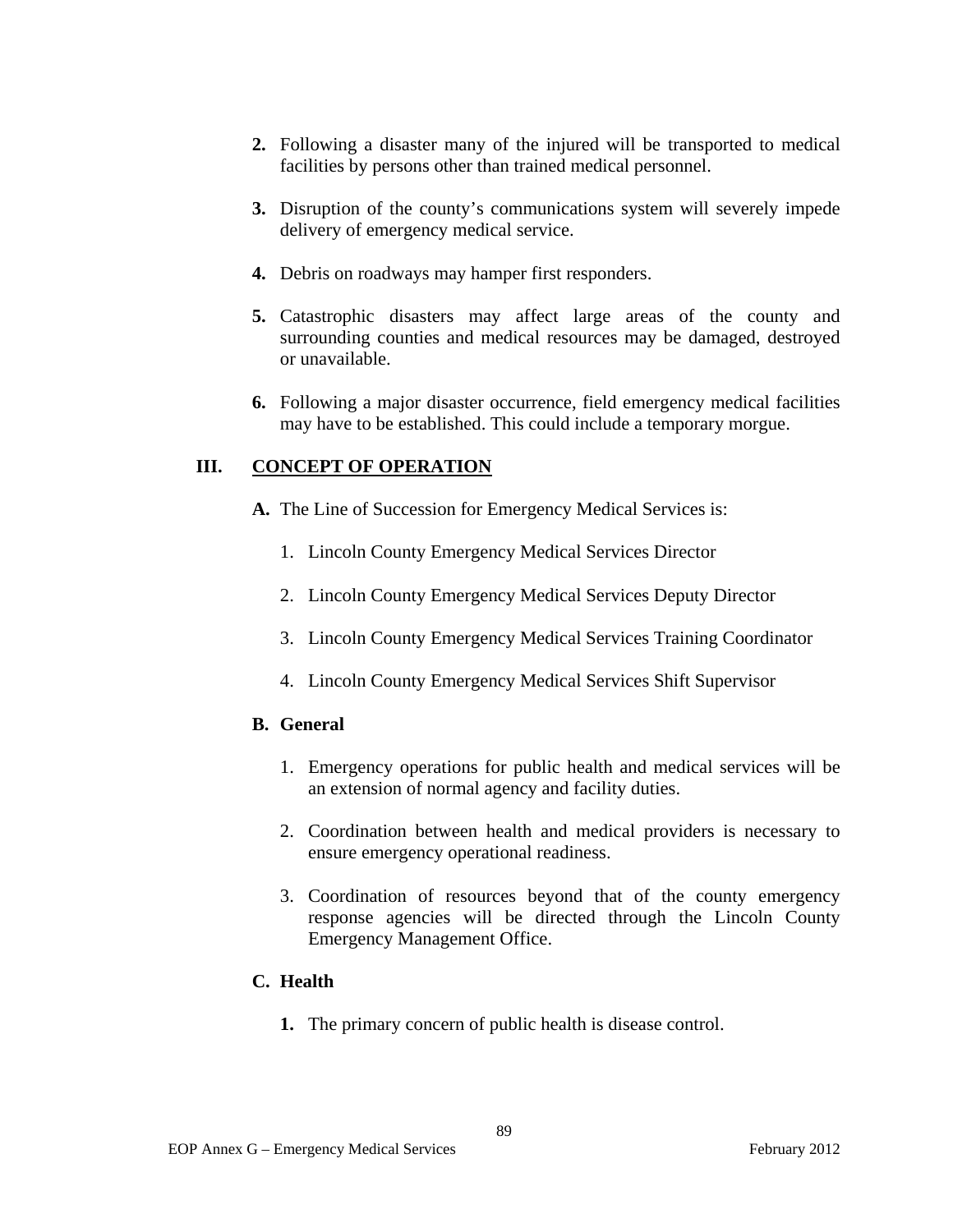**2.** Following a disaster many of the injured will be transported to medical facilities by persons other than trained medical personnel.

**3.** Disruption of the county's communications system will severely impede delivery of emergency medical service.

**4.** Debris on roadways may hamper first responders.

**5.** Catastrophic disasters may affect large areas of the county and surrounding counties and medical resources may be damaged, destroyed or unavailable.

**6.** Following a major disaster occurrence, field emergency medical facilities may have to be established. This could include a temporary morgue.

## III. CONCEPT OF OPERATION

**A.** The Line of Succession for Emergency Medical Services is:

1. Lincoln County Emergency Medical Services Director

2. Lincoln County Emergency Medical Services Deputy Director

3. Lincoln County Emergency Medical Services Training Coordinator

4. Lincoln County Emergency Medical Services Shift Supervisor

**B. General**

1. Emergency operations for public health and medical services will be an extension of normal agency and facility duties.

2. Coordination between health and medical providers is necessary to ensure emergency operational readiness.

3. Coordination of resources beyond that of the county emergency response agencies will be directed through the Lincoln County Emergency Management Office.

**C. Health**

**1.** The primary concern of public health is disease control.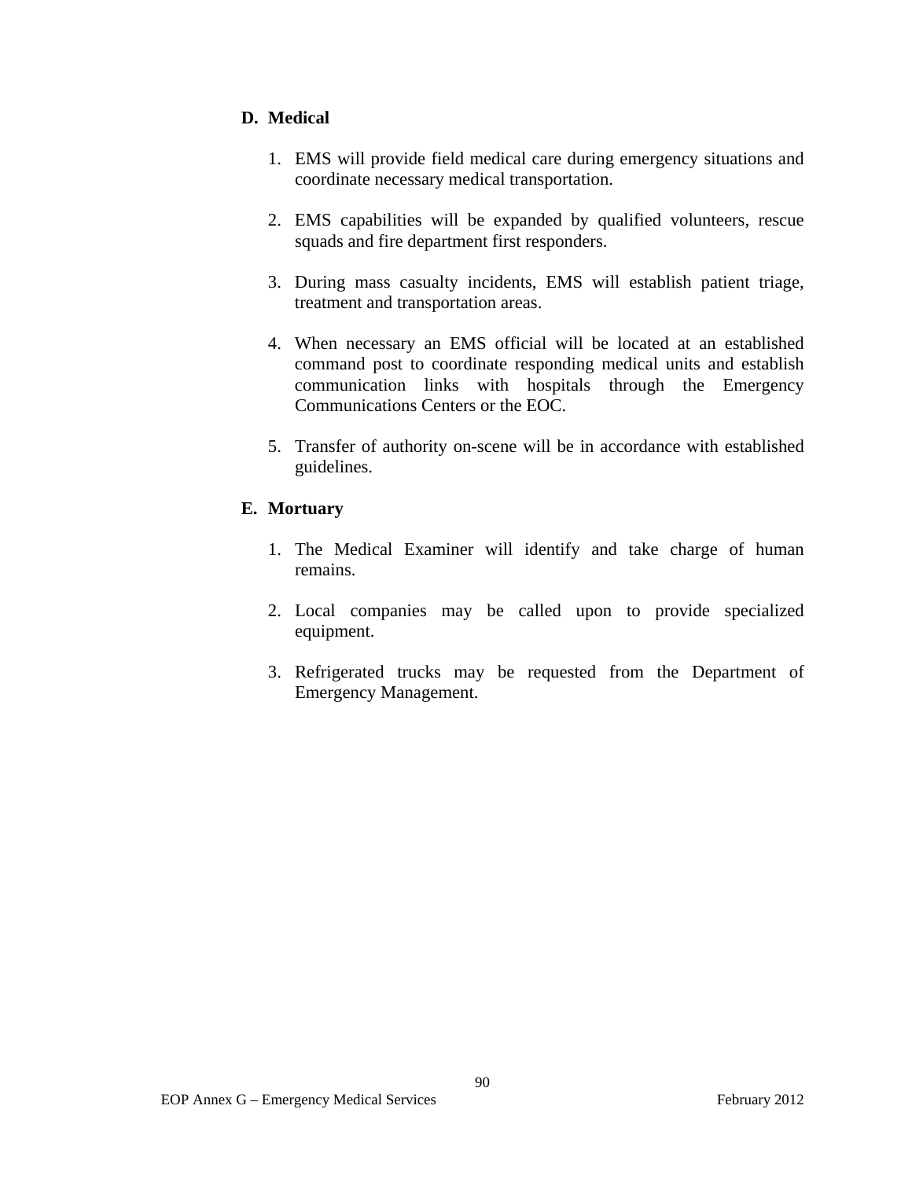## D. Medical

1. EMS will provide field medical care during emergency situations and coordinate necessary medical transportation.

2. EMS capabilities will be expanded by qualified volunteers, rescue squads and fire department first responders.

3. During mass casualty incidents, EMS will establish patient triage, treatment and transportation areas.

4. When necessary an EMS official will be located at an established command post to coordinate responding medical units and establish communication links with hospitals through the Emergency Communications Centers or the EOC.

5. Transfer of authority on-scene will be in accordance with established guidelines.

## E. Mortuary

1. The Medical Examiner will identify and take charge of human remains.

2. Local companies may be called upon to provide specialized equipment.

3. Refrigerated trucks may be requested from the Department of Emergency Management.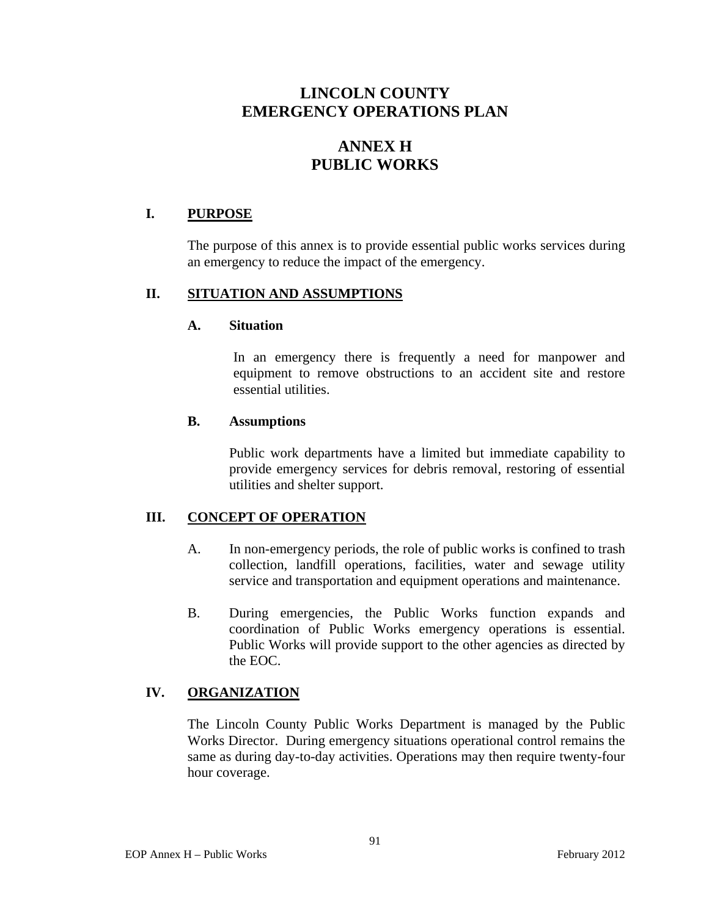# LINCOLN COUNTY
# EMERGENCY OPERATIONS PLAN

## ANNEX H
## PUBLIC WORKS

### I. PURPOSE

The purpose of this annex is to provide essential public works services during an emergency to reduce the impact of the emergency.

### II. SITUATION AND ASSUMPTIONS

#### A. Situation

In an emergency there is frequently a need for manpower and equipment to remove obstructions to an accident site and restore essential utilities.

#### B. Assumptions

Public work departments have a limited but immediate capability to provide emergency services for debris removal, restoring of essential utilities and shelter support.

### III. CONCEPT OF OPERATION

A. In non-emergency periods, the role of public works is confined to trash collection, landfill operations, facilities, water and sewage utility service and transportation and equipment operations and maintenance.

B. During emergencies, the Public Works function expands and coordination of Public Works emergency operations is essential. Public Works will provide support to the other agencies as directed by the EOC.

### IV. ORGANIZATION

The Lincoln County Public Works Department is managed by the Public Works Director. During emergency situations operational control remains the same as during day-to-day activities. Operations may then require twenty-four hour coverage.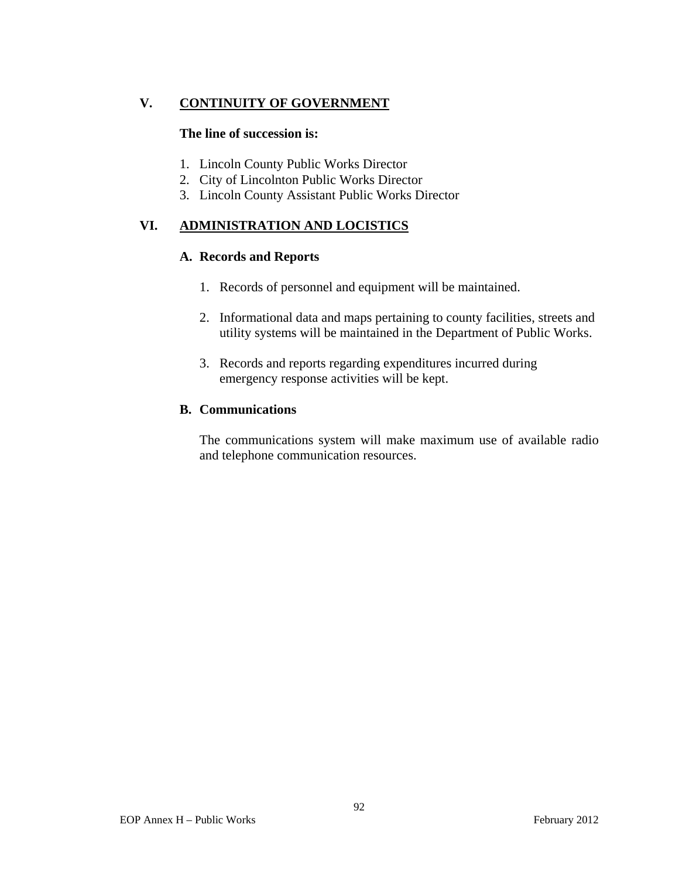## V. CONTINUITY OF GOVERNMENT

**The line of succession is:**

1. Lincoln County Public Works Director
2. City of Lincolnton Public Works Director
3. Lincoln County Assistant Public Works Director

## VI. ADMINISTRATION AND LOCISTICS

### A. Records and Reports

1. Records of personnel and equipment will be maintained.

2. Informational data and maps pertaining to county facilities, streets and utility systems will be maintained in the Department of Public Works.

3. Records and reports regarding expenditures incurred during emergency response activities will be kept.

### B. Communications

The communications system will make maximum use of available radio and telephone communication resources.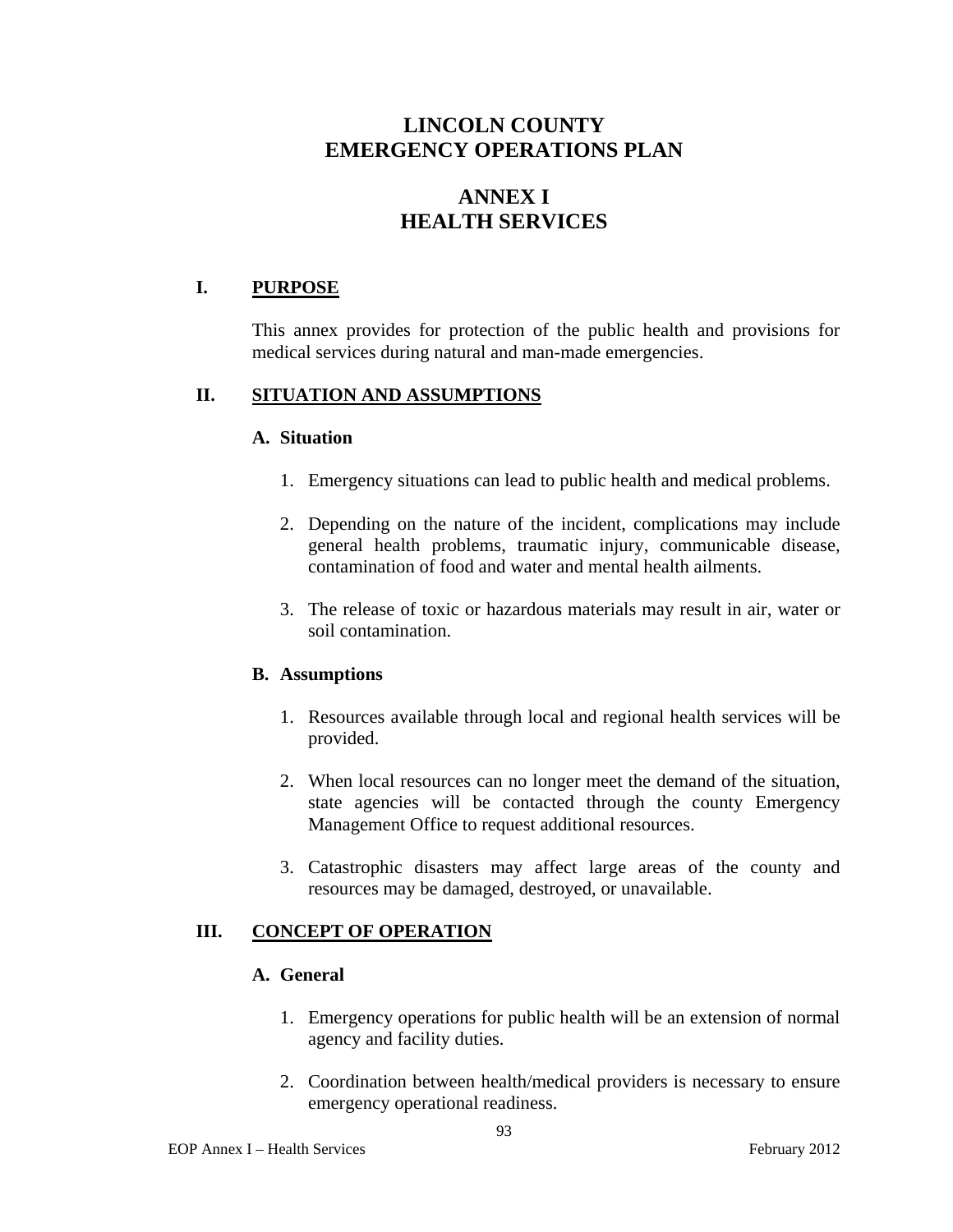# LINCOLN COUNTY
# EMERGENCY OPERATIONS PLAN

# ANNEX I
# HEALTH SERVICES

## I. PURPOSE

This annex provides for protection of the public health and provisions for medical services during natural and man-made emergencies.

## II. SITUATION AND ASSUMPTIONS

### A. Situation

1. Emergency situations can lead to public health and medical problems.

2. Depending on the nature of the incident, complications may include general health problems, traumatic injury, communicable disease, contamination of food and water and mental health ailments.

3. The release of toxic or hazardous materials may result in air, water or soil contamination.

### B. Assumptions

1. Resources available through local and regional health services will be provided.

2. When local resources can no longer meet the demand of the situation, state agencies will be contacted through the county Emergency Management Office to request additional resources.

3. Catastrophic disasters may affect large areas of the county and resources may be damaged, destroyed, or unavailable.

## III. CONCEPT OF OPERATION

### A. General

1. Emergency operations for public health will be an extension of normal agency and facility duties.

2. Coordination between health/medical providers is necessary to ensure emergency operational readiness.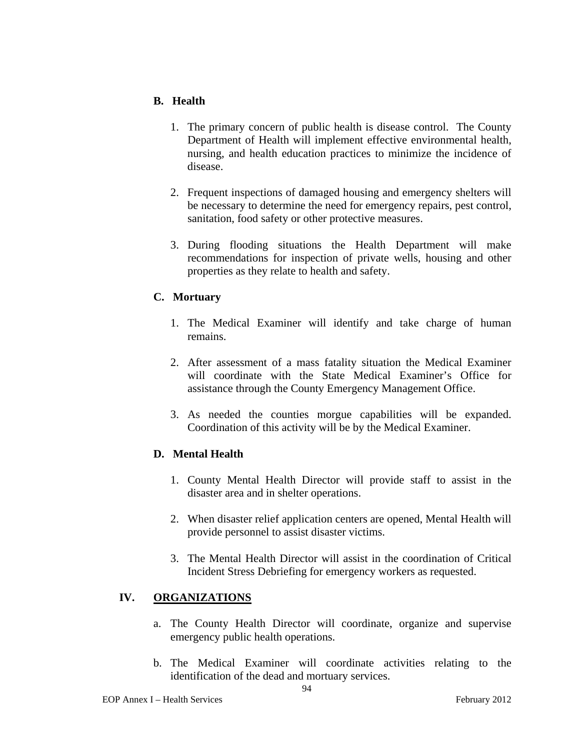### B. Health

1. The primary concern of public health is disease control. The County Department of Health will implement effective environmental health, nursing, and health education practices to minimize the incidence of disease.

2. Frequent inspections of damaged housing and emergency shelters will be necessary to determine the need for emergency repairs, pest control, sanitation, food safety or other protective measures.

3. During flooding situations the Health Department will make recommendations for inspection of private wells, housing and other properties as they relate to health and safety.

### C. Mortuary

1. The Medical Examiner will identify and take charge of human remains.

2. After assessment of a mass fatality situation the Medical Examiner will coordinate with the State Medical Examiner's Office for assistance through the County Emergency Management Office.

3. As needed the counties morgue capabilities will be expanded. Coordination of this activity will be by the Medical Examiner.

### D. Mental Health

1. County Mental Health Director will provide staff to assist in the disaster area and in shelter operations.

2. When disaster relief application centers are opened, Mental Health will provide personnel to assist disaster victims.

3. The Mental Health Director will assist in the coordination of Critical Incident Stress Debriefing for emergency workers as requested.

## IV. ORGANIZATIONS

a. The County Health Director will coordinate, organize and supervise emergency public health operations.

b. The Medical Examiner will coordinate activities relating to the identification of the dead and mortuary services.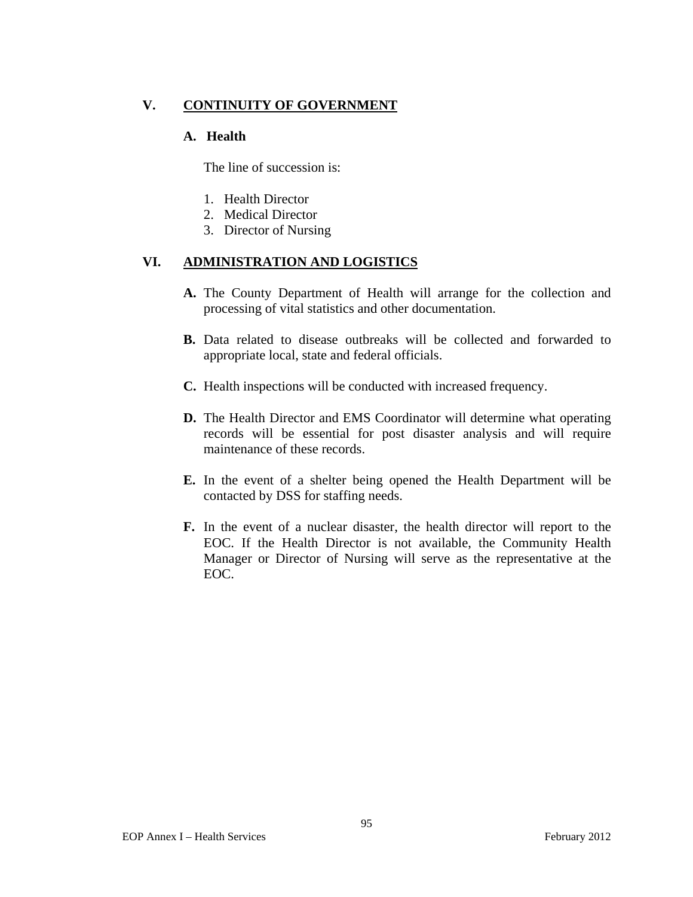## V. CONTINUITY OF GOVERNMENT

### A. Health

The line of succession is:

1. Health Director
2. Medical Director
3. Director of Nursing

## VI. ADMINISTRATION AND LOGISTICS

**A.** The County Department of Health will arrange for the collection and processing of vital statistics and other documentation.

**B.** Data related to disease outbreaks will be collected and forwarded to appropriate local, state and federal officials.

**C.** Health inspections will be conducted with increased frequency.

**D.** The Health Director and EMS Coordinator will determine what operating records will be essential for post disaster analysis and will require maintenance of these records.

**E.** In the event of a shelter being opened the Health Department will be contacted by DSS for staffing needs.

**F.** In the event of a nuclear disaster, the health director will report to the EOC. If the Health Director is not available, the Community Health Manager or Director of Nursing will serve as the representative at the EOC.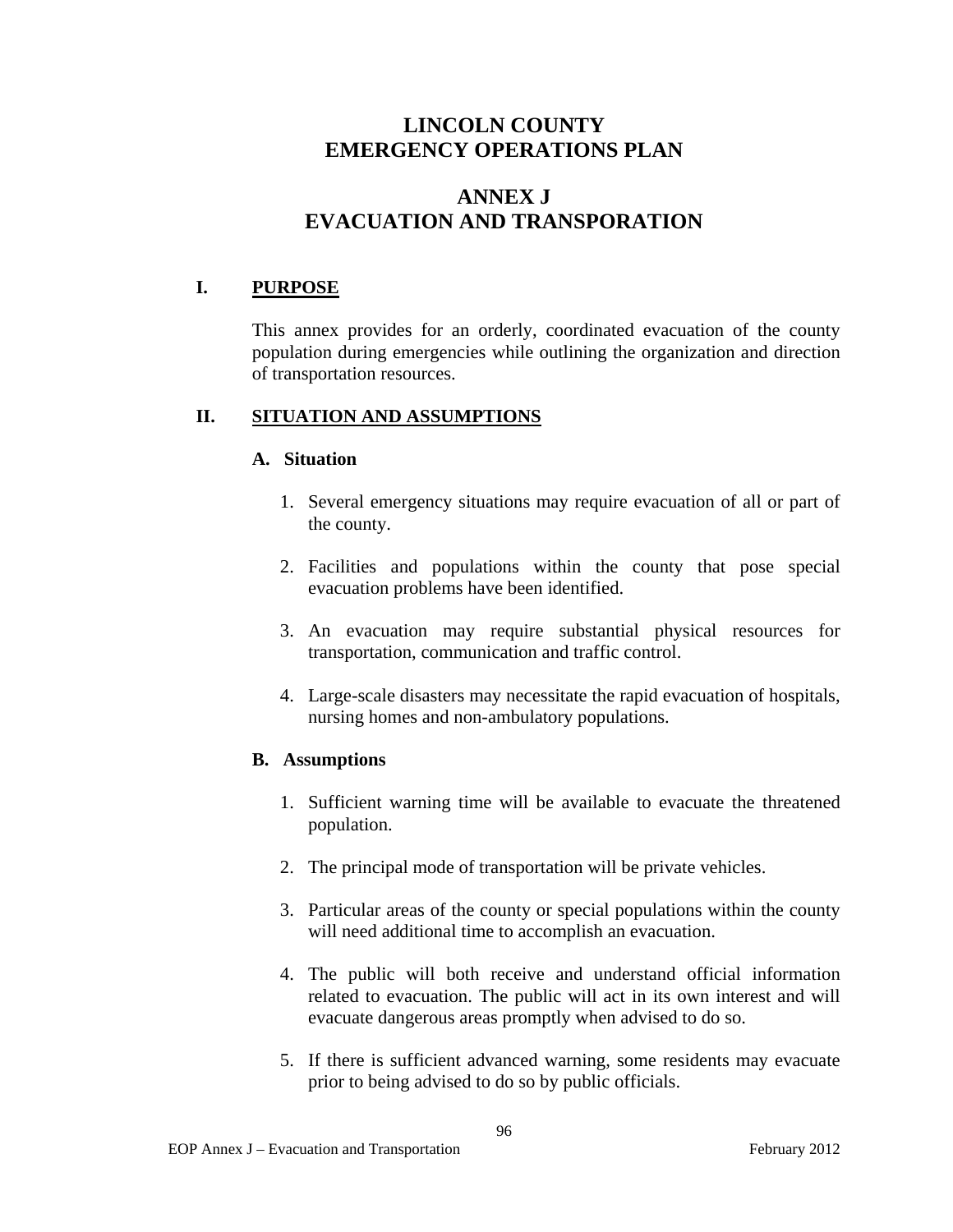# LINCOLN COUNTY
# EMERGENCY OPERATIONS PLAN

# ANNEX J
# EVACUATION AND TRANSPORATION

## I. PURPOSE

This annex provides for an orderly, coordinated evacuation of the county population during emergencies while outlining the organization and direction of transportation resources.

## II. SITUATION AND ASSUMPTIONS

### A. Situation

1. Several emergency situations may require evacuation of all or part of the county.

2. Facilities and populations within the county that pose special evacuation problems have been identified.

3. An evacuation may require substantial physical resources for transportation, communication and traffic control.

4. Large-scale disasters may necessitate the rapid evacuation of hospitals, nursing homes and non-ambulatory populations.

### B. Assumptions

1. Sufficient warning time will be available to evacuate the threatened population.

2. The principal mode of transportation will be private vehicles.

3. Particular areas of the county or special populations within the county will need additional time to accomplish an evacuation.

4. The public will both receive and understand official information related to evacuation. The public will act in its own interest and will evacuate dangerous areas promptly when advised to do so.

5. If there is sufficient advanced warning, some residents may evacuate prior to being advised to do so by public officials.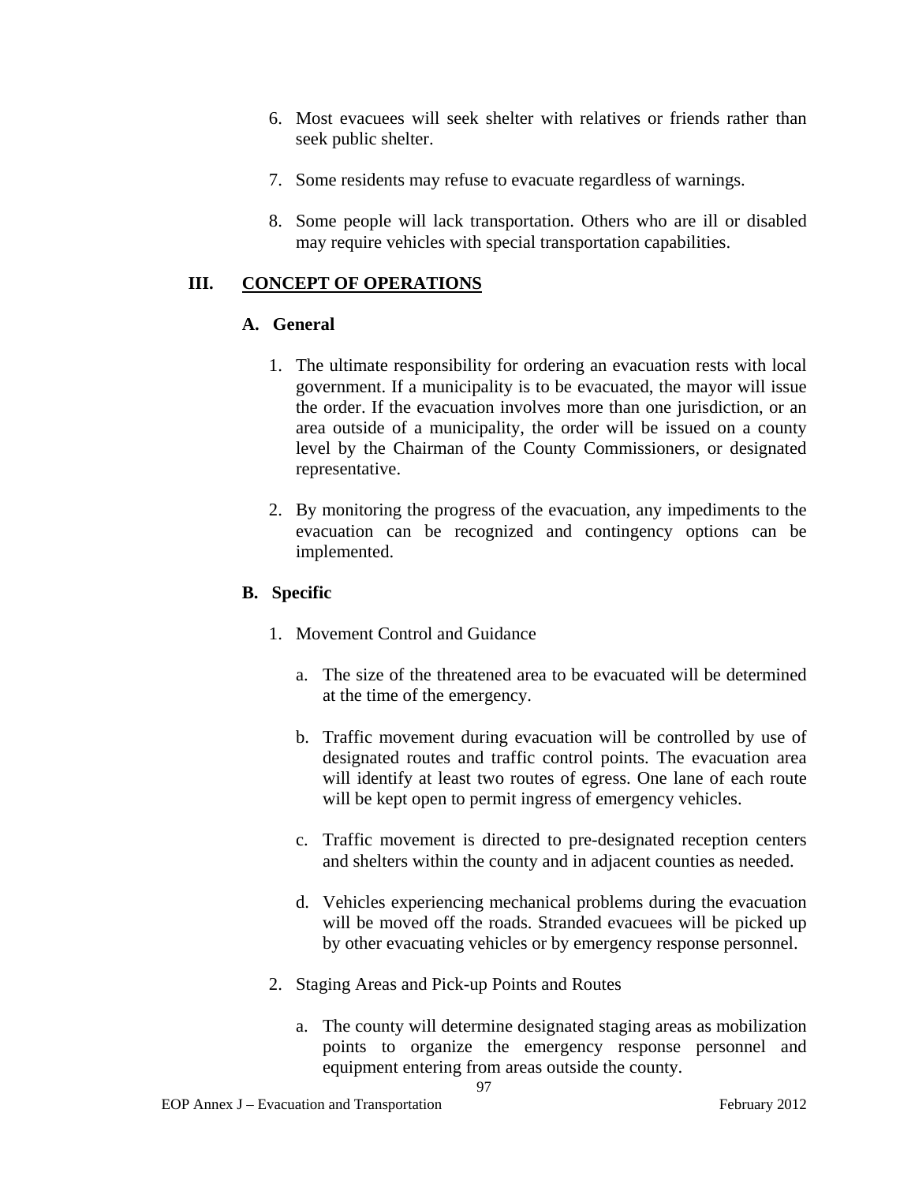6. Most evacuees will seek shelter with relatives or friends rather than seek public shelter.

7. Some residents may refuse to evacuate regardless of warnings.

8. Some people will lack transportation. Others who are ill or disabled may require vehicles with special transportation capabilities.

## III. CONCEPT OF OPERATIONS

### A. General

1. The ultimate responsibility for ordering an evacuation rests with local government. If a municipality is to be evacuated, the mayor will issue the order. If the evacuation involves more than one jurisdiction, or an area outside of a municipality, the order will be issued on a county level by the Chairman of the County Commissioners, or designated representative.

2. By monitoring the progress of the evacuation, any impediments to the evacuation can be recognized and contingency options can be implemented.

### B. Specific

1. Movement Control and Guidance

   a. The size of the threatened area to be evacuated will be determined at the time of the emergency.

   b. Traffic movement during evacuation will be controlled by use of designated routes and traffic control points. The evacuation area will identify at least two routes of egress. One lane of each route will be kept open to permit ingress of emergency vehicles.

   c. Traffic movement is directed to pre-designated reception centers and shelters within the county and in adjacent counties as needed.

   d. Vehicles experiencing mechanical problems during the evacuation will be moved off the roads. Stranded evacuees will be picked up by other evacuating vehicles or by emergency response personnel.

2. Staging Areas and Pick-up Points and Routes

   a. The county will determine designated staging areas as mobilization points to organize the emergency response personnel and equipment entering from areas outside the county.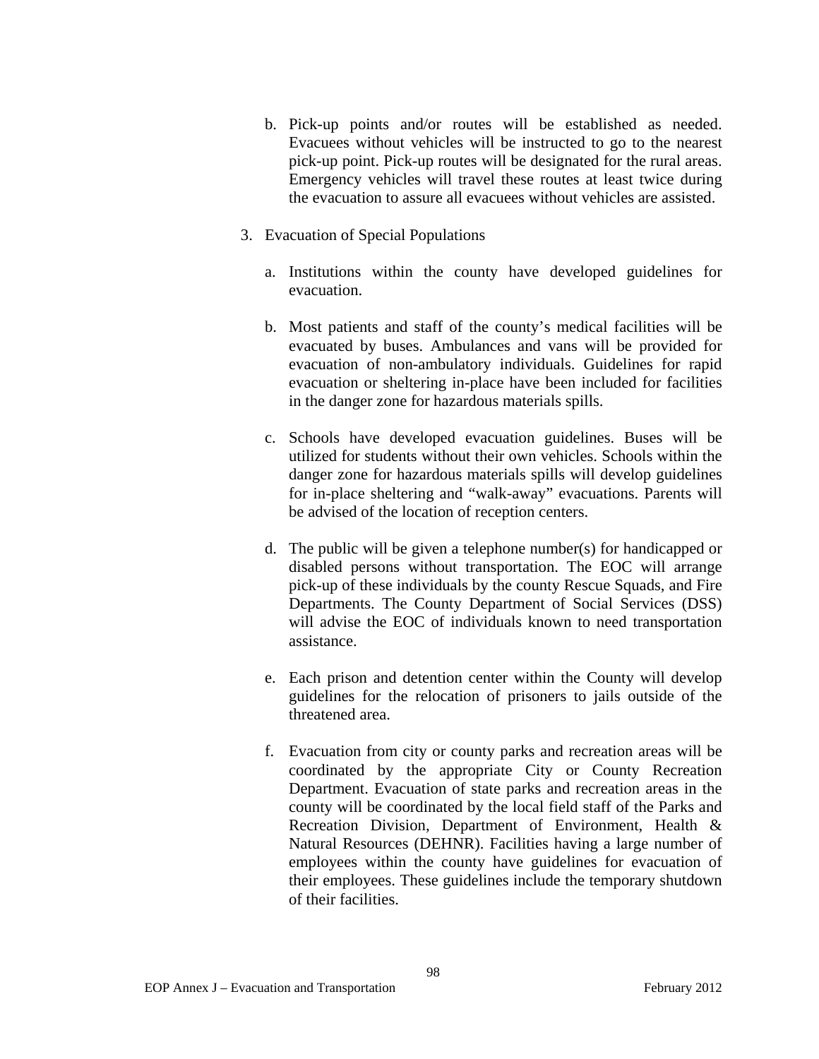b. Pick-up points and/or routes will be established as needed. Evacuees without vehicles will be instructed to go to the nearest pick-up point. Pick-up routes will be designated for the rural areas. Emergency vehicles will travel these routes at least twice during the evacuation to assure all evacuees without vehicles are assisted.

3. Evacuation of Special Populations

   a. Institutions within the county have developed guidelines for evacuation.

   b. Most patients and staff of the county's medical facilities will be evacuated by buses. Ambulances and vans will be provided for evacuation of non-ambulatory individuals. Guidelines for rapid evacuation or sheltering in-place have been included for facilities in the danger zone for hazardous materials spills.

   c. Schools have developed evacuation guidelines. Buses will be utilized for students without their own vehicles. Schools within the danger zone for hazardous materials spills will develop guidelines for in-place sheltering and "walk-away" evacuations. Parents will be advised of the location of reception centers.

   d. The public will be given a telephone number(s) for handicapped or disabled persons without transportation. The EOC will arrange pick-up of these individuals by the county Rescue Squads, and Fire Departments. The County Department of Social Services (DSS) will advise the EOC of individuals known to need transportation assistance.

   e. Each prison and detention center within the County will develop guidelines for the relocation of prisoners to jails outside of the threatened area.

   f. Evacuation from city or county parks and recreation areas will be coordinated by the appropriate City or County Recreation Department. Evacuation of state parks and recreation areas in the county will be coordinated by the local field staff of the Parks and Recreation Division, Department of Environment, Health & Natural Resources (DEHNR). Facilities having a large number of employees within the county have guidelines for evacuation of their employees. These guidelines include the temporary shutdown of their facilities.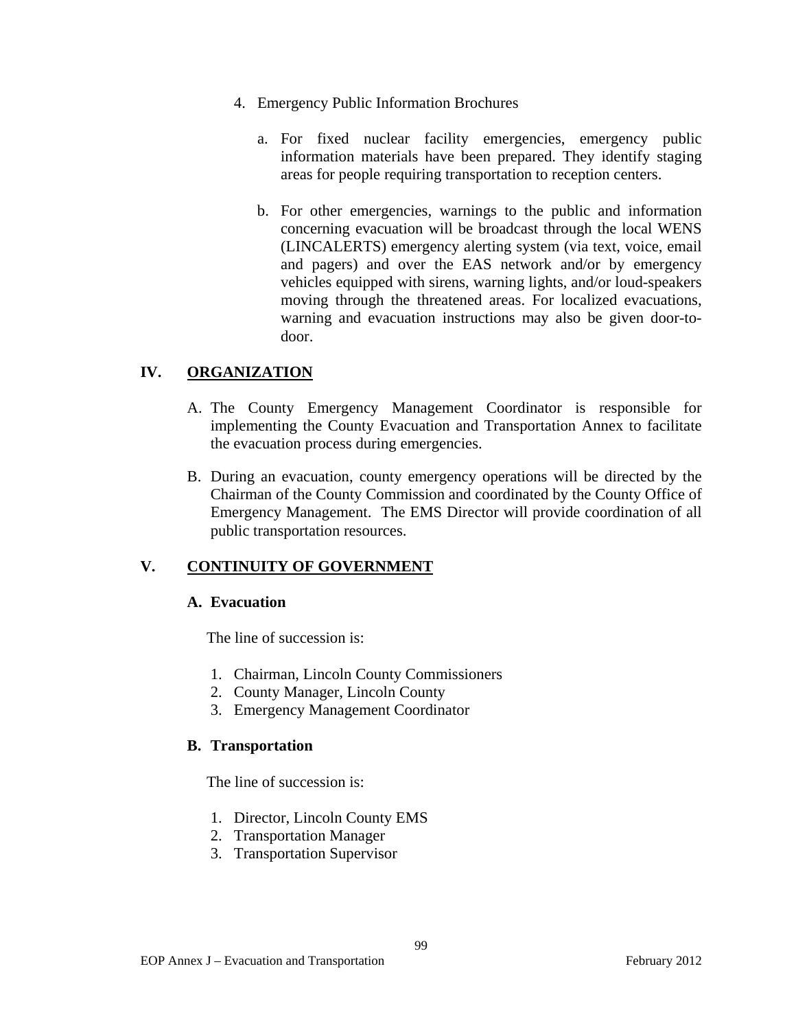4. Emergency Public Information Brochures

   a. For fixed nuclear facility emergencies, emergency public information materials have been prepared. They identify staging areas for people requiring transportation to reception centers.

   b. For other emergencies, warnings to the public and information concerning evacuation will be broadcast through the local WENS (LINCALERTS) emergency alerting system (via text, voice, email and pagers) and over the EAS network and/or by emergency vehicles equipped with sirens, warning lights, and/or loud-speakers moving through the threatened areas. For localized evacuations, warning and evacuation instructions may also be given door-to-door.

## IV. ORGANIZATION

A. The County Emergency Management Coordinator is responsible for implementing the County Evacuation and Transportation Annex to facilitate the evacuation process during emergencies.

B. During an evacuation, county emergency operations will be directed by the Chairman of the County Commission and coordinated by the County Office of Emergency Management. The EMS Director will provide coordination of all public transportation resources.

## V. CONTINUITY OF GOVERNMENT

### A. Evacuation

The line of succession is:

1. Chairman, Lincoln County Commissioners
2. County Manager, Lincoln County
3. Emergency Management Coordinator

### B. Transportation

The line of succession is:

1. Director, Lincoln County EMS
2. Transportation Manager
3. Transportation Supervisor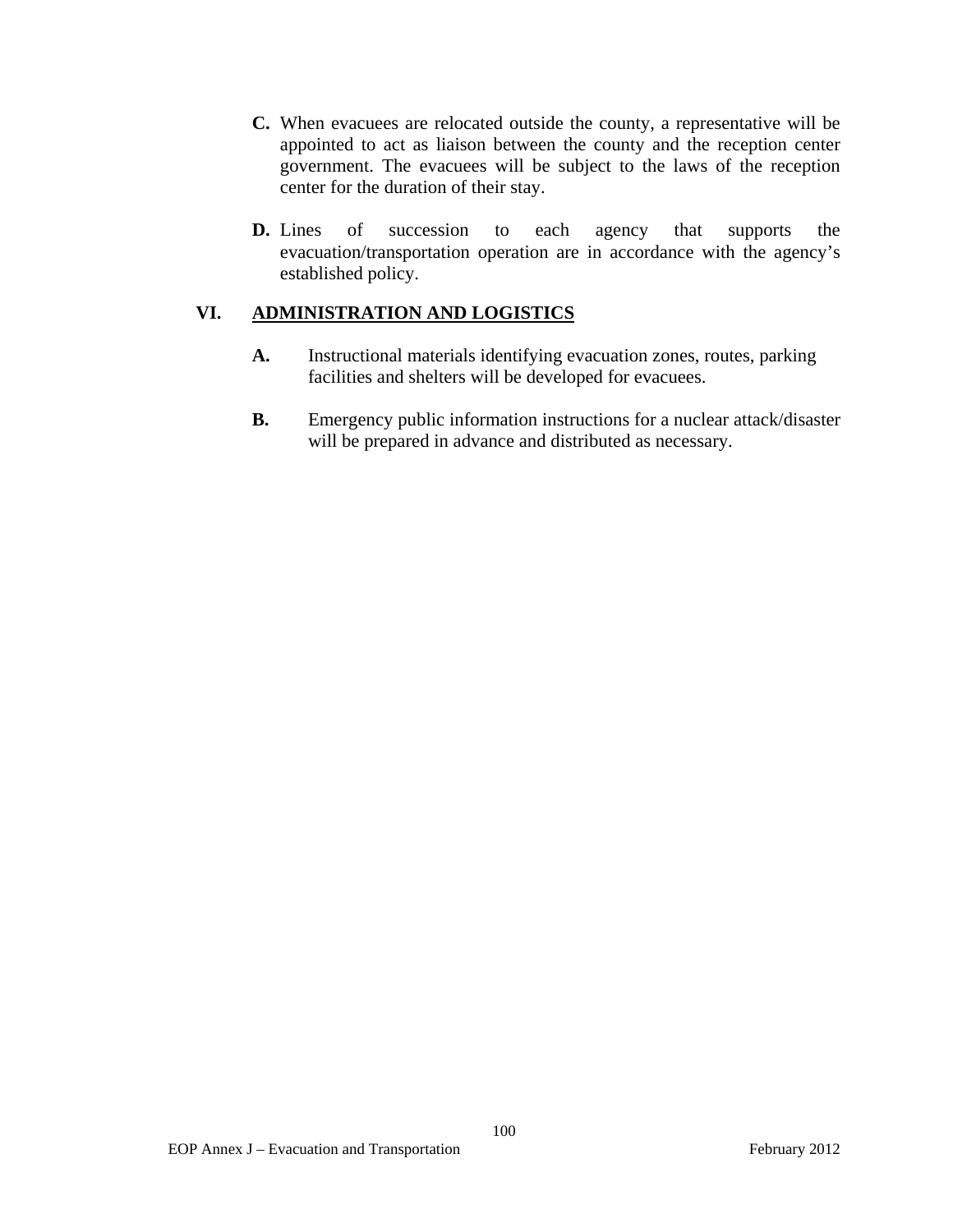**C.** When evacuees are relocated outside the county, a representative will be appointed to act as liaison between the county and the reception center government. The evacuees will be subject to the laws of the reception center for the duration of their stay.

**D.** Lines of succession to each agency that supports the evacuation/transportation operation are in accordance with the agency's established policy.

## VI. ADMINISTRATION AND LOGISTICS

**A.** Instructional materials identifying evacuation zones, routes, parking facilities and shelters will be developed for evacuees.

**B.** Emergency public information instructions for a nuclear attack/disaster will be prepared in advance and distributed as necessary.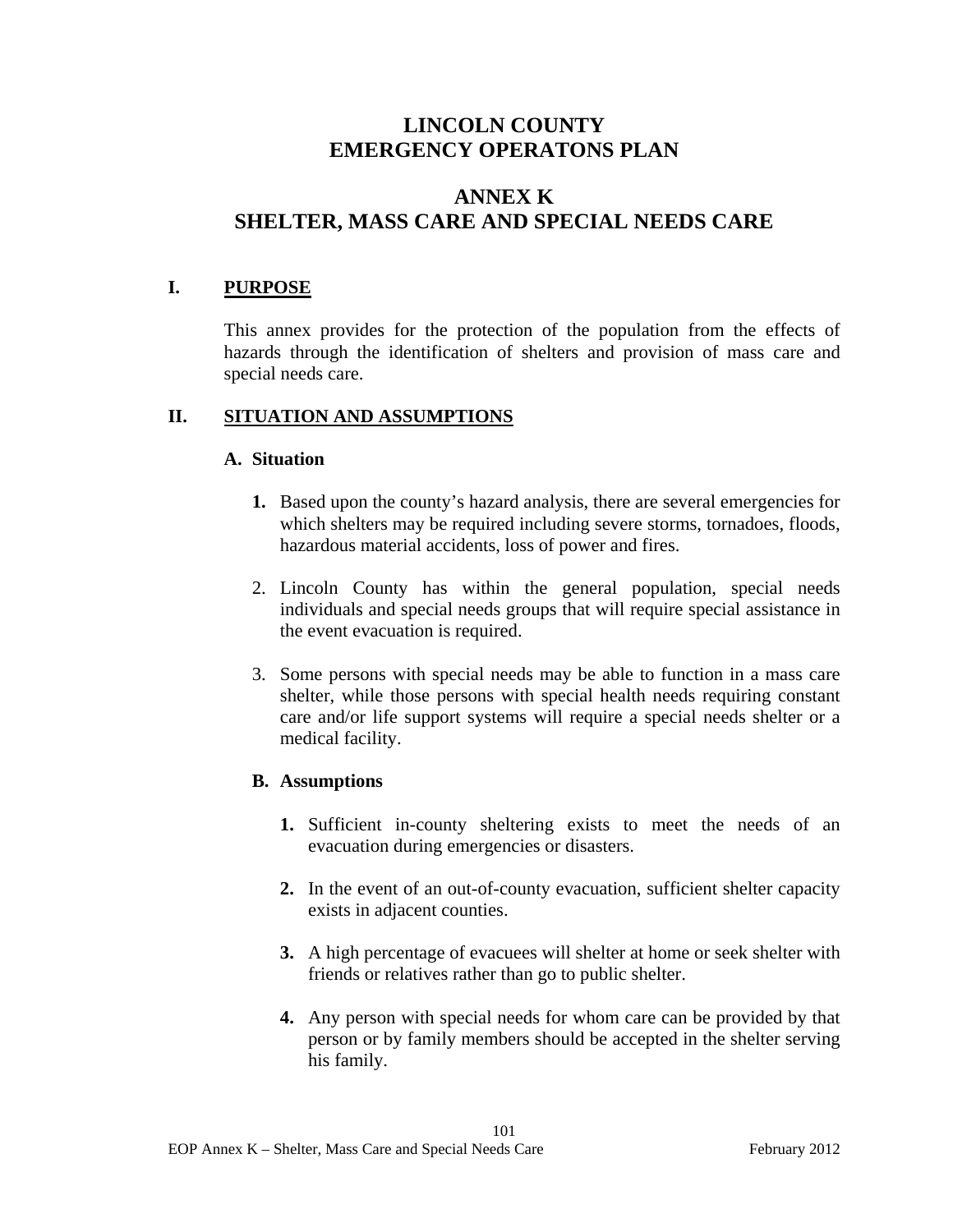# LINCOLN COUNTY
# EMERGENCY OPERATONS PLAN

## ANNEX K
## SHELTER, MASS CARE AND SPECIAL NEEDS CARE

### I. PURPOSE

This annex provides for the protection of the population from the effects of hazards through the identification of shelters and provision of mass care and special needs care.

### II. SITUATION AND ASSUMPTIONS

**A. Situation**

1. Based upon the county's hazard analysis, there are several emergencies for which shelters may be required including severe storms, tornadoes, floods, hazardous material accidents, loss of power and fires.

2. Lincoln County has within the general population, special needs individuals and special needs groups that will require special assistance in the event evacuation is required.

3. Some persons with special needs may be able to function in a mass care shelter, while those persons with special health needs requiring constant care and/or life support systems will require a special needs shelter or a medical facility.

**B. Assumptions**

1. Sufficient in-county sheltering exists to meet the needs of an evacuation during emergencies or disasters.

2. In the event of an out-of-county evacuation, sufficient shelter capacity exists in adjacent counties.

3. A high percentage of evacuees will shelter at home or seek shelter with friends or relatives rather than go to public shelter.

4. Any person with special needs for whom care can be provided by that person or by family members should be accepted in the shelter serving his family.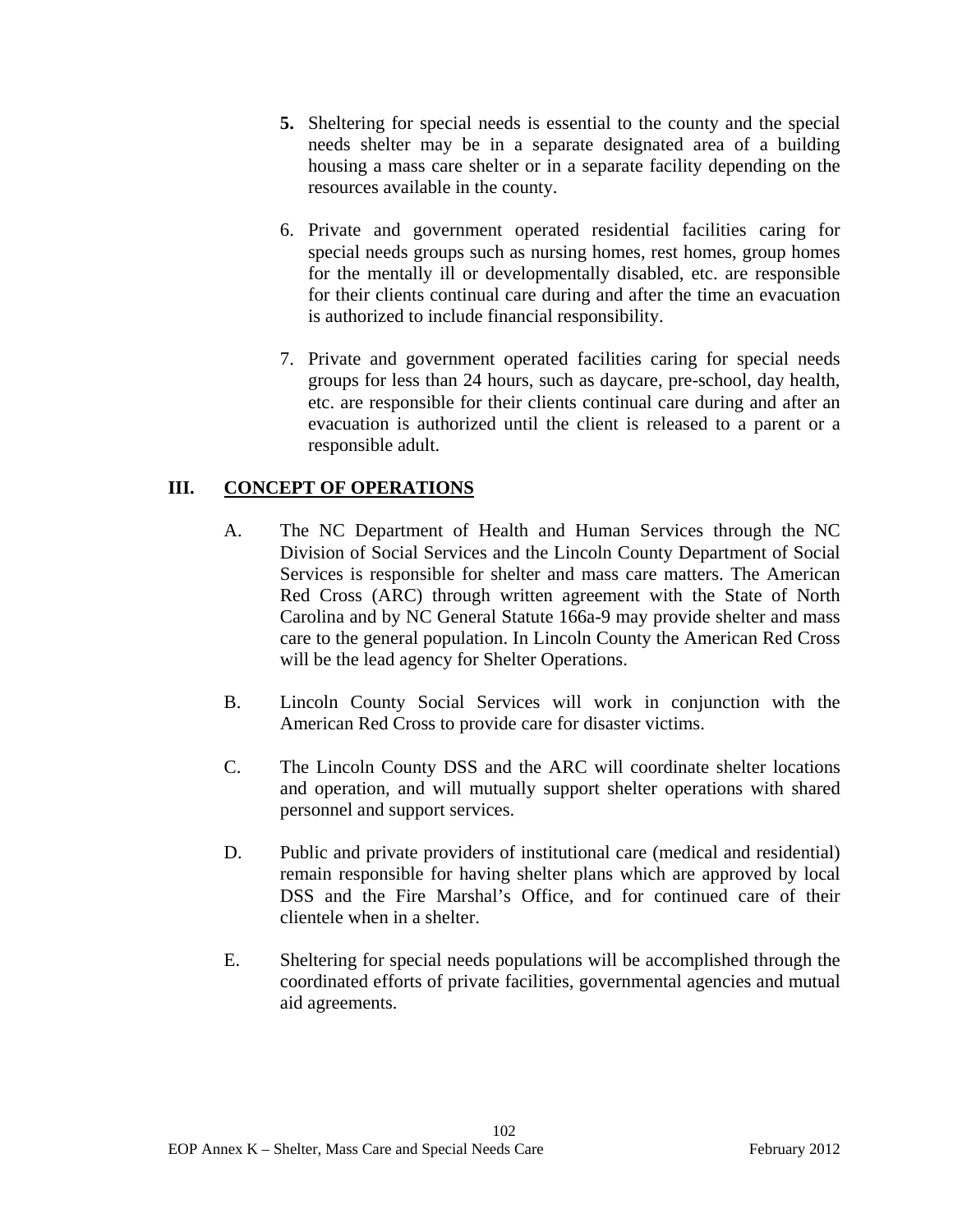**5.** Sheltering for special needs is essential to the county and the special needs shelter may be in a separate designated area of a building housing a mass care shelter or in a separate facility depending on the resources available in the county.

6. Private and government operated residential facilities caring for special needs groups such as nursing homes, rest homes, group homes for the mentally ill or developmentally disabled, etc. are responsible for their clients continual care during and after the time an evacuation is authorized to include financial responsibility.

7. Private and government operated facilities caring for special needs groups for less than 24 hours, such as daycare, pre-school, day health, etc. are responsible for their clients continual care during and after an evacuation is authorized until the client is released to a parent or a responsible adult.

## III. CONCEPT OF OPERATIONS

A. The NC Department of Health and Human Services through the NC Division of Social Services and the Lincoln County Department of Social Services is responsible for shelter and mass care matters. The American Red Cross (ARC) through written agreement with the State of North Carolina and by NC General Statute 166a-9 may provide shelter and mass care to the general population. In Lincoln County the American Red Cross will be the lead agency for Shelter Operations.

B. Lincoln County Social Services will work in conjunction with the American Red Cross to provide care for disaster victims.

C. The Lincoln County DSS and the ARC will coordinate shelter locations and operation, and will mutually support shelter operations with shared personnel and support services.

D. Public and private providers of institutional care (medical and residential) remain responsible for having shelter plans which are approved by local DSS and the Fire Marshal's Office, and for continued care of their clientele when in a shelter.

E. Sheltering for special needs populations will be accomplished through the coordinated efforts of private facilities, governmental agencies and mutual aid agreements.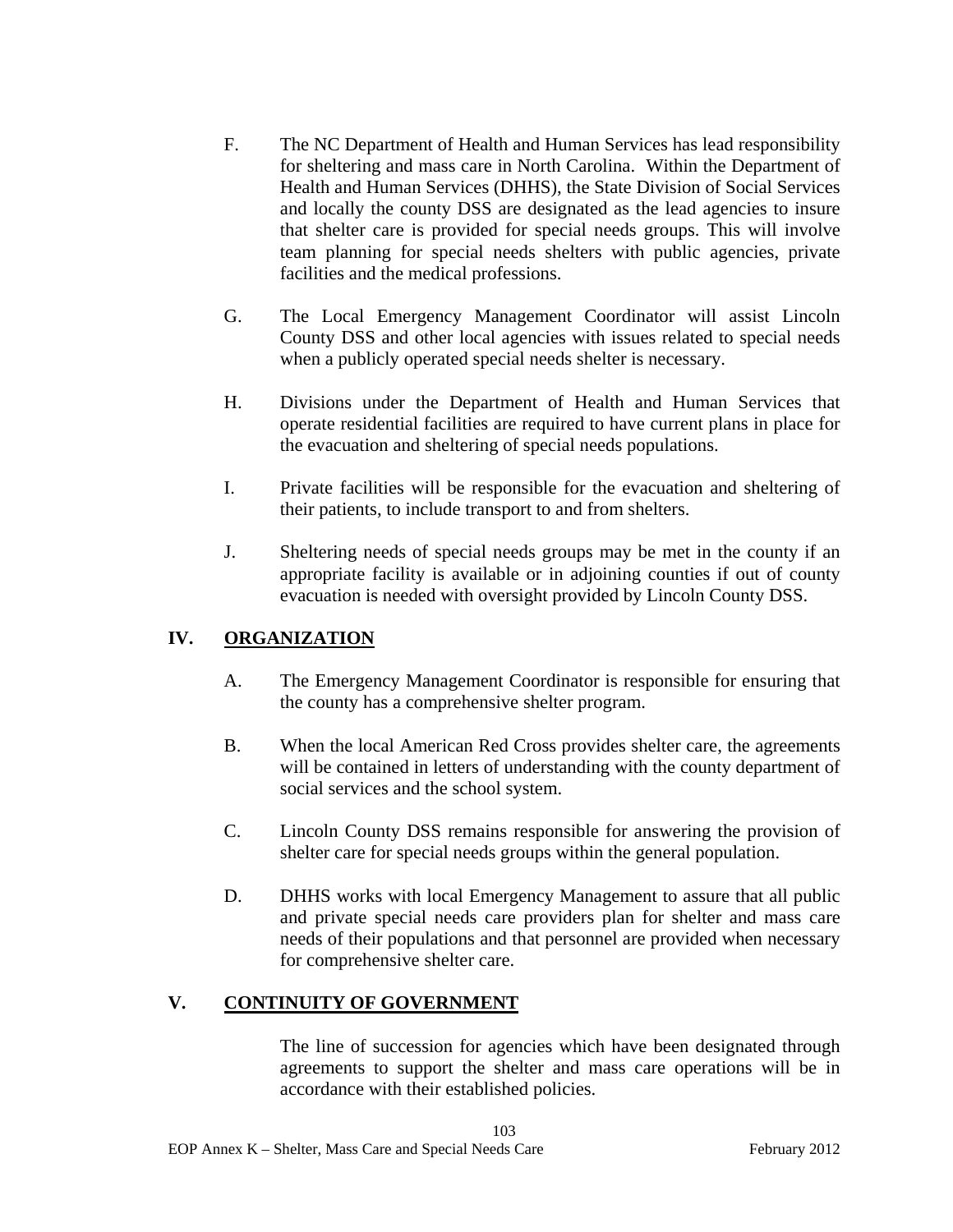F. The NC Department of Health and Human Services has lead responsibility for sheltering and mass care in North Carolina. Within the Department of Health and Human Services (DHHS), the State Division of Social Services and locally the county DSS are designated as the lead agencies to insure that shelter care is provided for special needs groups. This will involve team planning for special needs shelters with public agencies, private facilities and the medical professions.

G. The Local Emergency Management Coordinator will assist Lincoln County DSS and other local agencies with issues related to special needs when a publicly operated special needs shelter is necessary.

H. Divisions under the Department of Health and Human Services that operate residential facilities are required to have current plans in place for the evacuation and sheltering of special needs populations.

I. Private facilities will be responsible for the evacuation and sheltering of their patients, to include transport to and from shelters.

J. Sheltering needs of special needs groups may be met in the county if an appropriate facility is available or in adjoining counties if out of county evacuation is needed with oversight provided by Lincoln County DSS.

## IV. ORGANIZATION

A. The Emergency Management Coordinator is responsible for ensuring that the county has a comprehensive shelter program.

B. When the local American Red Cross provides shelter care, the agreements will be contained in letters of understanding with the county department of social services and the school system.

C. Lincoln County DSS remains responsible for answering the provision of shelter care for special needs groups within the general population.

D. DHHS works with local Emergency Management to assure that all public and private special needs care providers plan for shelter and mass care needs of their populations and that personnel are provided when necessary for comprehensive shelter care.

## V. CONTINUITY OF GOVERNMENT

The line of succession for agencies which have been designated through agreements to support the shelter and mass care operations will be in accordance with their established policies.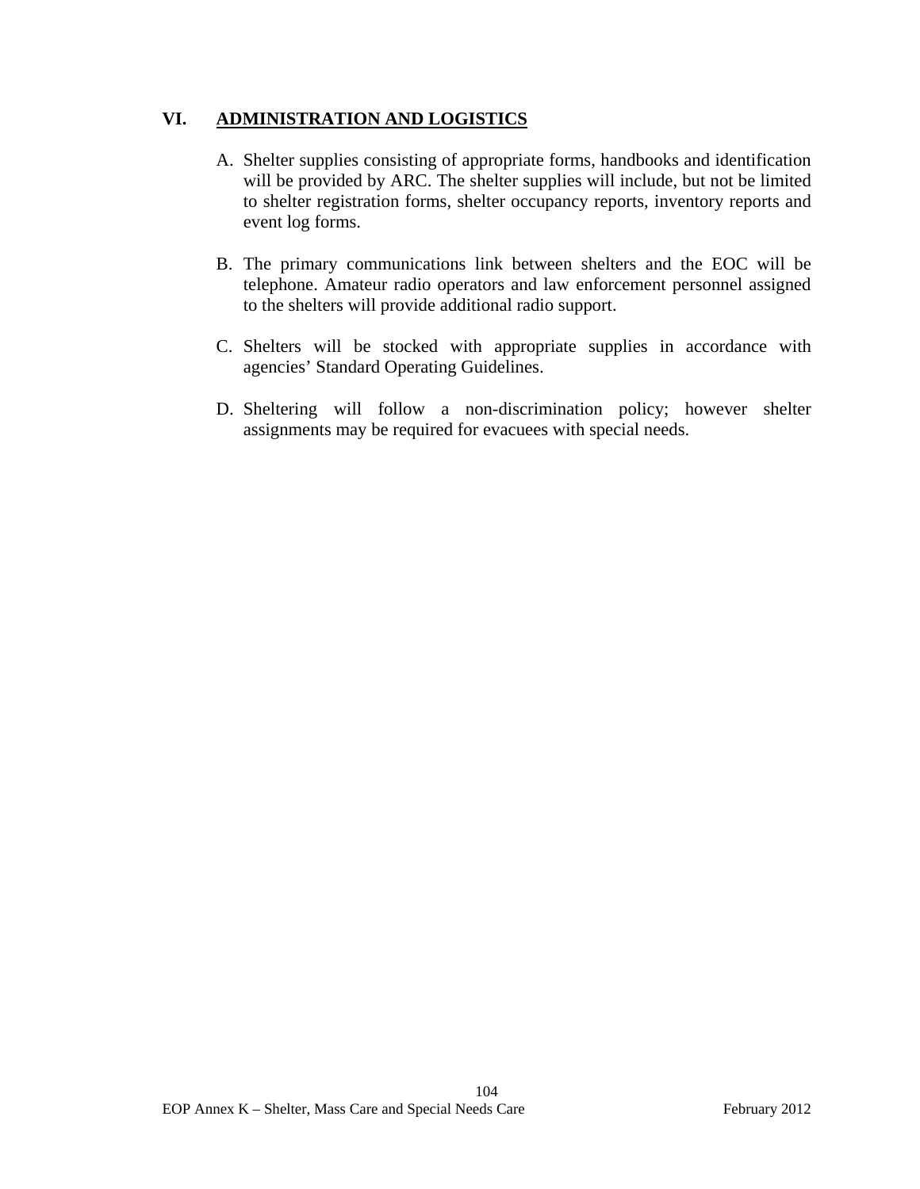## VI. ADMINISTRATION AND LOGISTICS

A. Shelter supplies consisting of appropriate forms, handbooks and identification will be provided by ARC. The shelter supplies will include, but not be limited to shelter registration forms, shelter occupancy reports, inventory reports and event log forms.

B. The primary communications link between shelters and the EOC will be telephone. Amateur radio operators and law enforcement personnel assigned to the shelters will provide additional radio support.

C. Shelters will be stocked with appropriate supplies in accordance with agencies' Standard Operating Guidelines.

D. Sheltering will follow a non-discrimination policy; however shelter assignments may be required for evacuees with special needs.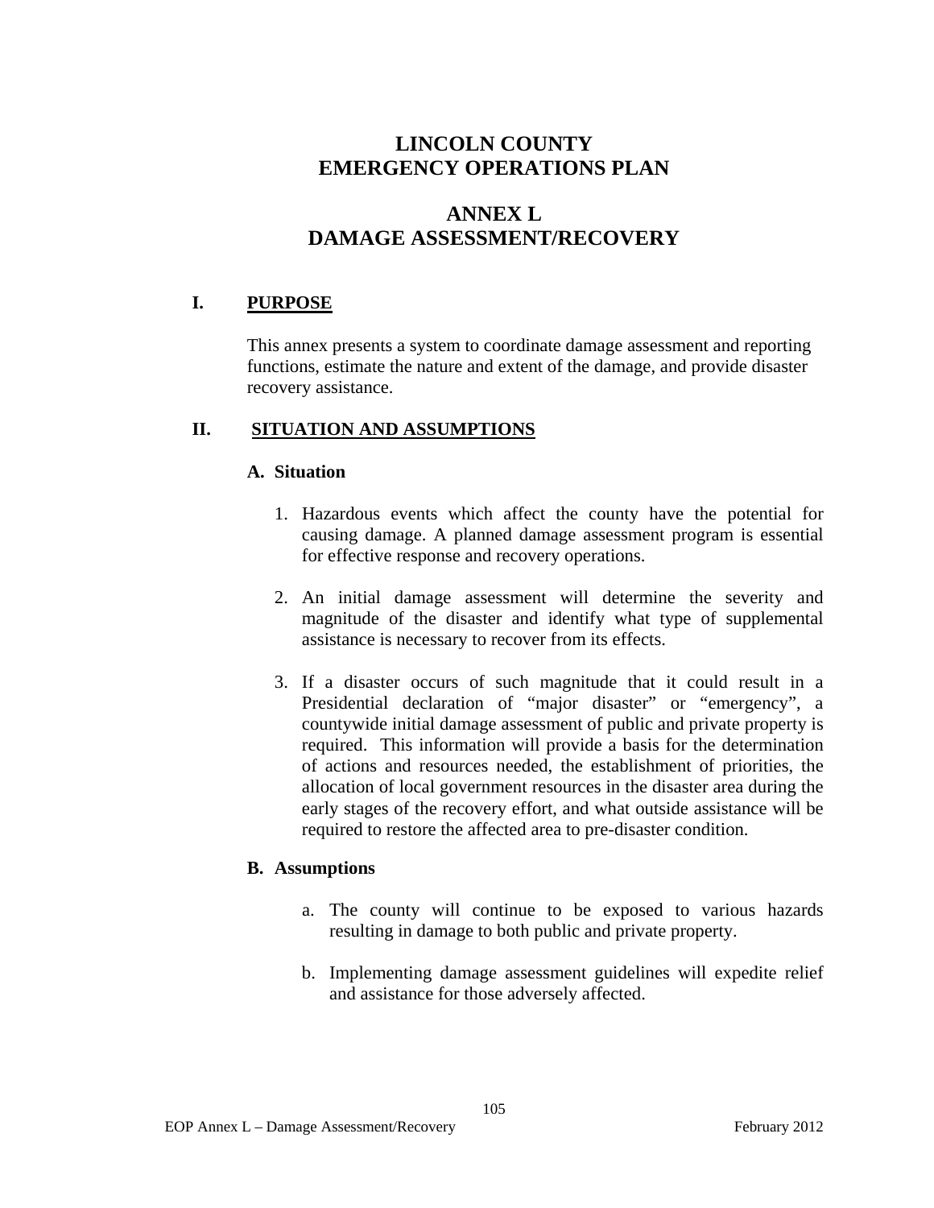# LINCOLN COUNTY
# EMERGENCY OPERATIONS PLAN

# ANNEX L
# DAMAGE ASSESSMENT/RECOVERY

## I. PURPOSE

This annex presents a system to coordinate damage assessment and reporting functions, estimate the nature and extent of the damage, and provide disaster recovery assistance.

## II. SITUATION AND ASSUMPTIONS

### A. Situation

1. Hazardous events which affect the county have the potential for causing damage. A planned damage assessment program is essential for effective response and recovery operations.

2. An initial damage assessment will determine the severity and magnitude of the disaster and identify what type of supplemental assistance is necessary to recover from its effects.

3. If a disaster occurs of such magnitude that it could result in a Presidential declaration of "major disaster" or "emergency", a countywide initial damage assessment of public and private property is required. This information will provide a basis for the determination of actions and resources needed, the establishment of priorities, the allocation of local government resources in the disaster area during the early stages of the recovery effort, and what outside assistance will be required to restore the affected area to pre-disaster condition.

### B. Assumptions

a. The county will continue to be exposed to various hazards resulting in damage to both public and private property.

b. Implementing damage assessment guidelines will expedite relief and assistance for those adversely affected.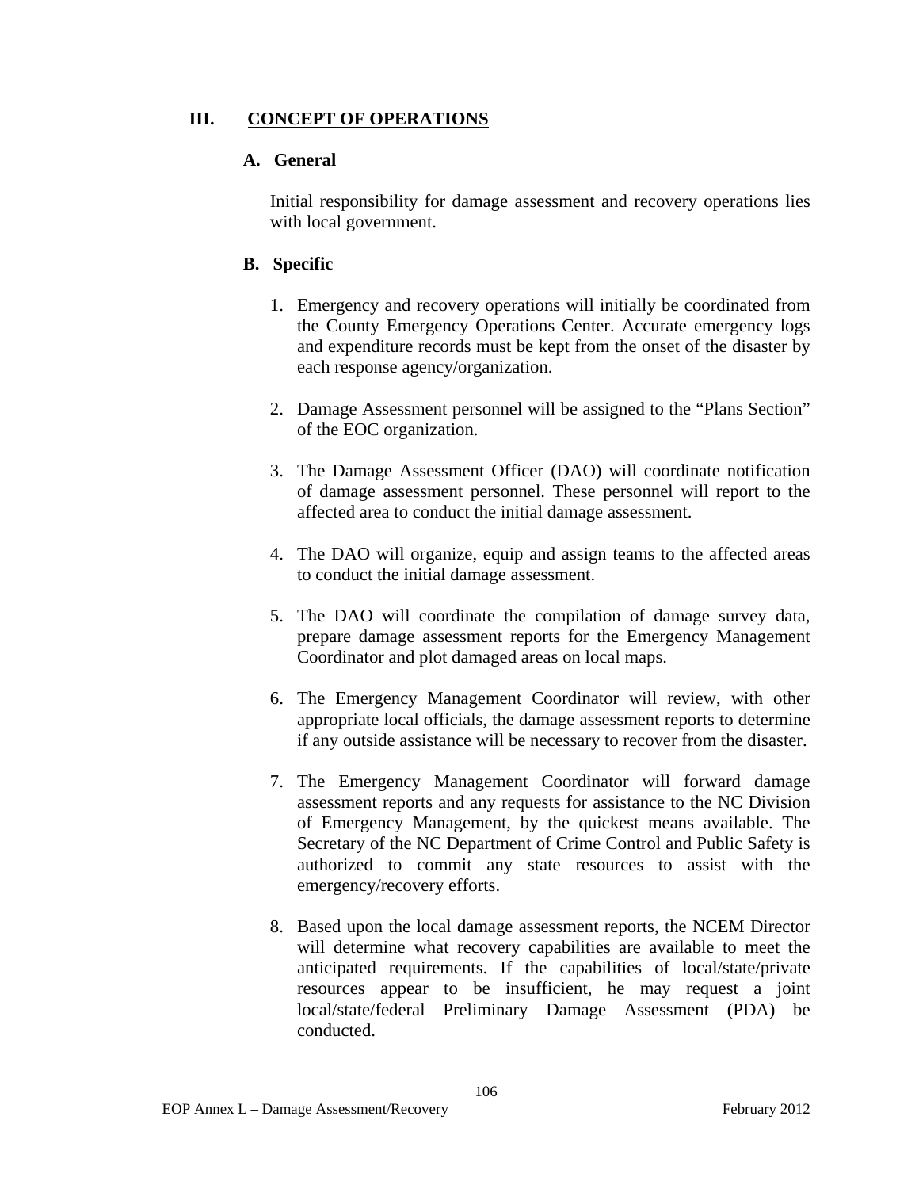## III. CONCEPT OF OPERATIONS

### A. General

Initial responsibility for damage assessment and recovery operations lies with local government.

### B. Specific

1. Emergency and recovery operations will initially be coordinated from the County Emergency Operations Center. Accurate emergency logs and expenditure records must be kept from the onset of the disaster by each response agency/organization.

2. Damage Assessment personnel will be assigned to the "Plans Section" of the EOC organization.

3. The Damage Assessment Officer (DAO) will coordinate notification of damage assessment personnel. These personnel will report to the affected area to conduct the initial damage assessment.

4. The DAO will organize, equip and assign teams to the affected areas to conduct the initial damage assessment.

5. The DAO will coordinate the compilation of damage survey data, prepare damage assessment reports for the Emergency Management Coordinator and plot damaged areas on local maps.

6. The Emergency Management Coordinator will review, with other appropriate local officials, the damage assessment reports to determine if any outside assistance will be necessary to recover from the disaster.

7. The Emergency Management Coordinator will forward damage assessment reports and any requests for assistance to the NC Division of Emergency Management, by the quickest means available. The Secretary of the NC Department of Crime Control and Public Safety is authorized to commit any state resources to assist with the emergency/recovery efforts.

8. Based upon the local damage assessment reports, the NCEM Director will determine what recovery capabilities are available to meet the anticipated requirements. If the capabilities of local/state/private resources appear to be insufficient, he may request a joint local/state/federal Preliminary Damage Assessment (PDA) be conducted.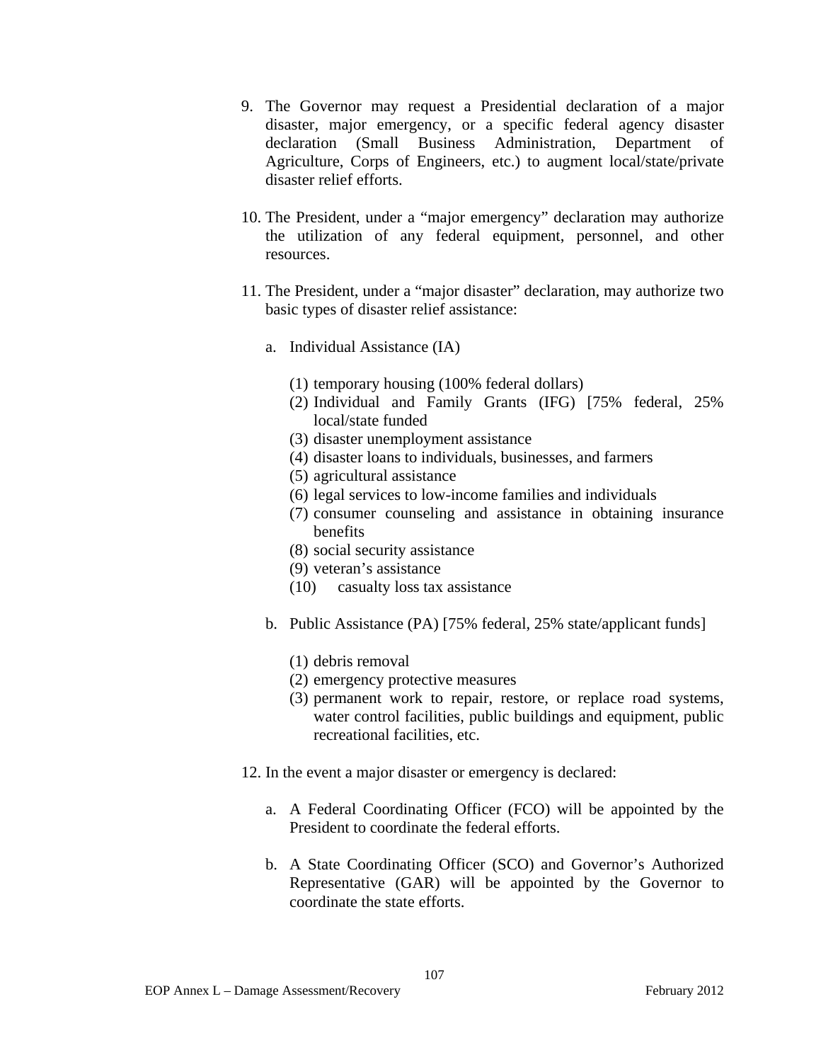9. The Governor may request a Presidential declaration of a major disaster, major emergency, or a specific federal agency disaster declaration (Small Business Administration, Department of Agriculture, Corps of Engineers, etc.) to augment local/state/private disaster relief efforts.

10. The President, under a "major emergency" declaration may authorize the utilization of any federal equipment, personnel, and other resources.

11. The President, under a "major disaster" declaration, may authorize two basic types of disaster relief assistance:

    a. Individual Assistance (IA)

        (1) temporary housing (100% federal dollars)
        (2) Individual and Family Grants (IFG) [75% federal, 25% local/state funded
        (3) disaster unemployment assistance
        (4) disaster loans to individuals, businesses, and farmers
        (5) agricultural assistance
        (6) legal services to low-income families and individuals
        (7) consumer counseling and assistance in obtaining insurance benefits
        (8) social security assistance
        (9) veteran's assistance
        (10) casualty loss tax assistance

    b. Public Assistance (PA) [75% federal, 25% state/applicant funds]

        (1) debris removal
        (2) emergency protective measures
        (3) permanent work to repair, restore, or replace road systems, water control facilities, public buildings and equipment, public recreational facilities, etc.

12. In the event a major disaster or emergency is declared:

    a. A Federal Coordinating Officer (FCO) will be appointed by the President to coordinate the federal efforts.

    b. A State Coordinating Officer (SCO) and Governor's Authorized Representative (GAR) will be appointed by the Governor to coordinate the state efforts.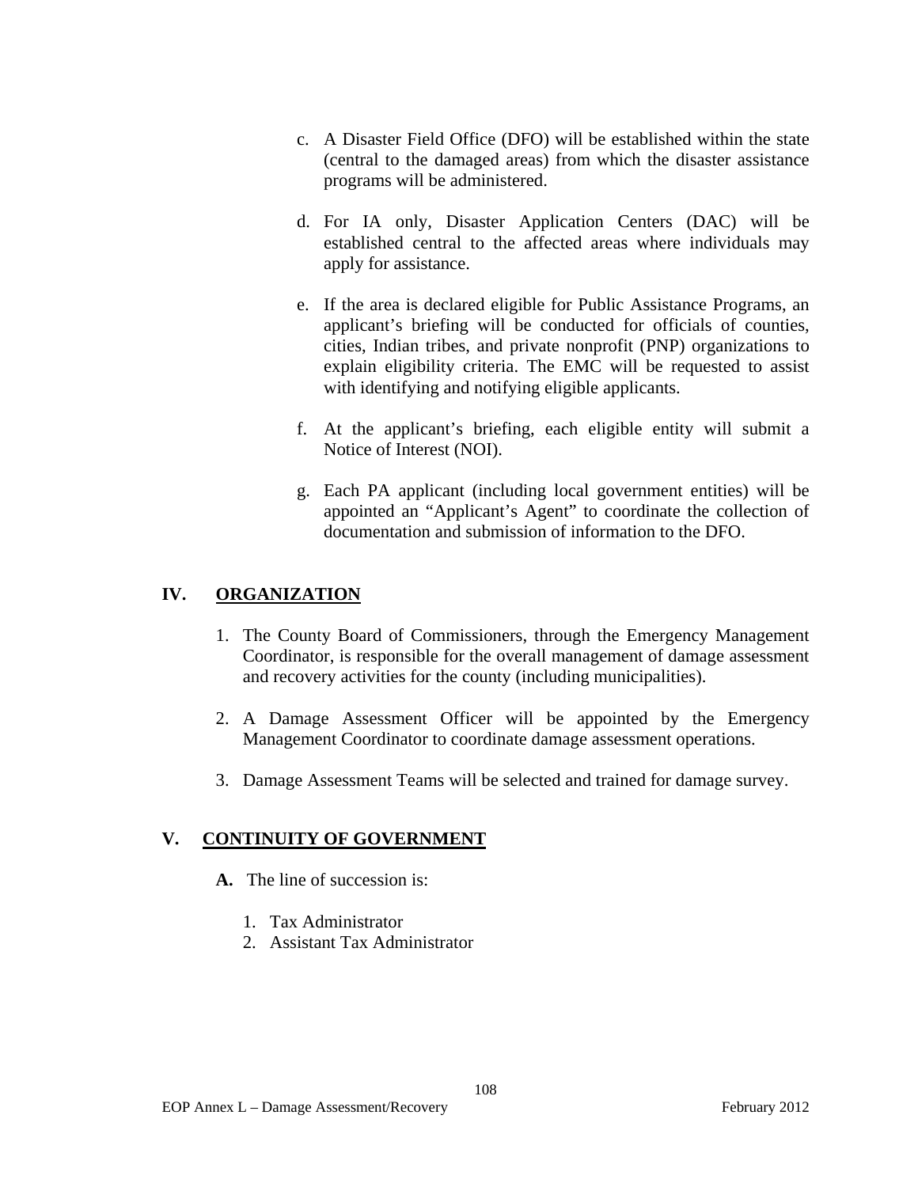c. A Disaster Field Office (DFO) will be established within the state (central to the damaged areas) from which the disaster assistance programs will be administered.

d. For IA only, Disaster Application Centers (DAC) will be established central to the affected areas where individuals may apply for assistance.

e. If the area is declared eligible for Public Assistance Programs, an applicant's briefing will be conducted for officials of counties, cities, Indian tribes, and private nonprofit (PNP) organizations to explain eligibility criteria. The EMC will be requested to assist with identifying and notifying eligible applicants.

f. At the applicant's briefing, each eligible entity will submit a Notice of Interest (NOI).

g. Each PA applicant (including local government entities) will be appointed an "Applicant's Agent" to coordinate the collection of documentation and submission of information to the DFO.

## IV. <u>ORGANIZATION</u>

1. The County Board of Commissioners, through the Emergency Management Coordinator, is responsible for the overall management of damage assessment and recovery activities for the county (including municipalities).

2. A Damage Assessment Officer will be appointed by the Emergency Management Coordinator to coordinate damage assessment operations.

3. Damage Assessment Teams will be selected and trained for damage survey.

## V. <u>CONTINUITY OF GOVERNMENT</u>

**A.** The line of succession is:

1. Tax Administrator
2. Assistant Tax Administrator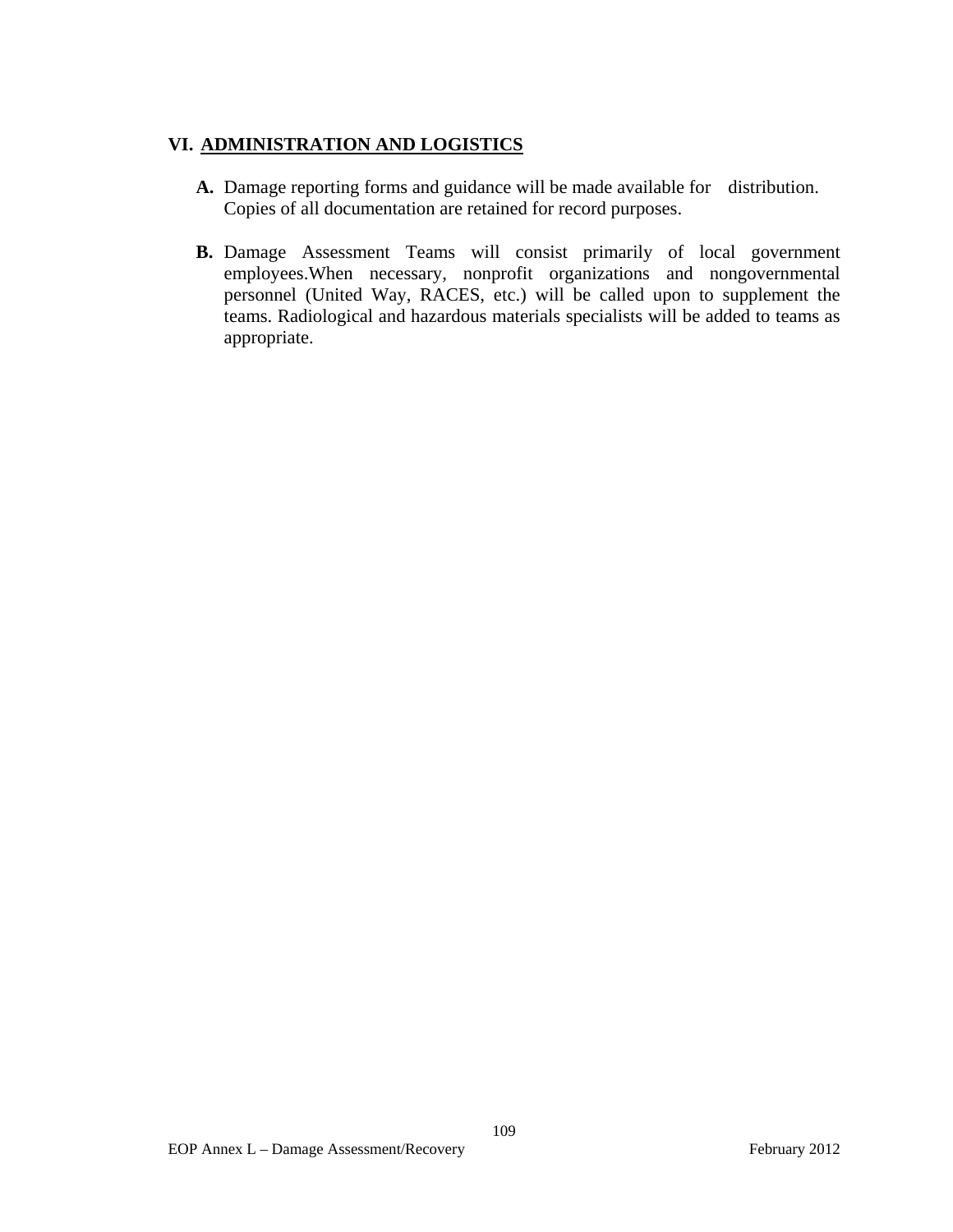## VI. ADMINISTRATION AND LOGISTICS

**A.** Damage reporting forms and guidance will be made available for distribution. Copies of all documentation are retained for record purposes.

**B.** Damage Assessment Teams will consist primarily of local government employees.When necessary, nonprofit organizations and nongovernmental personnel (United Way, RACES, etc.) will be called upon to supplement the teams. Radiological and hazardous materials specialists will be added to teams as appropriate.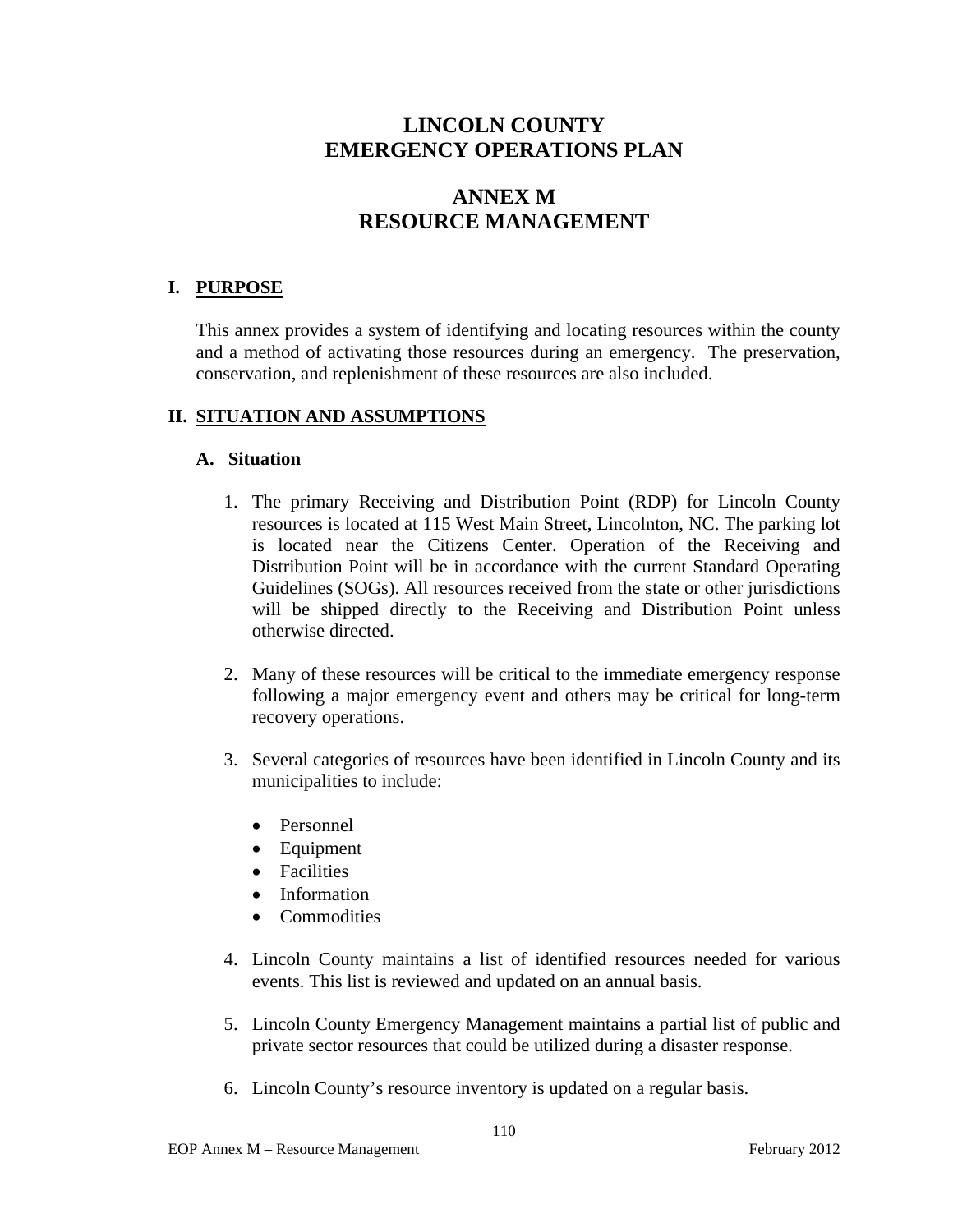# LINCOLN COUNTY EMERGENCY OPERATIONS PLAN

# ANNEX M RESOURCE MANAGEMENT

## I. PURPOSE

This annex provides a system of identifying and locating resources within the county and a method of activating those resources during an emergency. The preservation, conservation, and replenishment of these resources are also included.

## II. SITUATION AND ASSUMPTIONS

### A. Situation

1. The primary Receiving and Distribution Point (RDP) for Lincoln County resources is located at 115 West Main Street, Lincolnton, NC. The parking lot is located near the Citizens Center. Operation of the Receiving and Distribution Point will be in accordance with the current Standard Operating Guidelines (SOGs). All resources received from the state or other jurisdictions will be shipped directly to the Receiving and Distribution Point unless otherwise directed.

2. Many of these resources will be critical to the immediate emergency response following a major emergency event and others may be critical for long-term recovery operations.

3. Several categories of resources have been identified in Lincoln County and its municipalities to include:

   - Personnel
   - Equipment
   - Facilities
   - Information
   - Commodities

4. Lincoln County maintains a list of identified resources needed for various events. This list is reviewed and updated on an annual basis.

5. Lincoln County Emergency Management maintains a partial list of public and private sector resources that could be utilized during a disaster response.

6. Lincoln County's resource inventory is updated on a regular basis.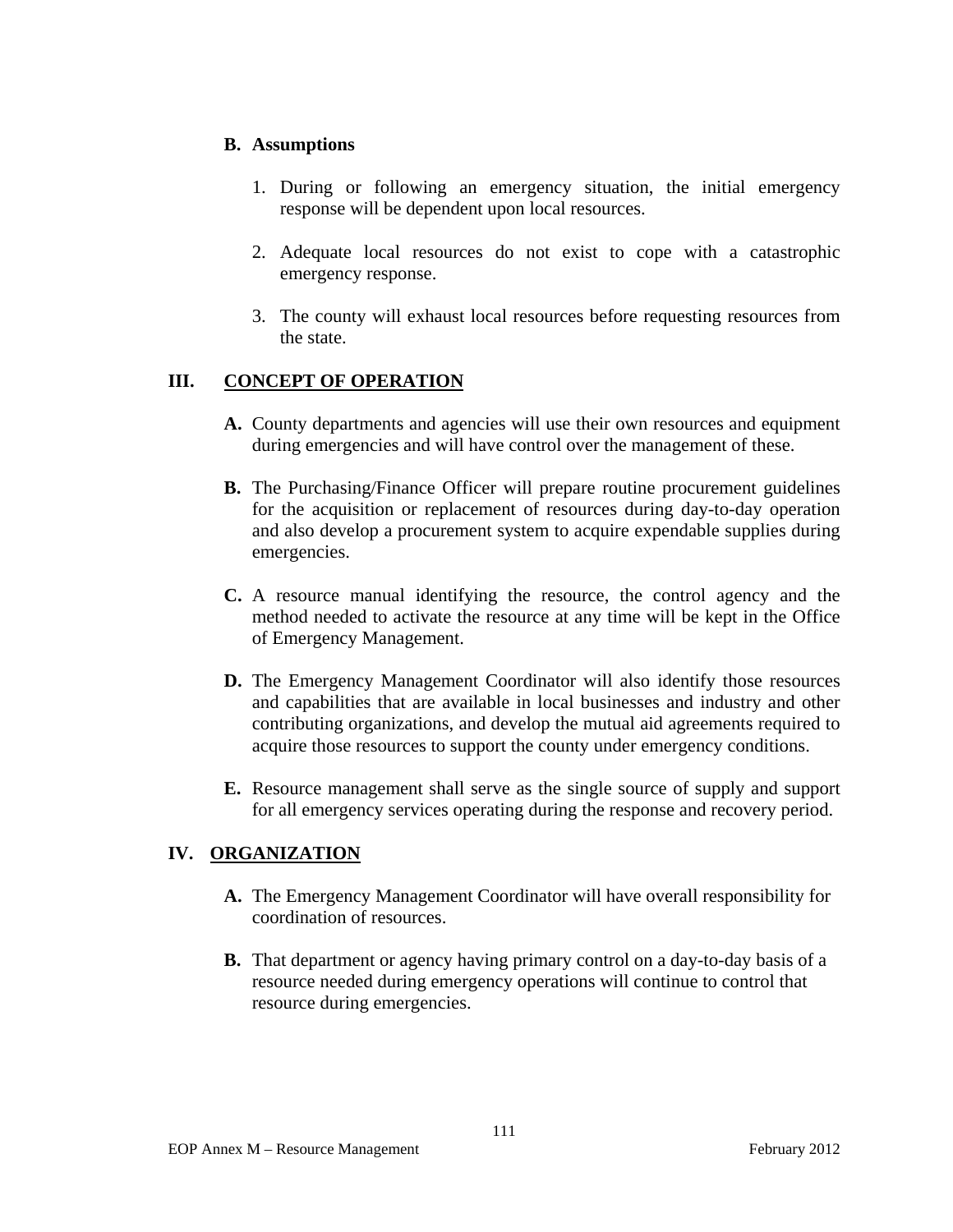### B. Assumptions

1. During or following an emergency situation, the initial emergency response will be dependent upon local resources.

2. Adequate local resources do not exist to cope with a catastrophic emergency response.

3. The county will exhaust local resources before requesting resources from the state.

## III. CONCEPT OF OPERATION

**A.** County departments and agencies will use their own resources and equipment during emergencies and will have control over the management of these.

**B.** The Purchasing/Finance Officer will prepare routine procurement guidelines for the acquisition or replacement of resources during day-to-day operation and also develop a procurement system to acquire expendable supplies during emergencies.

**C.** A resource manual identifying the resource, the control agency and the method needed to activate the resource at any time will be kept in the Office of Emergency Management.

**D.** The Emergency Management Coordinator will also identify those resources and capabilities that are available in local businesses and industry and other contributing organizations, and develop the mutual aid agreements required to acquire those resources to support the county under emergency conditions.

**E.** Resource management shall serve as the single source of supply and support for all emergency services operating during the response and recovery period.

## IV. ORGANIZATION

**A.** The Emergency Management Coordinator will have overall responsibility for coordination of resources.

**B.** That department or agency having primary control on a day-to-day basis of a resource needed during emergency operations will continue to control that resource during emergencies.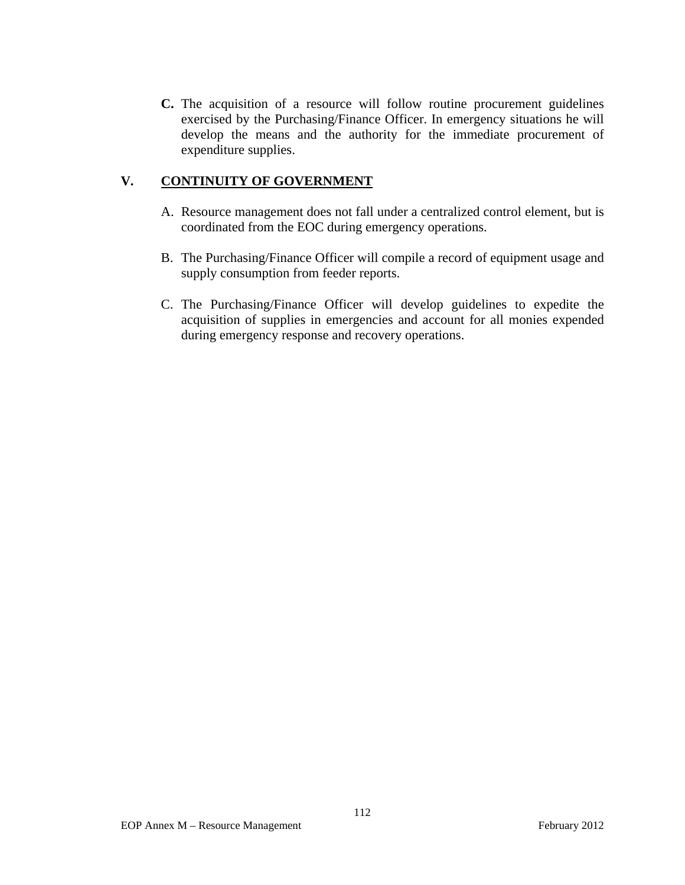**C.** The acquisition of a resource will follow routine procurement guidelines exercised by the Purchasing/Finance Officer. In emergency situations he will develop the means and the authority for the immediate procurement of expenditure supplies.

## V. CONTINUITY OF GOVERNMENT

A. Resource management does not fall under a centralized control element, but is coordinated from the EOC during emergency operations.

B. The Purchasing/Finance Officer will compile a record of equipment usage and supply consumption from feeder reports.

C. The Purchasing/Finance Officer will develop guidelines to expedite the acquisition of supplies in emergencies and account for all monies expended during emergency response and recovery operations.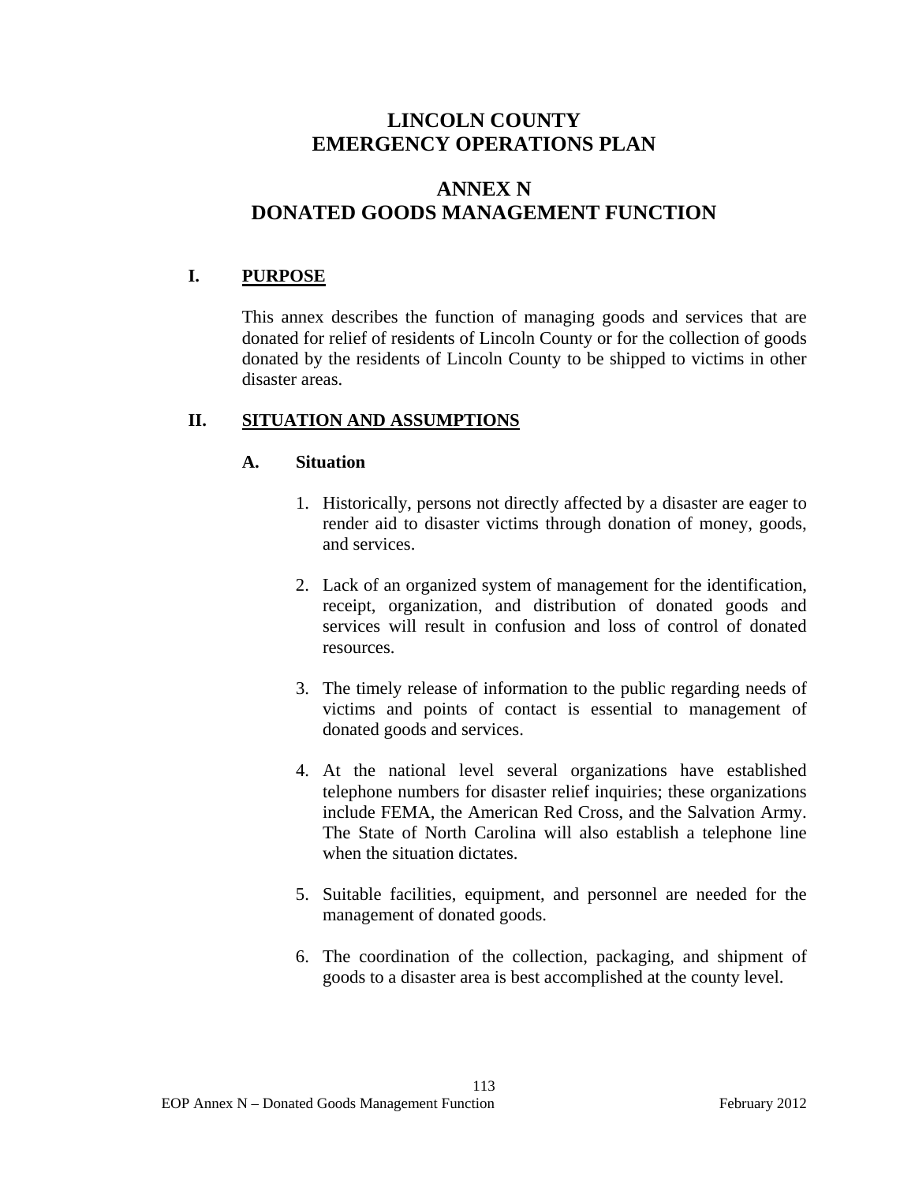# LINCOLN COUNTY
# EMERGENCY OPERATIONS PLAN

## ANNEX N
## DONATED GOODS MANAGEMENT FUNCTION

### I. PURPOSE

This annex describes the function of managing goods and services that are donated for relief of residents of Lincoln County or for the collection of goods donated by the residents of Lincoln County to be shipped to victims in other disaster areas.

### II. SITUATION AND ASSUMPTIONS

#### A. Situation

1. Historically, persons not directly affected by a disaster are eager to render aid to disaster victims through donation of money, goods, and services.

2. Lack of an organized system of management for the identification, receipt, organization, and distribution of donated goods and services will result in confusion and loss of control of donated resources.

3. The timely release of information to the public regarding needs of victims and points of contact is essential to management of donated goods and services.

4. At the national level several organizations have established telephone numbers for disaster relief inquiries; these organizations include FEMA, the American Red Cross, and the Salvation Army. The State of North Carolina will also establish a telephone line when the situation dictates.

5. Suitable facilities, equipment, and personnel are needed for the management of donated goods.

6. The coordination of the collection, packaging, and shipment of goods to a disaster area is best accomplished at the county level.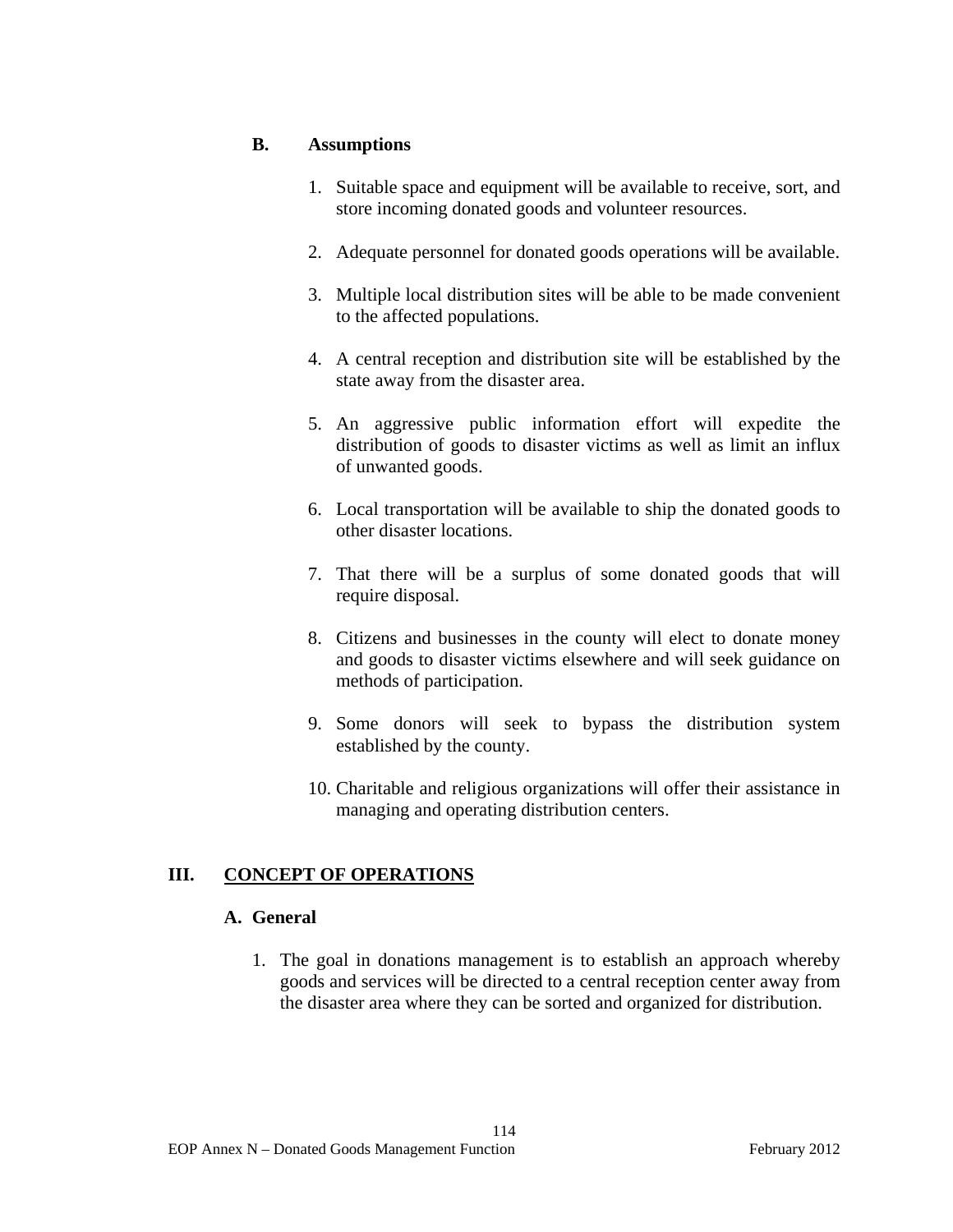### B. Assumptions

1. Suitable space and equipment will be available to receive, sort, and store incoming donated goods and volunteer resources.

2. Adequate personnel for donated goods operations will be available.

3. Multiple local distribution sites will be able to be made convenient to the affected populations.

4. A central reception and distribution site will be established by the state away from the disaster area.

5. An aggressive public information effort will expedite the distribution of goods to disaster victims as well as limit an influx of unwanted goods.

6. Local transportation will be available to ship the donated goods to other disaster locations.

7. That there will be a surplus of some donated goods that will require disposal.

8. Citizens and businesses in the county will elect to donate money and goods to disaster victims elsewhere and will seek guidance on methods of participation.

9. Some donors will seek to bypass the distribution system established by the county.

10. Charitable and religious organizations will offer their assistance in managing and operating distribution centers.

## III. CONCEPT OF OPERATIONS

### A. General

1. The goal in donations management is to establish an approach whereby goods and services will be directed to a central reception center away from the disaster area where they can be sorted and organized for distribution.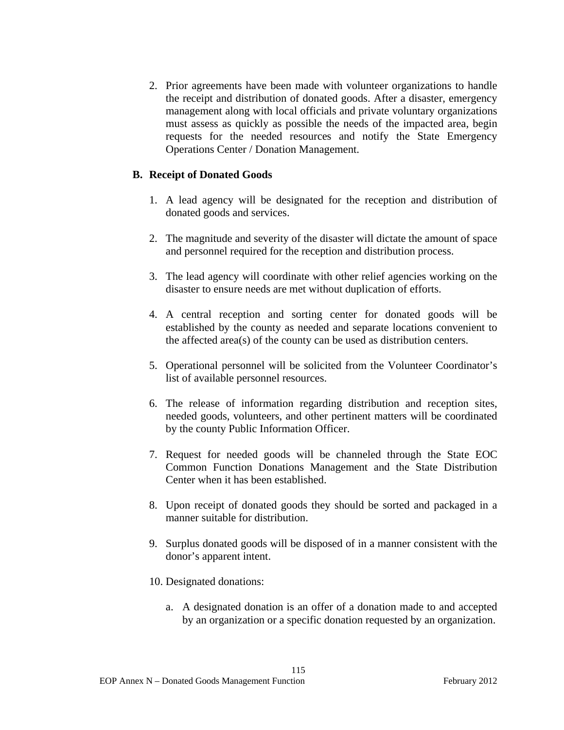2. Prior agreements have been made with volunteer organizations to handle the receipt and distribution of donated goods. After a disaster, emergency management along with local officials and private voluntary organizations must assess as quickly as possible the needs of the impacted area, begin requests for the needed resources and notify the State Emergency Operations Center / Donation Management.

**B. Receipt of Donated Goods**

1. A lead agency will be designated for the reception and distribution of donated goods and services.

2. The magnitude and severity of the disaster will dictate the amount of space and personnel required for the reception and distribution process.

3. The lead agency will coordinate with other relief agencies working on the disaster to ensure needs are met without duplication of efforts.

4. A central reception and sorting center for donated goods will be established by the county as needed and separate locations convenient to the affected area(s) of the county can be used as distribution centers.

5. Operational personnel will be solicited from the Volunteer Coordinator's list of available personnel resources.

6. The release of information regarding distribution and reception sites, needed goods, volunteers, and other pertinent matters will be coordinated by the county Public Information Officer.

7. Request for needed goods will be channeled through the State EOC Common Function Donations Management and the State Distribution Center when it has been established.

8. Upon receipt of donated goods they should be sorted and packaged in a manner suitable for distribution.

9. Surplus donated goods will be disposed of in a manner consistent with the donor's apparent intent.

10. Designated donations:

    a. A designated donation is an offer of a donation made to and accepted by an organization or a specific donation requested by an organization.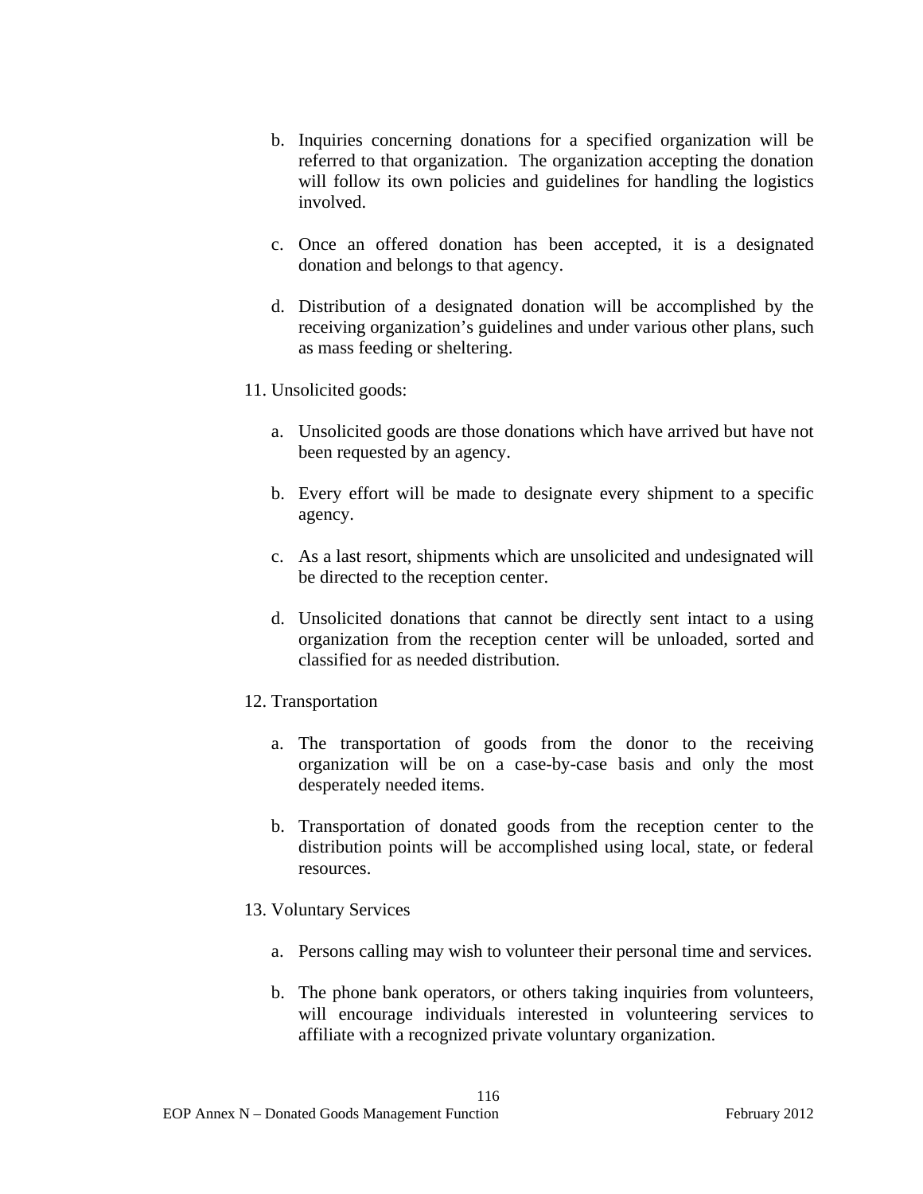b. Inquiries concerning donations for a specified organization will be referred to that organization. The organization accepting the donation will follow its own policies and guidelines for handling the logistics involved.

c. Once an offered donation has been accepted, it is a designated donation and belongs to that agency.

d. Distribution of a designated donation will be accomplished by the receiving organization's guidelines and under various other plans, such as mass feeding or sheltering.

11. Unsolicited goods:

    a. Unsolicited goods are those donations which have arrived but have not been requested by an agency.

    b. Every effort will be made to designate every shipment to a specific agency.

    c. As a last resort, shipments which are unsolicited and undesignated will be directed to the reception center.

    d. Unsolicited donations that cannot be directly sent intact to a using organization from the reception center will be unloaded, sorted and classified for as needed distribution.

12. Transportation

    a. The transportation of goods from the donor to the receiving organization will be on a case-by-case basis and only the most desperately needed items.

    b. Transportation of donated goods from the reception center to the distribution points will be accomplished using local, state, or federal resources.

13. Voluntary Services

    a. Persons calling may wish to volunteer their personal time and services.

    b. The phone bank operators, or others taking inquiries from volunteers, will encourage individuals interested in volunteering services to affiliate with a recognized private voluntary organization.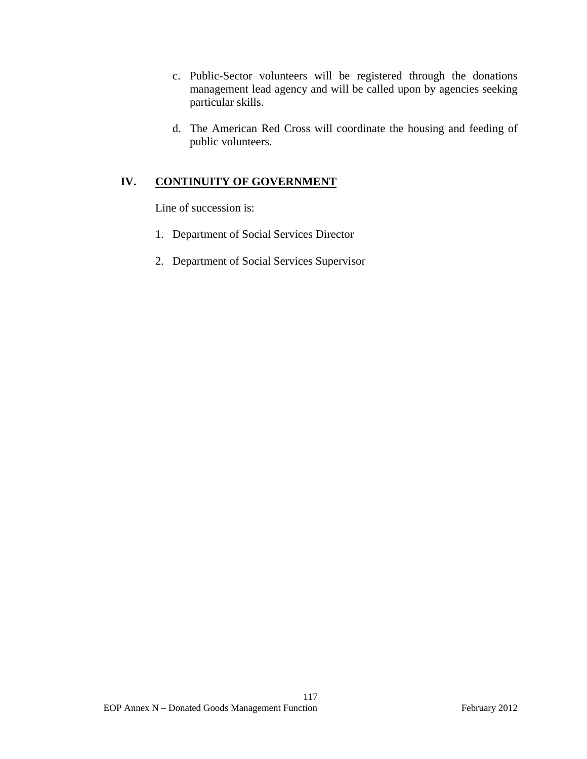c. Public-Sector volunteers will be registered through the donations management lead agency and will be called upon by agencies seeking particular skills.

d. The American Red Cross will coordinate the housing and feeding of public volunteers.

## IV. CONTINUITY OF GOVERNMENT

Line of succession is:

1. Department of Social Services Director
2. Department of Social Services Supervisor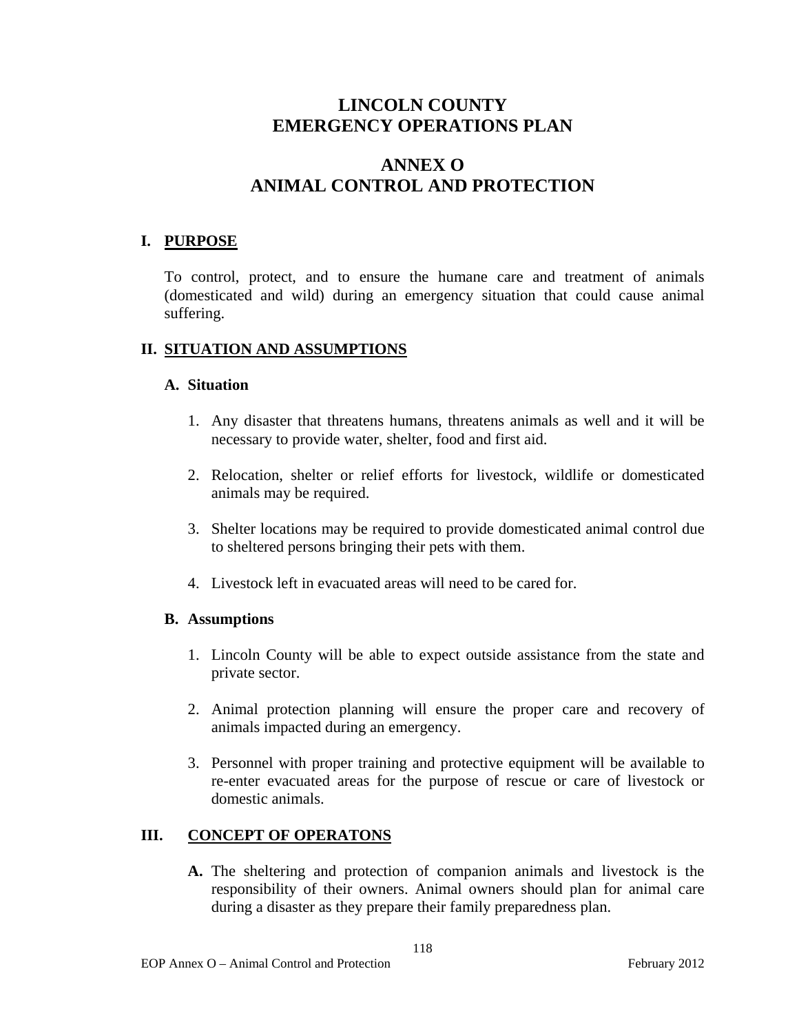# LINCOLN COUNTY
# EMERGENCY OPERATIONS PLAN

# ANNEX O
# ANIMAL CONTROL AND PROTECTION

## I. PURPOSE

To control, protect, and to ensure the humane care and treatment of animals (domesticated and wild) during an emergency situation that could cause animal suffering.

## II. SITUATION AND ASSUMPTIONS

### A. Situation

1. Any disaster that threatens humans, threatens animals as well and it will be necessary to provide water, shelter, food and first aid.

2. Relocation, shelter or relief efforts for livestock, wildlife or domesticated animals may be required.

3. Shelter locations may be required to provide domesticated animal control due to sheltered persons bringing their pets with them.

4. Livestock left in evacuated areas will need to be cared for.

### B. Assumptions

1. Lincoln County will be able to expect outside assistance from the state and private sector.

2. Animal protection planning will ensure the proper care and recovery of animals impacted during an emergency.

3. Personnel with proper training and protective equipment will be available to re-enter evacuated areas for the purpose of rescue or care of livestock or domestic animals.

## III. CONCEPT OF OPERATONS

**A.** The sheltering and protection of companion animals and livestock is the responsibility of their owners. Animal owners should plan for animal care during a disaster as they prepare their family preparedness plan.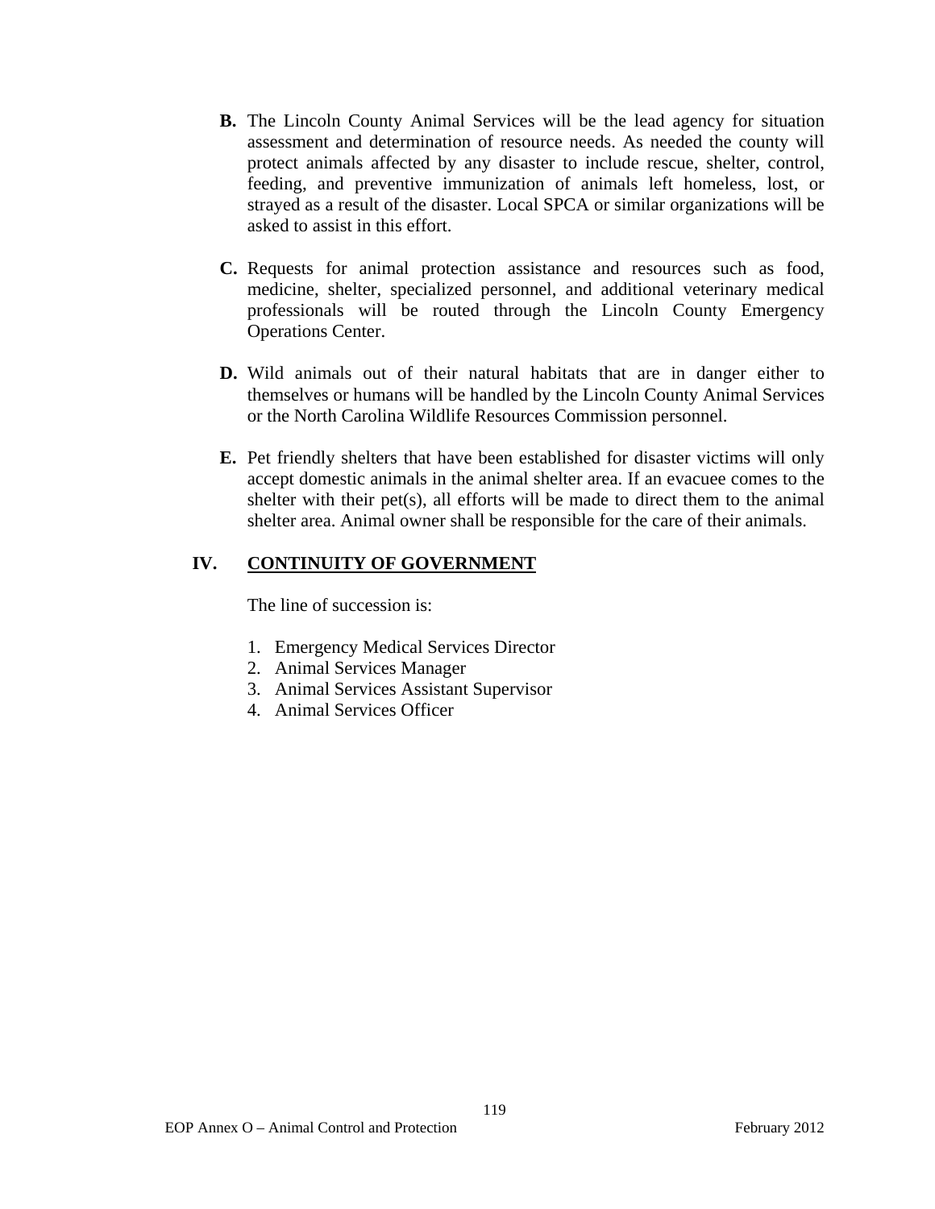**B.** The Lincoln County Animal Services will be the lead agency for situation assessment and determination of resource needs. As needed the county will protect animals affected by any disaster to include rescue, shelter, control, feeding, and preventive immunization of animals left homeless, lost, or strayed as a result of the disaster. Local SPCA or similar organizations will be asked to assist in this effort.

**C.** Requests for animal protection assistance and resources such as food, medicine, shelter, specialized personnel, and additional veterinary medical professionals will be routed through the Lincoln County Emergency Operations Center.

**D.** Wild animals out of their natural habitats that are in danger either to themselves or humans will be handled by the Lincoln County Animal Services or the North Carolina Wildlife Resources Commission personnel.

**E.** Pet friendly shelters that have been established for disaster victims will only accept domestic animals in the animal shelter area. If an evacuee comes to the shelter with their pet(s), all efforts will be made to direct them to the animal shelter area. Animal owner shall be responsible for the care of their animals.

## IV. CONTINUITY OF GOVERNMENT

The line of succession is:

1. Emergency Medical Services Director
2. Animal Services Manager
3. Animal Services Assistant Supervisor
4. Animal Services Officer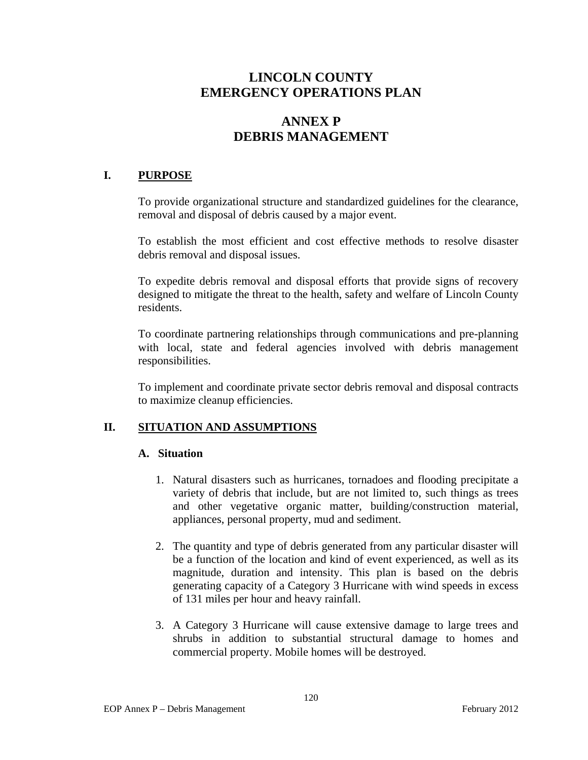# LINCOLN COUNTY
# EMERGENCY OPERATIONS PLAN

# ANNEX P
# DEBRIS MANAGEMENT

## I. PURPOSE

To provide organizational structure and standardized guidelines for the clearance, removal and disposal of debris caused by a major event.

To establish the most efficient and cost effective methods to resolve disaster debris removal and disposal issues.

To expedite debris removal and disposal efforts that provide signs of recovery designed to mitigate the threat to the health, safety and welfare of Lincoln County residents.

To coordinate partnering relationships through communications and pre-planning with local, state and federal agencies involved with debris management responsibilities.

To implement and coordinate private sector debris removal and disposal contracts to maximize cleanup efficiencies.

## II. SITUATION AND ASSUMPTIONS

### A. Situation

1. Natural disasters such as hurricanes, tornadoes and flooding precipitate a variety of debris that include, but are not limited to, such things as trees and other vegetative organic matter, building/construction material, appliances, personal property, mud and sediment.

2. The quantity and type of debris generated from any particular disaster will be a function of the location and kind of event experienced, as well as its magnitude, duration and intensity. This plan is based on the debris generating capacity of a Category 3 Hurricane with wind speeds in excess of 131 miles per hour and heavy rainfall.

3. A Category 3 Hurricane will cause extensive damage to large trees and shrubs in addition to substantial structural damage to homes and commercial property. Mobile homes will be destroyed.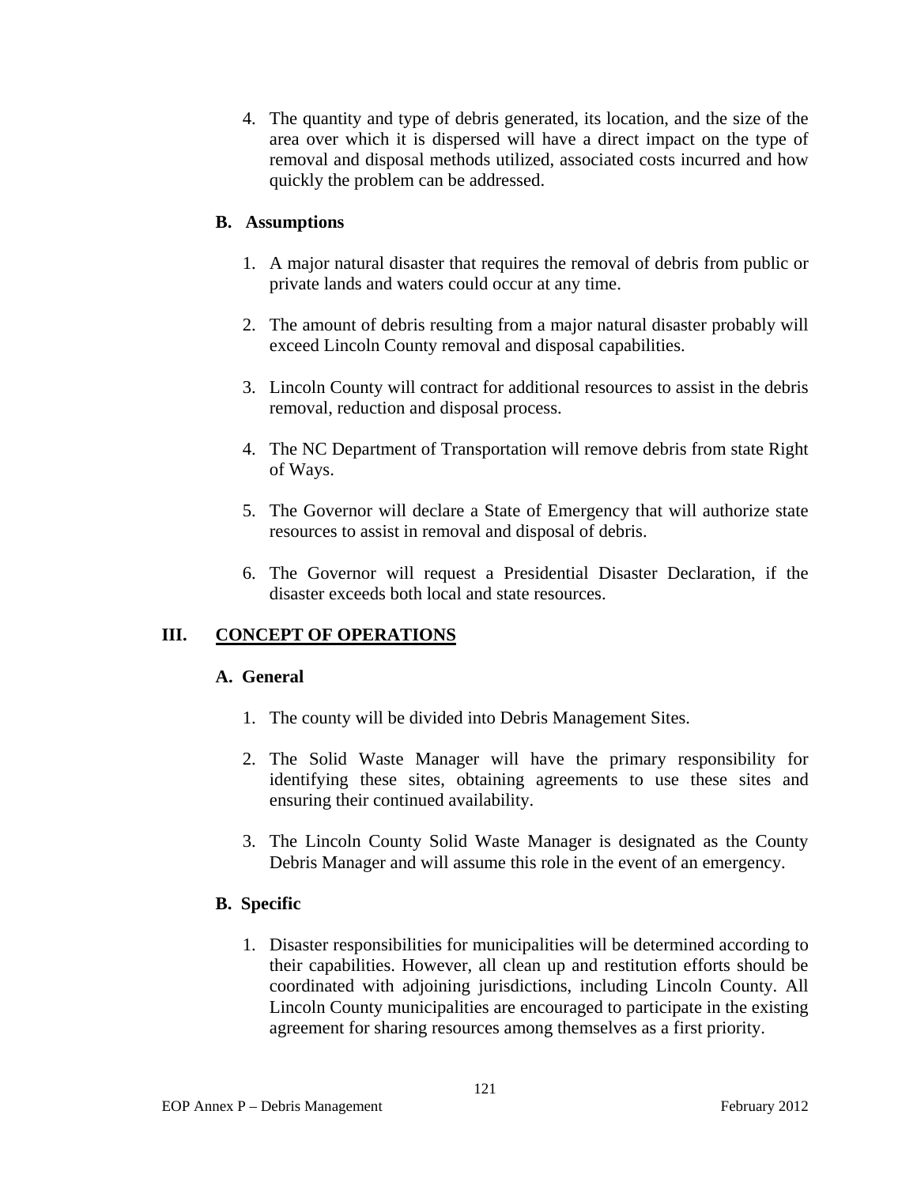4. The quantity and type of debris generated, its location, and the size of the area over which it is dispersed will have a direct impact on the type of removal and disposal methods utilized, associated costs incurred and how quickly the problem can be addressed.

### B. Assumptions

1. A major natural disaster that requires the removal of debris from public or private lands and waters could occur at any time.

2. The amount of debris resulting from a major natural disaster probably will exceed Lincoln County removal and disposal capabilities.

3. Lincoln County will contract for additional resources to assist in the debris removal, reduction and disposal process.

4. The NC Department of Transportation will remove debris from state Right of Ways.

5. The Governor will declare a State of Emergency that will authorize state resources to assist in removal and disposal of debris.

6. The Governor will request a Presidential Disaster Declaration, if the disaster exceeds both local and state resources.

## III. CONCEPT OF OPERATIONS

### A. General

1. The county will be divided into Debris Management Sites.

2. The Solid Waste Manager will have the primary responsibility for identifying these sites, obtaining agreements to use these sites and ensuring their continued availability.

3. The Lincoln County Solid Waste Manager is designated as the County Debris Manager and will assume this role in the event of an emergency.

### B. Specific

1. Disaster responsibilities for municipalities will be determined according to their capabilities. However, all clean up and restitution efforts should be coordinated with adjoining jurisdictions, including Lincoln County. All Lincoln County municipalities are encouraged to participate in the existing agreement for sharing resources among themselves as a first priority.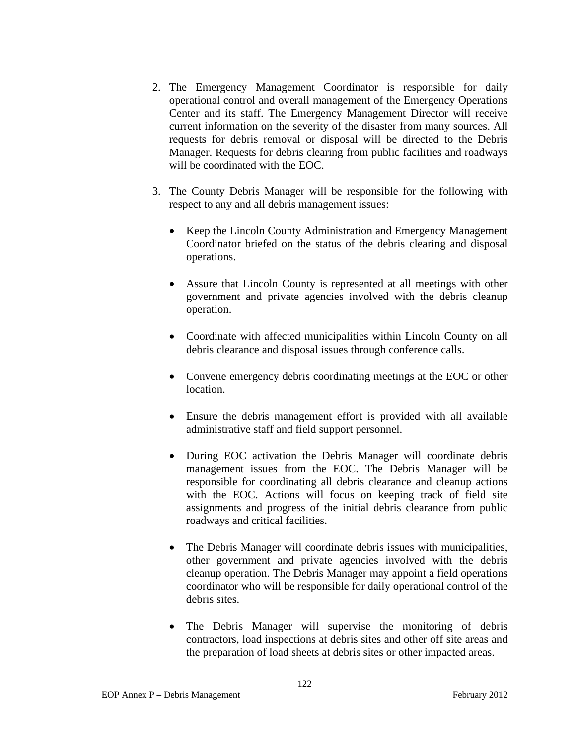2. The Emergency Management Coordinator is responsible for daily operational control and overall management of the Emergency Operations Center and its staff. The Emergency Management Director will receive current information on the severity of the disaster from many sources. All requests for debris removal or disposal will be directed to the Debris Manager. Requests for debris clearing from public facilities and roadways will be coordinated with the EOC.

3. The County Debris Manager will be responsible for the following with respect to any and all debris management issues:

   - Keep the Lincoln County Administration and Emergency Management Coordinator briefed on the status of the debris clearing and disposal operations.

   - Assure that Lincoln County is represented at all meetings with other government and private agencies involved with the debris cleanup operation.

   - Coordinate with affected municipalities within Lincoln County on all debris clearance and disposal issues through conference calls.

   - Convene emergency debris coordinating meetings at the EOC or other location.

   - Ensure the debris management effort is provided with all available administrative staff and field support personnel.

   - During EOC activation the Debris Manager will coordinate debris management issues from the EOC. The Debris Manager will be responsible for coordinating all debris clearance and cleanup actions with the EOC. Actions will focus on keeping track of field site assignments and progress of the initial debris clearance from public roadways and critical facilities.

   - The Debris Manager will coordinate debris issues with municipalities, other government and private agencies involved with the debris cleanup operation. The Debris Manager may appoint a field operations coordinator who will be responsible for daily operational control of the debris sites.

   - The Debris Manager will supervise the monitoring of debris contractors, load inspections at debris sites and other off site areas and the preparation of load sheets at debris sites or other impacted areas.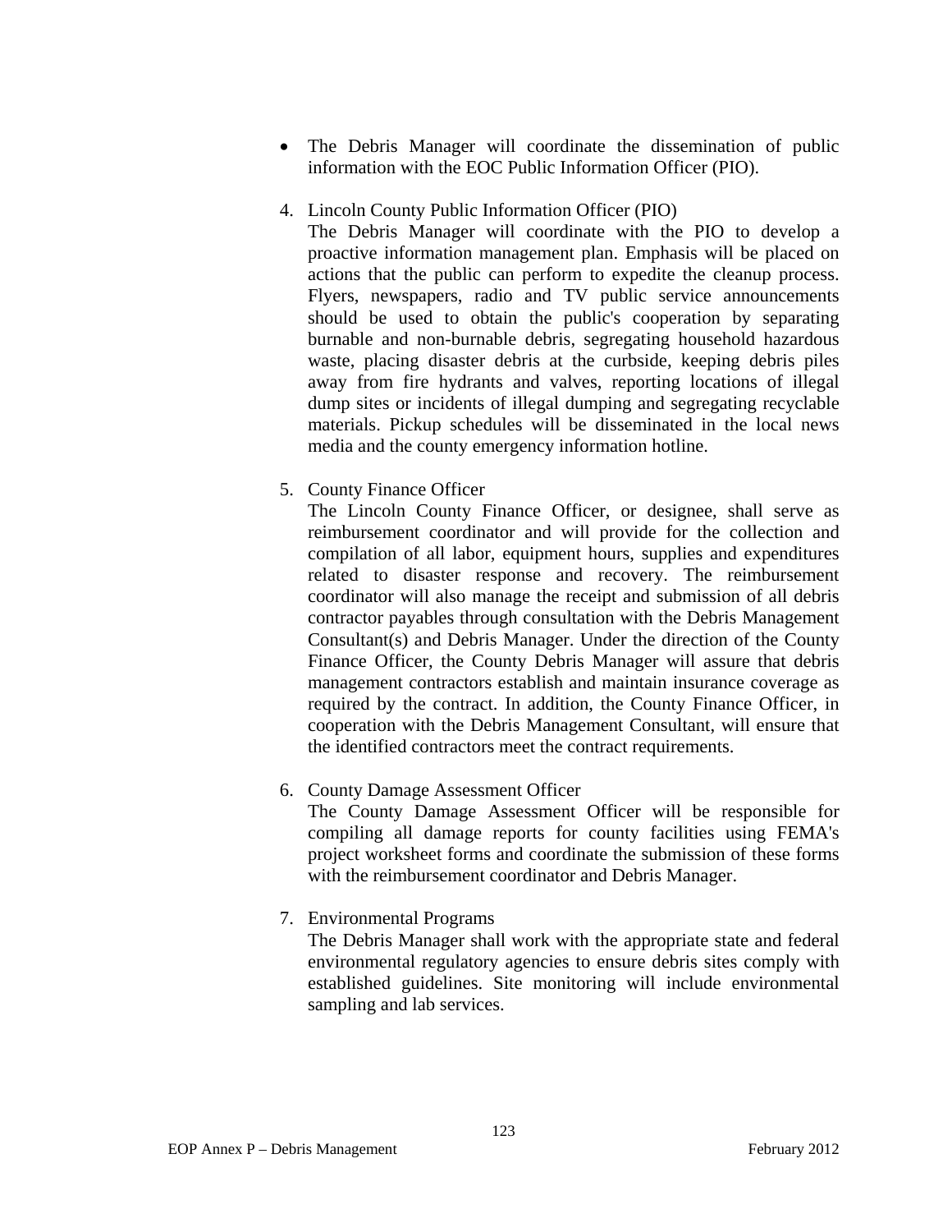- The Debris Manager will coordinate the dissemination of public information with the EOC Public Information Officer (PIO).

4. Lincoln County Public Information Officer (PIO)
   The Debris Manager will coordinate with the PIO to develop a proactive information management plan. Emphasis will be placed on actions that the public can perform to expedite the cleanup process. Flyers, newspapers, radio and TV public service announcements should be used to obtain the public's cooperation by separating burnable and non-burnable debris, segregating household hazardous waste, placing disaster debris at the curbside, keeping debris piles away from fire hydrants and valves, reporting locations of illegal dump sites or incidents of illegal dumping and segregating recyclable materials. Pickup schedules will be disseminated in the local news media and the county emergency information hotline.

5. County Finance Officer
   The Lincoln County Finance Officer, or designee, shall serve as reimbursement coordinator and will provide for the collection and compilation of all labor, equipment hours, supplies and expenditures related to disaster response and recovery. The reimbursement coordinator will also manage the receipt and submission of all debris contractor payables through consultation with the Debris Management Consultant(s) and Debris Manager. Under the direction of the County Finance Officer, the County Debris Manager will assure that debris management contractors establish and maintain insurance coverage as required by the contract. In addition, the County Finance Officer, in cooperation with the Debris Management Consultant, will ensure that the identified contractors meet the contract requirements.

6. County Damage Assessment Officer
   The County Damage Assessment Officer will be responsible for compiling all damage reports for county facilities using FEMA's project worksheet forms and coordinate the submission of these forms with the reimbursement coordinator and Debris Manager.

7. Environmental Programs
   The Debris Manager shall work with the appropriate state and federal environmental regulatory agencies to ensure debris sites comply with established guidelines. Site monitoring will include environmental sampling and lab services.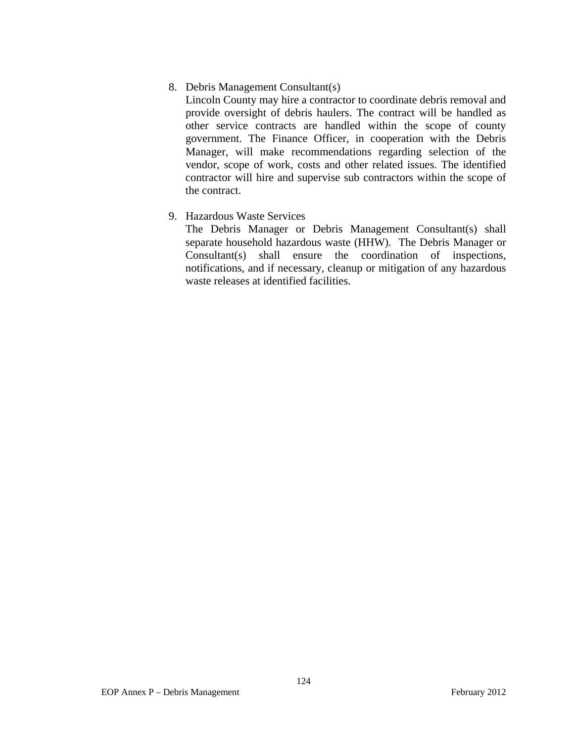8. Debris Management Consultant(s)
   Lincoln County may hire a contractor to coordinate debris removal and provide oversight of debris haulers. The contract will be handled as other service contracts are handled within the scope of county government. The Finance Officer, in cooperation with the Debris Manager, will make recommendations regarding selection of the vendor, scope of work, costs and other related issues. The identified contractor will hire and supervise sub contractors within the scope of the contract.

9. Hazardous Waste Services
   The Debris Manager or Debris Management Consultant(s) shall separate household hazardous waste (HHW). The Debris Manager or Consultant(s) shall ensure the coordination of inspections, notifications, and if necessary, cleanup or mitigation of any hazardous waste releases at identified facilities.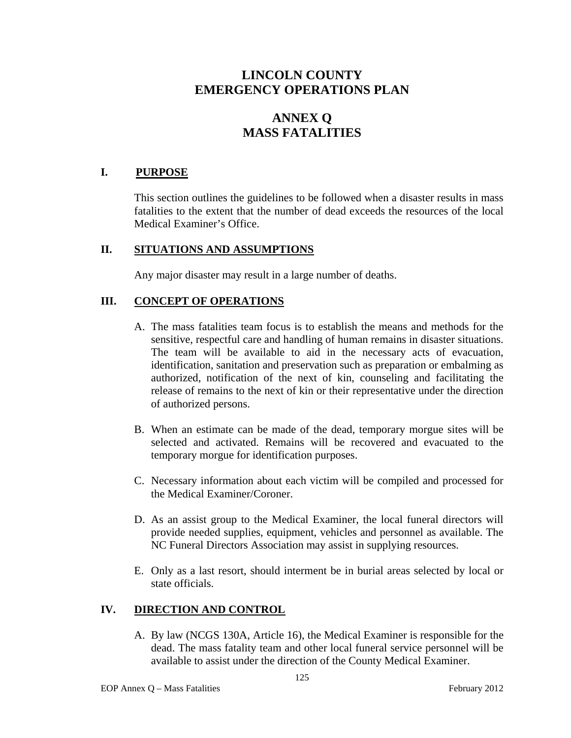# LINCOLN COUNTY
# EMERGENCY OPERATIONS PLAN

# ANNEX Q
# MASS FATALITIES

## I. PURPOSE

This section outlines the guidelines to be followed when a disaster results in mass fatalities to the extent that the number of dead exceeds the resources of the local Medical Examiner's Office.

## II. SITUATIONS AND ASSUMPTIONS

Any major disaster may result in a large number of deaths.

## III. CONCEPT OF OPERATIONS

A. The mass fatalities team focus is to establish the means and methods for the sensitive, respectful care and handling of human remains in disaster situations. The team will be available to aid in the necessary acts of evacuation, identification, sanitation and preservation such as preparation or embalming as authorized, notification of the next of kin, counseling and facilitating the release of remains to the next of kin or their representative under the direction of authorized persons.

B. When an estimate can be made of the dead, temporary morgue sites will be selected and activated. Remains will be recovered and evacuated to the temporary morgue for identification purposes.

C. Necessary information about each victim will be compiled and processed for the Medical Examiner/Coroner.

D. As an assist group to the Medical Examiner, the local funeral directors will provide needed supplies, equipment, vehicles and personnel as available. The NC Funeral Directors Association may assist in supplying resources.

E. Only as a last resort, should interment be in burial areas selected by local or state officials.

## IV. DIRECTION AND CONTROL

A. By law (NCGS 130A, Article 16), the Medical Examiner is responsible for the dead. The mass fatality team and other local funeral service personnel will be available to assist under the direction of the County Medical Examiner.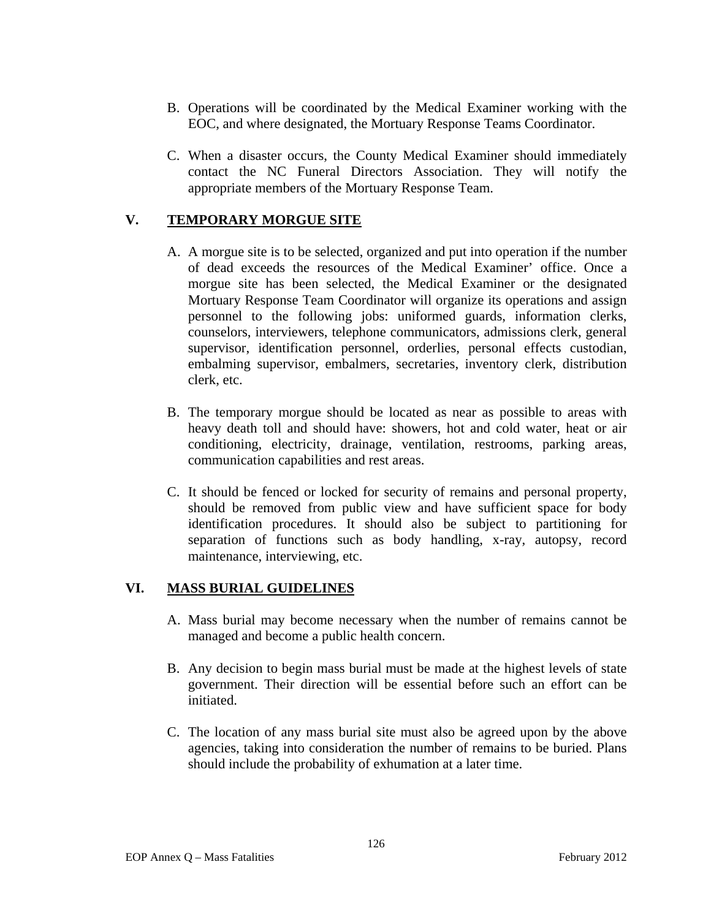B. Operations will be coordinated by the Medical Examiner working with the EOC, and where designated, the Mortuary Response Teams Coordinator.

C. When a disaster occurs, the County Medical Examiner should immediately contact the NC Funeral Directors Association. They will notify the appropriate members of the Mortuary Response Team.

## V. **TEMPORARY MORGUE SITE**

A. A morgue site is to be selected, organized and put into operation if the number of dead exceeds the resources of the Medical Examiner' office. Once a morgue site has been selected, the Medical Examiner or the designated Mortuary Response Team Coordinator will organize its operations and assign personnel to the following jobs: uniformed guards, information clerks, counselors, interviewers, telephone communicators, admissions clerk, general supervisor, identification personnel, orderlies, personal effects custodian, embalming supervisor, embalmers, secretaries, inventory clerk, distribution clerk, etc.

B. The temporary morgue should be located as near as possible to areas with heavy death toll and should have: showers, hot and cold water, heat or air conditioning, electricity, drainage, ventilation, restrooms, parking areas, communication capabilities and rest areas.

C. It should be fenced or locked for security of remains and personal property, should be removed from public view and have sufficient space for body identification procedures. It should also be subject to partitioning for separation of functions such as body handling, x-ray, autopsy, record maintenance, interviewing, etc.

## VI. **MASS BURIAL GUIDELINES**

A. Mass burial may become necessary when the number of remains cannot be managed and become a public health concern.

B. Any decision to begin mass burial must be made at the highest levels of state government. Their direction will be essential before such an effort can be initiated.

C. The location of any mass burial site must also be agreed upon by the above agencies, taking into consideration the number of remains to be buried. Plans should include the probability of exhumation at a later time.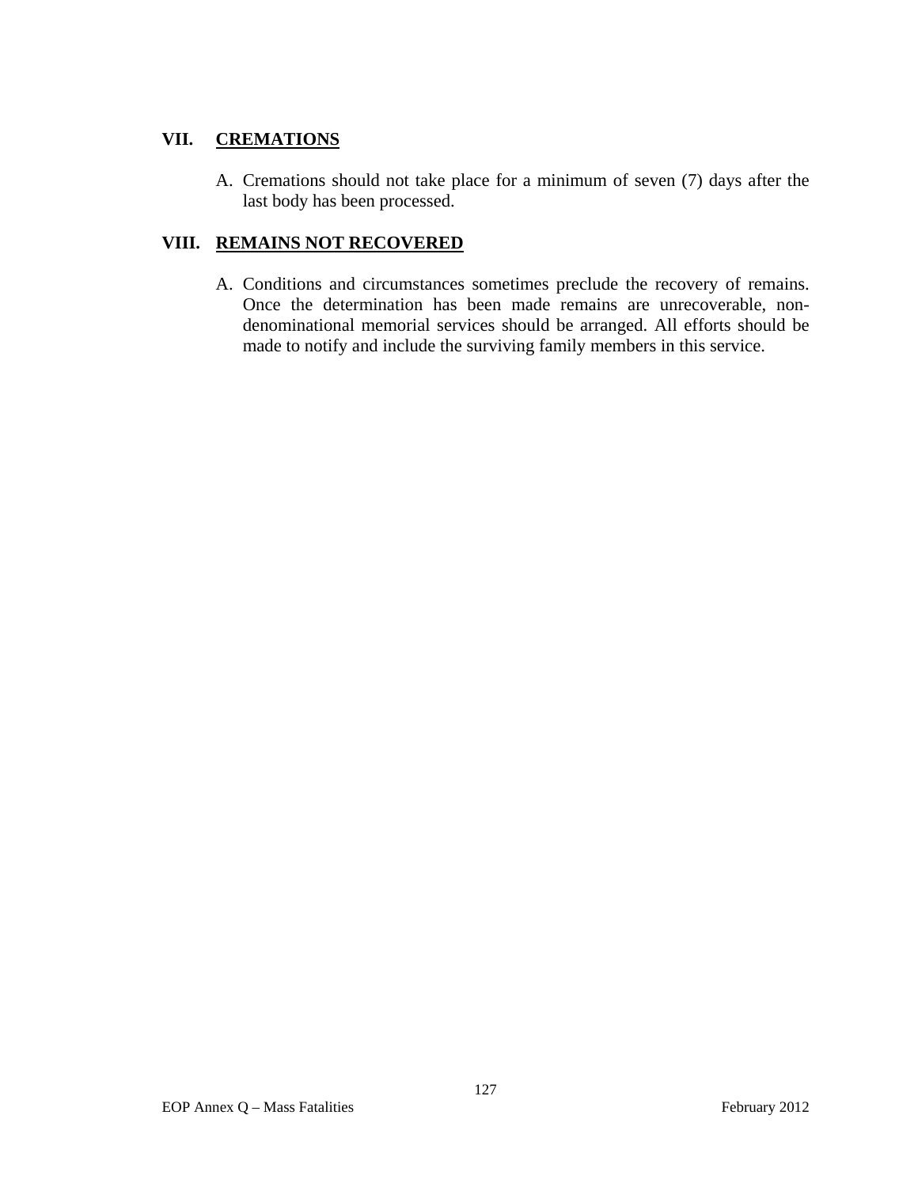## VII. CREMATIONS

A. Cremations should not take place for a minimum of seven (7) days after the last body has been processed.

## VIII. REMAINS NOT RECOVERED

A. Conditions and circumstances sometimes preclude the recovery of remains. Once the determination has been made remains are unrecoverable, non-denominational memorial services should be arranged. All efforts should be made to notify and include the surviving family members in this service.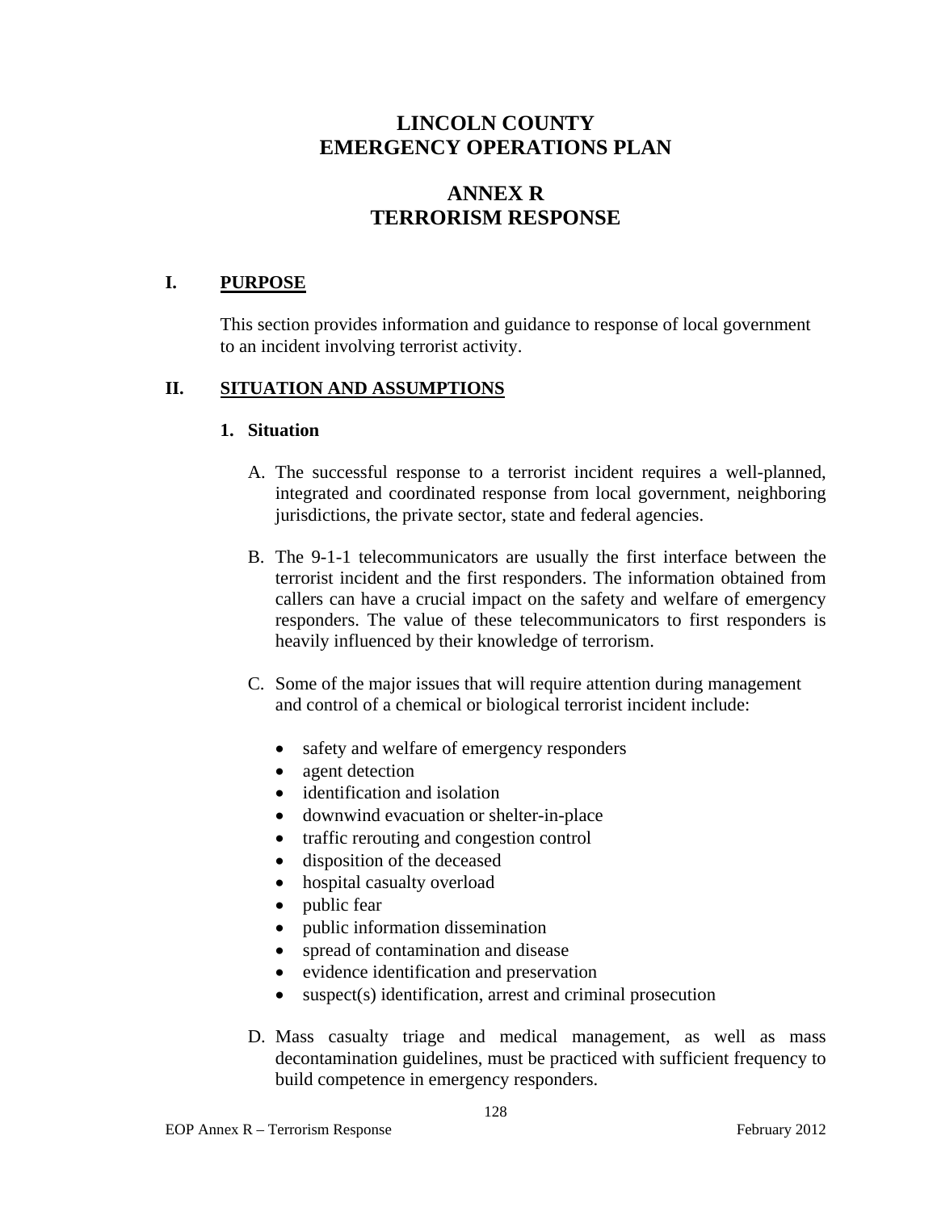# LINCOLN COUNTY
# EMERGENCY OPERATIONS PLAN

# ANNEX R
# TERRORISM RESPONSE

## I. PURPOSE

This section provides information and guidance to response of local government to an incident involving terrorist activity.

## II. SITUATION AND ASSUMPTIONS

### 1. Situation

A. The successful response to a terrorist incident requires a well-planned, integrated and coordinated response from local government, neighboring jurisdictions, the private sector, state and federal agencies.

B. The 9-1-1 telecommunicators are usually the first interface between the terrorist incident and the first responders. The information obtained from callers can have a crucial impact on the safety and welfare of emergency responders. The value of these telecommunicators to first responders is heavily influenced by their knowledge of terrorism.

C. Some of the major issues that will require attention during management and control of a chemical or biological terrorist incident include:

- safety and welfare of emergency responders
- agent detection
- identification and isolation
- downwind evacuation or shelter-in-place
- traffic rerouting and congestion control
- disposition of the deceased
- hospital casualty overload
- public fear
- public information dissemination
- spread of contamination and disease
- evidence identification and preservation
- suspect(s) identification, arrest and criminal prosecution

D. Mass casualty triage and medical management, as well as mass decontamination guidelines, must be practiced with sufficient frequency to build competence in emergency responders.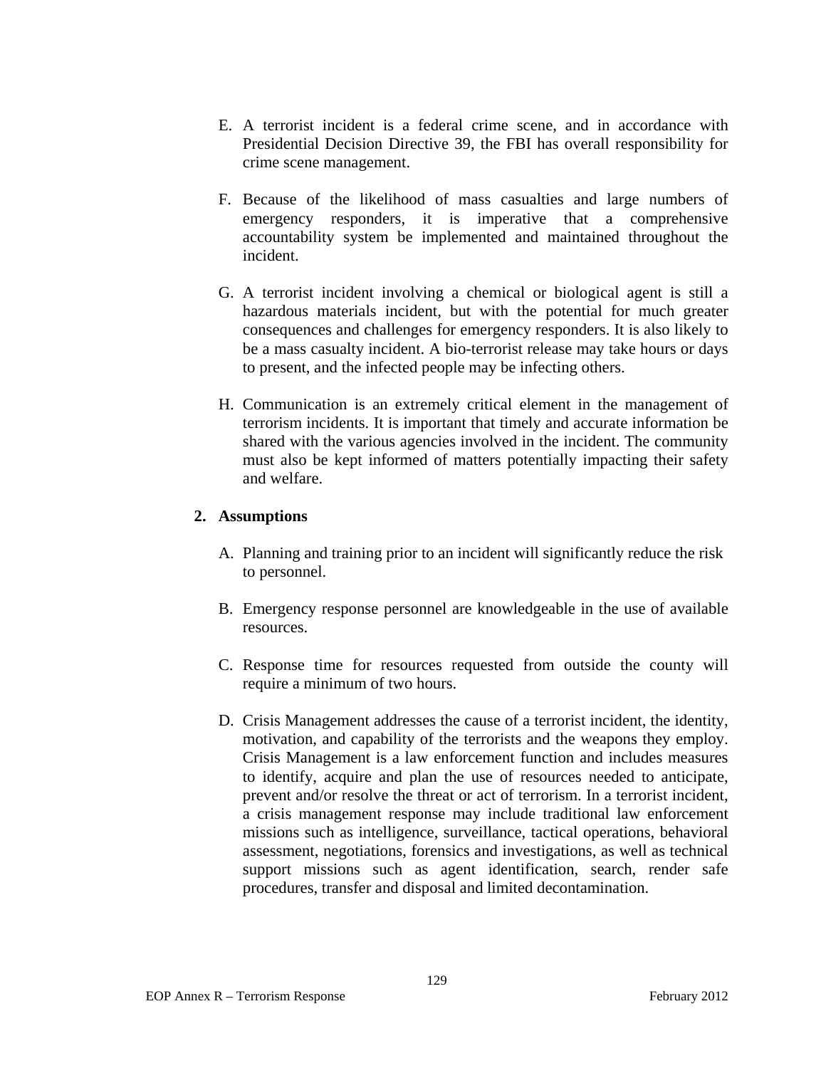E. A terrorist incident is a federal crime scene, and in accordance with Presidential Decision Directive 39, the FBI has overall responsibility for crime scene management.

F. Because of the likelihood of mass casualties and large numbers of emergency responders, it is imperative that a comprehensive accountability system be implemented and maintained throughout the incident.

G. A terrorist incident involving a chemical or biological agent is still a hazardous materials incident, but with the potential for much greater consequences and challenges for emergency responders. It is also likely to be a mass casualty incident. A bio-terrorist release may take hours or days to present, and the infected people may be infecting others.

H. Communication is an extremely critical element in the management of terrorism incidents. It is important that timely and accurate information be shared with the various agencies involved in the incident. The community must also be kept informed of matters potentially impacting their safety and welfare.

## 2. Assumptions

A. Planning and training prior to an incident will significantly reduce the risk to personnel.

B. Emergency response personnel are knowledgeable in the use of available resources.

C. Response time for resources requested from outside the county will require a minimum of two hours.

D. Crisis Management addresses the cause of a terrorist incident, the identity, motivation, and capability of the terrorists and the weapons they employ. Crisis Management is a law enforcement function and includes measures to identify, acquire and plan the use of resources needed to anticipate, prevent and/or resolve the threat or act of terrorism. In a terrorist incident, a crisis management response may include traditional law enforcement missions such as intelligence, surveillance, tactical operations, behavioral assessment, negotiations, forensics and investigations, as well as technical support missions such as agent identification, search, render safe procedures, transfer and disposal and limited decontamination.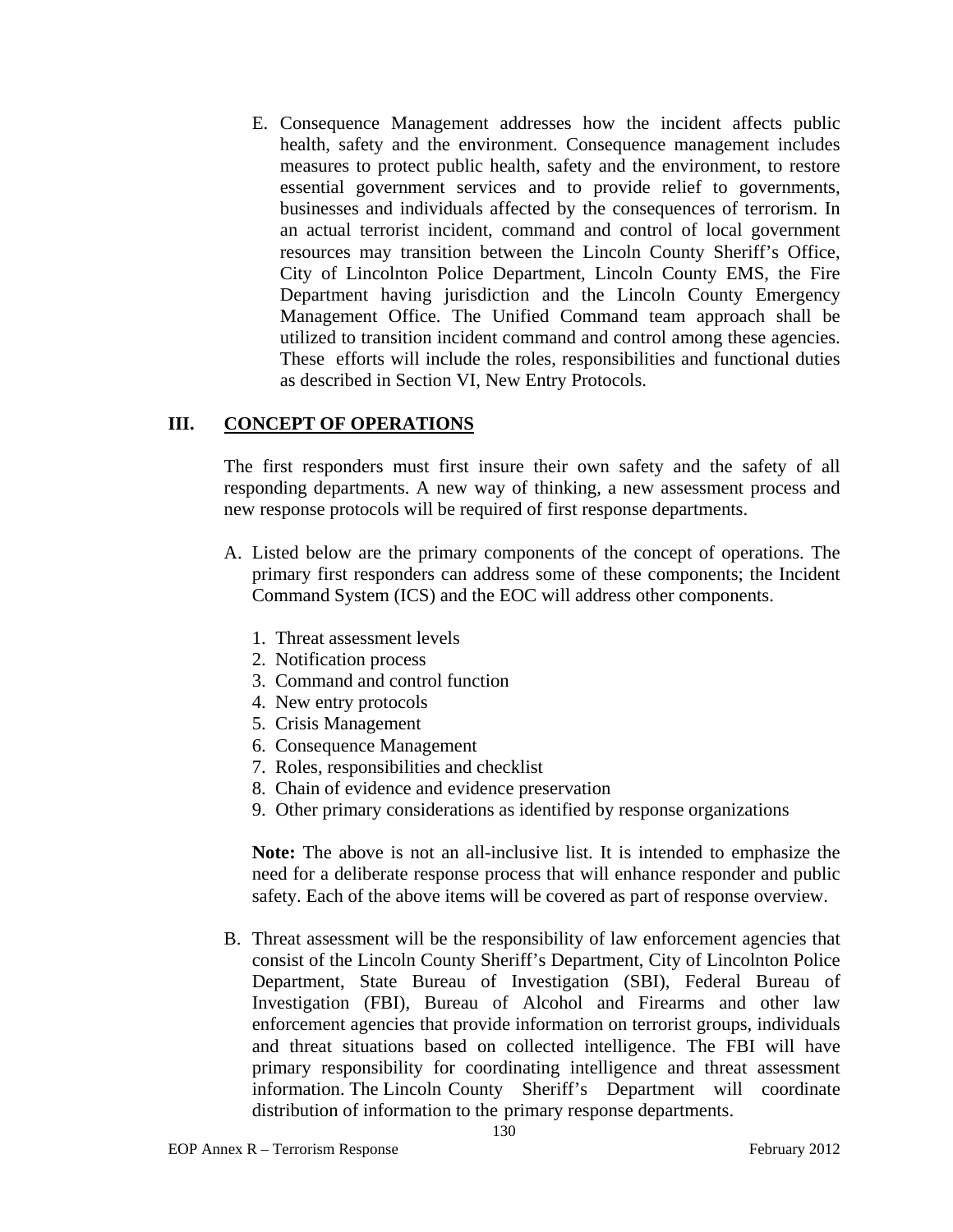E. Consequence Management addresses how the incident affects public health, safety and the environment. Consequence management includes measures to protect public health, safety and the environment, to restore essential government services and to provide relief to governments, businesses and individuals affected by the consequences of terrorism. In an actual terrorist incident, command and control of local government resources may transition between the Lincoln County Sheriff's Office, City of Lincolnton Police Department, Lincoln County EMS, the Fire Department having jurisdiction and the Lincoln County Emergency Management Office. The Unified Command team approach shall be utilized to transition incident command and control among these agencies. These efforts will include the roles, responsibilities and functional duties as described in Section VI, New Entry Protocols.

## III. CONCEPT OF OPERATIONS

The first responders must first insure their own safety and the safety of all responding departments. A new way of thinking, a new assessment process and new response protocols will be required of first response departments.

A. Listed below are the primary components of the concept of operations. The primary first responders can address some of these components; the Incident Command System (ICS) and the EOC will address other components.

1. Threat assessment levels
2. Notification process
3. Command and control function
4. New entry protocols
5. Crisis Management
6. Consequence Management
7. Roles, responsibilities and checklist
8. Chain of evidence and evidence preservation
9. Other primary considerations as identified by response organizations

**Note:** The above is not an all-inclusive list. It is intended to emphasize the need for a deliberate response process that will enhance responder and public safety. Each of the above items will be covered as part of response overview.

B. Threat assessment will be the responsibility of law enforcement agencies that consist of the Lincoln County Sheriff's Department, City of Lincolnton Police Department, State Bureau of Investigation (SBI), Federal Bureau of Investigation (FBI), Bureau of Alcohol and Firearms and other law enforcement agencies that provide information on terrorist groups, individuals and threat situations based on collected intelligence. The FBI will have primary responsibility for coordinating intelligence and threat assessment information. The Lincoln County Sheriff's Department will coordinate distribution of information to the primary response departments.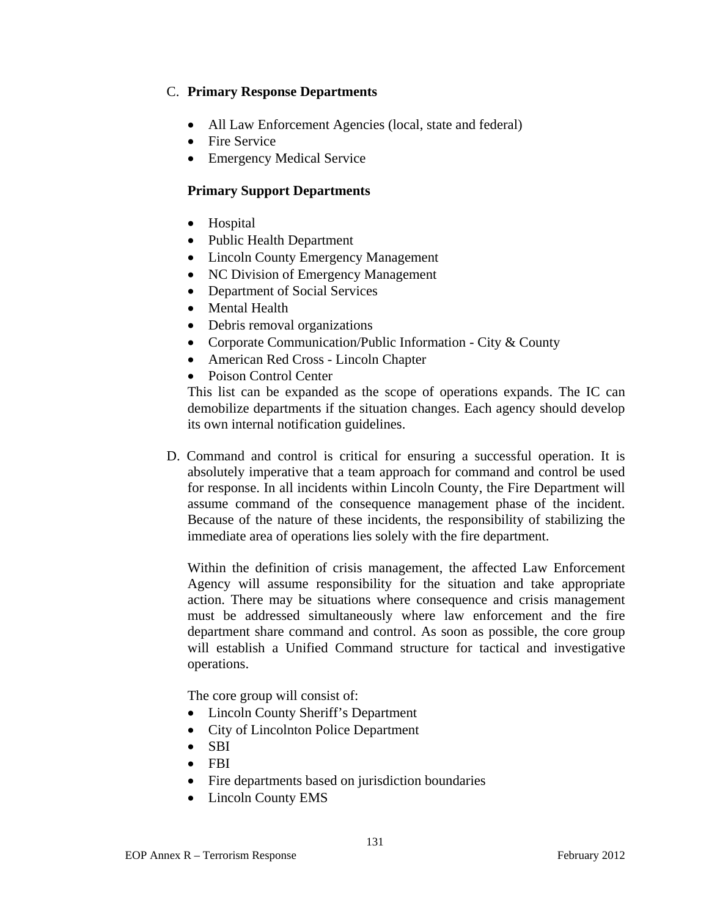C. **Primary Response Departments**

- All Law Enforcement Agencies (local, state and federal)
- Fire Service
- Emergency Medical Service

**Primary Support Departments**

- Hospital
- Public Health Department
- Lincoln County Emergency Management
- NC Division of Emergency Management
- Department of Social Services
- Mental Health
- Debris removal organizations
- Corporate Communication/Public Information - City & County
- American Red Cross - Lincoln Chapter
- Poison Control Center

This list can be expanded as the scope of operations expands. The IC can demobilize departments if the situation changes. Each agency should develop its own internal notification guidelines.

D. Command and control is critical for ensuring a successful operation. It is absolutely imperative that a team approach for command and control be used for response. In all incidents within Lincoln County, the Fire Department will assume command of the consequence management phase of the incident. Because of the nature of these incidents, the responsibility of stabilizing the immediate area of operations lies solely with the fire department.

Within the definition of crisis management, the affected Law Enforcement Agency will assume responsibility for the situation and take appropriate action. There may be situations where consequence and crisis management must be addressed simultaneously where law enforcement and the fire department share command and control. As soon as possible, the core group will establish a Unified Command structure for tactical and investigative operations.

The core group will consist of:

- Lincoln County Sheriff's Department
- City of Lincolnton Police Department
- SBI
- FBI
- Fire departments based on jurisdiction boundaries
- Lincoln County EMS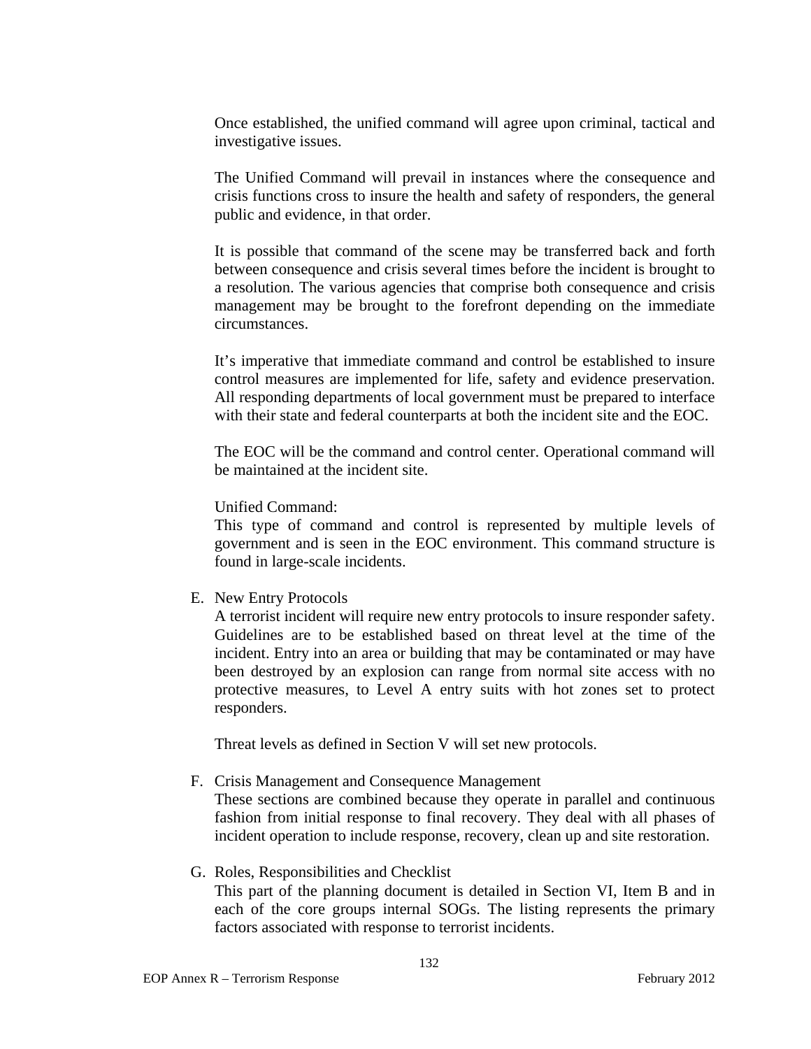Once established, the unified command will agree upon criminal, tactical and investigative issues.

The Unified Command will prevail in instances where the consequence and crisis functions cross to insure the health and safety of responders, the general public and evidence, in that order.

It is possible that command of the scene may be transferred back and forth between consequence and crisis several times before the incident is brought to a resolution. The various agencies that comprise both consequence and crisis management may be brought to the forefront depending on the immediate circumstances.

It's imperative that immediate command and control be established to insure control measures are implemented for life, safety and evidence preservation. All responding departments of local government must be prepared to interface with their state and federal counterparts at both the incident site and the EOC.

The EOC will be the command and control center. Operational command will be maintained at the incident site.

Unified Command:
This type of command and control is represented by multiple levels of government and is seen in the EOC environment. This command structure is found in large-scale incidents.

E. New Entry Protocols
A terrorist incident will require new entry protocols to insure responder safety. Guidelines are to be established based on threat level at the time of the incident. Entry into an area or building that may be contaminated or may have been destroyed by an explosion can range from normal site access with no protective measures, to Level A entry suits with hot zones set to protect responders.

Threat levels as defined in Section V will set new protocols.

F. Crisis Management and Consequence Management
These sections are combined because they operate in parallel and continuous fashion from initial response to final recovery. They deal with all phases of incident operation to include response, recovery, clean up and site restoration.

G. Roles, Responsibilities and Checklist
This part of the planning document is detailed in Section VI, Item B and in each of the core groups internal SOGs. The listing represents the primary factors associated with response to terrorist incidents.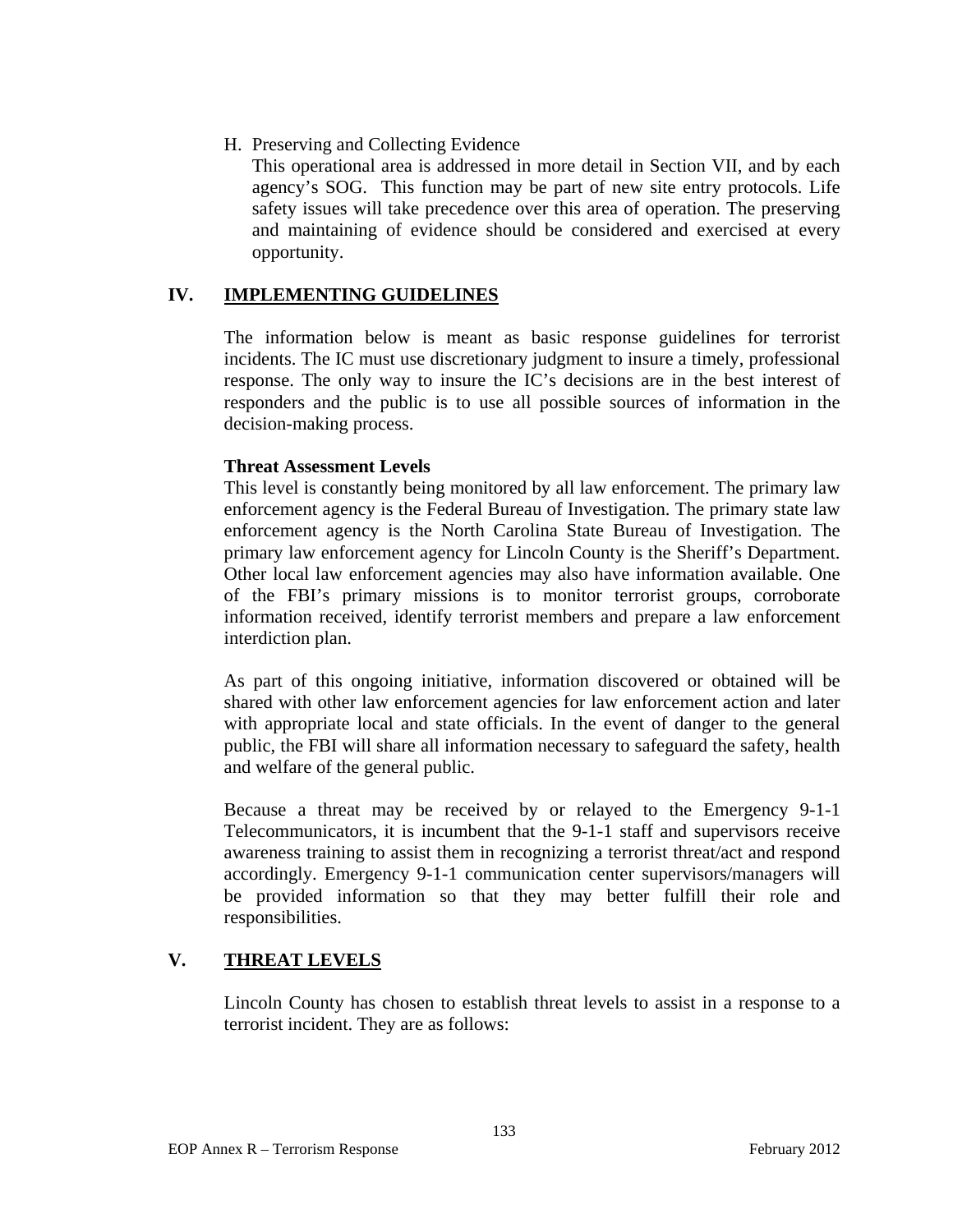H. Preserving and Collecting Evidence

This operational area is addressed in more detail in Section VII, and by each agency's SOG. This function may be part of new site entry protocols. Life safety issues will take precedence over this area of operation. The preserving and maintaining of evidence should be considered and exercised at every opportunity.

## IV. IMPLEMENTING GUIDELINES

The information below is meant as basic response guidelines for terrorist incidents. The IC must use discretionary judgment to insure a timely, professional response. The only way to insure the IC's decisions are in the best interest of responders and the public is to use all possible sources of information in the decision-making process.

**Threat Assessment Levels**

This level is constantly being monitored by all law enforcement. The primary law enforcement agency is the Federal Bureau of Investigation. The primary state law enforcement agency is the North Carolina State Bureau of Investigation. The primary law enforcement agency for Lincoln County is the Sheriff's Department. Other local law enforcement agencies may also have information available. One of the FBI's primary missions is to monitor terrorist groups, corroborate information received, identify terrorist members and prepare a law enforcement interdiction plan.

As part of this ongoing initiative, information discovered or obtained will be shared with other law enforcement agencies for law enforcement action and later with appropriate local and state officials. In the event of danger to the general public, the FBI will share all information necessary to safeguard the safety, health and welfare of the general public.

Because a threat may be received by or relayed to the Emergency 9-1-1 Telecommunicators, it is incumbent that the 9-1-1 staff and supervisors receive awareness training to assist them in recognizing a terrorist threat/act and respond accordingly. Emergency 9-1-1 communication center supervisors/managers will be provided information so that they may better fulfill their role and responsibilities.

## V. THREAT LEVELS

Lincoln County has chosen to establish threat levels to assist in a response to a terrorist incident. They are as follows: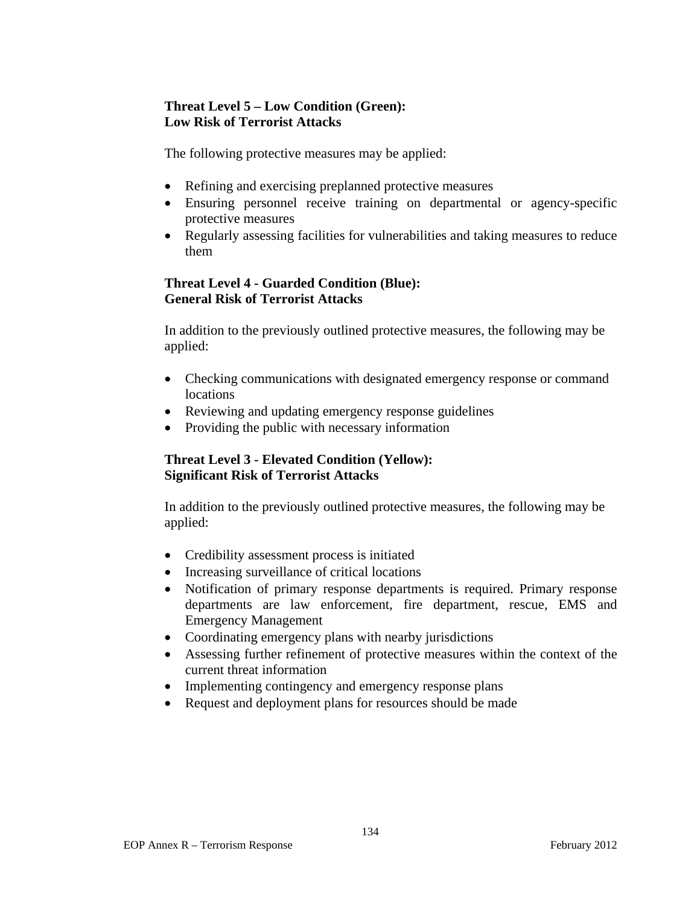**Threat Level 5 – Low Condition (Green):**
**Low Risk of Terrorist Attacks**

The following protective measures may be applied:

- Refining and exercising preplanned protective measures
- Ensuring personnel receive training on departmental or agency-specific protective measures
- Regularly assessing facilities for vulnerabilities and taking measures to reduce them

**Threat Level 4 - Guarded Condition (Blue):**
**General Risk of Terrorist Attacks**

In addition to the previously outlined protective measures, the following may be applied:

- Checking communications with designated emergency response or command locations
- Reviewing and updating emergency response guidelines
- Providing the public with necessary information

**Threat Level 3 - Elevated Condition (Yellow):**
**Significant Risk of Terrorist Attacks**

In addition to the previously outlined protective measures, the following may be applied:

- Credibility assessment process is initiated
- Increasing surveillance of critical locations
- Notification of primary response departments is required. Primary response departments are law enforcement, fire department, rescue, EMS and Emergency Management
- Coordinating emergency plans with nearby jurisdictions
- Assessing further refinement of protective measures within the context of the current threat information
- Implementing contingency and emergency response plans
- Request and deployment plans for resources should be made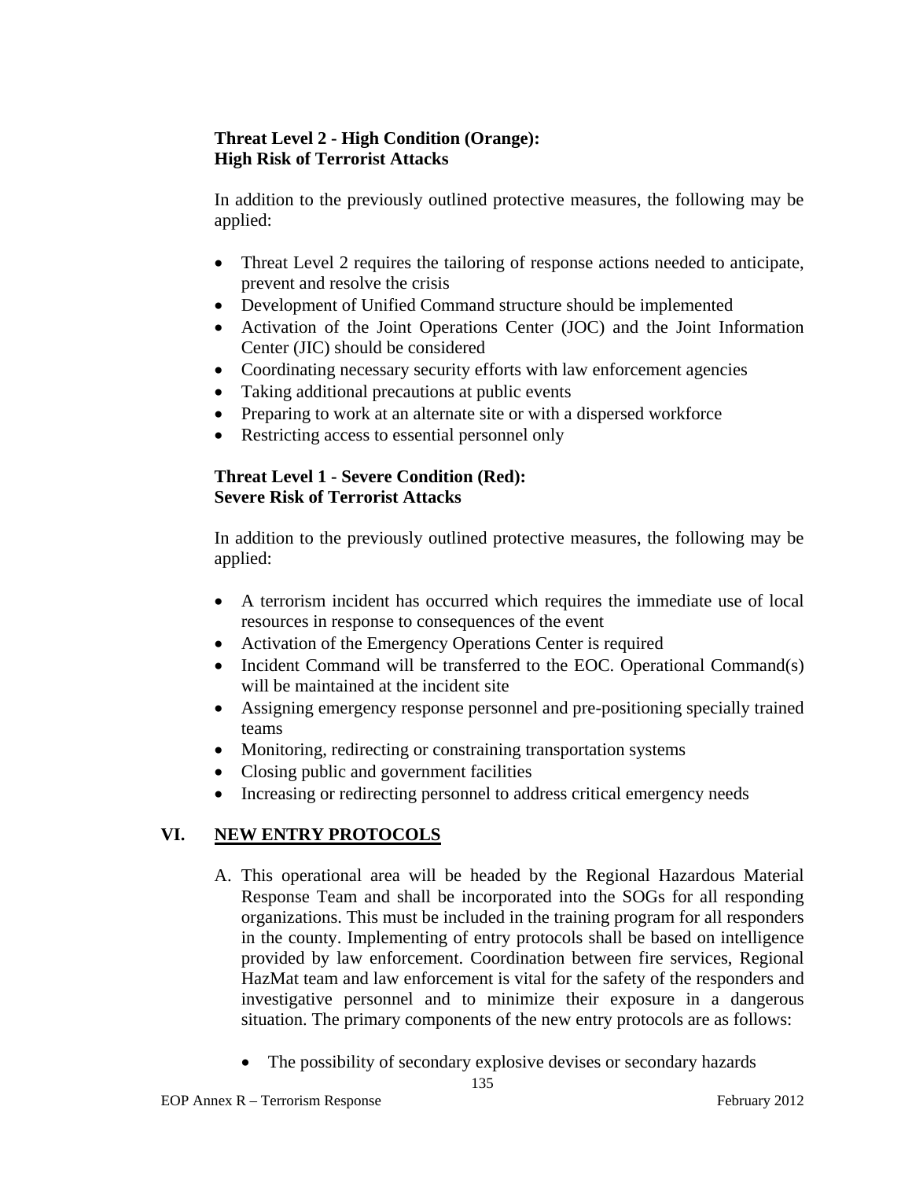**Threat Level 2 - High Condition (Orange):**
**High Risk of Terrorist Attacks**

In addition to the previously outlined protective measures, the following may be applied:

- Threat Level 2 requires the tailoring of response actions needed to anticipate, prevent and resolve the crisis
- Development of Unified Command structure should be implemented
- Activation of the Joint Operations Center (JOC) and the Joint Information Center (JIC) should be considered
- Coordinating necessary security efforts with law enforcement agencies
- Taking additional precautions at public events
- Preparing to work at an alternate site or with a dispersed workforce
- Restricting access to essential personnel only

**Threat Level 1 - Severe Condition (Red):**
**Severe Risk of Terrorist Attacks**

In addition to the previously outlined protective measures, the following may be applied:

- A terrorism incident has occurred which requires the immediate use of local resources in response to consequences of the event
- Activation of the Emergency Operations Center is required
- Incident Command will be transferred to the EOC. Operational Command(s) will be maintained at the incident site
- Assigning emergency response personnel and pre-positioning specially trained teams
- Monitoring, redirecting or constraining transportation systems
- Closing public and government facilities
- Increasing or redirecting personnel to address critical emergency needs

## VI. NEW ENTRY PROTOCOLS

A. This operational area will be headed by the Regional Hazardous Material Response Team and shall be incorporated into the SOGs for all responding organizations. This must be included in the training program for all responders in the county. Implementing of entry protocols shall be based on intelligence provided by law enforcement. Coordination between fire services, Regional HazMat team and law enforcement is vital for the safety of the responders and investigative personnel and to minimize their exposure in a dangerous situation. The primary components of the new entry protocols are as follows:

   - The possibility of secondary explosive devises or secondary hazards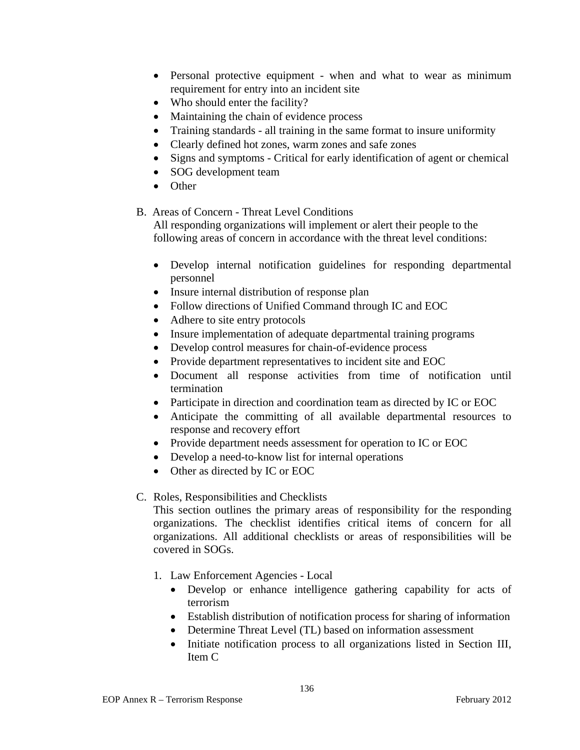- Personal protective equipment - when and what to wear as minimum requirement for entry into an incident site
- Who should enter the facility?
- Maintaining the chain of evidence process
- Training standards - all training in the same format to insure uniformity
- Clearly defined hot zones, warm zones and safe zones
- Signs and symptoms - Critical for early identification of agent or chemical
- SOG development team
- Other

B. Areas of Concern - Threat Level Conditions

All responding organizations will implement or alert their people to the following areas of concern in accordance with the threat level conditions:

- Develop internal notification guidelines for responding departmental personnel
- Insure internal distribution of response plan
- Follow directions of Unified Command through IC and EOC
- Adhere to site entry protocols
- Insure implementation of adequate departmental training programs
- Develop control measures for chain-of-evidence process
- Provide department representatives to incident site and EOC
- Document all response activities from time of notification until termination
- Participate in direction and coordination team as directed by IC or EOC
- Anticipate the committing of all available departmental resources to response and recovery effort
- Provide department needs assessment for operation to IC or EOC
- Develop a need-to-know list for internal operations
- Other as directed by IC or EOC

C. Roles, Responsibilities and Checklists

This section outlines the primary areas of responsibility for the responding organizations. The checklist identifies critical items of concern for all organizations. All additional checklists or areas of responsibilities will be covered in SOGs.

1. Law Enforcement Agencies - Local
   - Develop or enhance intelligence gathering capability for acts of terrorism
   - Establish distribution of notification process for sharing of information
   - Determine Threat Level (TL) based on information assessment
   - Initiate notification process to all organizations listed in Section III, Item C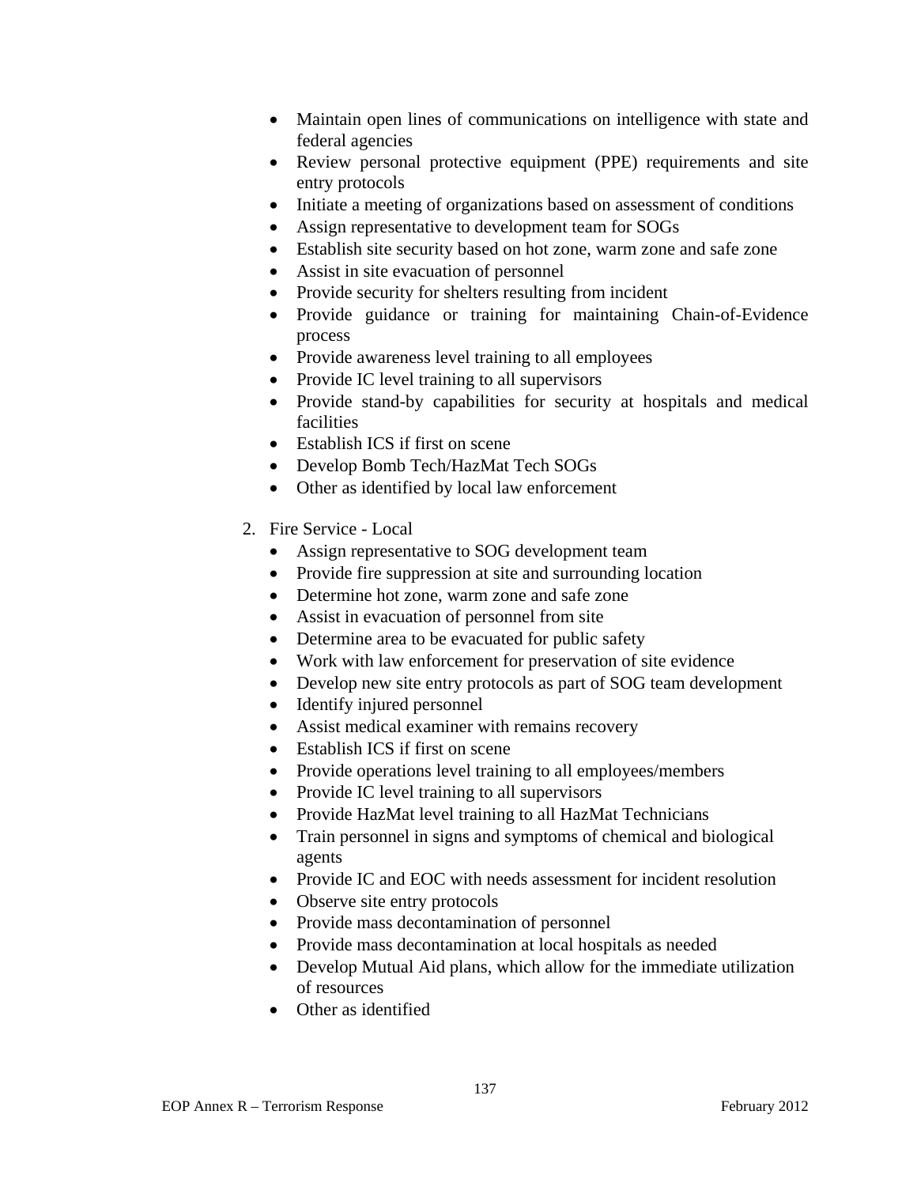- Maintain open lines of communications on intelligence with state and federal agencies
- Review personal protective equipment (PPE) requirements and site entry protocols
- Initiate a meeting of organizations based on assessment of conditions
- Assign representative to development team for SOGs
- Establish site security based on hot zone, warm zone and safe zone
- Assist in site evacuation of personnel
- Provide security for shelters resulting from incident
- Provide guidance or training for maintaining Chain-of-Evidence process
- Provide awareness level training to all employees
- Provide IC level training to all supervisors
- Provide stand-by capabilities for security at hospitals and medical facilities
- Establish ICS if first on scene
- Develop Bomb Tech/HazMat Tech SOGs
- Other as identified by local law enforcement

2. Fire Service - Local
   - Assign representative to SOG development team
   - Provide fire suppression at site and surrounding location
   - Determine hot zone, warm zone and safe zone
   - Assist in evacuation of personnel from site
   - Determine area to be evacuated for public safety
   - Work with law enforcement for preservation of site evidence
   - Develop new site entry protocols as part of SOG team development
   - Identify injured personnel
   - Assist medical examiner with remains recovery
   - Establish ICS if first on scene
   - Provide operations level training to all employees/members
   - Provide IC level training to all supervisors
   - Provide HazMat level training to all HazMat Technicians
   - Train personnel in signs and symptoms of chemical and biological agents
   - Provide IC and EOC with needs assessment for incident resolution
   - Observe site entry protocols
   - Provide mass decontamination of personnel
   - Provide mass decontamination at local hospitals as needed
   - Develop Mutual Aid plans, which allow for the immediate utilization of resources
   - Other as identified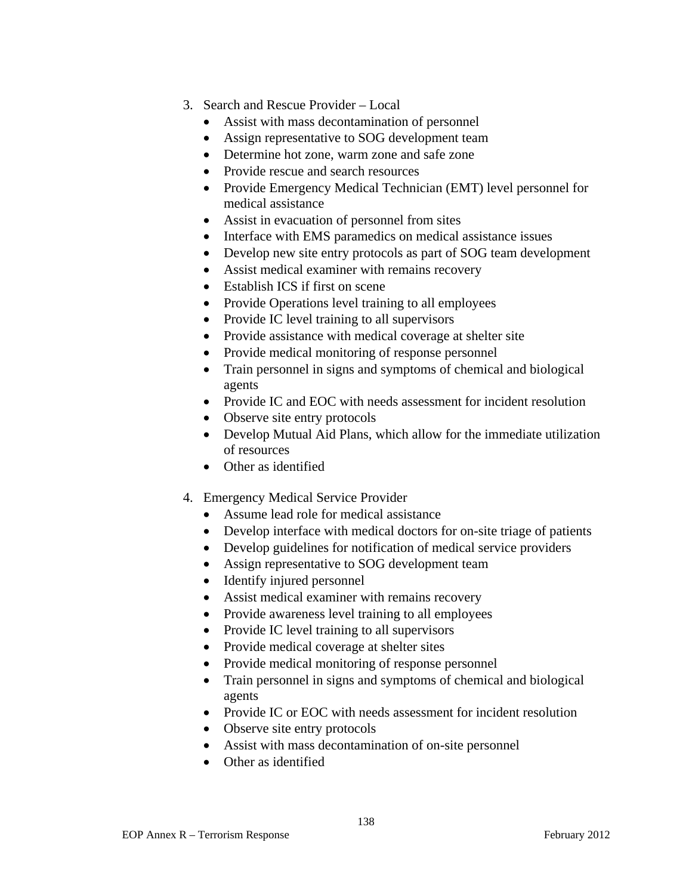3. Search and Rescue Provider – Local
   - Assist with mass decontamination of personnel
   - Assign representative to SOG development team
   - Determine hot zone, warm zone and safe zone
   - Provide rescue and search resources
   - Provide Emergency Medical Technician (EMT) level personnel for medical assistance
   - Assist in evacuation of personnel from sites
   - Interface with EMS paramedics on medical assistance issues
   - Develop new site entry protocols as part of SOG team development
   - Assist medical examiner with remains recovery
   - Establish ICS if first on scene
   - Provide Operations level training to all employees
   - Provide IC level training to all supervisors
   - Provide assistance with medical coverage at shelter site
   - Provide medical monitoring of response personnel
   - Train personnel in signs and symptoms of chemical and biological agents
   - Provide IC and EOC with needs assessment for incident resolution
   - Observe site entry protocols
   - Develop Mutual Aid Plans, which allow for the immediate utilization of resources
   - Other as identified

4. Emergency Medical Service Provider
   - Assume lead role for medical assistance
   - Develop interface with medical doctors for on-site triage of patients
   - Develop guidelines for notification of medical service providers
   - Assign representative to SOG development team
   - Identify injured personnel
   - Assist medical examiner with remains recovery
   - Provide awareness level training to all employees
   - Provide IC level training to all supervisors
   - Provide medical coverage at shelter sites
   - Provide medical monitoring of response personnel
   - Train personnel in signs and symptoms of chemical and biological agents
   - Provide IC or EOC with needs assessment for incident resolution
   - Observe site entry protocols
   - Assist with mass decontamination of on-site personnel
   - Other as identified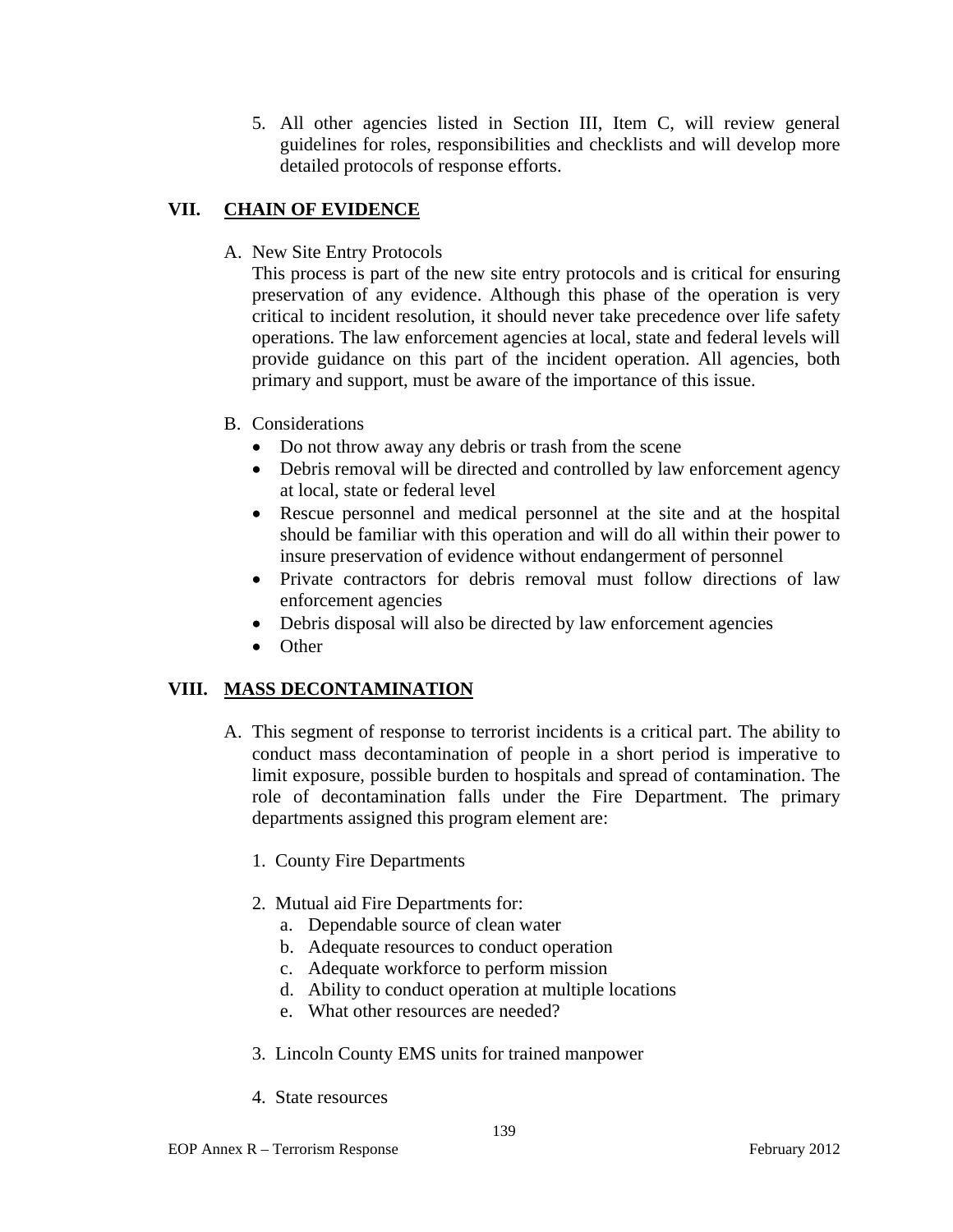5. All other agencies listed in Section III, Item C, will review general guidelines for roles, responsibilities and checklists and will develop more detailed protocols of response efforts.

## VII. CHAIN OF EVIDENCE

A. New Site Entry Protocols

This process is part of the new site entry protocols and is critical for ensuring preservation of any evidence. Although this phase of the operation is very critical to incident resolution, it should never take precedence over life safety operations. The law enforcement agencies at local, state and federal levels will provide guidance on this part of the incident operation. All agencies, both primary and support, must be aware of the importance of this issue.

B. Considerations

- Do not throw away any debris or trash from the scene
- Debris removal will be directed and controlled by law enforcement agency at local, state or federal level
- Rescue personnel and medical personnel at the site and at the hospital should be familiar with this operation and will do all within their power to insure preservation of evidence without endangerment of personnel
- Private contractors for debris removal must follow directions of law enforcement agencies
- Debris disposal will also be directed by law enforcement agencies
- Other

## VIII. MASS DECONTAMINATION

A. This segment of response to terrorist incidents is a critical part. The ability to conduct mass decontamination of people in a short period is imperative to limit exposure, possible burden to hospitals and spread of contamination. The role of decontamination falls under the Fire Department. The primary departments assigned this program element are:

1. County Fire Departments

2. Mutual aid Fire Departments for:
   a. Dependable source of clean water
   b. Adequate resources to conduct operation
   c. Adequate workforce to perform mission
   d. Ability to conduct operation at multiple locations
   e. What other resources are needed?

3. Lincoln County EMS units for trained manpower

4. State resources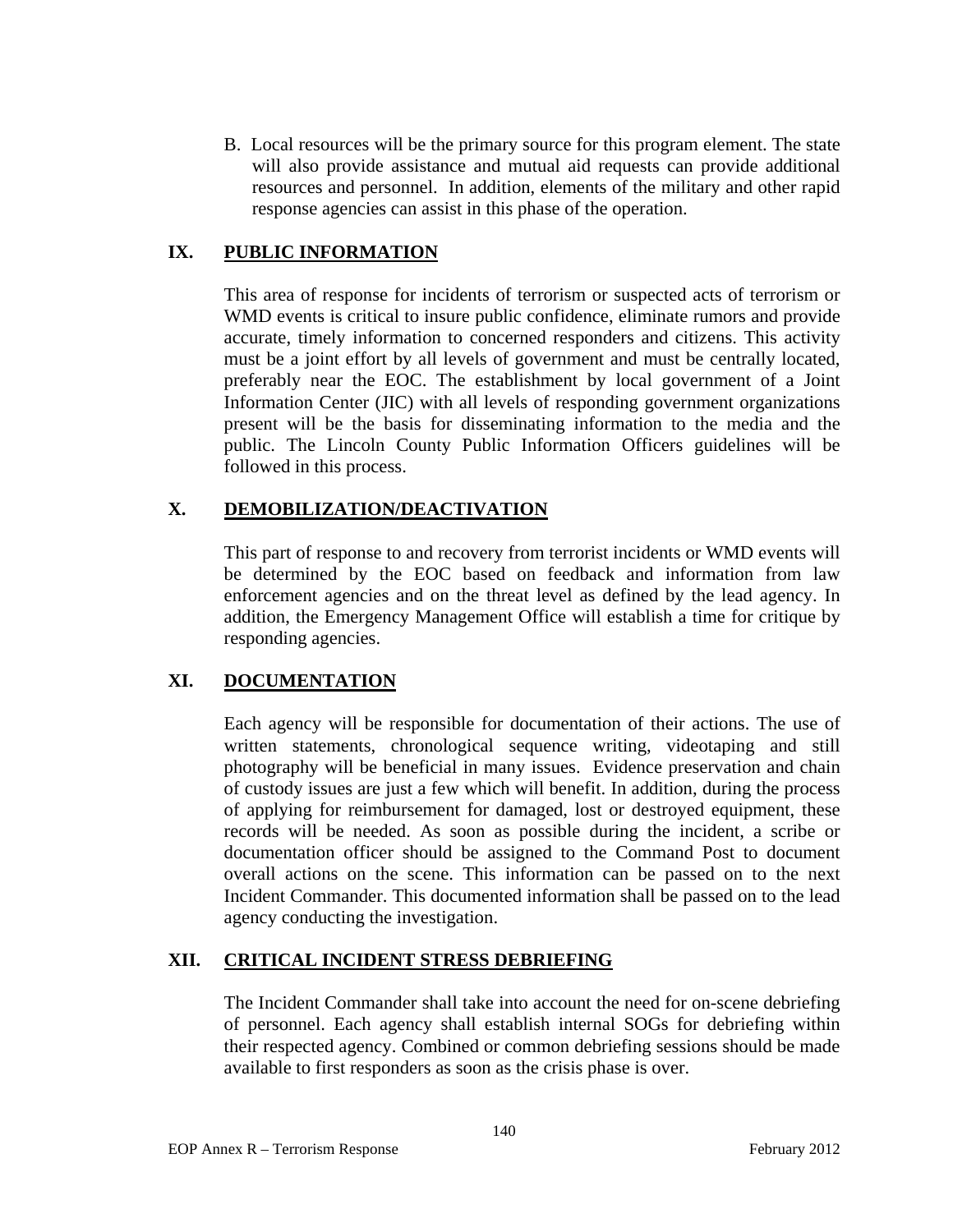B. Local resources will be the primary source for this program element. The state will also provide assistance and mutual aid requests can provide additional resources and personnel. In addition, elements of the military and other rapid response agencies can assist in this phase of the operation.

## IX. PUBLIC INFORMATION

This area of response for incidents of terrorism or suspected acts of terrorism or WMD events is critical to insure public confidence, eliminate rumors and provide accurate, timely information to concerned responders and citizens. This activity must be a joint effort by all levels of government and must be centrally located, preferably near the EOC. The establishment by local government of a Joint Information Center (JIC) with all levels of responding government organizations present will be the basis for disseminating information to the media and the public. The Lincoln County Public Information Officers guidelines will be followed in this process.

## X. DEMOBILIZATION/DEACTIVATION

This part of response to and recovery from terrorist incidents or WMD events will be determined by the EOC based on feedback and information from law enforcement agencies and on the threat level as defined by the lead agency. In addition, the Emergency Management Office will establish a time for critique by responding agencies.

## XI. DOCUMENTATION

Each agency will be responsible for documentation of their actions. The use of written statements, chronological sequence writing, videotaping and still photography will be beneficial in many issues. Evidence preservation and chain of custody issues are just a few which will benefit. In addition, during the process of applying for reimbursement for damaged, lost or destroyed equipment, these records will be needed. As soon as possible during the incident, a scribe or documentation officer should be assigned to the Command Post to document overall actions on the scene. This information can be passed on to the next Incident Commander. This documented information shall be passed on to the lead agency conducting the investigation.

## XII. CRITICAL INCIDENT STRESS DEBRIEFING

The Incident Commander shall take into account the need for on-scene debriefing of personnel. Each agency shall establish internal SOGs for debriefing within their respected agency. Combined or common debriefing sessions should be made available to first responders as soon as the crisis phase is over.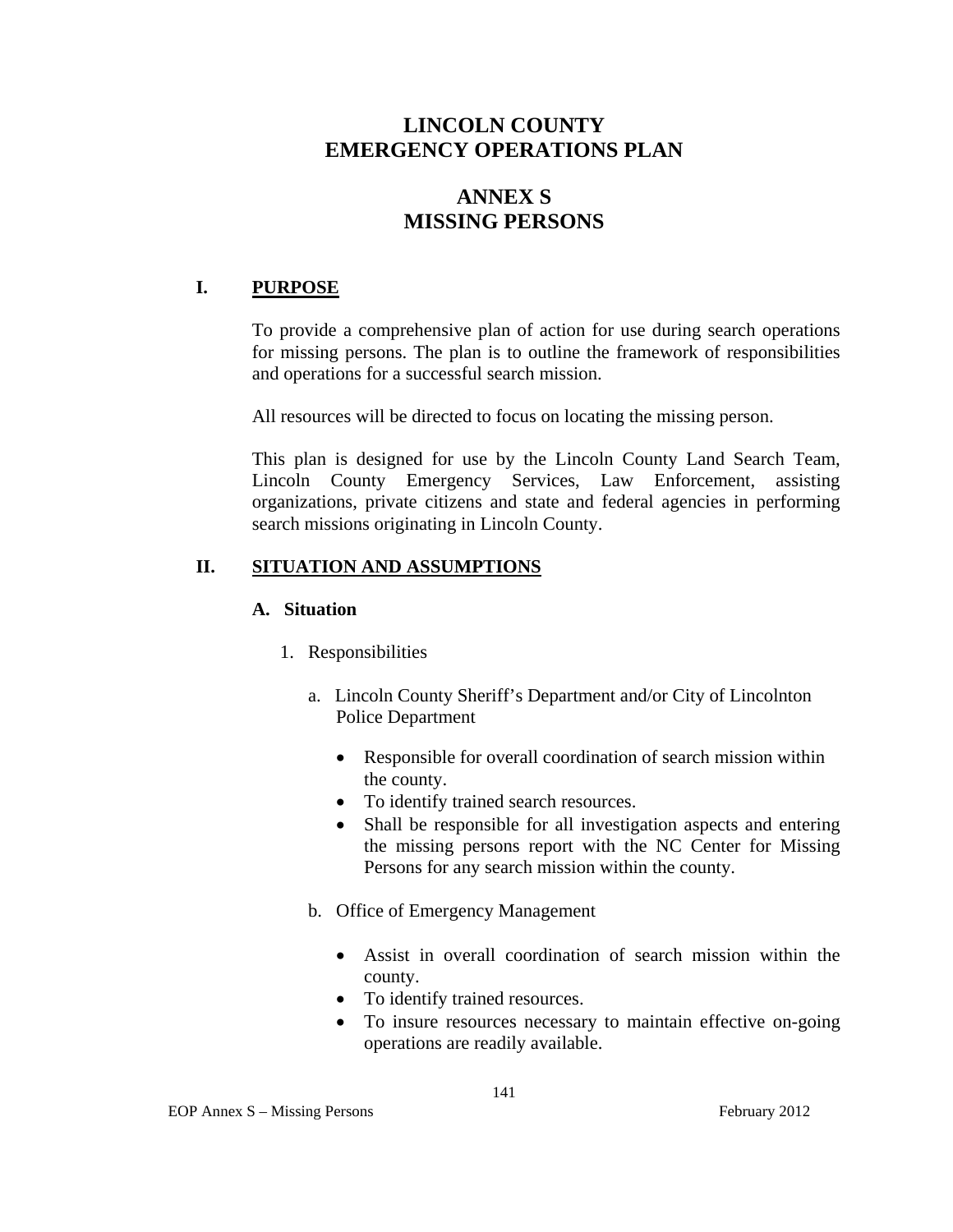# LINCOLN COUNTY
# EMERGENCY OPERATIONS PLAN

# ANNEX S
# MISSING PERSONS

## I. PURPOSE

To provide a comprehensive plan of action for use during search operations for missing persons. The plan is to outline the framework of responsibilities and operations for a successful search mission.

All resources will be directed to focus on locating the missing person.

This plan is designed for use by the Lincoln County Land Search Team, Lincoln County Emergency Services, Law Enforcement, assisting organizations, private citizens and state and federal agencies in performing search missions originating in Lincoln County.

## II. SITUATION AND ASSUMPTIONS

### A. Situation

1. Responsibilities

   a. Lincoln County Sheriff's Department and/or City of Lincolnton Police Department

      - Responsible for overall coordination of search mission within the county.
      - To identify trained search resources.
      - Shall be responsible for all investigation aspects and entering the missing persons report with the NC Center for Missing Persons for any search mission within the county.

   b. Office of Emergency Management

      - Assist in overall coordination of search mission within the county.
      - To identify trained resources.
      - To insure resources necessary to maintain effective on-going operations are readily available.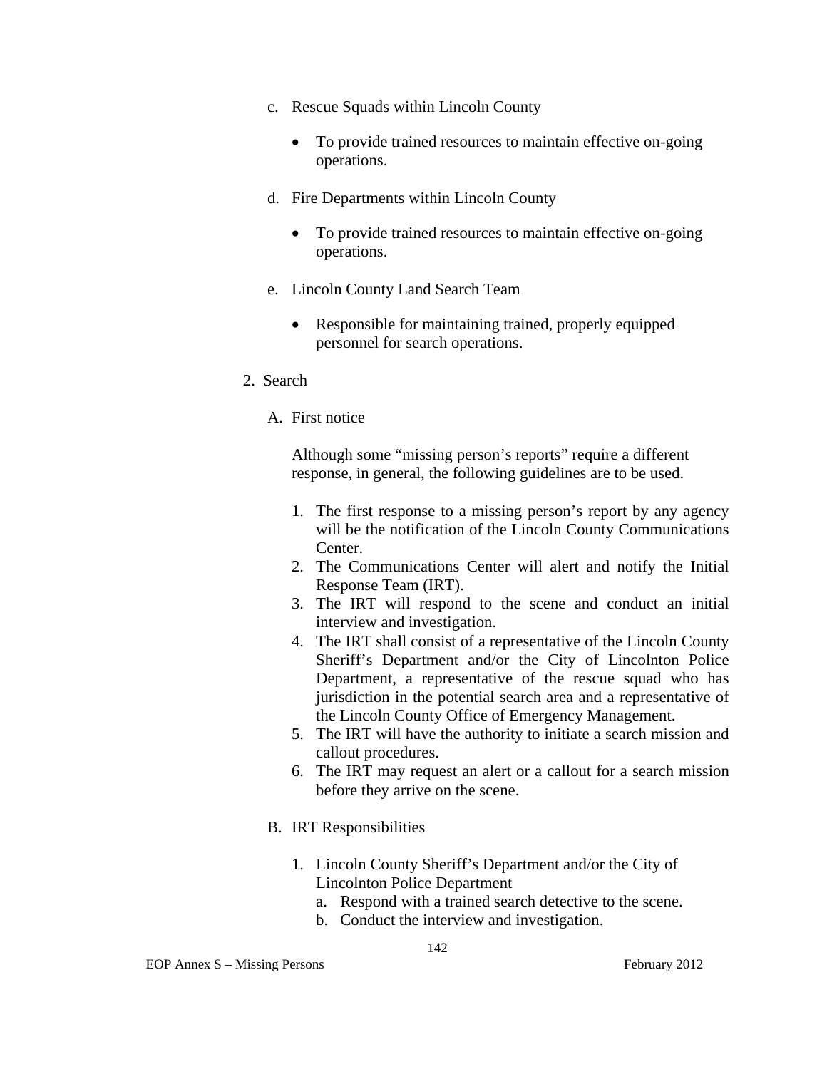c. Rescue Squads within Lincoln County

- To provide trained resources to maintain effective on-going operations.

d. Fire Departments within Lincoln County

- To provide trained resources to maintain effective on-going operations.

e. Lincoln County Land Search Team

- Responsible for maintaining trained, properly equipped personnel for search operations.

2. Search

A. First notice

Although some “missing person’s reports” require a different response, in general, the following guidelines are to be used.

1. The first response to a missing person’s report by any agency will be the notification of the Lincoln County Communications Center.
2. The Communications Center will alert and notify the Initial Response Team (IRT).
3. The IRT will respond to the scene and conduct an initial interview and investigation.
4. The IRT shall consist of a representative of the Lincoln County Sheriff’s Department and/or the City of Lincolnton Police Department, a representative of the rescue squad who has jurisdiction in the potential search area and a representative of the Lincoln County Office of Emergency Management.
5. The IRT will have the authority to initiate a search mission and callout procedures.
6. The IRT may request an alert or a callout for a search mission before they arrive on the scene.

B. IRT Responsibilities

1. Lincoln County Sheriff’s Department and/or the City of Lincolnton Police Department
   a. Respond with a trained search detective to the scene.
   b. Conduct the interview and investigation.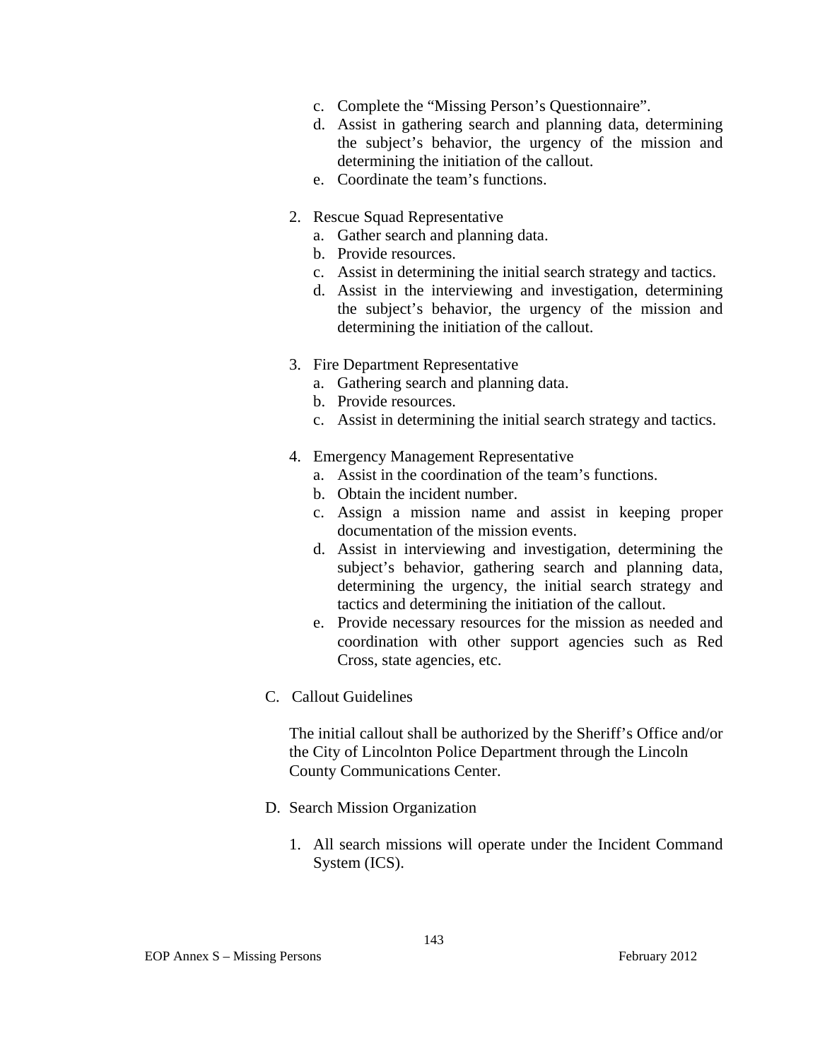c. Complete the “Missing Person’s Questionnaire”.
d. Assist in gathering search and planning data, determining the subject’s behavior, the urgency of the mission and determining the initiation of the callout.
e. Coordinate the team’s functions.

2. Rescue Squad Representative
   a. Gather search and planning data.
   b. Provide resources.
   c. Assist in determining the initial search strategy and tactics.
   d. Assist in the interviewing and investigation, determining the subject’s behavior, the urgency of the mission and determining the initiation of the callout.

3. Fire Department Representative
   a. Gathering search and planning data.
   b. Provide resources.
   c. Assist in determining the initial search strategy and tactics.

4. Emergency Management Representative
   a. Assist in the coordination of the team’s functions.
   b. Obtain the incident number.
   c. Assign a mission name and assist in keeping proper documentation of the mission events.
   d. Assist in interviewing and investigation, determining the subject’s behavior, gathering search and planning data, determining the urgency, the initial search strategy and tactics and determining the initiation of the callout.
   e. Provide necessary resources for the mission as needed and coordination with other support agencies such as Red Cross, state agencies, etc.

C. Callout Guidelines

The initial callout shall be authorized by the Sheriff’s Office and/or the City of Lincolnton Police Department through the Lincoln County Communications Center.

D. Search Mission Organization

1. All search missions will operate under the Incident Command System (ICS).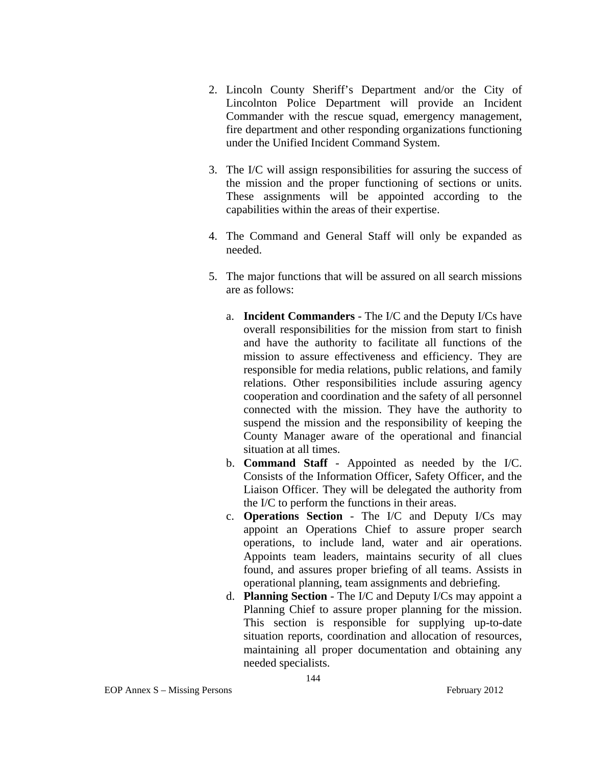2. Lincoln County Sheriff's Department and/or the City of Lincolnton Police Department will provide an Incident Commander with the rescue squad, emergency management, fire department and other responding organizations functioning under the Unified Incident Command System.

3. The I/C will assign responsibilities for assuring the success of the mission and the proper functioning of sections or units. These assignments will be appointed according to the capabilities within the areas of their expertise.

4. The Command and General Staff will only be expanded as needed.

5. The major functions that will be assured on all search missions are as follows:

   a. **Incident Commanders** - The I/C and the Deputy I/Cs have overall responsibilities for the mission from start to finish and have the authority to facilitate all functions of the mission to assure effectiveness and efficiency. They are responsible for media relations, public relations, and family relations. Other responsibilities include assuring agency cooperation and coordination and the safety of all personnel connected with the mission. They have the authority to suspend the mission and the responsibility of keeping the County Manager aware of the operational and financial situation at all times.
   b. **Command Staff** - Appointed as needed by the I/C. Consists of the Information Officer, Safety Officer, and the Liaison Officer. They will be delegated the authority from the I/C to perform the functions in their areas.
   c. **Operations Section** - The I/C and Deputy I/Cs may appoint an Operations Chief to assure proper search operations, to include land, water and air operations. Appoints team leaders, maintains security of all clues found, and assures proper briefing of all teams. Assists in operational planning, team assignments and debriefing.
   d. **Planning Section** - The I/C and Deputy I/Cs may appoint a Planning Chief to assure proper planning for the mission. This section is responsible for supplying up-to-date situation reports, coordination and allocation of resources, maintaining all proper documentation and obtaining any needed specialists.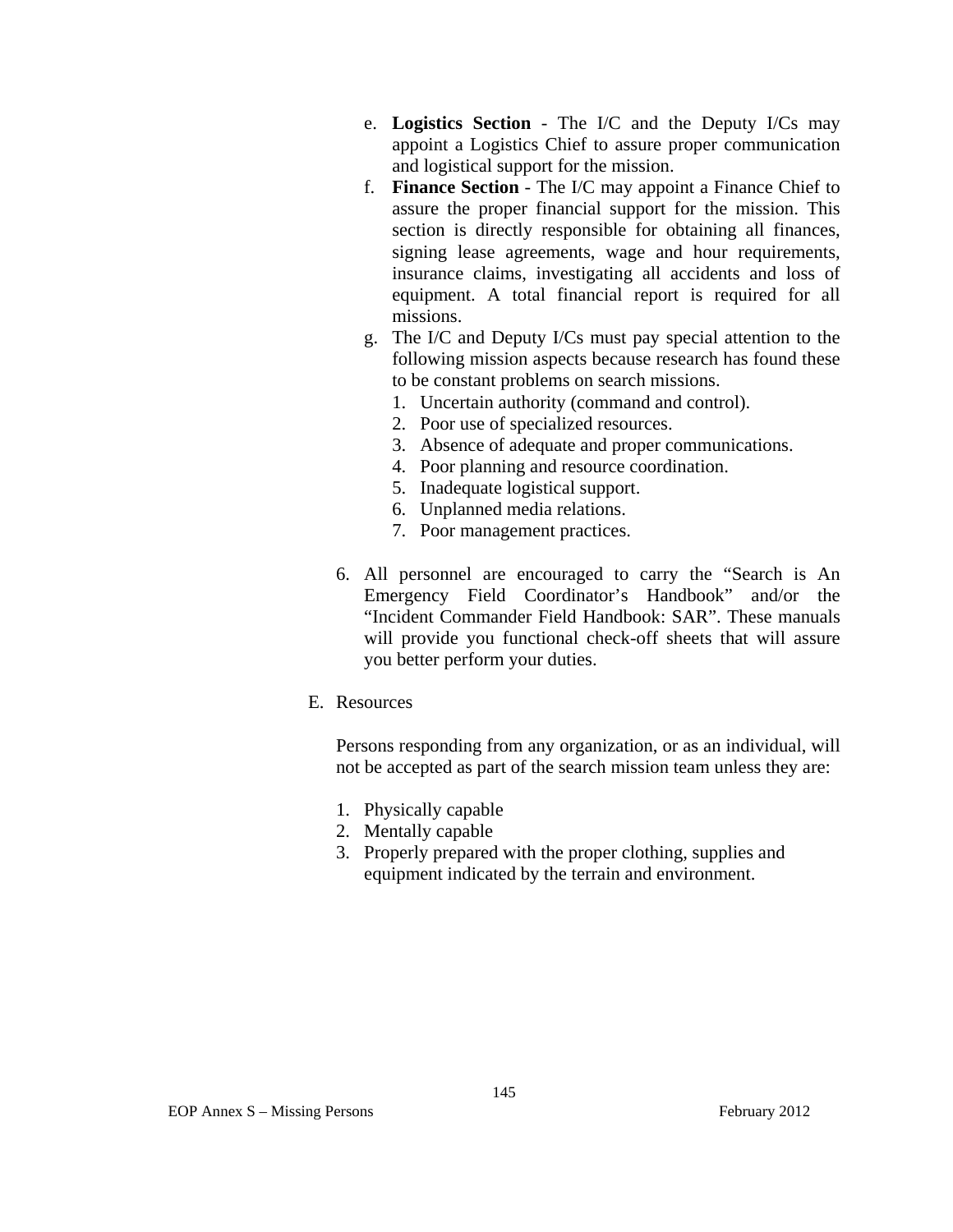e. **Logistics Section** - The I/C and the Deputy I/Cs may appoint a Logistics Chief to assure proper communication and logistical support for the mission.

f. **Finance Section** - The I/C may appoint a Finance Chief to assure the proper financial support for the mission. This section is directly responsible for obtaining all finances, signing lease agreements, wage and hour requirements, insurance claims, investigating all accidents and loss of equipment. A total financial report is required for all missions.

g. The I/C and Deputy I/Cs must pay special attention to the following mission aspects because research has found these to be constant problems on search missions.
   1. Uncertain authority (command and control).
   2. Poor use of specialized resources.
   3. Absence of adequate and proper communications.
   4. Poor planning and resource coordination.
   5. Inadequate logistical support.
   6. Unplanned media relations.
   7. Poor management practices.

6. All personnel are encouraged to carry the “Search is An Emergency Field Coordinator’s Handbook” and/or the “Incident Commander Field Handbook: SAR”. These manuals will provide you functional check-off sheets that will assure you better perform your duties.

E. Resources

Persons responding from any organization, or as an individual, will not be accepted as part of the search mission team unless they are:

1. Physically capable
2. Mentally capable
3. Properly prepared with the proper clothing, supplies and equipment indicated by the terrain and environment.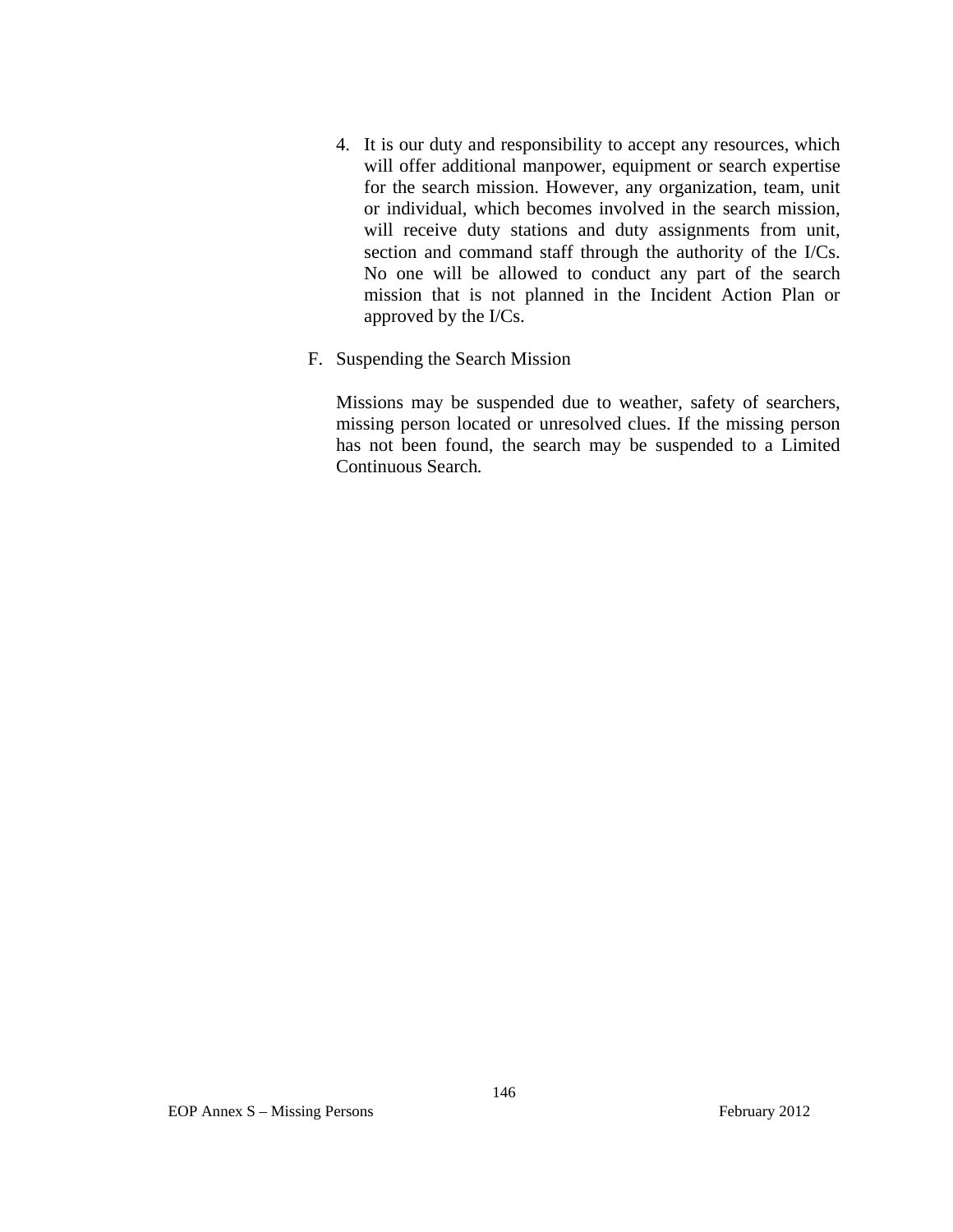4. It is our duty and responsibility to accept any resources, which will offer additional manpower, equipment or search expertise for the search mission. However, any organization, team, unit or individual, which becomes involved in the search mission, will receive duty stations and duty assignments from unit, section and command staff through the authority of the I/Cs. No one will be allowed to conduct any part of the search mission that is not planned in the Incident Action Plan or approved by the I/Cs.

F. Suspending the Search Mission

Missions may be suspended due to weather, safety of searchers, missing person located or unresolved clues. If the missing person has not been found, the search may be suspended to a Limited Continuous Search.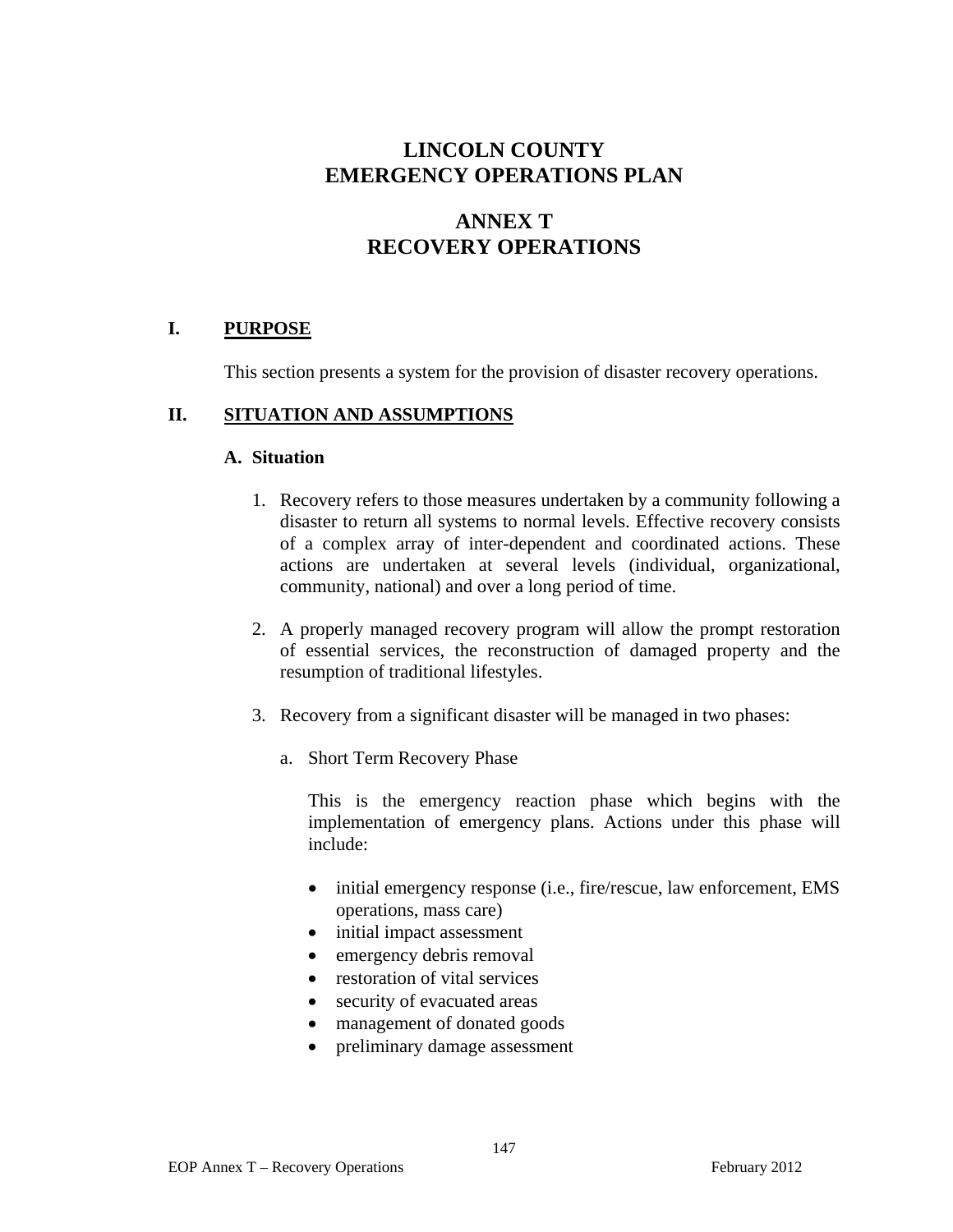# LINCOLN COUNTY
# EMERGENCY OPERATIONS PLAN

# ANNEX T
# RECOVERY OPERATIONS

## I. PURPOSE

This section presents a system for the provision of disaster recovery operations.

## II. SITUATION AND ASSUMPTIONS

### A. Situation

1. Recovery refers to those measures undertaken by a community following a disaster to return all systems to normal levels. Effective recovery consists of a complex array of inter-dependent and coordinated actions. These actions are undertaken at several levels (individual, organizational, community, national) and over a long period of time.

2. A properly managed recovery program will allow the prompt restoration of essential services, the reconstruction of damaged property and the resumption of traditional lifestyles.

3. Recovery from a significant disaster will be managed in two phases:

   a. Short Term Recovery Phase

      This is the emergency reaction phase which begins with the implementation of emergency plans. Actions under this phase will include:

      - initial emergency response (i.e., fire/rescue, law enforcement, EMS operations, mass care)
      - initial impact assessment
      - emergency debris removal
      - restoration of vital services
      - security of evacuated areas
      - management of donated goods
      - preliminary damage assessment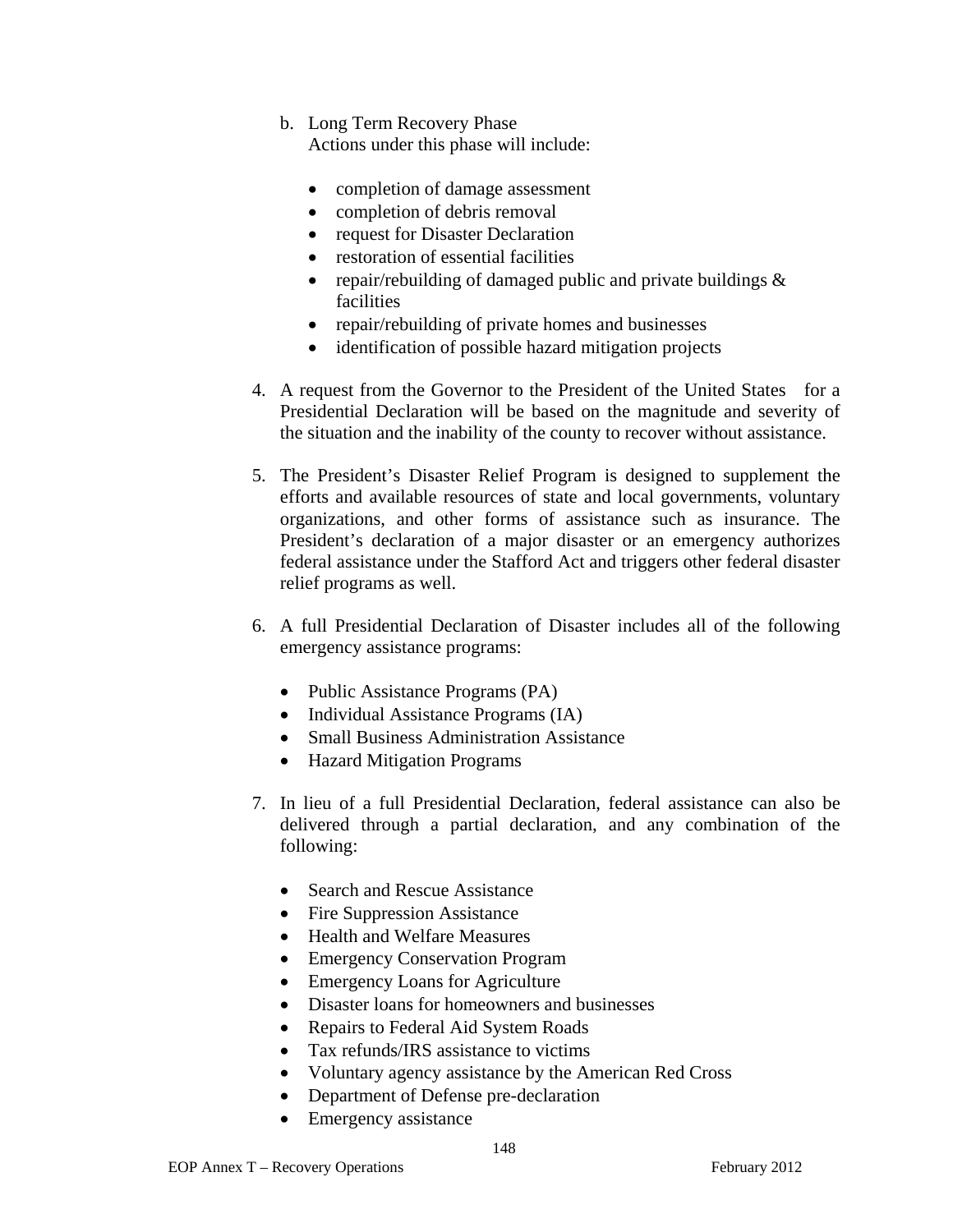b. Long Term Recovery Phase
   Actions under this phase will include:

   - completion of damage assessment
   - completion of debris removal
   - request for Disaster Declaration
   - restoration of essential facilities
   - repair/rebuilding of damaged public and private buildings & facilities
   - repair/rebuilding of private homes and businesses
   - identification of possible hazard mitigation projects

4. A request from the Governor to the President of the United States for a Presidential Declaration will be based on the magnitude and severity of the situation and the inability of the county to recover without assistance.

5. The President's Disaster Relief Program is designed to supplement the efforts and available resources of state and local governments, voluntary organizations, and other forms of assistance such as insurance. The President's declaration of a major disaster or an emergency authorizes federal assistance under the Stafford Act and triggers other federal disaster relief programs as well.

6. A full Presidential Declaration of Disaster includes all of the following emergency assistance programs:

   - Public Assistance Programs (PA)
   - Individual Assistance Programs (IA)
   - Small Business Administration Assistance
   - Hazard Mitigation Programs

7. In lieu of a full Presidential Declaration, federal assistance can also be delivered through a partial declaration, and any combination of the following:

   - Search and Rescue Assistance
   - Fire Suppression Assistance
   - Health and Welfare Measures
   - Emergency Conservation Program
   - Emergency Loans for Agriculture
   - Disaster loans for homeowners and businesses
   - Repairs to Federal Aid System Roads
   - Tax refunds/IRS assistance to victims
   - Voluntary agency assistance by the American Red Cross
   - Department of Defense pre-declaration
   - Emergency assistance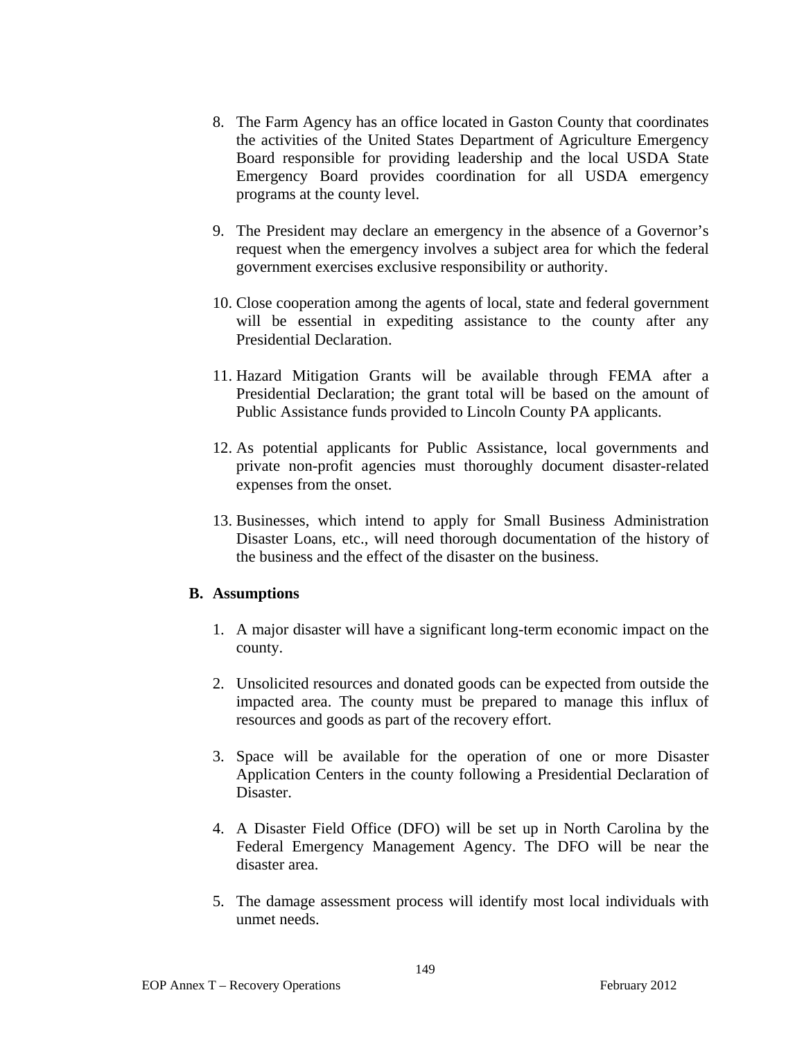8. The Farm Agency has an office located in Gaston County that coordinates the activities of the United States Department of Agriculture Emergency Board responsible for providing leadership and the local USDA State Emergency Board provides coordination for all USDA emergency programs at the county level.

9. The President may declare an emergency in the absence of a Governor's request when the emergency involves a subject area for which the federal government exercises exclusive responsibility or authority.

10. Close cooperation among the agents of local, state and federal government will be essential in expediting assistance to the county after any Presidential Declaration.

11. Hazard Mitigation Grants will be available through FEMA after a Presidential Declaration; the grant total will be based on the amount of Public Assistance funds provided to Lincoln County PA applicants.

12. As potential applicants for Public Assistance, local governments and private non-profit agencies must thoroughly document disaster-related expenses from the onset.

13. Businesses, which intend to apply for Small Business Administration Disaster Loans, etc., will need thorough documentation of the history of the business and the effect of the disaster on the business.

**B. Assumptions**

1. A major disaster will have a significant long-term economic impact on the county.

2. Unsolicited resources and donated goods can be expected from outside the impacted area. The county must be prepared to manage this influx of resources and goods as part of the recovery effort.

3. Space will be available for the operation of one or more Disaster Application Centers in the county following a Presidential Declaration of Disaster.

4. A Disaster Field Office (DFO) will be set up in North Carolina by the Federal Emergency Management Agency. The DFO will be near the disaster area.

5. The damage assessment process will identify most local individuals with unmet needs.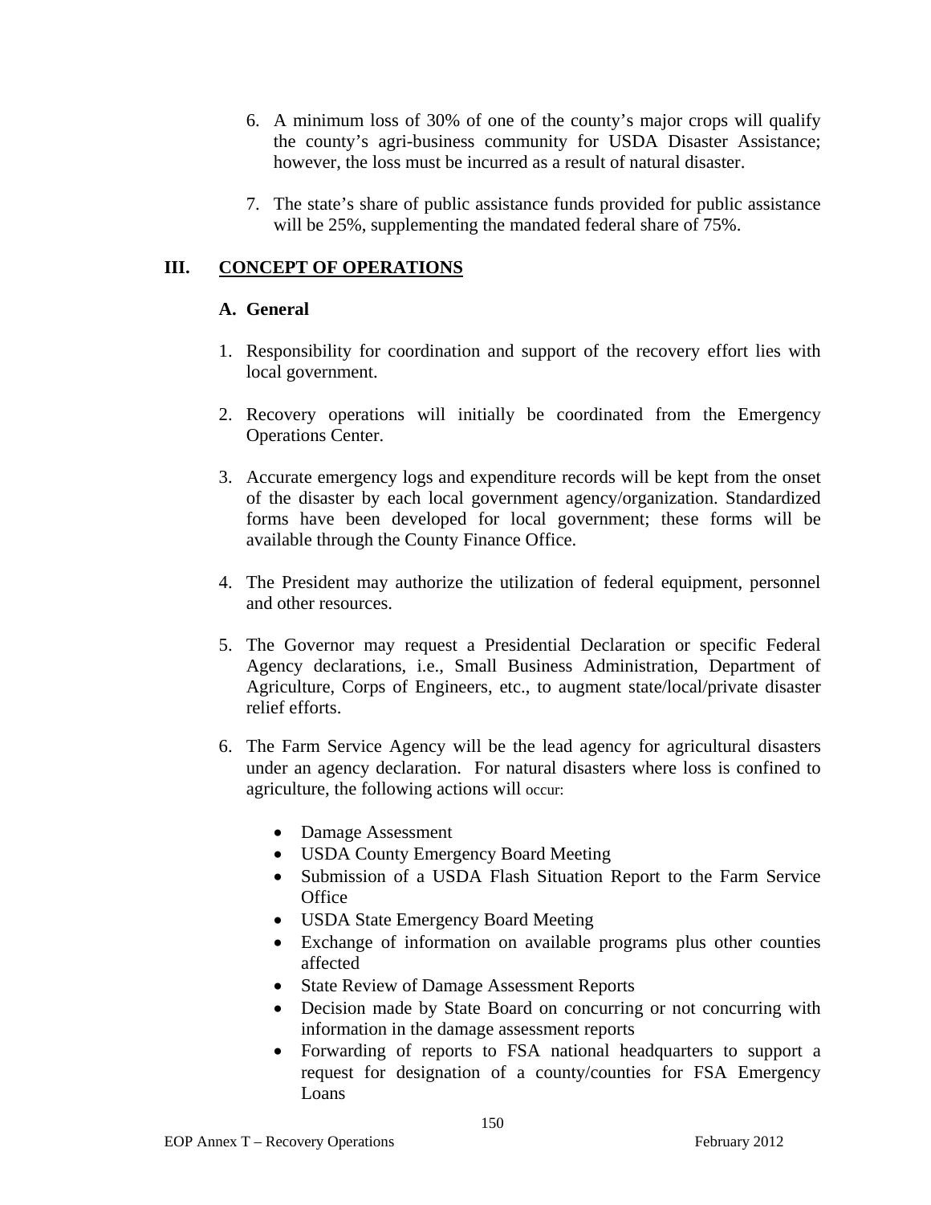6. A minimum loss of 30% of one of the county's major crops will qualify the county's agri-business community for USDA Disaster Assistance; however, the loss must be incurred as a result of natural disaster.

7. The state's share of public assistance funds provided for public assistance will be 25%, supplementing the mandated federal share of 75%.

## III. CONCEPT OF OPERATIONS

### A. General

1. Responsibility for coordination and support of the recovery effort lies with local government.

2. Recovery operations will initially be coordinated from the Emergency Operations Center.

3. Accurate emergency logs and expenditure records will be kept from the onset of the disaster by each local government agency/organization. Standardized forms have been developed for local government; these forms will be available through the County Finance Office.

4. The President may authorize the utilization of federal equipment, personnel and other resources.

5. The Governor may request a Presidential Declaration or specific Federal Agency declarations, i.e., Small Business Administration, Department of Agriculture, Corps of Engineers, etc., to augment state/local/private disaster relief efforts.

6. The Farm Service Agency will be the lead agency for agricultural disasters under an agency declaration. For natural disasters where loss is confined to agriculture, the following actions will occur:

   - Damage Assessment
   - USDA County Emergency Board Meeting
   - Submission of a USDA Flash Situation Report to the Farm Service Office
   - USDA State Emergency Board Meeting
   - Exchange of information on available programs plus other counties affected
   - State Review of Damage Assessment Reports
   - Decision made by State Board on concurring or not concurring with information in the damage assessment reports
   - Forwarding of reports to FSA national headquarters to support a request for designation of a county/counties for FSA Emergency Loans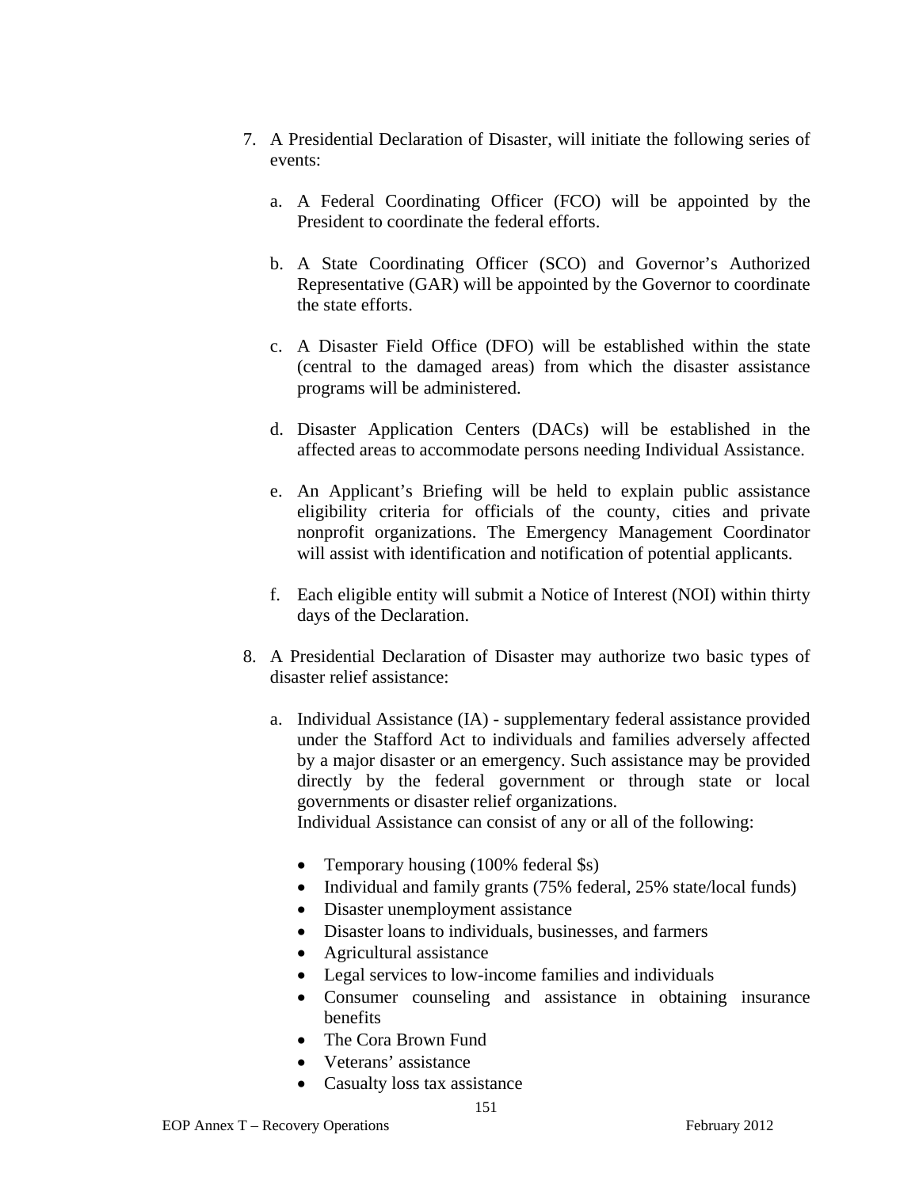7. A Presidential Declaration of Disaster, will initiate the following series of events:

   a. A Federal Coordinating Officer (FCO) will be appointed by the President to coordinate the federal efforts.

   b. A State Coordinating Officer (SCO) and Governor's Authorized Representative (GAR) will be appointed by the Governor to coordinate the state efforts.

   c. A Disaster Field Office (DFO) will be established within the state (central to the damaged areas) from which the disaster assistance programs will be administered.

   d. Disaster Application Centers (DACs) will be established in the affected areas to accommodate persons needing Individual Assistance.

   e. An Applicant's Briefing will be held to explain public assistance eligibility criteria for officials of the county, cities and private nonprofit organizations. The Emergency Management Coordinator will assist with identification and notification of potential applicants.

   f. Each eligible entity will submit a Notice of Interest (NOI) within thirty days of the Declaration.

8. A Presidential Declaration of Disaster may authorize two basic types of disaster relief assistance:

   a. Individual Assistance (IA) - supplementary federal assistance provided under the Stafford Act to individuals and families adversely affected by a major disaster or an emergency. Such assistance may be provided directly by the federal government or through state or local governments or disaster relief organizations.
      Individual Assistance can consist of any or all of the following:

      - Temporary housing (100% federal $s)
      - Individual and family grants (75% federal, 25% state/local funds)
      - Disaster unemployment assistance
      - Disaster loans to individuals, businesses, and farmers
      - Agricultural assistance
      - Legal services to low-income families and individuals
      - Consumer counseling and assistance in obtaining insurance benefits
      - The Cora Brown Fund
      - Veterans' assistance
      - Casualty loss tax assistance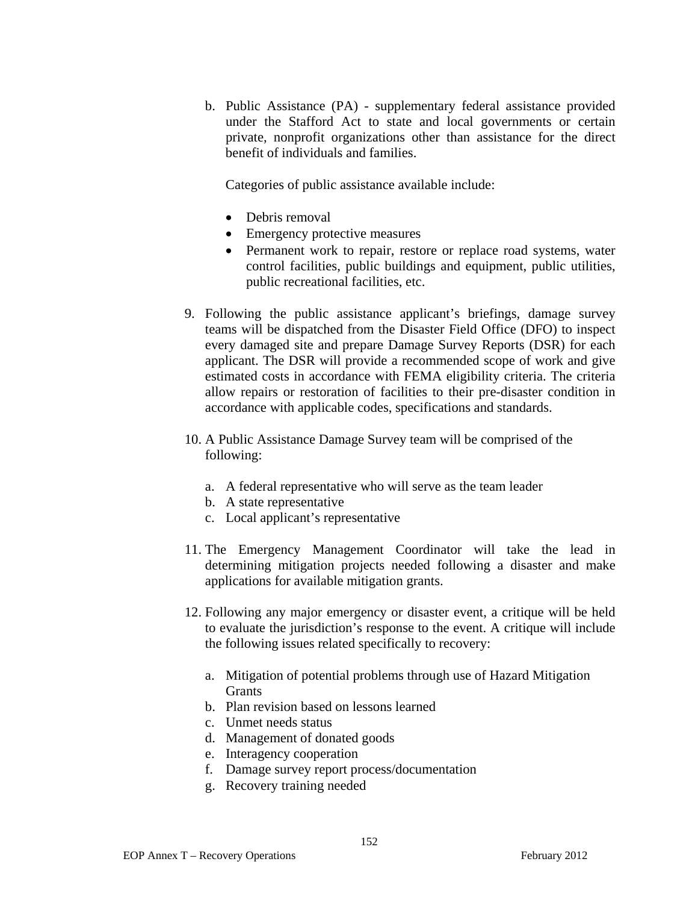b. Public Assistance (PA) - supplementary federal assistance provided under the Stafford Act to state and local governments or certain private, nonprofit organizations other than assistance for the direct benefit of individuals and families.

   Categories of public assistance available include:

   - Debris removal
   - Emergency protective measures
   - Permanent work to repair, restore or replace road systems, water control facilities, public buildings and equipment, public utilities, public recreational facilities, etc.

9. Following the public assistance applicant's briefings, damage survey teams will be dispatched from the Disaster Field Office (DFO) to inspect every damaged site and prepare Damage Survey Reports (DSR) for each applicant. The DSR will provide a recommended scope of work and give estimated costs in accordance with FEMA eligibility criteria. The criteria allow repairs or restoration of facilities to their pre-disaster condition in accordance with applicable codes, specifications and standards.

10. A Public Assistance Damage Survey team will be comprised of the following:

    a. A federal representative who will serve as the team leader
    b. A state representative
    c. Local applicant's representative

11. The Emergency Management Coordinator will take the lead in determining mitigation projects needed following a disaster and make applications for available mitigation grants.

12. Following any major emergency or disaster event, a critique will be held to evaluate the jurisdiction's response to the event. A critique will include the following issues related specifically to recovery:

    a. Mitigation of potential problems through use of Hazard Mitigation Grants
    b. Plan revision based on lessons learned
    c. Unmet needs status
    d. Management of donated goods
    e. Interagency cooperation
    f. Damage survey report process/documentation
    g. Recovery training needed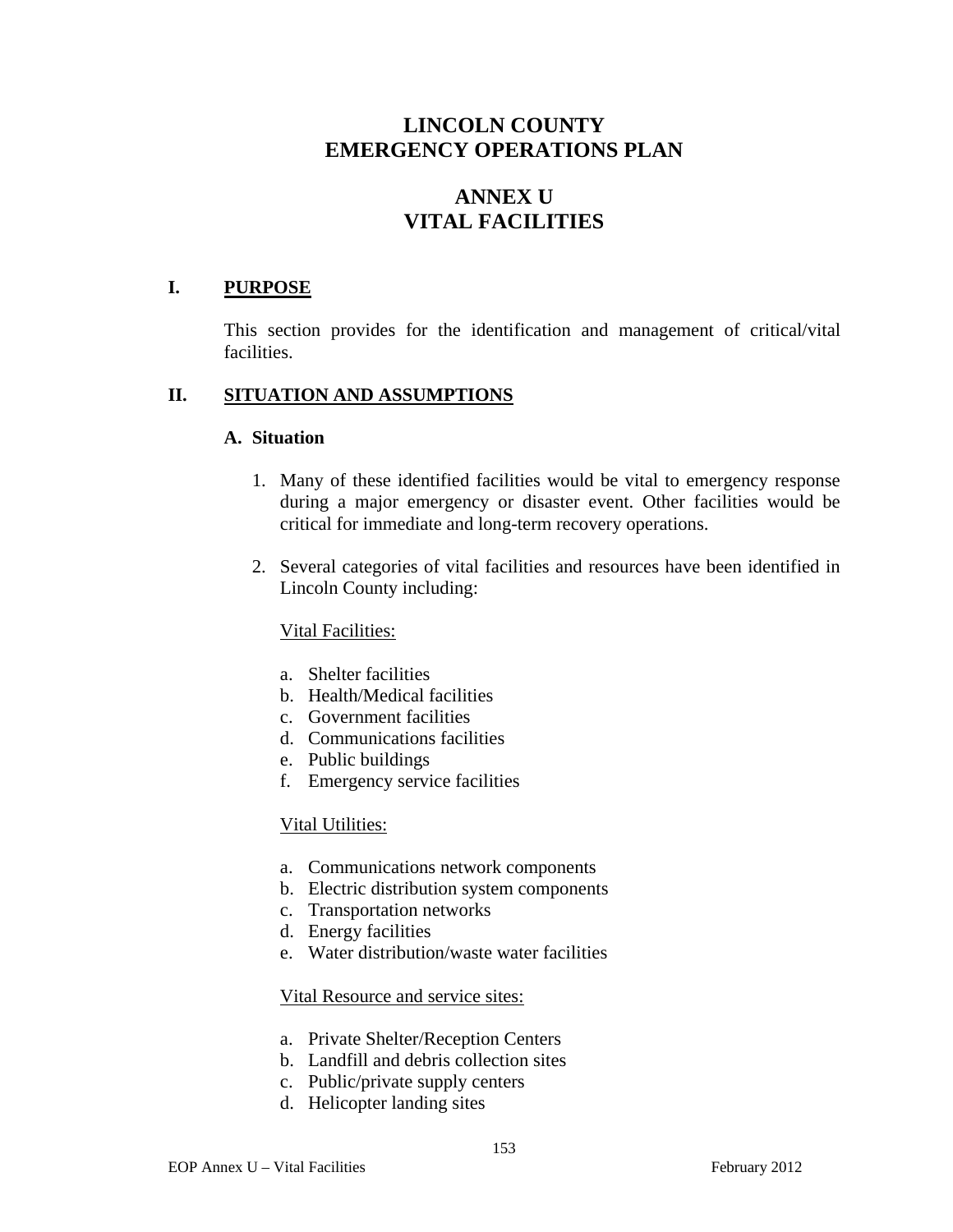# LINCOLN COUNTY
# EMERGENCY OPERATIONS PLAN

# ANNEX U
# VITAL FACILITIES

## I. PURPOSE

This section provides for the identification and management of critical/vital facilities.

## II. SITUATION AND ASSUMPTIONS

### A. Situation

1. Many of these identified facilities would be vital to emergency response during a major emergency or disaster event. Other facilities would be critical for immediate and long-term recovery operations.

2. Several categories of vital facilities and resources have been identified in Lincoln County including:

   Vital Facilities:

   a. Shelter facilities
   b. Health/Medical facilities
   c. Government facilities
   d. Communications facilities
   e. Public buildings
   f. Emergency service facilities

   Vital Utilities:

   a. Communications network components
   b. Electric distribution system components
   c. Transportation networks
   d. Energy facilities
   e. Water distribution/waste water facilities

   Vital Resource and service sites:

   a. Private Shelter/Reception Centers
   b. Landfill and debris collection sites
   c. Public/private supply centers
   d. Helicopter landing sites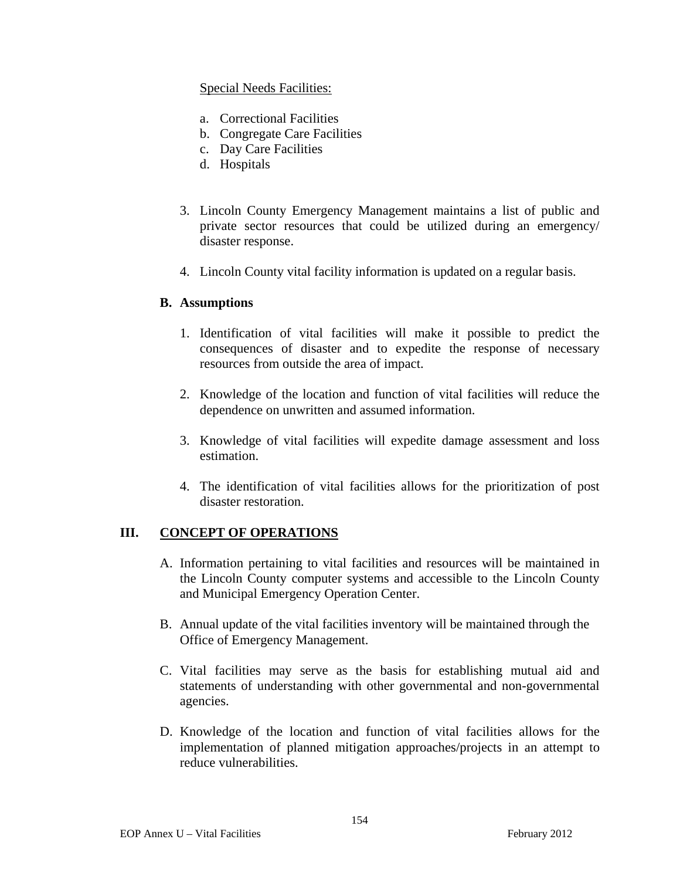Special Needs Facilities:

a. Correctional Facilities
b. Congregate Care Facilities
c. Day Care Facilities
d. Hospitals

3. Lincoln County Emergency Management maintains a list of public and private sector resources that could be utilized during an emergency/ disaster response.

4. Lincoln County vital facility information is updated on a regular basis.

### B. Assumptions

1. Identification of vital facilities will make it possible to predict the consequences of disaster and to expedite the response of necessary resources from outside the area of impact.

2. Knowledge of the location and function of vital facilities will reduce the dependence on unwritten and assumed information.

3. Knowledge of vital facilities will expedite damage assessment and loss estimation.

4. The identification of vital facilities allows for the prioritization of post disaster restoration.

## III. CONCEPT OF OPERATIONS

A. Information pertaining to vital facilities and resources will be maintained in the Lincoln County computer systems and accessible to the Lincoln County and Municipal Emergency Operation Center.

B. Annual update of the vital facilities inventory will be maintained through the Office of Emergency Management.

C. Vital facilities may serve as the basis for establishing mutual aid and statements of understanding with other governmental and non-governmental agencies.

D. Knowledge of the location and function of vital facilities allows for the implementation of planned mitigation approaches/projects in an attempt to reduce vulnerabilities.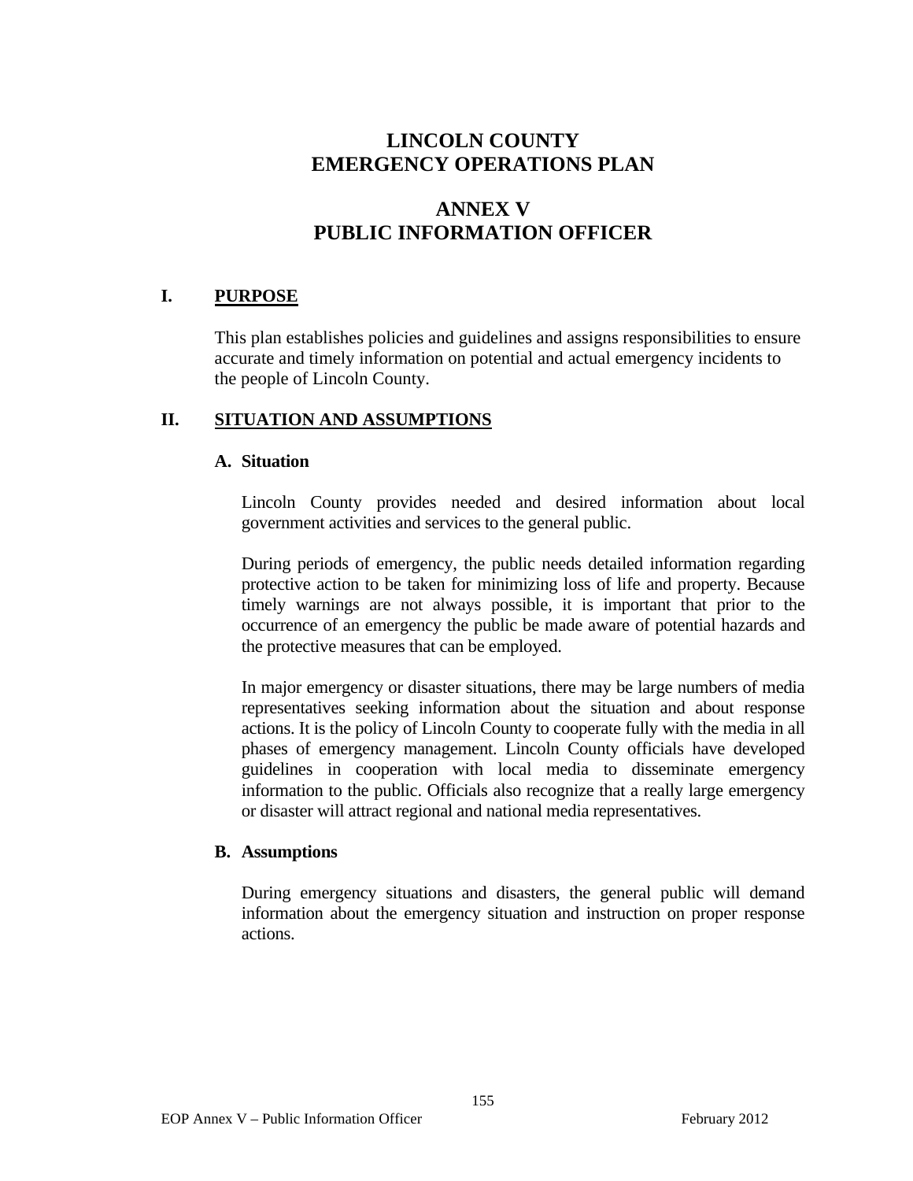# LINCOLN COUNTY
# EMERGENCY OPERATIONS PLAN

# ANNEX V
# PUBLIC INFORMATION OFFICER

## I. PURPOSE

This plan establishes policies and guidelines and assigns responsibilities to ensure accurate and timely information on potential and actual emergency incidents to the people of Lincoln County.

## II. SITUATION AND ASSUMPTIONS

### A. Situation

Lincoln County provides needed and desired information about local government activities and services to the general public.

During periods of emergency, the public needs detailed information regarding protective action to be taken for minimizing loss of life and property. Because timely warnings are not always possible, it is important that prior to the occurrence of an emergency the public be made aware of potential hazards and the protective measures that can be employed.

In major emergency or disaster situations, there may be large numbers of media representatives seeking information about the situation and about response actions. It is the policy of Lincoln County to cooperate fully with the media in all phases of emergency management. Lincoln County officials have developed guidelines in cooperation with local media to disseminate emergency information to the public. Officials also recognize that a really large emergency or disaster will attract regional and national media representatives.

### B. Assumptions

During emergency situations and disasters, the general public will demand information about the emergency situation and instruction on proper response actions.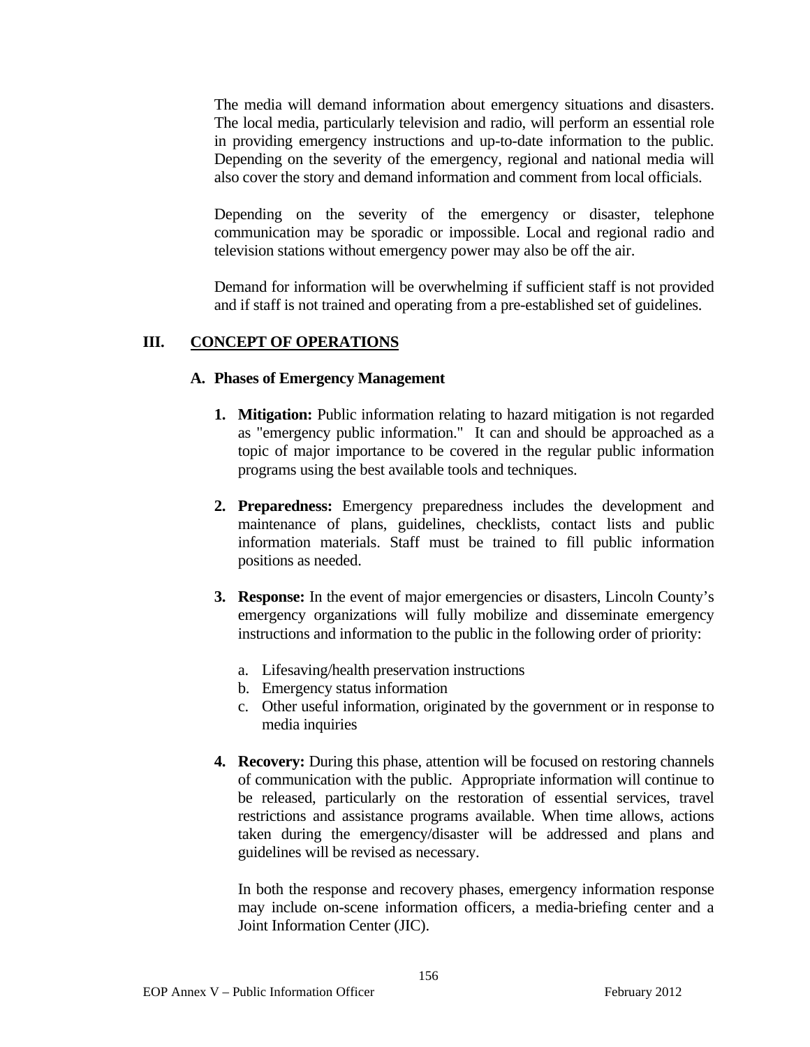The media will demand information about emergency situations and disasters. The local media, particularly television and radio, will perform an essential role in providing emergency instructions and up-to-date information to the public. Depending on the severity of the emergency, regional and national media will also cover the story and demand information and comment from local officials.

Depending on the severity of the emergency or disaster, telephone communication may be sporadic or impossible. Local and regional radio and television stations without emergency power may also be off the air.

Demand for information will be overwhelming if sufficient staff is not provided and if staff is not trained and operating from a pre-established set of guidelines.

## III. CONCEPT OF OPERATIONS

### A. Phases of Emergency Management

1. **Mitigation:** Public information relating to hazard mitigation is not regarded as "emergency public information." It can and should be approached as a topic of major importance to be covered in the regular public information programs using the best available tools and techniques.

2. **Preparedness:** Emergency preparedness includes the development and maintenance of plans, guidelines, checklists, contact lists and public information materials. Staff must be trained to fill public information positions as needed.

3. **Response:** In the event of major emergencies or disasters, Lincoln County's emergency organizations will fully mobilize and disseminate emergency instructions and information to the public in the following order of priority:

   a. Lifesaving/health preservation instructions
   b. Emergency status information
   c. Other useful information, originated by the government or in response to media inquiries

4. **Recovery:** During this phase, attention will be focused on restoring channels of communication with the public. Appropriate information will continue to be released, particularly on the restoration of essential services, travel restrictions and assistance programs available. When time allows, actions taken during the emergency/disaster will be addressed and plans and guidelines will be revised as necessary.

   In both the response and recovery phases, emergency information response may include on-scene information officers, a media-briefing center and a Joint Information Center (JIC).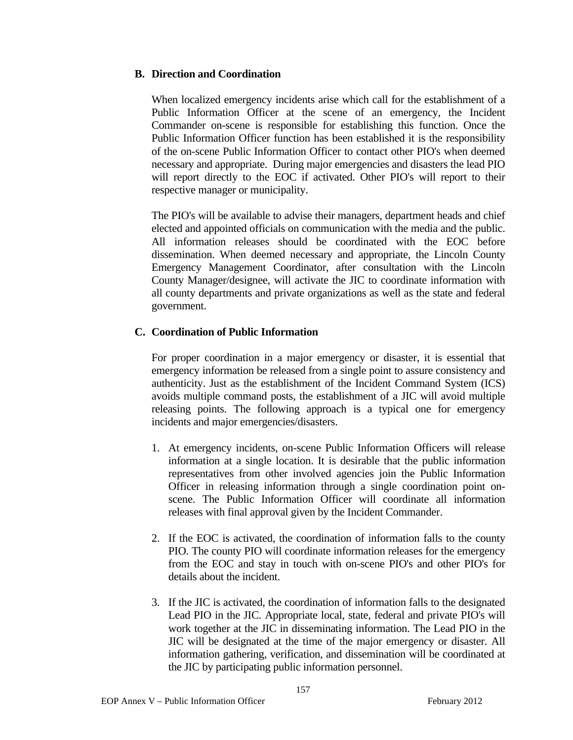### B. Direction and Coordination

When localized emergency incidents arise which call for the establishment of a Public Information Officer at the scene of an emergency, the Incident Commander on-scene is responsible for establishing this function. Once the Public Information Officer function has been established it is the responsibility of the on-scene Public Information Officer to contact other PIO's when deemed necessary and appropriate. During major emergencies and disasters the lead PIO will report directly to the EOC if activated. Other PIO's will report to their respective manager or municipality.

The PIO's will be available to advise their managers, department heads and chief elected and appointed officials on communication with the media and the public. All information releases should be coordinated with the EOC before dissemination. When deemed necessary and appropriate, the Lincoln County Emergency Management Coordinator, after consultation with the Lincoln County Manager/designee, will activate the JIC to coordinate information with all county departments and private organizations as well as the state and federal government.

### C. Coordination of Public Information

For proper coordination in a major emergency or disaster, it is essential that emergency information be released from a single point to assure consistency and authenticity. Just as the establishment of the Incident Command System (ICS) avoids multiple command posts, the establishment of a JIC will avoid multiple releasing points. The following approach is a typical one for emergency incidents and major emergencies/disasters.

1. At emergency incidents, on-scene Public Information Officers will release information at a single location. It is desirable that the public information representatives from other involved agencies join the Public Information Officer in releasing information through a single coordination point on-scene. The Public Information Officer will coordinate all information releases with final approval given by the Incident Commander.

2. If the EOC is activated, the coordination of information falls to the county PIO. The county PIO will coordinate information releases for the emergency from the EOC and stay in touch with on-scene PIO's and other PIO's for details about the incident.

3. If the JIC is activated, the coordination of information falls to the designated Lead PIO in the JIC. Appropriate local, state, federal and private PIO's will work together at the JIC in disseminating information. The Lead PIO in the JIC will be designated at the time of the major emergency or disaster. All information gathering, verification, and dissemination will be coordinated at the JIC by participating public information personnel.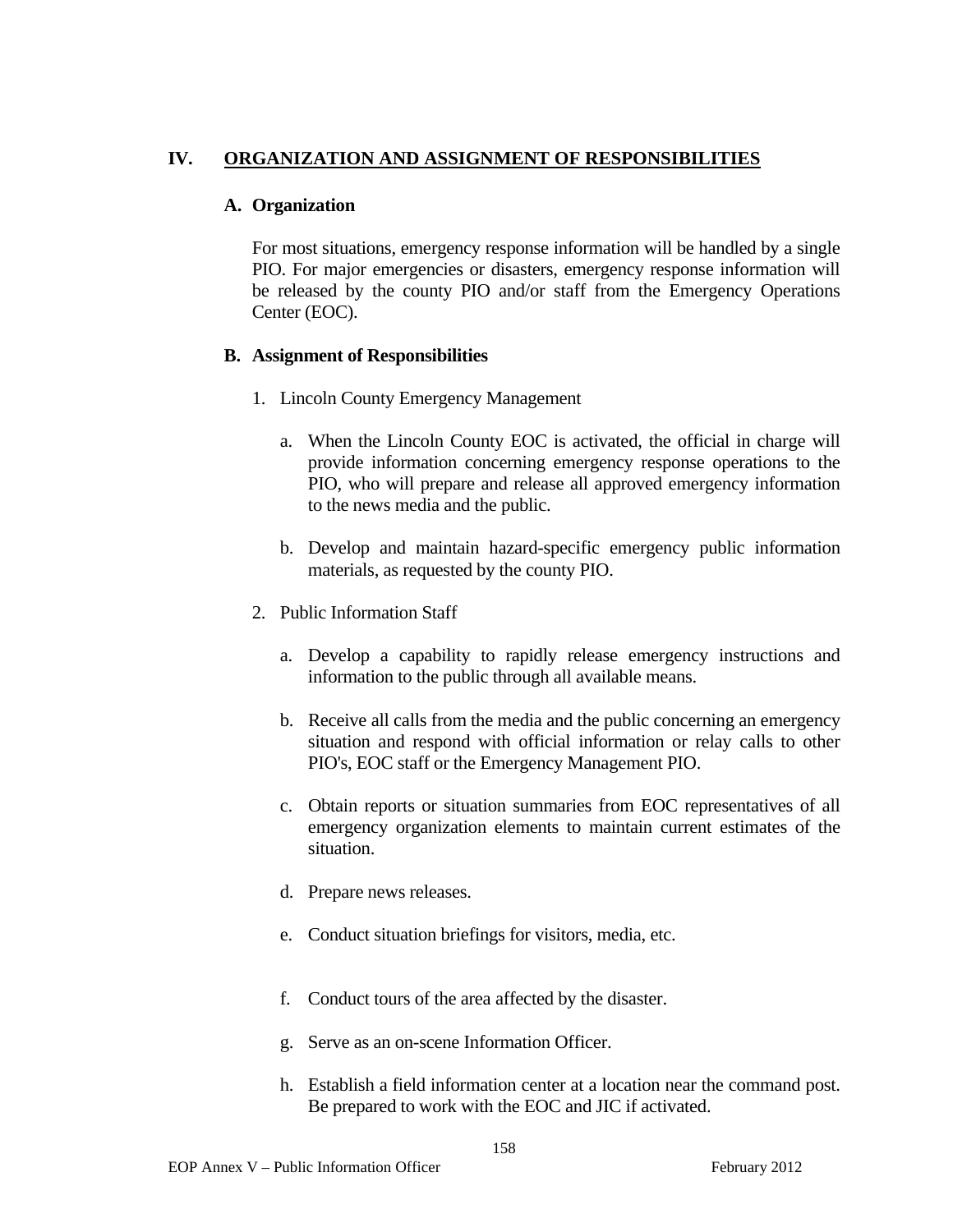## IV. ORGANIZATION AND ASSIGNMENT OF RESPONSIBILITIES

### A. Organization

For most situations, emergency response information will be handled by a single PIO. For major emergencies or disasters, emergency response information will be released by the county PIO and/or staff from the Emergency Operations Center (EOC).

### B. Assignment of Responsibilities

1. Lincoln County Emergency Management

   a. When the Lincoln County EOC is activated, the official in charge will provide information concerning emergency response operations to the PIO, who will prepare and release all approved emergency information to the news media and the public.

   b. Develop and maintain hazard-specific emergency public information materials, as requested by the county PIO.

2. Public Information Staff

   a. Develop a capability to rapidly release emergency instructions and information to the public through all available means.

   b. Receive all calls from the media and the public concerning an emergency situation and respond with official information or relay calls to other PIO's, EOC staff or the Emergency Management PIO.

   c. Obtain reports or situation summaries from EOC representatives of all emergency organization elements to maintain current estimates of the situation.

   d. Prepare news releases.

   e. Conduct situation briefings for visitors, media, etc.

   f. Conduct tours of the area affected by the disaster.

   g. Serve as an on-scene Information Officer.

   h. Establish a field information center at a location near the command post. Be prepared to work with the EOC and JIC if activated.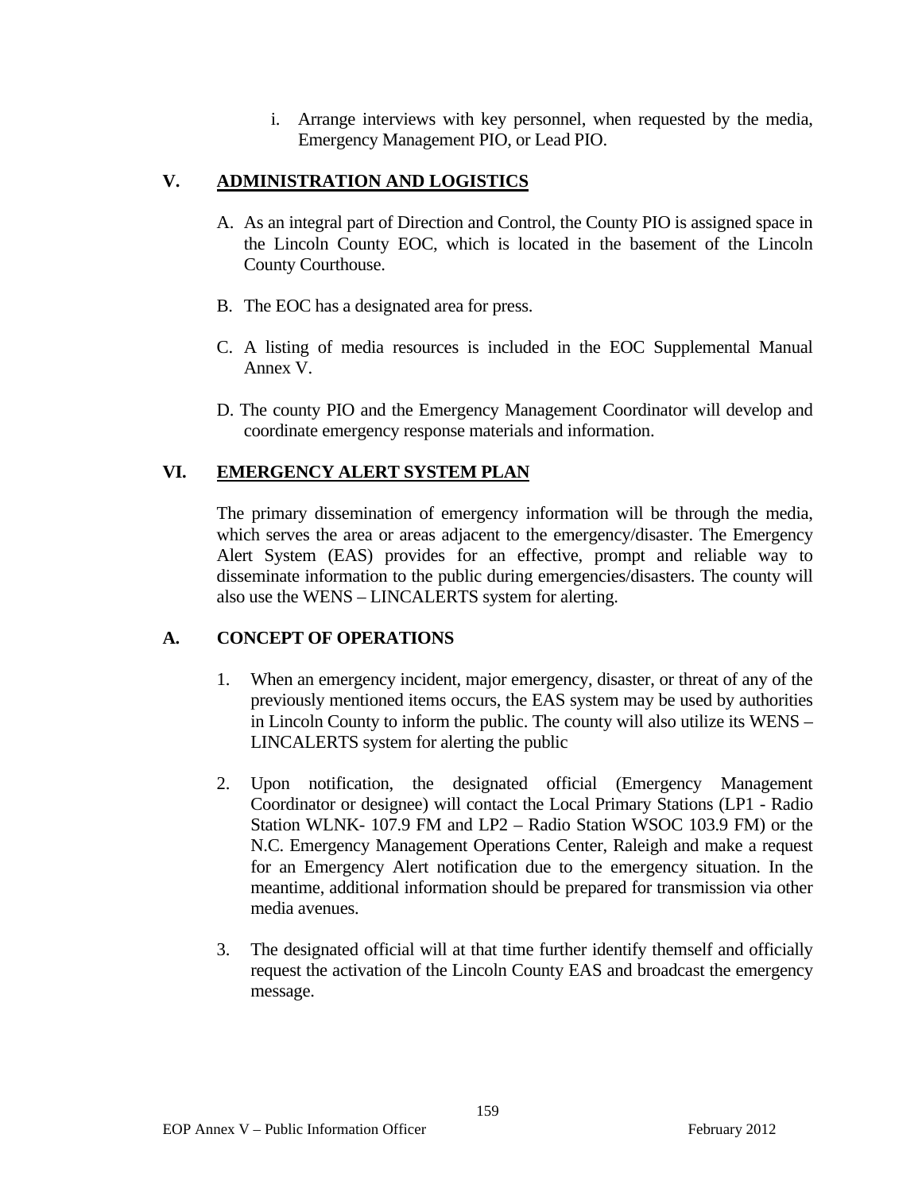i. Arrange interviews with key personnel, when requested by the media, Emergency Management PIO, or Lead PIO.

## V. ADMINISTRATION AND LOGISTICS

A. As an integral part of Direction and Control, the County PIO is assigned space in the Lincoln County EOC, which is located in the basement of the Lincoln County Courthouse.

B. The EOC has a designated area for press.

C. A listing of media resources is included in the EOC Supplemental Manual Annex V.

D. The county PIO and the Emergency Management Coordinator will develop and coordinate emergency response materials and information.

## VI. EMERGENCY ALERT SYSTEM PLAN

The primary dissemination of emergency information will be through the media, which serves the area or areas adjacent to the emergency/disaster. The Emergency Alert System (EAS) provides for an effective, prompt and reliable way to disseminate information to the public during emergencies/disasters. The county will also use the WENS – LINCALERTS system for alerting.

### A. CONCEPT OF OPERATIONS

1. When an emergency incident, major emergency, disaster, or threat of any of the previously mentioned items occurs, the EAS system may be used by authorities in Lincoln County to inform the public. The county will also utilize its WENS – LINCALERTS system for alerting the public

2. Upon notification, the designated official (Emergency Management Coordinator or designee) will contact the Local Primary Stations (LP1 - Radio Station WLNK- 107.9 FM and LP2 – Radio Station WSOC 103.9 FM) or the N.C. Emergency Management Operations Center, Raleigh and make a request for an Emergency Alert notification due to the emergency situation. In the meantime, additional information should be prepared for transmission via other media avenues.

3. The designated official will at that time further identify themself and officially request the activation of the Lincoln County EAS and broadcast the emergency message.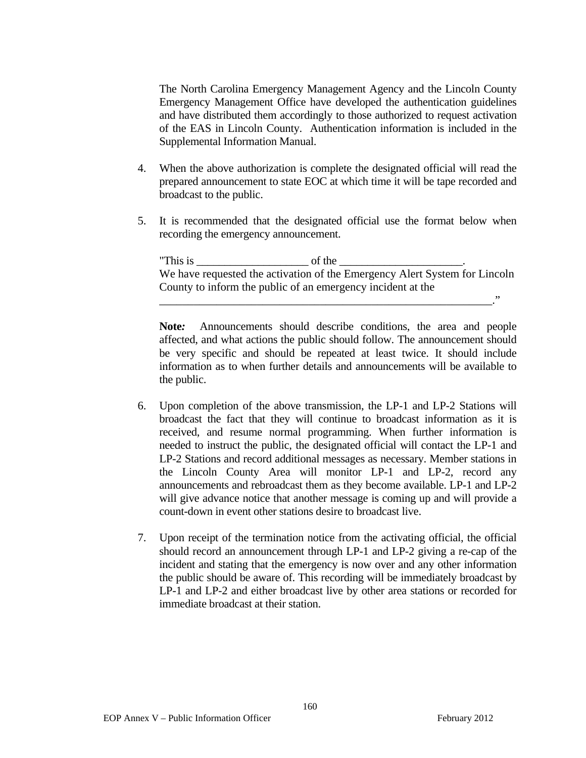The North Carolina Emergency Management Agency and the Lincoln County Emergency Management Office have developed the authentication guidelines and have distributed them accordingly to those authorized to request activation of the EAS in Lincoln County. Authentication information is included in the Supplemental Information Manual.

4. When the above authorization is complete the designated official will read the prepared announcement to state EOC at which time it will be tape recorded and broadcast to the public.

5. It is recommended that the designated official use the format below when recording the emergency announcement.

   "This is ___________________ of the _____________________.
   We have requested the activation of the Emergency Alert System for Lincoln County to inform the public of an emergency incident at the
   ____________________________________________________________."

   **Note:** Announcements should describe conditions, the area and people affected, and what actions the public should follow. The announcement should be very specific and should be repeated at least twice. It should include information as to when further details and announcements will be available to the public.

6. Upon completion of the above transmission, the LP-1 and LP-2 Stations will broadcast the fact that they will continue to broadcast information as it is received, and resume normal programming. When further information is needed to instruct the public, the designated official will contact the LP-1 and LP-2 Stations and record additional messages as necessary. Member stations in the Lincoln County Area will monitor LP-1 and LP-2, record any announcements and rebroadcast them as they become available. LP-1 and LP-2 will give advance notice that another message is coming up and will provide a count-down in event other stations desire to broadcast live.

7. Upon receipt of the termination notice from the activating official, the official should record an announcement through LP-1 and LP-2 giving a re-cap of the incident and stating that the emergency is now over and any other information the public should be aware of. This recording will be immediately broadcast by LP-1 and LP-2 and either broadcast live by other area stations or recorded for immediate broadcast at their station.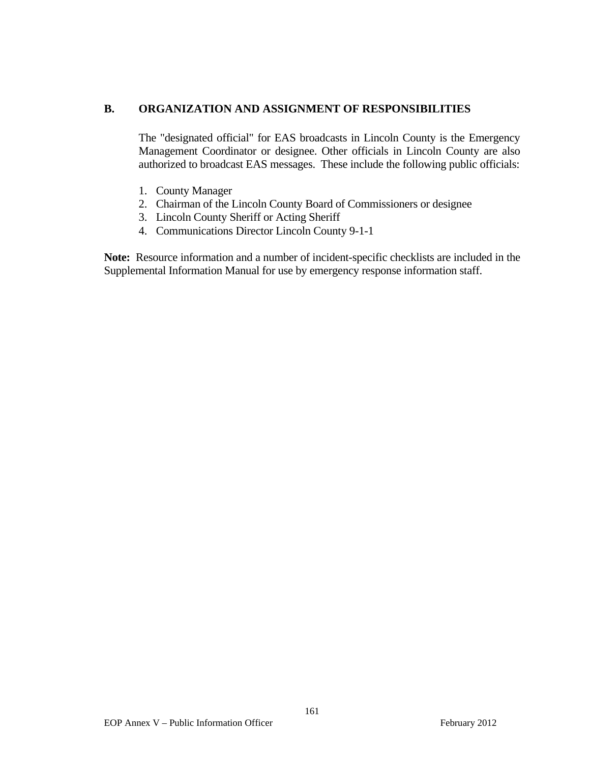## B. ORGANIZATION AND ASSIGNMENT OF RESPONSIBILITIES

The "designated official" for EAS broadcasts in Lincoln County is the Emergency Management Coordinator or designee. Other officials in Lincoln County are also authorized to broadcast EAS messages. These include the following public officials:

1. County Manager
2. Chairman of the Lincoln County Board of Commissioners or designee
3. Lincoln County Sheriff or Acting Sheriff
4. Communications Director Lincoln County 9-1-1

**Note:** Resource information and a number of incident-specific checklists are included in the Supplemental Information Manual for use by emergency response information staff.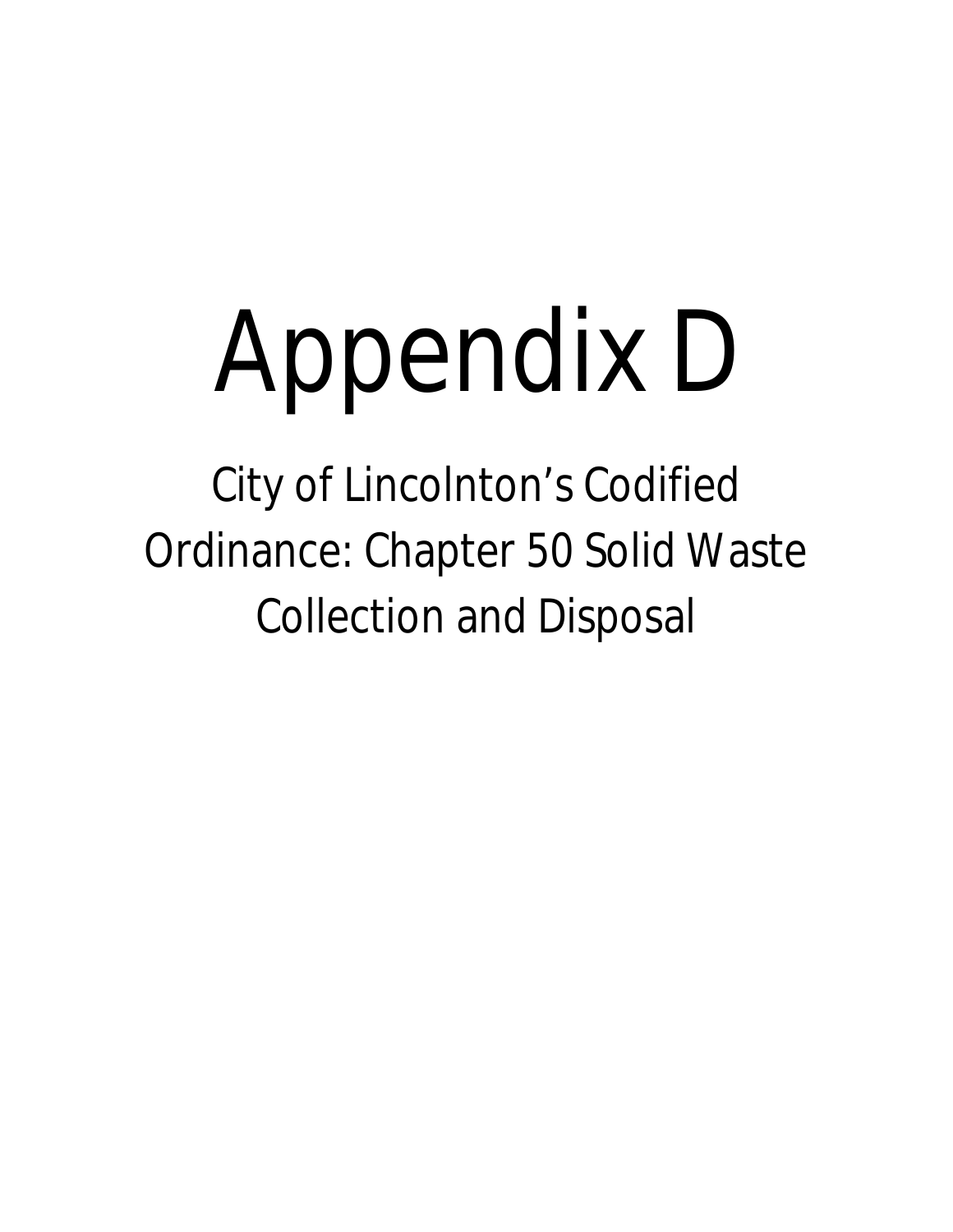# Appendix D

## City of Lincolnton's Codified Ordinance: Chapter 50 Solid Waste Collection and Disposal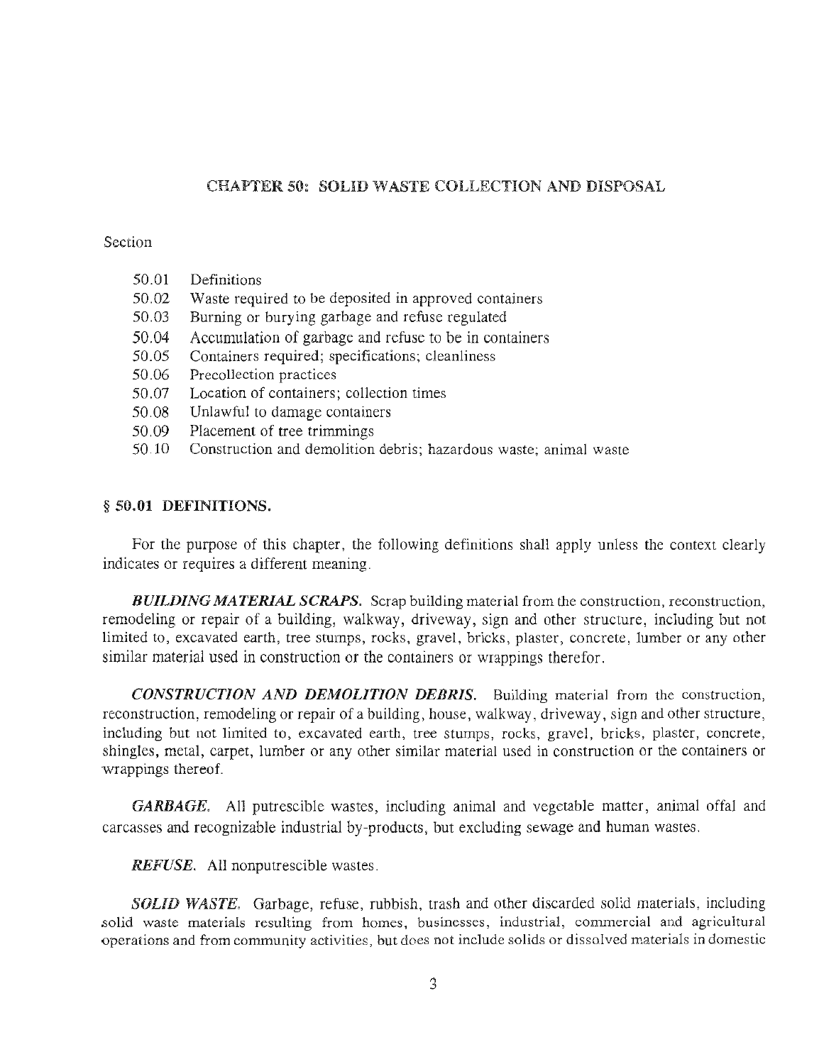# CHAPTER 50: SOLID WASTE COLLECTION AND DISPOSAL

Section

- 50.01 Definitions
- 50.02 Waste required to be deposited in approved containers
- 50.03 Burning or burying garbage and refuse regulated
- 50.04 Accumulation of garbage and refuse to be in containers
- 50.05 Containers required; specifications; cleanliness
- 50.06 Precollection practices
- 50.07 Location of containers; collection times
- 50.08 Unlawful to damage containers
- 50.09 Placement of tree trimmings
- 50.10 Construction and demolition debris; hazardous waste; animal waste

## § 50.01 DEFINITIONS.

For the purpose of this chapter, the following definitions shall apply unless the context clearly indicates or requires a different meaning.

***BUILDING MATERIAL SCRAPS.*** Scrap building material from the construction, reconstruction, remodeling or repair of a building, walkway, driveway, sign and other structure, including but not limited to, excavated earth, tree stumps, rocks, gravel, bricks, plaster, concrete, lumber or any other similar material used in construction or the containers or wrappings therefor.

***CONSTRUCTION AND DEMOLITION DEBRIS.*** Building material from the construction, reconstruction, remodeling or repair of a building, house, walkway, driveway, sign and other structure, including but not limited to, excavated earth, tree stumps, rocks, gravel, bricks, plaster, concrete, shingles, metal, carpet, lumber or any other similar material used in construction or the containers or wrappings thereof.

***GARBAGE.*** All putrescible wastes, including animal and vegetable matter, animal offal and carcasses and recognizable industrial by-products, but excluding sewage and human wastes.

***REFUSE.*** All nonputrescible wastes.

***SOLID WASTE.*** Garbage, refuse, rubbish, trash and other discarded solid materials, including solid waste materials resulting from homes, businesses, industrial, commercial and agricultural operations and from community activities, but does not include solids or dissolved materials in domestic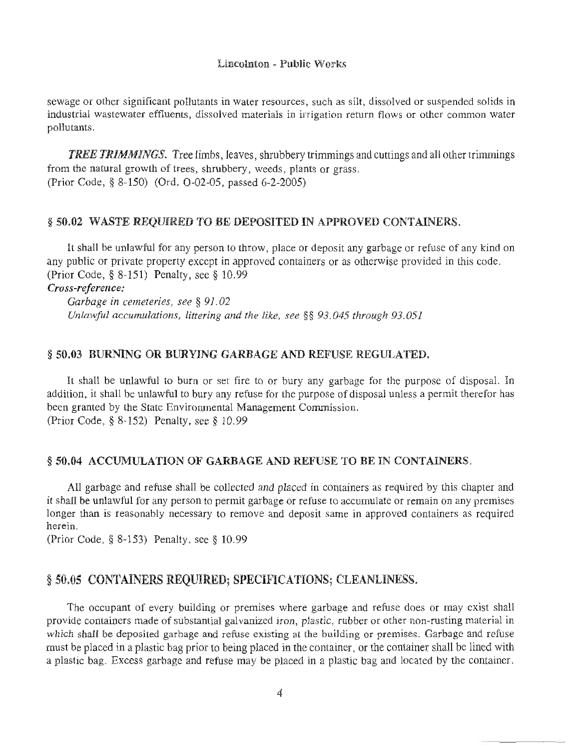sewage or other significant pollutants in water resources, such as silt, dissolved or suspended solids in industrial wastewater effluents, dissolved materials in irrigation return flows or other common water pollutants.

***TREE TRIMMINGS.*** Tree limbs, leaves, shrubbery trimmings and cuttings and all other trimmings from the natural growth of trees, shrubbery, weeds, plants or grass.
(Prior Code, § 8-150) (Ord. O-02-05, passed 6-2-2005)

## § 50.02 WASTE REQUIRED TO BE DEPOSITED IN APPROVED CONTAINERS.

It shall be unlawful for any person to throw, place or deposit any garbage or refuse of any kind on any public or private property except in approved containers or as otherwise provided in this code.
(Prior Code, § 8-151) Penalty, see § 10.99

***Cross-reference:***

*Garbage in cemeteries, see § 91.02*
*Unlawful accumulations, littering and the like, see §§ 93.045 through 93.051*

## § 50.03 BURNING OR BURYING GARBAGE AND REFUSE REGULATED.

It shall be unlawful to burn or set fire to or bury any garbage for the purpose of disposal. In addition, it shall be unlawful to bury any refuse for the purpose of disposal unless a permit therefor has been granted by the State Environmental Management Commission.
(Prior Code, § 8-152) Penalty, see § 10.99

## § 50.04 ACCUMULATION OF GARBAGE AND REFUSE TO BE IN CONTAINERS.

All garbage and refuse shall be collected and placed in containers as required by this chapter and it shall be unlawful for any person to permit garbage or refuse to accumulate or remain on any premises longer than is reasonably necessary to remove and deposit same in approved containers as required herein.
(Prior Code, § 8-153) Penalty, see § 10.99

## § 50.05 CONTAINERS REQUIRED; SPECIFICATIONS; CLEANLINESS.

The occupant of every building or premises where garbage and refuse does or may exist shall provide containers made of substantial galvanized iron, plastic, rubber or other non-rusting material in which shall be deposited garbage and refuse existing at the building or premises. Garbage and refuse must be placed in a plastic bag prior to being placed in the container, or the container shall be lined with a plastic bag. Excess garbage and refuse may be placed in a plastic bag and located by the container.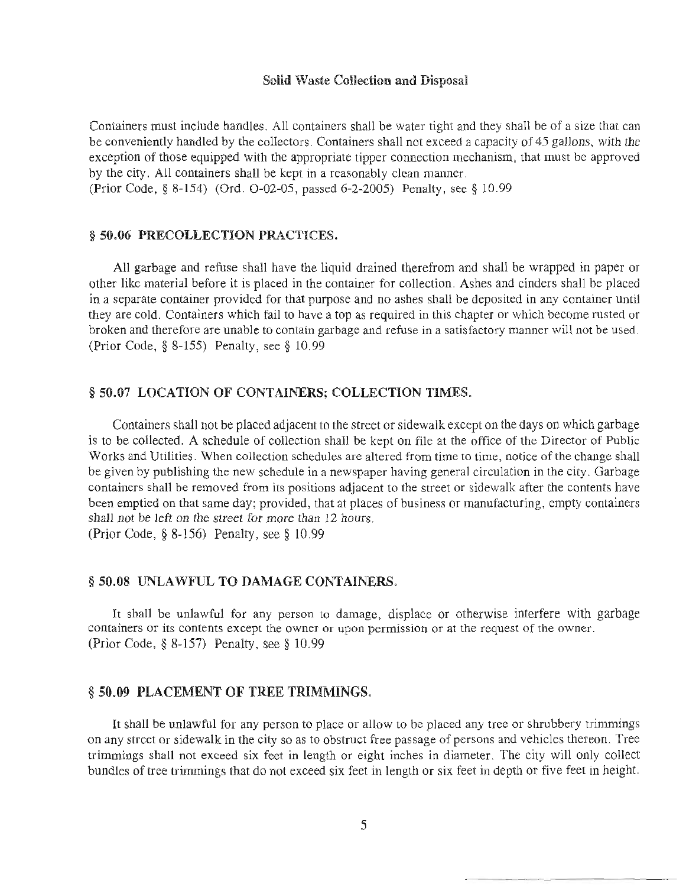Containers must include handles. All containers shall be water tight and they shall be of a size that can be conveniently handled by the collectors. Containers shall not exceed a capacity of 45 gallons, with the exception of those equipped with the appropriate tipper connection mechanism, that must be approved by the city. All containers shall be kept in a reasonably clean manner.
(Prior Code, § 8-154) (Ord. O-02-05, passed 6-2-2005) Penalty, see § 10.99

## § 50.06 PRECOLLECTION PRACTICES.

All garbage and refuse shall have the liquid drained therefrom and shall be wrapped in paper or other like material before it is placed in the container for collection. Ashes and cinders shall be placed in a separate container provided for that purpose and no ashes shall be deposited in any container until they are cold. Containers which fail to have a top as required in this chapter or which become rusted or broken and therefore are unable to contain garbage and refuse in a satisfactory manner will not be used.
(Prior Code, § 8-155) Penalty, see § 10.99

## § 50.07 LOCATION OF CONTAINERS; COLLECTION TIMES.

Containers shall not be placed adjacent to the street or sidewalk except on the days on which garbage is to be collected. A schedule of collection shall be kept on file at the office of the Director of Public Works and Utilities. When collection schedules are altered from time to time, notice of the change shall be given by publishing the new schedule in a newspaper having general circulation in the city. Garbage containers shall be removed from its positions adjacent to the street or sidewalk after the contents have been emptied on that same day; provided, that at places of business or manufacturing, empty containers shall not be left on the street for more than 12 hours.
(Prior Code, § 8-156) Penalty, see § 10.99

## § 50.08 UNLAWFUL TO DAMAGE CONTAINERS.

It shall be unlawful for any person to damage, displace or otherwise interfere with garbage containers or its contents except the owner or upon permission or at the request of the owner.
(Prior Code, § 8-157) Penalty, see § 10.99

## § 50.09 PLACEMENT OF TREE TRIMMINGS.

It shall be unlawful for any person to place or allow to be placed any tree or shrubbery trimmings on any street or sidewalk in the city so as to obstruct free passage of persons and vehicles thereon. Tree trimmings shall not exceed six feet in length or eight inches in diameter. The city will only collect bundles of tree trimmings that do not exceed six feet in length or six feet in depth or five feet in height.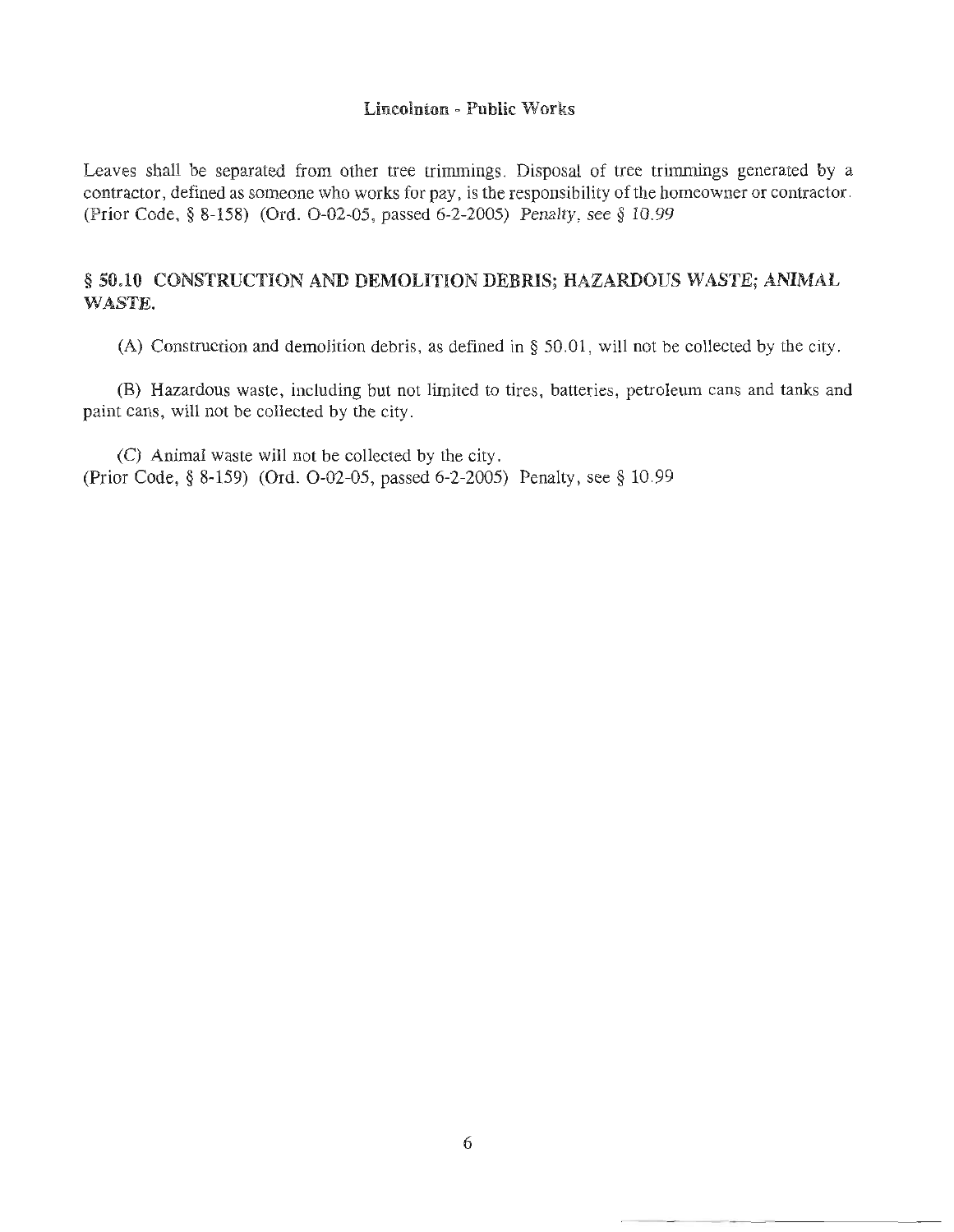Leaves shall be separated from other tree trimmings. Disposal of tree trimmings generated by a contractor, defined as someone who works for pay, is the responsibility of the homeowner or contractor. (Prior Code, § 8-158) (Ord. O-02-05, passed 6-2-2005) *Penalty, see § 10.99*

## § 50.10 CONSTRUCTION AND DEMOLITION DEBRIS; HAZARDOUS WASTE; ANIMAL WASTE.

(A) Construction and demolition debris, as defined in § 50.01, will not be collected by the city.

(B) Hazardous waste, including but not limited to tires, batteries, petroleum cans and tanks and paint cans, will not be collected by the city.

(C) Animal waste will not be collected by the city.
(Prior Code, § 8-159) (Ord. O-02-05, passed 6-2-2005) Penalty, see § 10.99